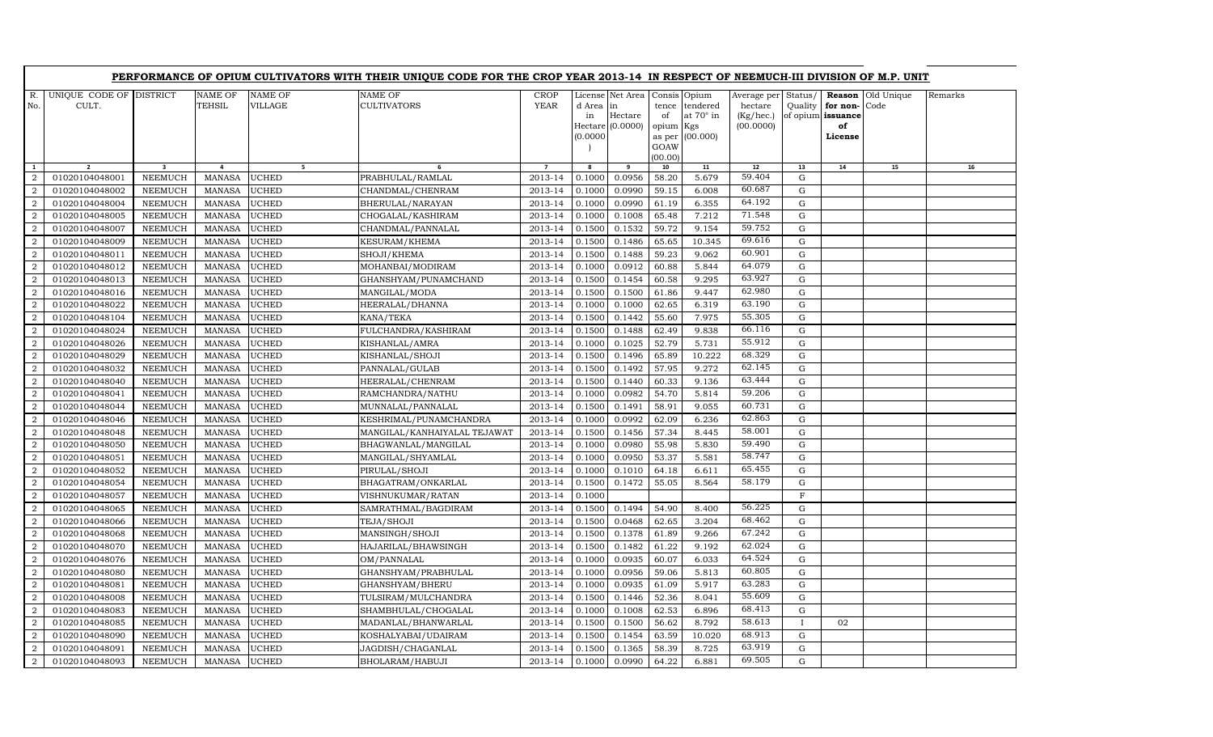# PERFORMANCE OF OPIUM CULTIVATORS WITH THEIR UNIQUE CODE FOR THE CROP YEAR 2013-14 IN RESPECT OF NEEMUCH-III DIVISION OF M.P. UNIT

| R. No. | UNIQUE CODE OF CULT. | DISTRICT | NAME OF TEHSIL | NAME OF VILLAGE | NAME OF CULTIVATORS | CROP YEAR | License d Area in Hectare (0.0000) | Net Area in Hectare (0.0000) | Consis tence of opium as per GOAW (00.00) | Opium tendered at 70° in Kgs (00.000) | Average per hectare (Kg/hec.) (00.0000) | Status/ Quality of opium | Reason for non-issuance of License | Old Unique Code | Remarks |
|---|---|---|---|---|---|---|---|---|---|---|---|---|---|---|---|
| 1 | 2 | 3 | 4 | 5 | 6 | 7 | 8 | 9 | 10 | 11 | 12 | 13 | 14 | 15 | 16 |
| 2 | 01020104048001 | NEEMUCH | MANASA | UCHED | PRABHULAL/RAMLAL | 2013-14 | 0.1000 | 0.0956 | 58.20 | 5.679 | 59.404 | G | | | |
| 2 | 01020104048002 | NEEMUCH | MANASA | UCHED | CHANDMAL/CHENRAM | 2013-14 | 0.1000 | 0.0990 | 59.15 | 6.008 | 60.687 | G | | | |
| 2 | 01020104048004 | NEEMUCH | MANASA | UCHED | BHERULAL/NARAYAN | 2013-14 | 0.1000 | 0.0990 | 61.19 | 6.355 | 64.192 | G | | | |
| 2 | 01020104048005 | NEEMUCH | MANASA | UCHED | CHOGALAL/KASHIRAM | 2013-14 | 0.1000 | 0.1008 | 65.48 | 7.212 | 71.548 | G | | | |
| 2 | 01020104048007 | NEEMUCH | MANASA | UCHED | CHANDMAL/PANNALAL | 2013-14 | 0.1500 | 0.1532 | 59.72 | 9.154 | 59.752 | G | | | |
| 2 | 01020104048009 | NEEMUCH | MANASA | UCHED | KESURAM/KHEMA | 2013-14 | 0.1500 | 0.1486 | 65.65 | 10.345 | 69.616 | G | | | |
| 2 | 01020104048011 | NEEMUCH | MANASA | UCHED | SHOJI/KHEMA | 2013-14 | 0.1500 | 0.1488 | 59.23 | 9.062 | 60.901 | G | | | |
| 2 | 01020104048012 | NEEMUCH | MANASA | UCHED | MOHANBAI/MODIRAM | 2013-14 | 0.1000 | 0.0912 | 60.88 | 5.844 | 64.079 | G | | | |
| 2 | 01020104048013 | NEEMUCH | MANASA | UCHED | GHANSHYAM/PUNAMCHAND | 2013-14 | 0.1500 | 0.1454 | 60.58 | 9.295 | 63.927 | G | | | |
| 2 | 01020104048016 | NEEMUCH | MANASA | UCHED | MANGILAL/MODA | 2013-14 | 0.1500 | 0.1500 | 61.86 | 9.447 | 62.980 | G | | | |
| 2 | 01020104048022 | NEEMUCH | MANASA | UCHED | HEERALAL/DHANNA | 2013-14 | 0.1000 | 0.1000 | 62.65 | 6.319 | 63.190 | G | | | |
| 2 | 01020104048104 | NEEMUCH | MANASA | UCHED | KANA/TEKA | 2013-14 | 0.1500 | 0.1442 | 55.60 | 7.975 | 55.305 | G | | | |
| 2 | 01020104048024 | NEEMUCH | MANASA | UCHED | FULCHANDRA/KASHIRAM | 2013-14 | 0.1500 | 0.1488 | 62.49 | 9.838 | 66.116 | G | | | |
| 2 | 01020104048026 | NEEMUCH | MANASA | UCHED | KISHANLAL/AMRA | 2013-14 | 0.1000 | 0.1025 | 52.79 | 5.731 | 55.912 | G | | | |
| 2 | 01020104048029 | NEEMUCH | MANASA | UCHED | KISHANLAL/SHOJI | 2013-14 | 0.1500 | 0.1496 | 65.89 | 10.222 | 68.329 | G | | | |
| 2 | 01020104048032 | NEEMUCH | MANASA | UCHED | PANNALAL/GULAB | 2013-14 | 0.1500 | 0.1492 | 57.95 | 9.272 | 62.145 | G | | | |
| 2 | 01020104048040 | NEEMUCH | MANASA | UCHED | HEERALAL/CHENRAM | 2013-14 | 0.1500 | 0.1440 | 60.33 | 9.136 | 63.444 | G | | | |
| 2 | 01020104048041 | NEEMUCH | MANASA | UCHED | RAMCHANDRA/NATHU | 2013-14 | 0.1000 | 0.0982 | 54.70 | 5.814 | 59.206 | G | | | |
| 2 | 01020104048044 | NEEMUCH | MANASA | UCHED | MUNNALAL/PANNALAL | 2013-14 | 0.1500 | 0.1491 | 58.91 | 9.055 | 60.731 | G | | | |
| 2 | 01020104048046 | NEEMUCH | MANASA | UCHED | KESHRIMAL/PUNAMCHANDRA | 2013-14 | 0.1000 | 0.0992 | 62.09 | 6.236 | 62.863 | G | | | |
| 2 | 01020104048048 | NEEMUCH | MANASA | UCHED | MANGILAL/KANHAIYALAL TEJAWAT | 2013-14 | 0.1500 | 0.1456 | 57.34 | 8.445 | 58.001 | G | | | |
| 2 | 01020104048050 | NEEMUCH | MANASA | UCHED | BHAGWANLAL/MANGILAL | 2013-14 | 0.1000 | 0.0980 | 55.98 | 5.830 | 59.490 | G | | | |
| 2 | 01020104048051 | NEEMUCH | MANASA | UCHED | MANGILAL/SHYAMLAL | 2013-14 | 0.1000 | 0.0950 | 53.37 | 5.581 | 58.747 | G | | | |
| 2 | 01020104048052 | NEEMUCH | MANASA | UCHED | PIRULAL/SHOJI | 2013-14 | 0.1000 | 0.1010 | 64.18 | 6.611 | 65.455 | G | | | |
| 2 | 01020104048054 | NEEMUCH | MANASA | UCHED | BHAGATRAM/ONKARLAL | 2013-14 | 0.1500 | 0.1472 | 55.05 | 8.564 | 58.179 | G | | | |
| 2 | 01020104048057 | NEEMUCH | MANASA | UCHED | VISHNUKUMAR/RATAN | 2013-14 | 0.1000 | | | | | F | | | |
| 2 | 01020104048065 | NEEMUCH | MANASA | UCHED | SAMRATHMAL/BAGDIRAM | 2013-14 | 0.1500 | 0.1494 | 54.90 | 8.400 | 56.225 | G | | | |
| 2 | 01020104048066 | NEEMUCH | MANASA | UCHED | TEJA/SHOJI | 2013-14 | 0.1500 | 0.0468 | 62.65 | 3.204 | 68.462 | G | | | |
| 2 | 01020104048068 | NEEMUCH | MANASA | UCHED | MANSINGH/SHOJI | 2013-14 | 0.1500 | 0.1378 | 61.89 | 9.266 | 67.242 | G | | | |
| 2 | 01020104048070 | NEEMUCH | MANASA | UCHED | HAJARILAL/BHAWSINGH | 2013-14 | 0.1500 | 0.1482 | 61.22 | 9.192 | 62.024 | G | | | |
| 2 | 01020104048076 | NEEMUCH | MANASA | UCHED | OM/PANNALAL | 2013-14 | 0.1000 | 0.0935 | 60.07 | 6.033 | 64.524 | G | | | |
| 2 | 01020104048080 | NEEMUCH | MANASA | UCHED | GHANSHYAM/PRABHULAL | 2013-14 | 0.1000 | 0.0956 | 59.06 | 5.813 | 60.805 | G | | | |
| 2 | 01020104048081 | NEEMUCH | MANASA | UCHED | GHANSHYAM/BHERU | 2013-14 | 0.1000 | 0.0935 | 61.09 | 5.917 | 63.283 | G | | | |
| 2 | 01020104048008 | NEEMUCH | MANASA | UCHED | TULSIRAM/MULCHANDRA | 2013-14 | 0.1500 | 0.1446 | 52.36 | 8.041 | 55.609 | G | | | |
| 2 | 01020104048083 | NEEMUCH | MANASA | UCHED | SHAMBHULAL/CHOGALAL | 2013-14 | 0.1000 | 0.1008 | 62.53 | 6.896 | 68.413 | G | | | |
| 2 | 01020104048085 | NEEMUCH | MANASA | UCHED | MADANLAL/BHANWARLAL | 2013-14 | 0.1500 | 0.1500 | 56.62 | 8.792 | 58.613 | I | 02 | | |
| 2 | 01020104048090 | NEEMUCH | MANASA | UCHED | KOSHALYABAI/UDAIRAM | 2013-14 | 0.1500 | 0.1454 | 63.59 | 10.020 | 68.913 | G | | | |
| 2 | 01020104048091 | NEEMUCH | MANASA | UCHED | JAGDISH/CHAGANLAL | 2013-14 | 0.1500 | 0.1365 | 58.39 | 8.725 | 63.919 | G | | | |
| 2 | 01020104048093 | NEEMUCH | MANASA | UCHED | BHOLARAM/HABUJI | 2013-14 | 0.1000 | 0.0990 | 64.22 | 6.881 | 69.505 | G | | | |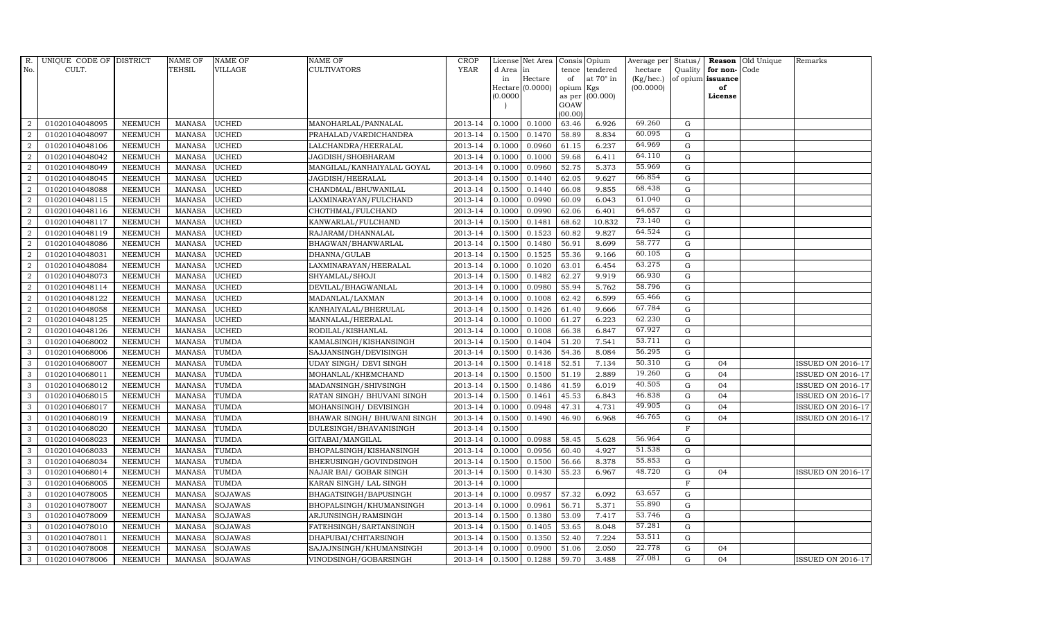| R. No. | UNIQUE CODE OF CULT. | DISTRICT | NAME OF TEHSIL | NAME OF VILLAGE | NAME OF CULTIVATORS | CROP YEAR | License d Area in Hectare (0.0000) | Net Area in Hectare (0.0000) | Consis tence of opium as per GOAW (00.00) | Opium tendered at 70° in Kgs (00.000) | Average per hectare (Kg/hec.) (00.0000) | Status/ Quality of opium | Reason for non-issuance of License | Old Unique Code | Remarks |
|---|---|---|---|---|---|---|---|---|---|---|---|---|---|---|---|
| 2 | 01020104048095 | NEEMUCH | MANASA | UCHED | MANOHARLAL/PANNALAL | 2013-14 | 0.1000 | 0.1000 | 63.46 | 6.926 | 69.260 | G | | | |
| 2 | 01020104048097 | NEEMUCH | MANASA | UCHED | PRAHALAD/VARDICHANDRA | 2013-14 | 0.1500 | 0.1470 | 58.89 | 8.834 | 60.095 | G | | | |
| 2 | 01020104048106 | NEEMUCH | MANASA | UCHED | LALCHANDRA/HEERALAL | 2013-14 | 0.1000 | 0.0960 | 61.15 | 6.237 | 64.969 | G | | | |
| 2 | 01020104048042 | NEEMUCH | MANASA | UCHED | JAGDISH/SHOBHARAM | 2013-14 | 0.1000 | 0.1000 | 59.68 | 6.411 | 64.110 | G | | | |
| 2 | 01020104048049 | NEEMUCH | MANASA | UCHED | MANGILAL/KANHAIYALAL GOYAL | 2013-14 | 0.1000 | 0.0960 | 52.75 | 5.373 | 55.969 | G | | | |
| 2 | 01020104048045 | NEEMUCH | MANASA | UCHED | JAGDISH/HEERALAL | 2013-14 | 0.1500 | 0.1440 | 62.05 | 9.627 | 66.854 | G | | | |
| 2 | 01020104048088 | NEEMUCH | MANASA | UCHED | CHANDMAL/BHUWANILAL | 2013-14 | 0.1500 | 0.1440 | 66.08 | 9.855 | 68.438 | G | | | |
| 2 | 01020104048115 | NEEMUCH | MANASA | UCHED | LAXMINARAYAN/FULCHAND | 2013-14 | 0.1000 | 0.0990 | 60.09 | 6.043 | 61.040 | G | | | |
| 2 | 01020104048116 | NEEMUCH | MANASA | UCHED | CHOTHMAL/FULCHAND | 2013-14 | 0.1000 | 0.0990 | 62.06 | 6.401 | 64.657 | G | | | |
| 2 | 01020104048117 | NEEMUCH | MANASA | UCHED | KANWARLAL/FULCHAND | 2013-14 | 0.1500 | 0.1481 | 68.62 | 10.832 | 73.140 | G | | | |
| 2 | 01020104048119 | NEEMUCH | MANASA | UCHED | RAJARAM/DHANNALAL | 2013-14 | 0.1500 | 0.1523 | 60.82 | 9.827 | 64.524 | G | | | |
| 2 | 01020104048086 | NEEMUCH | MANASA | UCHED | BHAGWAN/BHANWARLAL | 2013-14 | 0.1500 | 0.1480 | 56.91 | 8.699 | 58.777 | G | | | |
| 2 | 01020104048031 | NEEMUCH | MANASA | UCHED | DHANNA/GULAB | 2013-14 | 0.1500 | 0.1525 | 55.36 | 9.166 | 60.105 | G | | | |
| 2 | 01020104048084 | NEEMUCH | MANASA | UCHED | LAXMINARAYAN/HEERALAL | 2013-14 | 0.1000 | 0.1020 | 63.01 | 6.454 | 63.275 | G | | | |
| 2 | 01020104048073 | NEEMUCH | MANASA | UCHED | SHYAMLAL/SHOJI | 2013-14 | 0.1500 | 0.1482 | 62.27 | 9.919 | 66.930 | G | | | |
| 2 | 01020104048114 | NEEMUCH | MANASA | UCHED | DEVILAL/BHAGWANLAL | 2013-14 | 0.1000 | 0.0980 | 55.94 | 5.762 | 58.796 | G | | | |
| 2 | 01020104048122 | NEEMUCH | MANASA | UCHED | MADANLAL/LAXMAN | 2013-14 | 0.1000 | 0.1008 | 62.42 | 6.599 | 65.466 | G | | | |
| 2 | 01020104048058 | NEEMUCH | MANASA | UCHED | KANHAIYALAL/BHERULAL | 2013-14 | 0.1500 | 0.1426 | 61.40 | 9.666 | 67.784 | G | | | |
| 2 | 01020104048125 | NEEMUCH | MANASA | UCHED | MANNALAL/HEERALAL | 2013-14 | 0.1000 | 0.1000 | 61.27 | 6.223 | 62.230 | G | | | |
| 2 | 01020104048126 | NEEMUCH | MANASA | UCHED | RODILAL/KISHANLAL | 2013-14 | 0.1000 | 0.1008 | 66.38 | 6.847 | 67.927 | G | | | |
| 3 | 01020104068002 | NEEMUCH | MANASA | TUMDA | KAMALSINGH/KISHANSINGH | 2013-14 | 0.1500 | 0.1404 | 51.20 | 7.541 | 53.711 | G | | | |
| 3 | 01020104068006 | NEEMUCH | MANASA | TUMDA | SAJJANSINGH/DEVISINGH | 2013-14 | 0.1500 | 0.1436 | 54.36 | 8.084 | 56.295 | G | | | |
| 3 | 01020104068007 | NEEMUCH | MANASA | TUMDA | UDAY SINGH/ DEVI SINGH | 2013-14 | 0.1500 | 0.1418 | 52.51 | 7.134 | 50.310 | G | 04 | | ISSUED ON 2016-17 |
| 3 | 01020104068011 | NEEMUCH | MANASA | TUMDA | MOHANLAL/KHEMCHAND | 2013-14 | 0.1500 | 0.1500 | 51.19 | 2.889 | 19.260 | G | 04 | | ISSUED ON 2016-17 |
| 3 | 01020104068012 | NEEMUCH | MANASA | TUMDA | MADANSINGH/SHIVSINGH | 2013-14 | 0.1500 | 0.1486 | 41.59 | 6.019 | 40.505 | G | 04 | | ISSUED ON 2016-17 |
| 3 | 01020104068015 | NEEMUCH | MANASA | TUMDA | RATAN SINGH/ BHUVANI SINGH | 2013-14 | 0.1500 | 0.1461 | 45.53 | 6.843 | 46.838 | G | 04 | | ISSUED ON 2016-17 |
| 3 | 01020104068017 | NEEMUCH | MANASA | TUMDA | MOHANSINGH/ DEVISINGH | 2013-14 | 0.1000 | 0.0948 | 47.31 | 4.731 | 49.905 | G | 04 | | ISSUED ON 2016-17 |
| 3 | 01020104068019 | NEEMUCH | MANASA | TUMDA | BHAWAR SINGH/ BHUWANI SINGH | 2013-14 | 0.1500 | 0.1490 | 46.90 | 6.968 | 46.765 | G | 04 | | ISSUED ON 2016-17 |
| 3 | 01020104068020 | NEEMUCH | MANASA | TUMDA | DULESINGH/BHAVANISINGH | 2013-14 | 0.1500 | | | | | F | | | |
| 3 | 01020104068023 | NEEMUCH | MANASA | TUMDA | GITABAI/MANGILAL | 2013-14 | 0.1000 | 0.0988 | 58.45 | 5.628 | 56.964 | G | | | |
| 3 | 01020104068033 | NEEMUCH | MANASA | TUMDA | BHOPALSINGH/KISHANSINGH | 2013-14 | 0.1000 | 0.0956 | 60.40 | 4.927 | 51.538 | G | | | |
| 3 | 01020104068034 | NEEMUCH | MANASA | TUMDA | BHERUSINGH/GOVINDSINGH | 2013-14 | 0.1500 | 0.1500 | 56.66 | 8.378 | 55.853 | G | | | |
| 3 | 01020104068014 | NEEMUCH | MANASA | TUMDA | NAJAR BAI/ GOBAR SINGH | 2013-14 | 0.1500 | 0.1430 | 55.23 | 6.967 | 48.720 | G | 04 | | ISSUED ON 2016-17 |
| 3 | 01020104068005 | NEEMUCH | MANASA | TUMDA | KARAN SINGH/ LAL SINGH | 2013-14 | 0.1000 | | | | | F | | | |
| 3 | 01020104078005 | NEEMUCH | MANASA | SOJAWAS | BHAGATSINGH/BAPUSINGH | 2013-14 | 0.1000 | 0.0957 | 57.32 | 6.092 | 63.657 | G | | | |
| 3 | 01020104078007 | NEEMUCH | MANASA | SOJAWAS | BHOPALSINGH/KHUMANSINGH | 2013-14 | 0.1000 | 0.0961 | 56.71 | 5.371 | 55.890 | G | | | |
| 3 | 01020104078009 | NEEMUCH | MANASA | SOJAWAS | ARJUNSINGH/RAMSINGH | 2013-14 | 0.1500 | 0.1380 | 53.09 | 7.417 | 53.746 | G | | | |
| 3 | 01020104078010 | NEEMUCH | MANASA | SOJAWAS | FATEHSINGH/SARTANSINGH | 2013-14 | 0.1500 | 0.1405 | 53.65 | 8.048 | 57.281 | G | | | |
| 3 | 01020104078011 | NEEMUCH | MANASA | SOJAWAS | DHAPUBAI/CHITARSINGH | 2013-14 | 0.1500 | 0.1350 | 52.40 | 7.224 | 53.511 | G | | | |
| 3 | 01020104078008 | NEEMUCH | MANASA | SOJAWAS | SAJAJNSINGH/KHUMANSINGH | 2013-14 | 0.1000 | 0.0900 | 51.06 | 2.050 | 22.778 | G | 04 | | |
| 3 | 01020104078006 | NEEMUCH | MANASA | SOJAWAS | VINODSINGH/GOBARSINGH | 2013-14 | 0.1500 | 0.1288 | 59.70 | 3.488 | 27.081 | G | 04 | | ISSUED ON 2016-17 |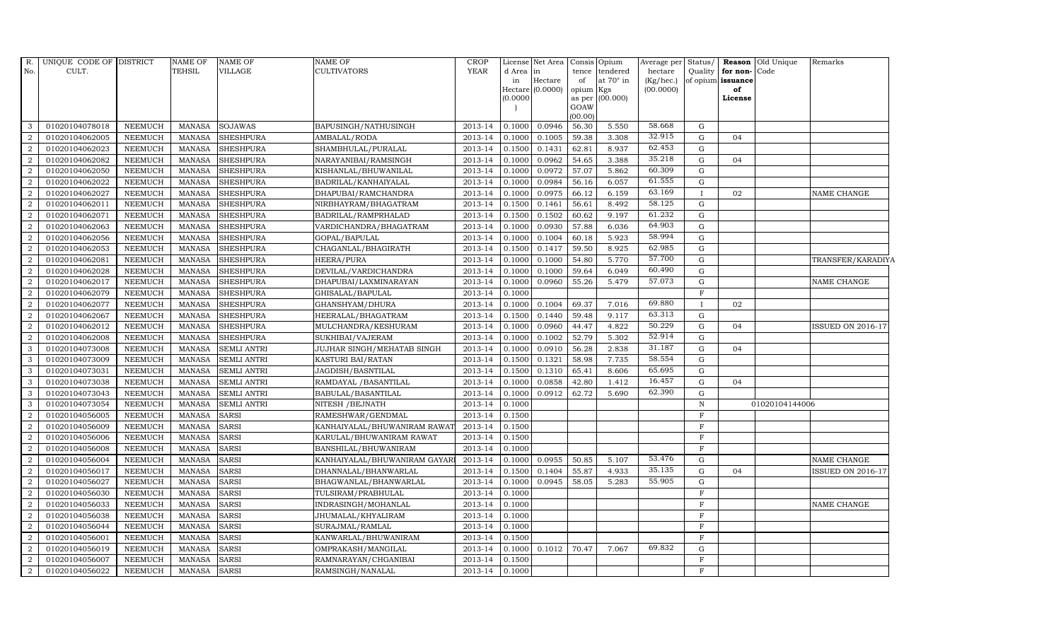| R. No. | UNIQUE CODE OF CULT. | DISTRICT | NAME OF TEHSIL | NAME OF VILLAGE | NAME OF CULTIVATORS | CROP YEAR | License d Area in Hectare (0.0000) | Net Area in Hectare (0.0000) | Consis tence of opium as per GOAW (00.00) | Opium tendered at 70° in Kgs (00.000) | Average per hectare (Kg/hec.) (00.0000) | Status/ Quality of opium | Reason for non-issuance of License | Old Unique Code | Remarks |
|---|---|---|---|---|---|---|---|---|---|---|---|---|---|---|---|
| 3 | 01020104078018 | NEEMUCH | MANASA | SOJAWAS | BAPUSINGH/NATHUSINGH | 2013-14 | 0.1000 | 0.0946 | 56.30 | 5.550 | 58.668 | G | | | |
| 2 | 01020104062005 | NEEMUCH | MANASA | SHESHPURA | AMBALAL/RODA | 2013-14 | 0.1000 | 0.1005 | 59.38 | 3.308 | 32.915 | G | 04 | | |
| 2 | 01020104062023 | NEEMUCH | MANASA | SHESHPURA | SHAMBHULAL/PURALAL | 2013-14 | 0.1500 | 0.1431 | 62.81 | 8.937 | 62.453 | G | | | |
| 2 | 01020104062082 | NEEMUCH | MANASA | SHESHPURA | NARAYANIBAI/RAMSINGH | 2013-14 | 0.1000 | 0.0962 | 54.65 | 3.388 | 35.218 | G | 04 | | |
| 2 | 01020104062050 | NEEMUCH | MANASA | SHESHPURA | KISHANLAL/BHUWANILAL | 2013-14 | 0.1000 | 0.0972 | 57.07 | 5.862 | 60.309 | G | | | |
| 2 | 01020104062022 | NEEMUCH | MANASA | SHESHPURA | BADRILAL/KANHAIYALAL | 2013-14 | 0.1000 | 0.0984 | 56.16 | 6.057 | 61.555 | G | | | |
| 2 | 01020104062027 | NEEMUCH | MANASA | SHESHPURA | DHAPUBAI/RAMCHANDRA | 2013-14 | 0.1000 | 0.0975 | 66.12 | 6.159 | 63.169 | I | 02 | | NAME CHANGE |
| 2 | 01020104062011 | NEEMUCH | MANASA | SHESHPURA | NIRBHAYRAM/BHAGATRAM | 2013-14 | 0.1500 | 0.1461 | 56.61 | 8.492 | 58.125 | G | | | |
| 2 | 01020104062071 | NEEMUCH | MANASA | SHESHPURA | BADRILAL/RAMPRHALAD | 2013-14 | 0.1500 | 0.1502 | 60.62 | 9.197 | 61.232 | G | | | |
| 2 | 01020104062063 | NEEMUCH | MANASA | SHESHPURA | VARDICHANDRA/BHAGATRAM | 2013-14 | 0.1000 | 0.0930 | 57.88 | 6.036 | 64.903 | G | | | |
| 2 | 01020104062056 | NEEMUCH | MANASA | SHESHPURA | GOPAL/BAPULAL | 2013-14 | 0.1000 | 0.1004 | 60.18 | 5.923 | 58.994 | G | | | |
| 2 | 01020104062053 | NEEMUCH | MANASA | SHESHPURA | CHAGANLAL/BHAGIRATH | 2013-14 | 0.1500 | 0.1417 | 59.50 | 8.925 | 62.985 | G | | | |
| 2 | 01020104062081 | NEEMUCH | MANASA | SHESHPURA | HEERA/PURA | 2013-14 | 0.1000 | 0.1000 | 54.80 | 5.770 | 57.700 | G | | | TRANSFER/KARADIYA |
| 2 | 01020104062028 | NEEMUCH | MANASA | SHESHPURA | DEVILAL/VARDICHANDRA | 2013-14 | 0.1000 | 0.1000 | 59.64 | 6.049 | 60.490 | G | | | |
| 2 | 01020104062017 | NEEMUCH | MANASA | SHESHPURA | DHAPUBAI/LAXMINARAYAN | 2013-14 | 0.1000 | 0.0960 | 55.26 | 5.479 | 57.073 | G | | | NAME CHANGE |
| 2 | 01020104062079 | NEEMUCH | MANASA | SHESHPURA | GHISALAL/BAPULAL | 2013-14 | 0.1000 | | | | | F | | | |
| 2 | 01020104062077 | NEEMUCH | MANASA | SHESHPURA | GHANSHYAM/DHURA | 2013-14 | 0.1000 | 0.1004 | 69.37 | 7.016 | 69.880 | I | 02 | | |
| 2 | 01020104062067 | NEEMUCH | MANASA | SHESHPURA | HEERALAL/BHAGATRAM | 2013-14 | 0.1500 | 0.1440 | 59.48 | 9.117 | 63.313 | G | | | |
| 2 | 01020104062012 | NEEMUCH | MANASA | SHESHPURA | MULCHANDRA/KESHURAM | 2013-14 | 0.1000 | 0.0960 | 44.47 | 4.822 | 50.229 | G | 04 | | ISSUED ON 2016-17 |
| 2 | 01020104062008 | NEEMUCH | MANASA | SHESHPURA | SUKHIBAI/VAJERAM | 2013-14 | 0.1000 | 0.1002 | 52.79 | 5.302 | 52.914 | G | | | |
| 3 | 01020104073008 | NEEMUCH | MANASA | SEMLI ANTRI | JUJHAR SINGH/MEHATAB SINGH | 2013-14 | 0.1000 | 0.0910 | 56.28 | 2.838 | 31.187 | G | 04 | | |
| 3 | 01020104073009 | NEEMUCH | MANASA | SEMLI ANTRI | KASTURI BAI/RATAN | 2013-14 | 0.1500 | 0.1321 | 58.98 | 7.735 | 58.554 | G | | | |
| 3 | 01020104073031 | NEEMUCH | MANASA | SEMLI ANTRI | JAGDISH/BASNTILAL | 2013-14 | 0.1500 | 0.1310 | 65.41 | 8.606 | 65.695 | G | | | |
| 3 | 01020104073038 | NEEMUCH | MANASA | SEMLI ANTRI | RAMDAYAL /BASANTILAL | 2013-14 | 0.1000 | 0.0858 | 42.80 | 1.412 | 16.457 | G | 04 | | |
| 3 | 01020104073043 | NEEMUCH | MANASA | SEMLI ANTRI | BABULAL/BASANTILAL | 2013-14 | 0.1000 | 0.0912 | 62.72 | 5.690 | 62.390 | G | | | |
| 3 | 01020104073054 | NEEMUCH | MANASA | SEMLI ANTRI | NITESH /BEJNATH | 2013-14 | 0.1000 | | | | | N | | 01020104144006 | |
| 2 | 01020104056005 | NEEMUCH | MANASA | SARSI | RAMESHWAR/GENDMAL | 2013-14 | 0.1500 | | | | | F | | | |
| 2 | 01020104056009 | NEEMUCH | MANASA | SARSI | KANHAIYALAL/BHUWANIRAM RAWAT | 2013-14 | 0.1500 | | | | | F | | | |
| 2 | 01020104056006 | NEEMUCH | MANASA | SARSI | KARULAL/BHUWANIRAM RAWAT | 2013-14 | 0.1500 | | | | | F | | | |
| 2 | 01020104056008 | NEEMUCH | MANASA | SARSI | BANSHILAL/BHUWANIRAM | 2013-14 | 0.1000 | | | | | F | | | |
| 2 | 01020104056004 | NEEMUCH | MANASA | SARSI | KANHAIYALAL/BHUWANIRAM GAYARI | 2013-14 | 0.1000 | 0.0955 | 50.85 | 5.107 | 53.476 | G | | | NAME CHANGE |
| 2 | 01020104056017 | NEEMUCH | MANASA | SARSI | DHANNALAL/BHANWARLAL | 2013-14 | 0.1500 | 0.1404 | 55.87 | 4.933 | 35.135 | G | 04 | | ISSUED ON 2016-17 |
| 2 | 01020104056027 | NEEMUCH | MANASA | SARSI | BHAGWANLAL/BHANWARLAL | 2013-14 | 0.1000 | 0.0945 | 58.05 | 5.283 | 55.905 | G | | | |
| 2 | 01020104056030 | NEEMUCH | MANASA | SARSI | TULSIRAM/PRABHULAL | 2013-14 | 0.1000 | | | | | F | | | |
| 2 | 01020104056033 | NEEMUCH | MANASA | SARSI | INDRASINGH/MOHANLAL | 2013-14 | 0.1000 | | | | | F | | | NAME CHANGE |
| 2 | 01020104056038 | NEEMUCH | MANASA | SARSI | JHUMALAL/KHYALIRAM | 2013-14 | 0.1000 | | | | | F | | | |
| 2 | 01020104056044 | NEEMUCH | MANASA | SARSI | SURAJMAL/RAMLAL | 2013-14 | 0.1000 | | | | | F | | | |
| 2 | 01020104056001 | NEEMUCH | MANASA | SARSI | KANWARLAL/BHUWANIRAM | 2013-14 | 0.1500 | | | | | F | | | |
| 2 | 01020104056019 | NEEMUCH | MANASA | SARSI | OMPRAKASH/MANGILAL | 2013-14 | 0.1000 | 0.1012 | 70.47 | 7.067 | 69.832 | G | | | |
| 2 | 01020104056007 | NEEMUCH | MANASA | SARSI | RAMNARAYAN/CHGANIBAI | 2013-14 | 0.1500 | | | | | F | | | |
| 2 | 01020104056022 | NEEMUCH | MANASA | SARSI | RAMSINGH/NANALAL | 2013-14 | 0.1000 | | | | | F | | | |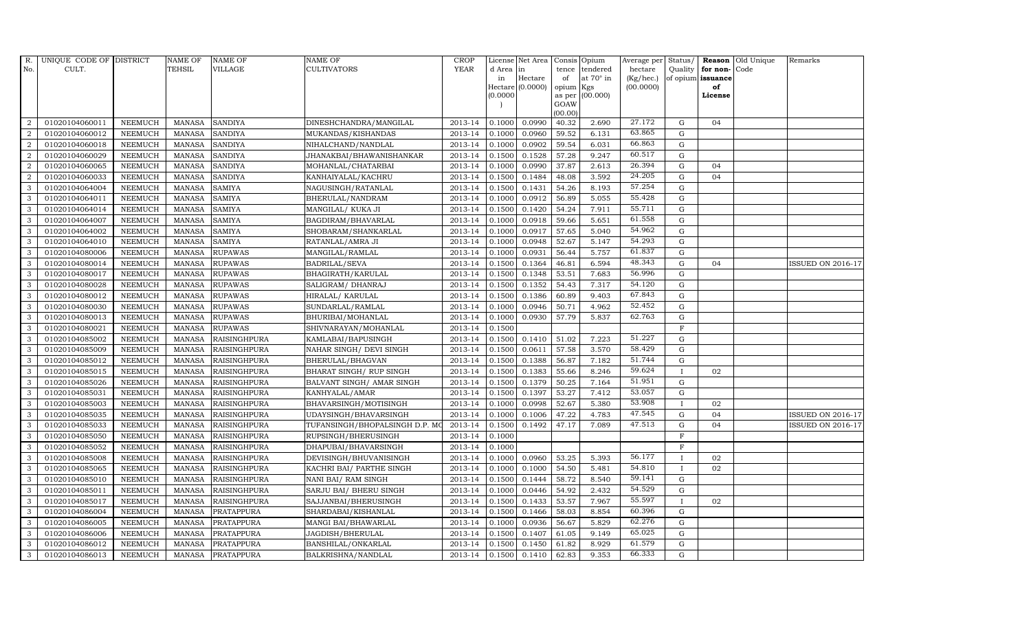| R. No. | UNIQUE CODE OF CULT. | DISTRICT | NAME OF TEHSIL | NAME OF VILLAGE | NAME OF CULTIVATORS | CROP YEAR | License d Area in Hectare (0.0000) | Net Area in Hectare (0.0000) | Consis tence of opium as per GOAW (00.00) | Opium tendered at 70° in Kgs (00.000) | Average per hectare (Kg/hec.) (00.0000) | Status/ Quality of opium | Reason for non-issuance of License | Old Unique Code | Remarks |
|---|---|---|---|---|---|---|---|---|---|---|---|---|---|---|---|
| 2 | 01020104060011 | NEEMUCH | MANASA | SANDIYA | DINESHCHANDRA/MANGILAL | 2013-14 | 0.1000 | 0.0990 | 40.32 | 2.690 | 27.172 | G | 04 | | |
| 2 | 01020104060012 | NEEMUCH | MANASA | SANDIYA | MUKANDAS/KISHANDAS | 2013-14 | 0.1000 | 0.0960 | 59.52 | 6.131 | 63.865 | G | | | |
| 2 | 01020104060018 | NEEMUCH | MANASA | SANDIYA | NIHALCHAND/NANDLAL | 2013-14 | 0.1000 | 0.0902 | 59.54 | 6.031 | 66.863 | G | | | |
| 2 | 01020104060029 | NEEMUCH | MANASA | SANDIYA | JHANAKBAI/BHAWANISHANKAR | 2013-14 | 0.1500 | 0.1528 | 57.28 | 9.247 | 60.517 | G | | | |
| 2 | 01020104060065 | NEEMUCH | MANASA | SANDIYA | MOHANLAL/CHATARBAI | 2013-14 | 0.1000 | 0.0990 | 37.87 | 2.613 | 26.394 | G | 04 | | |
| 2 | 01020104060033 | NEEMUCH | MANASA | SANDIYA | KANHAIYALAL/KACHRU | 2013-14 | 0.1500 | 0.1484 | 48.08 | 3.592 | 24.205 | G | 04 | | |
| 3 | 01020104064004 | NEEMUCH | MANASA | SAMIYA | NAGUSINGH/RATANLAL | 2013-14 | 0.1500 | 0.1431 | 54.26 | 8.193 | 57.254 | G | | | |
| 3 | 01020104064011 | NEEMUCH | MANASA | SAMIYA | BHERULAL/NANDRAM | 2013-14 | 0.1000 | 0.0912 | 56.89 | 5.055 | 55.428 | G | | | |
| 3 | 01020104064014 | NEEMUCH | MANASA | SAMIYA | MANGILAL/ KUKA JI | 2013-14 | 0.1500 | 0.1420 | 54.24 | 7.911 | 55.711 | G | | | |
| 3 | 01020104064007 | NEEMUCH | MANASA | SAMIYA | BAGDIRAM/BHAVARLAL | 2013-14 | 0.1000 | 0.0918 | 59.66 | 5.651 | 61.558 | G | | | |
| 3 | 01020104064002 | NEEMUCH | MANASA | SAMIYA | SHOBARAM/SHANKARLAL | 2013-14 | 0.1000 | 0.0917 | 57.65 | 5.040 | 54.962 | G | | | |
| 3 | 01020104064010 | NEEMUCH | MANASA | SAMIYA | RATANLAL/AMRA JI | 2013-14 | 0.1000 | 0.0948 | 52.67 | 5.147 | 54.293 | G | | | |
| 3 | 01020104080006 | NEEMUCH | MANASA | RUPAWAS | MANGILAL/RAMLAL | 2013-14 | 0.1000 | 0.0931 | 56.44 | 5.757 | 61.837 | G | | | |
| 3 | 01020104080014 | NEEMUCH | MANASA | RUPAWAS | BADRILAL/SEVA | 2013-14 | 0.1500 | 0.1364 | 46.81 | 6.594 | 48.343 | G | 04 | | ISSUED ON 2016-17 |
| 3 | 01020104080017 | NEEMUCH | MANASA | RUPAWAS | BHAGIRATH/KARULAL | 2013-14 | 0.1500 | 0.1348 | 53.51 | 7.683 | 56.996 | G | | | |
| 3 | 01020104080028 | NEEMUCH | MANASA | RUPAWAS | SALIGRAM/ DHANRAJ | 2013-14 | 0.1500 | 0.1352 | 54.43 | 7.317 | 54.120 | G | | | |
| 3 | 01020104080012 | NEEMUCH | MANASA | RUPAWAS | HIRALAL/ KARULAL | 2013-14 | 0.1500 | 0.1386 | 60.89 | 9.403 | 67.843 | G | | | |
| 3 | 01020104080030 | NEEMUCH | MANASA | RUPAWAS | SUNDARLAL/RAMLAL | 2013-14 | 0.1000 | 0.0946 | 50.71 | 4.962 | 52.452 | G | | | |
| 3 | 01020104080013 | NEEMUCH | MANASA | RUPAWAS | BHURIBAI/MOHANLAL | 2013-14 | 0.1000 | 0.0930 | 57.79 | 5.837 | 62.763 | G | | | |
| 3 | 01020104080021 | NEEMUCH | MANASA | RUPAWAS | SHIVNARAYAN/MOHANLAL | 2013-14 | 0.1500 | | | | | F | | | |
| 3 | 01020104085002 | NEEMUCH | MANASA | RAISINGHPURA | KAMLABAI/BAPUSINGH | 2013-14 | 0.1500 | 0.1410 | 51.02 | 7.223 | 51.227 | G | | | |
| 3 | 01020104085009 | NEEMUCH | MANASA | RAISINGHPURA | NAHAR SINGH/ DEVI SINGH | 2013-14 | 0.1500 | 0.0611 | 57.58 | 3.570 | 58.429 | G | | | |
| 3 | 01020104085012 | NEEMUCH | MANASA | RAISINGHPURA | BHERULAL/BHAGVAN | 2013-14 | 0.1500 | 0.1388 | 56.87 | 7.182 | 51.744 | G | | | |
| 3 | 01020104085015 | NEEMUCH | MANASA | RAISINGHPURA | BHARAT SINGH/ RUP SINGH | 2013-14 | 0.1500 | 0.1383 | 55.66 | 8.246 | 59.624 | I | 02 | | |
| 3 | 01020104085026 | NEEMUCH | MANASA | RAISINGHPURA | BALVANT SINGH/ AMAR SINGH | 2013-14 | 0.1500 | 0.1379 | 50.25 | 7.164 | 51.951 | G | | | |
| 3 | 01020104085031 | NEEMUCH | MANASA | RAISINGHPURA | KANHYALAL/AMAR | 2013-14 | 0.1500 | 0.1397 | 53.27 | 7.412 | 53.057 | G | | | |
| 3 | 01020104085003 | NEEMUCH | MANASA | RAISINGHPURA | BHAVARSINGH/MOTISINGH | 2013-14 | 0.1000 | 0.0998 | 52.67 | 5.380 | 53.908 | I | 02 | | |
| 3 | 01020104085035 | NEEMUCH | MANASA | RAISINGHPURA | UDAYSINGH/BHAVARSINGH | 2013-14 | 0.1000 | 0.1006 | 47.22 | 4.783 | 47.545 | G | 04 | | ISSUED ON 2016-17 |
| 3 | 01020104085033 | NEEMUCH | MANASA | RAISINGHPURA | TUFANSINGH/BHOPALSINGH D.P. MO | 2013-14 | 0.1500 | 0.1492 | 47.17 | 7.089 | 47.513 | G | 04 | | ISSUED ON 2016-17 |
| 3 | 01020104085050 | NEEMUCH | MANASA | RAISINGHPURA | RUPSINGH/BHERUSINGH | 2013-14 | 0.1000 | | | | | F | | | |
| 3 | 01020104085052 | NEEMUCH | MANASA | RAISINGHPURA | DHAPUBAI/BHAVARSINGH | 2013-14 | 0.1000 | | | | | F | | | |
| 3 | 01020104085008 | NEEMUCH | MANASA | RAISINGHPURA | DEVISINGH/BHUVANISINGH | 2013-14 | 0.1000 | 0.0960 | 53.25 | 5.393 | 56.177 | I | 02 | | |
| 3 | 01020104085065 | NEEMUCH | MANASA | RAISINGHPURA | KACHRI BAI/ PARTHE SINGH | 2013-14 | 0.1000 | 0.1000 | 54.50 | 5.481 | 54.810 | I | 02 | | |
| 3 | 01020104085010 | NEEMUCH | MANASA | RAISINGHPURA | NANI BAI/ RAM SINGH | 2013-14 | 0.1500 | 0.1444 | 58.72 | 8.540 | 59.141 | G | | | |
| 3 | 01020104085011 | NEEMUCH | MANASA | RAISINGHPURA | SARJU BAI/ BHERU SINGH | 2013-14 | 0.1000 | 0.0446 | 54.92 | 2.432 | 54.529 | G | | | |
| 3 | 01020104085017 | NEEMUCH | MANASA | RAISINGHPURA | SAJJANBAI/BHERUSINGH | 2013-14 | 0.1500 | 0.1433 | 53.57 | 7.967 | 55.597 | I | 02 | | |
| 3 | 01020104086004 | NEEMUCH | MANASA | PRATAPPURA | SHARDABAI/KISHANLAL | 2013-14 | 0.1500 | 0.1466 | 58.03 | 8.854 | 60.396 | G | | | |
| 3 | 01020104086005 | NEEMUCH | MANASA | PRATAPPURA | MANGI BAI/BHAWARLAL | 2013-14 | 0.1000 | 0.0936 | 56.67 | 5.829 | 62.276 | G | | | |
| 3 | 01020104086006 | NEEMUCH | MANASA | PRATAPPURA | JAGDISH/BHERULAL | 2013-14 | 0.1500 | 0.1407 | 61.05 | 9.149 | 65.025 | G | | | |
| 3 | 01020104086012 | NEEMUCH | MANASA | PRATAPPURA | BANSHILAL/ONKARLAL | 2013-14 | 0.1500 | 0.1450 | 61.82 | 8.929 | 61.579 | G | | | |
| 3 | 01020104086013 | NEEMUCH | MANASA | PRATAPPURA | BALKRISHNA/NANDLAL | 2013-14 | 0.1500 | 0.1410 | 62.83 | 9.353 | 66.333 | G | | | |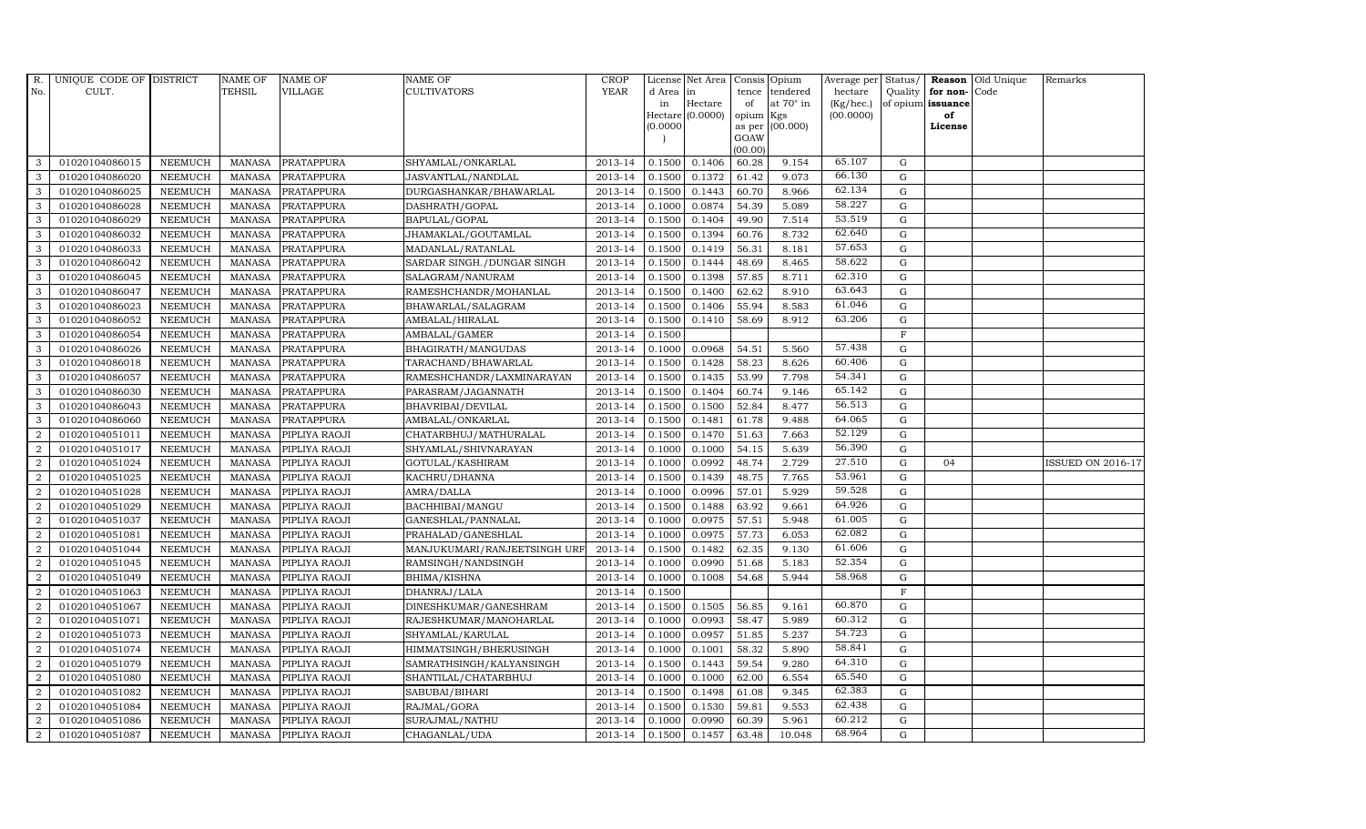| R. No. | UNIQUE CODE OF CULT. | DISTRICT | NAME OF TEHSIL | NAME OF VILLAGE | NAME OF CULTIVATORS | CROP YEAR | License d Area in Hectare (0.0000) | Net Area in Hectare (0.0000) | Consis tence of opium as per GOAW (00.00) | Opium tendered at 70° in Kgs (00.000) | Average per hectare (Kg/hec.) (00.0000) | Status/ Quality of opium | Reason for non-issuance of License | Old Unique Code | Remarks |
|---|---|---|---|---|---|---|---|---|---|---|---|---|---|---|---|
| 3 | 01020104086015 | NEEMUCH | MANASA | PRATAPPURA | SHYAMLAL/ONKARLAL | 2013-14 | 0.1500 | 0.1406 | 60.28 | 9.154 | 65.107 | G | | | |
| 3 | 01020104086020 | NEEMUCH | MANASA | PRATAPPURA | JASVANTLAL/NANDLAL | 2013-14 | 0.1500 | 0.1372 | 61.42 | 9.073 | 66.130 | G | | | |
| 3 | 01020104086025 | NEEMUCH | MANASA | PRATAPPURA | DURGASHANKAR/BHAWARLAL | 2013-14 | 0.1500 | 0.1443 | 60.70 | 8.966 | 62.134 | G | | | |
| 3 | 01020104086028 | NEEMUCH | MANASA | PRATAPPURA | DASHRATH/GOPAL | 2013-14 | 0.1000 | 0.0874 | 54.39 | 5.089 | 58.227 | G | | | |
| 3 | 01020104086029 | NEEMUCH | MANASA | PRATAPPURA | BAPULAL/GOPAL | 2013-14 | 0.1500 | 0.1404 | 49.90 | 7.514 | 53.519 | G | | | |
| 3 | 01020104086032 | NEEMUCH | MANASA | PRATAPPURA | JHAMAKLAL/GOUTAMLAL | 2013-14 | 0.1500 | 0.1394 | 60.76 | 8.732 | 62.640 | G | | | |
| 3 | 01020104086033 | NEEMUCH | MANASA | PRATAPPURA | MADANLAL/RATANLAL | 2013-14 | 0.1500 | 0.1419 | 56.31 | 8.181 | 57.653 | G | | | |
| 3 | 01020104086042 | NEEMUCH | MANASA | PRATAPPURA | SARDAR SINGH./DUNGAR SINGH | 2013-14 | 0.1500 | 0.1444 | 48.69 | 8.465 | 58.622 | G | | | |
| 3 | 01020104086045 | NEEMUCH | MANASA | PRATAPPURA | SALAGRAM/NANURAM | 2013-14 | 0.1500 | 0.1398 | 57.85 | 8.711 | 62.310 | G | | | |
| 3 | 01020104086047 | NEEMUCH | MANASA | PRATAPPURA | RAMESHCHANDR/MOHANLAL | 2013-14 | 0.1500 | 0.1400 | 62.62 | 8.910 | 63.643 | G | | | |
| 3 | 01020104086023 | NEEMUCH | MANASA | PRATAPPURA | BHAWARLAL/SALAGRAM | 2013-14 | 0.1500 | 0.1406 | 55.94 | 8.583 | 61.046 | G | | | |
| 3 | 01020104086052 | NEEMUCH | MANASA | PRATAPPURA | AMBALAL/HIRALAL | 2013-14 | 0.1500 | 0.1410 | 58.69 | 8.912 | 63.206 | G | | | |
| 3 | 01020104086054 | NEEMUCH | MANASA | PRATAPPURA | AMBALAL/GAMER | 2013-14 | 0.1500 | | | | | F | | | |
| 3 | 01020104086026 | NEEMUCH | MANASA | PRATAPPURA | BHAGIRATH/MANGUDAS | 2013-14 | 0.1000 | 0.0968 | 54.51 | 5.560 | 57.438 | G | | | |
| 3 | 01020104086018 | NEEMUCH | MANASA | PRATAPPURA | TARACHAND/BHAWARLAL | 2013-14 | 0.1500 | 0.1428 | 58.23 | 8.626 | 60.406 | G | | | |
| 3 | 01020104086057 | NEEMUCH | MANASA | PRATAPPURA | RAMESHCHANDR/LAXMINARAYAN | 2013-14 | 0.1500 | 0.1435 | 53.99 | 7.798 | 54.341 | G | | | |
| 3 | 01020104086030 | NEEMUCH | MANASA | PRATAPPURA | PARASRAM/JAGANNATH | 2013-14 | 0.1500 | 0.1404 | 60.74 | 9.146 | 65.142 | G | | | |
| 3 | 01020104086043 | NEEMUCH | MANASA | PRATAPPURA | BHAVRIBAI/DEVILAL | 2013-14 | 0.1500 | 0.1500 | 52.84 | 8.477 | 56.513 | G | | | |
| 3 | 01020104086060 | NEEMUCH | MANASA | PRATAPPURA | AMBALAL/ONKARLAL | 2013-14 | 0.1500 | 0.1481 | 61.78 | 9.488 | 64.065 | G | | | |
| 2 | 01020104051011 | NEEMUCH | MANASA | PIPLIYA RAOJI | CHATARBHUJ/MATHURALAL | 2013-14 | 0.1500 | 0.1470 | 51.63 | 7.663 | 52.129 | G | | | |
| 2 | 01020104051017 | NEEMUCH | MANASA | PIPLIYA RAOJI | SHYAMLAL/SHIVNARAYAN | 2013-14 | 0.1000 | 0.1000 | 54.15 | 5.639 | 56.390 | G | | | |
| 2 | 01020104051024 | NEEMUCH | MANASA | PIPLIYA RAOJI | GOTULAL/KASHIRAM | 2013-14 | 0.1000 | 0.0992 | 48.74 | 2.729 | 27.510 | G | 04 | | ISSUED ON 2016-17 |
| 2 | 01020104051025 | NEEMUCH | MANASA | PIPLIYA RAOJI | KACHRU/DHANNA | 2013-14 | 0.1500 | 0.1439 | 48.75 | 7.765 | 53.961 | G | | | |
| 2 | 01020104051028 | NEEMUCH | MANASA | PIPLIYA RAOJI | AMRA/DALLA | 2013-14 | 0.1000 | 0.0996 | 57.01 | 5.929 | 59.528 | G | | | |
| 2 | 01020104051029 | NEEMUCH | MANASA | PIPLIYA RAOJI | BACHHIBAI/MANGU | 2013-14 | 0.1500 | 0.1488 | 63.92 | 9.661 | 64.926 | G | | | |
| 2 | 01020104051037 | NEEMUCH | MANASA | PIPLIYA RAOJI | GANESHLAL/PANNALAL | 2013-14 | 0.1000 | 0.0975 | 57.51 | 5.948 | 61.005 | G | | | |
| 2 | 01020104051081 | NEEMUCH | MANASA | PIPLIYA RAOJI | PRAHALAD/GANESHLAL | 2013-14 | 0.1000 | 0.0975 | 57.73 | 6.053 | 62.082 | G | | | |
| 2 | 01020104051044 | NEEMUCH | MANASA | PIPLIYA RAOJI | MANJUKUMARI/RANJEETSINGH URF | 2013-14 | 0.1500 | 0.1482 | 62.35 | 9.130 | 61.606 | G | | | |
| 2 | 01020104051045 | NEEMUCH | MANASA | PIPLIYA RAOJI | RAMSINGH/NANDSINGH | 2013-14 | 0.1000 | 0.0990 | 51.68 | 5.183 | 52.354 | G | | | |
| 2 | 01020104051049 | NEEMUCH | MANASA | PIPLIYA RAOJI | BHIMA/KISHNA | 2013-14 | 0.1000 | 0.1008 | 54.68 | 5.944 | 58.968 | G | | | |
| 2 | 01020104051063 | NEEMUCH | MANASA | PIPLIYA RAOJI | DHANRAJ/LALA | 2013-14 | 0.1500 | | | | | F | | | |
| 2 | 01020104051067 | NEEMUCH | MANASA | PIPLIYA RAOJI | DINESHKUMAR/GANESHRAM | 2013-14 | 0.1500 | 0.1505 | 56.85 | 9.161 | 60.870 | G | | | |
| 2 | 01020104051071 | NEEMUCH | MANASA | PIPLIYA RAOJI | RAJESHKUMAR/MANOHARLAL | 2013-14 | 0.1000 | 0.0993 | 58.47 | 5.989 | 60.312 | G | | | |
| 2 | 01020104051073 | NEEMUCH | MANASA | PIPLIYA RAOJI | SHYAMLAL/KARULAL | 2013-14 | 0.1000 | 0.0957 | 51.85 | 5.237 | 54.723 | G | | | |
| 2 | 01020104051074 | NEEMUCH | MANASA | PIPLIYA RAOJI | HIMMATSINGH/BHERUSINGH | 2013-14 | 0.1000 | 0.1001 | 58.32 | 5.890 | 58.841 | G | | | |
| 2 | 01020104051079 | NEEMUCH | MANASA | PIPLIYA RAOJI | SAMRATHSINGH/KALYANSINGH | 2013-14 | 0.1500 | 0.1443 | 59.54 | 9.280 | 64.310 | G | | | |
| 2 | 01020104051080 | NEEMUCH | MANASA | PIPLIYA RAOJI | SHANTILAL/CHATARBHUJ | 2013-14 | 0.1000 | 0.1000 | 62.00 | 6.554 | 65.540 | G | | | |
| 2 | 01020104051082 | NEEMUCH | MANASA | PIPLIYA RAOJI | SABUBAI/BIHARI | 2013-14 | 0.1500 | 0.1498 | 61.08 | 9.345 | 62.383 | G | | | |
| 2 | 01020104051084 | NEEMUCH | MANASA | PIPLIYA RAOJI | RAJMAL/GORA | 2013-14 | 0.1500 | 0.1530 | 59.81 | 9.553 | 62.438 | G | | | |
| 2 | 01020104051086 | NEEMUCH | MANASA | PIPLIYA RAOJI | SURAJMAL/NATHU | 2013-14 | 0.1000 | 0.0990 | 60.39 | 5.961 | 60.212 | G | | | |
| 2 | 01020104051087 | NEEMUCH | MANASA | PIPLIYA RAOJI | CHAGANLAL/UDA | 2013-14 | 0.1500 | 0.1457 | 63.48 | 10.048 | 68.964 | G | | | |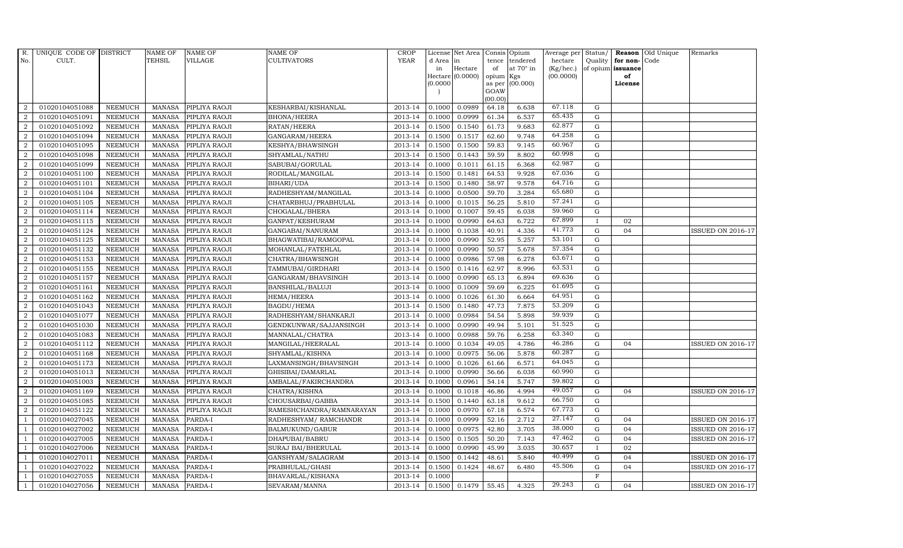| R. No. | UNIQUE CODE OF CULT. | DISTRICT | NAME OF TEHSIL | NAME OF VILLAGE | NAME OF CULTIVATORS | CROP YEAR | License d Area in Hectare (0.0000) | Net Area in Hectare (0.0000) | Consis tence of opium as per GOAW (00.00) | Opium tendered at 70° in Kgs (00.000) | Average per hectare (Kg/hec.) (00.0000) | Status/ Quality of opium | Reason for non-issuance of License | Old Unique Code | Remarks |
|---|---|---|---|---|---|---|---|---|---|---|---|---|---|---|---|
| 2 | 01020104051088 | NEEMUCH | MANASA | PIPLIYA RAOJI | KESHARBAI/KISHANLAL | 2013-14 | 0.1000 | 0.0989 | 64.18 | 6.638 | 67.118 | G | | | |
| 2 | 01020104051091 | NEEMUCH | MANASA | PIPLIYA RAOJI | BHONA/HEERA | 2013-14 | 0.1000 | 0.0999 | 61.34 | 6.537 | 65.435 | G | | | |
| 2 | 01020104051092 | NEEMUCH | MANASA | PIPLIYA RAOJI | RATAN/HEERA | 2013-14 | 0.1500 | 0.1540 | 61.73 | 9.683 | 62.877 | G | | | |
| 2 | 01020104051094 | NEEMUCH | MANASA | PIPLIYA RAOJI | GANGARAM/HEERA | 2013-14 | 0.1500 | 0.1517 | 62.60 | 9.748 | 64.258 | G | | | |
| 2 | 01020104051095 | NEEMUCH | MANASA | PIPLIYA RAOJI | KESHYA/BHAWSINGH | 2013-14 | 0.1500 | 0.1500 | 59.83 | 9.145 | 60.967 | G | | | |
| 2 | 01020104051098 | NEEMUCH | MANASA | PIPLIYA RAOJI | SHYAMLAL/NATHU | 2013-14 | 0.1500 | 0.1443 | 59.59 | 8.802 | 60.998 | G | | | |
| 2 | 01020104051099 | NEEMUCH | MANASA | PIPLIYA RAOJI | SABUBAI/GORULAL | 2013-14 | 0.1000 | 0.1011 | 61.15 | 6.368 | 62.987 | G | | | |
| 2 | 01020104051100 | NEEMUCH | MANASA | PIPLIYA RAOJI | RODILAL/MANGILAL | 2013-14 | 0.1500 | 0.1481 | 64.53 | 9.928 | 67.036 | G | | | |
| 2 | 01020104051101 | NEEMUCH | MANASA | PIPLIYA RAOJI | BIHARI/UDA | 2013-14 | 0.1500 | 0.1480 | 58.97 | 9.578 | 64.716 | G | | | |
| 2 | 01020104051104 | NEEMUCH | MANASA | PIPLIYA RAOJI | RADHESHYAM/MANGILAL | 2013-14 | 0.1000 | 0.0500 | 59.70 | 3.284 | 65.680 | G | | | |
| 2 | 01020104051105 | NEEMUCH | MANASA | PIPLIYA RAOJI | CHATARBHUJ/PRABHULAL | 2013-14 | 0.1000 | 0.1015 | 56.25 | 5.810 | 57.241 | G | | | |
| 2 | 01020104051114 | NEEMUCH | MANASA | PIPLIYA RAOJI | CHOGALAL/BHERA | 2013-14 | 0.1000 | 0.1007 | 59.45 | 6.038 | 59.960 | G | | | |
| 2 | 01020104051115 | NEEMUCH | MANASA | PIPLIYA RAOJI | GANPAT/KESHURAM | 2013-14 | 0.1000 | 0.0990 | 64.63 | 6.722 | 67.899 | I | 02 | | |
| 2 | 01020104051124 | NEEMUCH | MANASA | PIPLIYA RAOJI | GANGABAI/NANURAM | 2013-14 | 0.1000 | 0.1038 | 40.91 | 4.336 | 41.773 | G | 04 | | ISSUED ON 2016-17 |
| 2 | 01020104051125 | NEEMUCH | MANASA | PIPLIYA RAOJI | BHAGWATIBAI/RAMGOPAL | 2013-14 | 0.1000 | 0.0990 | 52.95 | 5.257 | 53.101 | G | | | |
| 2 | 01020104051132 | NEEMUCH | MANASA | PIPLIYA RAOJI | MOHANLAL/FATEHLAL | 2013-14 | 0.1000 | 0.0990 | 50.57 | 5.678 | 57.354 | G | | | |
| 2 | 01020104051153 | NEEMUCH | MANASA | PIPLIYA RAOJI | CHATRA/BHAWSINGH | 2013-14 | 0.1000 | 0.0986 | 57.98 | 6.278 | 63.671 | G | | | |
| 2 | 01020104051155 | NEEMUCH | MANASA | PIPLIYA RAOJI | TAMMUBAI/GIRDHARI | 2013-14 | 0.1500 | 0.1416 | 62.97 | 8.996 | 63.531 | G | | | |
| 2 | 01020104051157 | NEEMUCH | MANASA | PIPLIYA RAOJI | GANGARAM/BHAVSINGH | 2013-14 | 0.1000 | 0.0990 | 65.13 | 6.894 | 69.636 | G | | | |
| 2 | 01020104051161 | NEEMUCH | MANASA | PIPLIYA RAOJI | BANSHILAL/BALUJI | 2013-14 | 0.1000 | 0.1009 | 59.69 | 6.225 | 61.695 | G | | | |
| 2 | 01020104051162 | NEEMUCH | MANASA | PIPLIYA RAOJI | HEMA/HEERA | 2013-14 | 0.1000 | 0.1026 | 61.30 | 6.664 | 64.951 | G | | | |
| 2 | 01020104051043 | NEEMUCH | MANASA | PIPLIYA RAOJI | BAGDU/HEMA | 2013-14 | 0.1500 | 0.1480 | 47.73 | 7.875 | 53.209 | G | | | |
| 2 | 01020104051077 | NEEMUCH | MANASA | PIPLIYA RAOJI | RADHESHYAM/SHANKARJI | 2013-14 | 0.1000 | 0.0984 | 54.54 | 5.898 | 59.939 | G | | | |
| 2 | 01020104051030 | NEEMUCH | MANASA | PIPLIYA RAOJI | GENDKUNWAR/SAJJANSINGH | 2013-14 | 0.1000 | 0.0990 | 49.94 | 5.101 | 51.525 | G | | | |
| 2 | 01020104051083 | NEEMUCH | MANASA | PIPLIYA RAOJI | MANNALAL/CHATRA | 2013-14 | 0.1000 | 0.0988 | 59.76 | 6.258 | 63.340 | G | | | |
| 2 | 01020104051112 | NEEMUCH | MANASA | PIPLIYA RAOJI | MANGILAL/HEERALAL | 2013-14 | 0.1000 | 0.1034 | 49.05 | 4.786 | 46.286 | G | 04 | | ISSUED ON 2016-17 |
| 2 | 01020104051168 | NEEMUCH | MANASA | PIPLIYA RAOJI | SHYAMLAL/KISHNA | 2013-14 | 0.1000 | 0.0975 | 56.06 | 5.878 | 60.287 | G | | | |
| 2 | 01020104051173 | NEEMUCH | MANASA | PIPLIYA RAOJI | LAXMANSINGH/BHAVSINGH | 2013-14 | 0.1000 | 0.1026 | 61.66 | 6.571 | 64.045 | G | | | |
| 2 | 01020104051013 | NEEMUCH | MANASA | PIPLIYA RAOJI | GHISIBAI/DAMARLAL | 2013-14 | 0.1000 | 0.0990 | 56.66 | 6.038 | 60.990 | G | | | |
| 2 | 01020104051003 | NEEMUCH | MANASA | PIPLIYA RAOJI | AMBALAL/FAKIRCHANDRA | 2013-14 | 0.1000 | 0.0961 | 54.14 | 5.747 | 59.802 | G | | | |
| 2 | 01020104051169 | NEEMUCH | MANASA | PIPLIYA RAOJI | CHATRA/KISHNA | 2013-14 | 0.1000 | 0.1018 | 46.86 | 4.994 | 49.057 | G | 04 | | ISSUED ON 2016-17 |
| 2 | 01020104051085 | NEEMUCH | MANASA | PIPLIYA RAOJI | CHOUSARBAI/GABBA | 2013-14 | 0.1500 | 0.1440 | 63.18 | 9.612 | 66.750 | G | | | |
| 2 | 01020104051122 | NEEMUCH | MANASA | PIPLIYA RAOJI | RAMESHCHANDRA/RAMNARAYAN | 2013-14 | 0.1000 | 0.0970 | 67.18 | 6.574 | 67.773 | G | | | |
| 1 | 01020104027045 | NEEMUCH | MANASA | PARDA-I | RADHESHYAM/ RAMCHANDR | 2013-14 | 0.1000 | 0.0999 | 52.16 | 2.712 | 27.147 | G | 04 | | ISSUED ON 2016-17 |
| 1 | 01020104027002 | NEEMUCH | MANASA | PARDA-I | BALMUKUND/GABUR | 2013-14 | 0.1000 | 0.0975 | 42.80 | 3.705 | 38.000 | G | 04 | | ISSUED ON 2016-17 |
| 1 | 01020104027005 | NEEMUCH | MANASA | PARDA-I | DHAPUBAI/BABRU | 2013-14 | 0.1500 | 0.1505 | 50.20 | 7.143 | 47.462 | G | 04 | | ISSUED ON 2016-17 |
| 1 | 01020104027006 | NEEMUCH | MANASA | PARDA-I | SURAJ BAI/BHERULAL | 2013-14 | 0.1000 | 0.0990 | 45.99 | 3.035 | 30.657 | I | 02 | | |
| 1 | 01020104027011 | NEEMUCH | MANASA | PARDA-I | GANSHYAM/SALAGRAM | 2013-14 | 0.1500 | 0.1442 | 48.61 | 5.840 | 40.499 | G | 04 | | ISSUED ON 2016-17 |
| 1 | 01020104027022 | NEEMUCH | MANASA | PARDA-I | PRABHULAL/GHASI | 2013-14 | 0.1500 | 0.1424 | 48.67 | 6.480 | 45.506 | G | 04 | | ISSUED ON 2016-17 |
| 1 | 01020104027055 | NEEMUCH | MANASA | PARDA-I | BHAVARLAL/KISHANA | 2013-14 | 0.1000 | | | | | F | | | |
| 1 | 01020104027056 | NEEMUCH | MANASA | PARDA-I | SEVARAM/MANNA | 2013-14 | 0.1500 | 0.1479 | 55.45 | 4.325 | 29.243 | G | 04 | | ISSUED ON 2016-17 |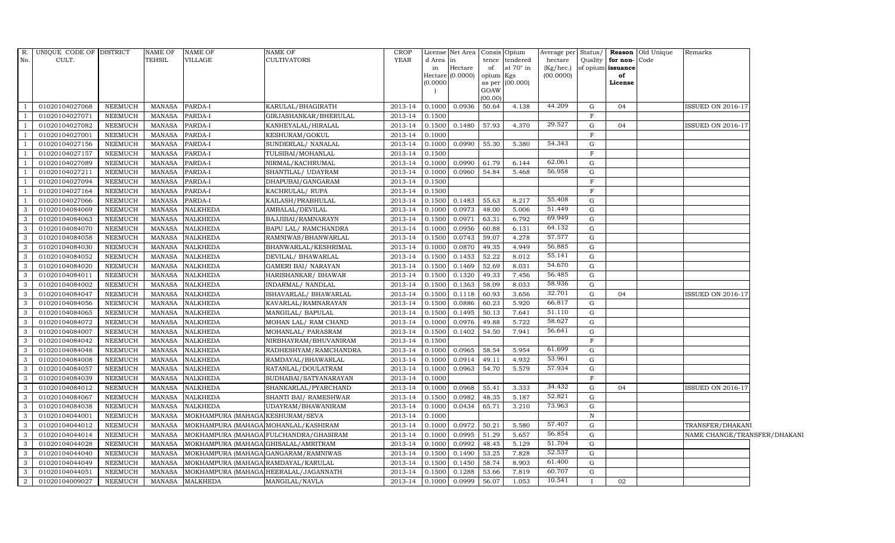| R. No. | UNIQUE CODE OF CULT. | DISTRICT | NAME OF TEHSIL | NAME OF VILLAGE | NAME OF CULTIVATORS | CROP YEAR | License d Area in Hectare (0.0000) | Net Area in Hectare (0.0000) | Consis tence of opium as per GOAW (00.00) | Opium tendered at 70° in Kgs (00.000) | Average per hectare (Kg/hec.) (00.0000) | Status/ Quality of opium | Reason for non- issuance of License | Old Unique Code | Remarks |
|---|---|---|---|---|---|---|---|---|---|---|---|---|---|---|---|
| 1 | 01020104027068 | NEEMUCH | MANASA | PARDA-I | KARULAL/BHAGIRATH | 2013-14 | 0.1000 | 0.0936 | 50.64 | 4.138 | 44.209 | G | 04 | | ISSUED ON 2016-17 |
| 1 | 01020104027071 | NEEMUCH | MANASA | PARDA-I | GIRJASHANKAR/BHERULAL | 2013-14 | 0.1500 | | | | | F | | | |
| 1 | 01020104027082 | NEEMUCH | MANASA | PARDA-I | KANHEYALAL/HIRALAL | 2013-14 | 0.1500 | 0.1480 | 57.93 | 4.370 | 29.527 | G | 04 | | ISSUED ON 2016-17 |
| 1 | 01020104027001 | NEEMUCH | MANASA | PARDA-I | KESHURAM/GOKUL | 2013-14 | 0.1000 | | | | | F | | | |
| 1 | 01020104027156 | NEEMUCH | MANASA | PARDA-I | SUNDERLAL/ NANALAL | 2013-14 | 0.1000 | 0.0990 | 55.30 | 5.380 | 54.343 | G | | | |
| 1 | 01020104027157 | NEEMUCH | MANASA | PARDA-I | TULSIBAI/MOHANLAL | 2013-14 | 0.1500 | | | | | F | | | |
| 1 | 01020104027089 | NEEMUCH | MANASA | PARDA-I | NIRMAL/KACHRUMAL | 2013-14 | 0.1000 | 0.0990 | 61.79 | 6.144 | 62.061 | G | | | |
| 1 | 01020104027211 | NEEMUCH | MANASA | PARDA-I | SHANTILAL/ UDAYRAM | 2013-14 | 0.1000 | 0.0960 | 54.84 | 5.468 | 56.958 | G | | | |
| 1 | 01020104027094 | NEEMUCH | MANASA | PARDA-I | DHAPUBAI/GANGARAM | 2013-14 | 0.1500 | | | | | F | | | |
| 1 | 01020104027164 | NEEMUCH | MANASA | PARDA-I | KACHRULAL/ RUPA | 2013-14 | 0.1500 | | | | | F | | | |
| 1 | 01020104027066 | NEEMUCH | MANASA | PARDA-I | KAILASH/PRABHULAL | 2013-14 | 0.1500 | 0.1483 | 55.63 | 8.217 | 55.408 | G | | | |
| 3 | 01020104084069 | NEEMUCH | MANASA | NALKHEDA | AMBALAL/DEVILAL | 2013-14 | 0.1000 | 0.0973 | 48.00 | 5.006 | 51.449 | G | | | |
| 3 | 01020104084063 | NEEMUCH | MANASA | NALKHEDA | BAJJIBAI/RAMNARAYN | 2013-14 | 0.1500 | 0.0971 | 63.31 | 6.792 | 69.949 | G | | | |
| 3 | 01020104084070 | NEEMUCH | MANASA | NALKHEDA | BAPU LAL/ RAMCHANDRA | 2013-14 | 0.1000 | 0.0956 | 60.88 | 6.131 | 64.132 | G | | | |
| 3 | 01020104084058 | NEEMUCH | MANASA | NALKHEDA | RAMNIWAS/BHANWARLAL | 2013-14 | 0.1500 | 0.0743 | 59.07 | 4.278 | 57.577 | G | | | |
| 3 | 01020104084030 | NEEMUCH | MANASA | NALKHEDA | BHANWARLAL/KESHRIMAL | 2013-14 | 0.1000 | 0.0870 | 49.35 | 4.949 | 56.885 | G | | | |
| 3 | 01020104084052 | NEEMUCH | MANASA | NALKHEDA | DEVILAL/ BHAWARLAL | 2013-14 | 0.1500 | 0.1453 | 52.22 | 8.012 | 55.141 | G | | | |
| 3 | 01020104084020 | NEEMUCH | MANASA | NALKHEDA | GAMERI BAI/ NARAYAN | 2013-14 | 0.1500 | 0.1469 | 52.69 | 8.031 | 54.670 | G | | | |
| 3 | 01020104084011 | NEEMUCH | MANASA | NALKHEDA | HARISHANKAR/ BHAWAR | 2013-14 | 0.1500 | 0.1320 | 49.33 | 7.456 | 56.485 | G | | | |
| 3 | 01020104084002 | NEEMUCH | MANASA | NALKHEDA | INDARMAL/ NANDLAL | 2013-14 | 0.1500 | 0.1363 | 58.09 | 8.033 | 58.936 | G | | | |
| 3 | 01020104084047 | NEEMUCH | MANASA | NALKHEDA | ISHAVARLAL/ BHAWARLAL | 2013-14 | 0.1500 | 0.1118 | 60.93 | 3.656 | 32.701 | G | 04 | | ISSUED ON 2016-17 |
| 3 | 01020104084056 | NEEMUCH | MANASA | NALKHEDA | KAVARLAL/RAMNARAYAN | 2013-14 | 0.1500 | 0.0886 | 60.23 | 5.920 | 66.817 | G | | | |
| 3 | 01020104084065 | NEEMUCH | MANASA | NALKHEDA | MANGILAL/ BAPULAL | 2013-14 | 0.1500 | 0.1495 | 50.13 | 7.641 | 51.110 | G | | | |
| 3 | 01020104084072 | NEEMUCH | MANASA | NALKHEDA | MOHAN LAL/ RAM CHAND | 2013-14 | 0.1000 | 0.0976 | 49.88 | 5.722 | 58.627 | G | | | |
| 3 | 01020104084007 | NEEMUCH | MANASA | NALKHEDA | MOHANLAL/ PARASRAM | 2013-14 | 0.1500 | 0.1402 | 54.50 | 7.941 | 56.641 | G | | | |
| 3 | 01020104084042 | NEEMUCH | MANASA | NALKHEDA | NIRBHAYRAM/BHUVANIRAM | 2013-14 | 0.1500 | | | | | F | | | |
| 3 | 01020104084048 | NEEMUCH | MANASA | NALKHEDA | RADHESHYAM/RAMCHANDRA | 2013-14 | 0.1000 | 0.0965 | 58.54 | 5.954 | 61.699 | G | | | |
| 3 | 01020104084008 | NEEMUCH | MANASA | NALKHEDA | RAMDAYAL/BHAWARLAL | 2013-14 | 0.1000 | 0.0914 | 49.11 | 4.932 | 53.961 | G | | | |
| 3 | 01020104084057 | NEEMUCH | MANASA | NALKHEDA | RATANLAL/DOULATRAM | 2013-14 | 0.1000 | 0.0963 | 54.70 | 5.579 | 57.934 | G | | | |
| 3 | 01020104084039 | NEEMUCH | MANASA | NALKHEDA | SUDHABAI/SATYANARAYAN | 2013-14 | 0.1000 | | | | | F | | | |
| 3 | 01020104084012 | NEEMUCH | MANASA | NALKHEDA | SHANKARLAL/PYARCHAND | 2013-14 | 0.1000 | 0.0968 | 55.41 | 3.333 | 34.432 | G | 04 | | ISSUED ON 2016-17 |
| 3 | 01020104084067 | NEEMUCH | MANASA | NALKHEDA | SHANTI BAI/ RAMESHWAR | 2013-14 | 0.1500 | 0.0982 | 48.35 | 5.187 | 52.821 | G | | | |
| 3 | 01020104084038 | NEEMUCH | MANASA | NALKHEDA | UDAYRAM/BHAWANIRAM | 2013-14 | 0.1000 | 0.0434 | 65.71 | 3.210 | 73.963 | G | | | |
| 3 | 01020104044001 | NEEMUCH | MANASA | MOKHAMPURA (MAHAGARH) | KESHURAM/SEVA | 2013-14 | 0.1000 | | | | | N | | | |
| 3 | 01020104044012 | NEEMUCH | MANASA | MOKHAMPURA (MAHAGARH) | MOHANLAL/KASHIRAM | 2013-14 | 0.1000 | 0.0972 | 50.21 | 5.580 | 57.407 | G | | | TRANSFER/DHAKANI |
| 3 | 01020104044014 | NEEMUCH | MANASA | MOKHAMPURA (MAHAGARH) | FULCHANDRA/GHASIRAM | 2013-14 | 0.1000 | 0.0995 | 51.29 | 5.657 | 56.854 | G | | | NAME CHANGE/TRANSFER/DHAKANI |
| 3 | 01020104044028 | NEEMUCH | MANASA | MOKHAMPURA (MAHAGARH) | GHISALAL/AMRITRAM | 2013-14 | 0.1000 | 0.0992 | 48.45 | 5.129 | 51.704 | G | | | |
| 3 | 01020104044040 | NEEMUCH | MANASA | MOKHAMPURA (MAHAGARH) | GANGARAM/RAMNIWAS | 2013-14 | 0.1500 | 0.1490 | 53.25 | 7.828 | 52.537 | G | | | |
| 3 | 01020104044049 | NEEMUCH | MANASA | MOKHAMPURA (MAHAGARH) | RAMDAYAL/KARULAL | 2013-14 | 0.1500 | 0.1450 | 58.74 | 8.903 | 61.400 | G | | | |
| 3 | 01020104044051 | NEEMUCH | MANASA | MOKHAMPURA (MAHAGARH) | HEERALAL/JAGANNATH | 2013-14 | 0.1500 | 0.1288 | 53.66 | 7.819 | 60.707 | G | | | |
| 2 | 01020104009027 | NEEMUCH | MANASA | MALKHEDA | MANGILAL/NAVLA | 2013-14 | 0.1000 | 0.0999 | 56.07 | 1.053 | 10.541 | I | 02 | | |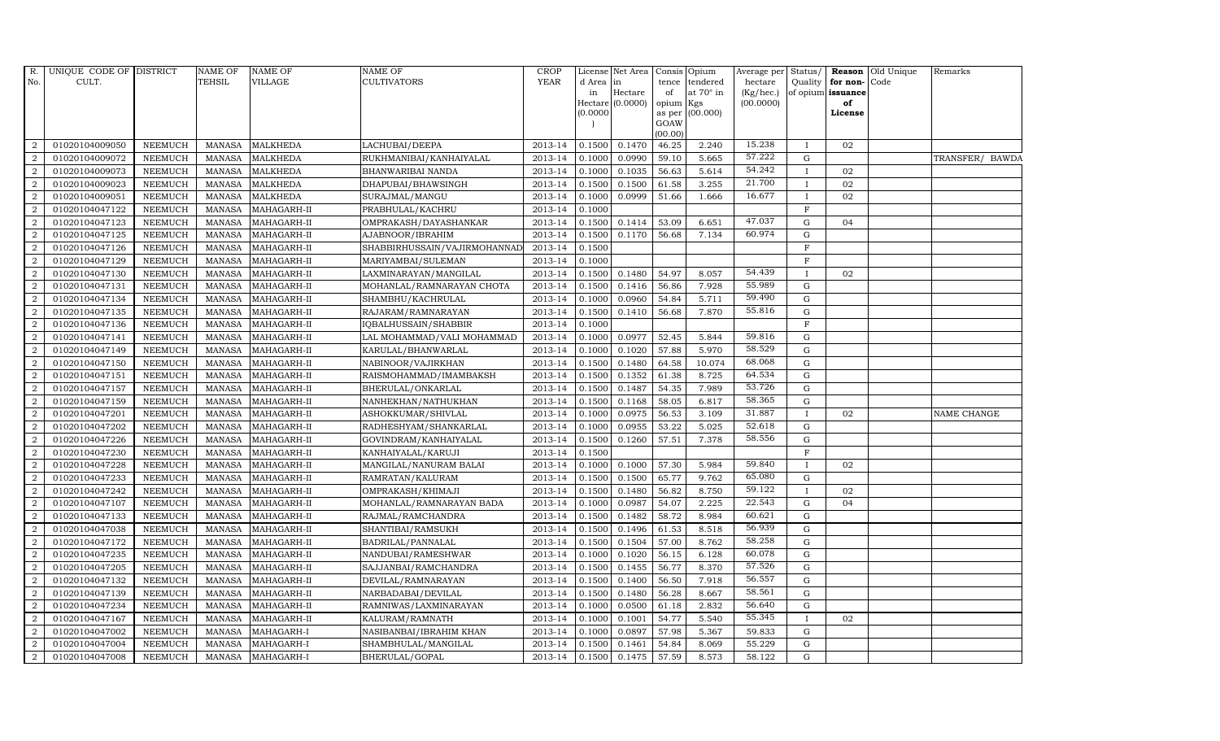| R. No. | UNIQUE CODE OF CULT. | DISTRICT | NAME OF TEHSIL | NAME OF VILLAGE | NAME OF CULTIVATORS | CROP YEAR | License d Area in Hectare (0.0000) | Net Area in Hectare (0.0000) | Consis tence of opium as per GOAW (00.00) | Opium tendered at 70° in Kgs (00.000) | Average per hectare (Kg/hec.) (00.0000) | Status/ Quality of opium | Reason for non-issuance of License | Old Unique Code | Remarks |
|---|---|---|---|---|---|---|---|---|---|---|---|---|---|---|---|
| 2 | 01020104009050 | NEEMUCH | MANASA | MALKHEDA | LACHUBAI/DEEPA | 2013-14 | 0.1500 | 0.1470 | 46.25 | 2.240 | 15.238 | I | 02 | | |
| 2 | 01020104009072 | NEEMUCH | MANASA | MALKHEDA | RUKHMANIBAI/KANHAIYALAL | 2013-14 | 0.1000 | 0.0990 | 59.10 | 5.665 | 57.222 | G | | | TRANSFER/ BAWDA |
| 2 | 01020104009073 | NEEMUCH | MANASA | MALKHEDA | BHANWARIBAI NANDA | 2013-14 | 0.1000 | 0.1035 | 56.63 | 5.614 | 54.242 | I | 02 | | |
| 2 | 01020104009023 | NEEMUCH | MANASA | MALKHEDA | DHAPUBAI/BHAWSINGH | 2013-14 | 0.1500 | 0.1500 | 61.58 | 3.255 | 21.700 | I | 02 | | |
| 2 | 01020104009051 | NEEMUCH | MANASA | MALKHEDA | SURAJMAL/MANGU | 2013-14 | 0.1000 | 0.0999 | 51.66 | 1.666 | 16.677 | I | 02 | | |
| 2 | 01020104047122 | NEEMUCH | MANASA | MAHAGARH-II | PRABHULAL/KACHRU | 2013-14 | 0.1000 | | | | | F | | | |
| 2 | 01020104047123 | NEEMUCH | MANASA | MAHAGARH-II | OMPRAKASH/DAYASHANKAR | 2013-14 | 0.1500 | 0.1414 | 53.09 | 6.651 | 47.037 | G | 04 | | |
| 2 | 01020104047125 | NEEMUCH | MANASA | MAHAGARH-II | AJABNOOR/IBRAHIM | 2013-14 | 0.1500 | 0.1170 | 56.68 | 7.134 | 60.974 | G | | | |
| 2 | 01020104047126 | NEEMUCH | MANASA | MAHAGARH-II | SHABBIRHUSSAIN/VAJIRMOHANNAD | 2013-14 | 0.1500 | | | | | F | | | |
| 2 | 01020104047129 | NEEMUCH | MANASA | MAHAGARH-II | MARIYAMBAI/SULEMAN | 2013-14 | 0.1000 | | | | | F | | | |
| 2 | 01020104047130 | NEEMUCH | MANASA | MAHAGARH-II | LAXMINARAYAN/MANGILAL | 2013-14 | 0.1500 | 0.1480 | 54.97 | 8.057 | 54.439 | I | 02 | | |
| 2 | 01020104047131 | NEEMUCH | MANASA | MAHAGARH-II | MOHANLAL/RAMNARAYAN CHOTA | 2013-14 | 0.1500 | 0.1416 | 56.86 | 7.928 | 55.989 | G | | | |
| 2 | 01020104047134 | NEEMUCH | MANASA | MAHAGARH-II | SHAMBHU/KACHRULAL | 2013-14 | 0.1000 | 0.0960 | 54.84 | 5.711 | 59.490 | G | | | |
| 2 | 01020104047135 | NEEMUCH | MANASA | MAHAGARH-II | RAJARAM/RAMNARAYAN | 2013-14 | 0.1500 | 0.1410 | 56.68 | 7.870 | 55.816 | G | | | |
| 2 | 01020104047136 | NEEMUCH | MANASA | MAHAGARH-II | IQBALHUSSAIN/SHABBIR | 2013-14 | 0.1000 | | | | | F | | | |
| 2 | 01020104047141 | NEEMUCH | MANASA | MAHAGARH-II | LAL MOHAMMAD/VALI MOHAMMAD | 2013-14 | 0.1000 | 0.0977 | 52.45 | 5.844 | 59.816 | G | | | |
| 2 | 01020104047149 | NEEMUCH | MANASA | MAHAGARH-II | KARULAL/BHANWARLAL | 2013-14 | 0.1000 | 0.1020 | 57.88 | 5.970 | 58.529 | G | | | |
| 2 | 01020104047150 | NEEMUCH | MANASA | MAHAGARH-II | NABINOOR/VAJIRKHAN | 2013-14 | 0.1500 | 0.1480 | 64.58 | 10.074 | 68.068 | G | | | |
| 2 | 01020104047151 | NEEMUCH | MANASA | MAHAGARH-II | RAISMOHAMMAD/IMAMBAKSH | 2013-14 | 0.1500 | 0.1352 | 61.38 | 8.725 | 64.534 | G | | | |
| 2 | 01020104047157 | NEEMUCH | MANASA | MAHAGARH-II | BHERULAL/ONKARLAL | 2013-14 | 0.1500 | 0.1487 | 54.35 | 7.989 | 53.726 | G | | | |
| 2 | 01020104047159 | NEEMUCH | MANASA | MAHAGARH-II | NANHEKHAN/NATHUKHAN | 2013-14 | 0.1500 | 0.1168 | 58.05 | 6.817 | 58.365 | G | | | |
| 2 | 01020104047201 | NEEMUCH | MANASA | MAHAGARH-II | ASHOKKUMAR/SHIVLAL | 2013-14 | 0.1000 | 0.0975 | 56.53 | 3.109 | 31.887 | I | 02 | | NAME CHANGE |
| 2 | 01020104047202 | NEEMUCH | MANASA | MAHAGARH-II | RADHESHYAM/SHANKARLAL | 2013-14 | 0.1000 | 0.0955 | 53.22 | 5.025 | 52.618 | G | | | |
| 2 | 01020104047226 | NEEMUCH | MANASA | MAHAGARH-II | GOVINDRAM/KANHAIYALAL | 2013-14 | 0.1500 | 0.1260 | 57.51 | 7.378 | 58.556 | G | | | |
| 2 | 01020104047230 | NEEMUCH | MANASA | MAHAGARH-II | KANHAIYALAL/KARUJI | 2013-14 | 0.1500 | | | | | F | | | |
| 2 | 01020104047228 | NEEMUCH | MANASA | MAHAGARH-II | MANGILAL/NANURAM BALAI | 2013-14 | 0.1000 | 0.1000 | 57.30 | 5.984 | 59.840 | I | 02 | | |
| 2 | 01020104047233 | NEEMUCH | MANASA | MAHAGARH-II | RAMRATAN/KALURAM | 2013-14 | 0.1500 | 0.1500 | 65.77 | 9.762 | 65.080 | G | | | |
| 2 | 01020104047242 | NEEMUCH | MANASA | MAHAGARH-II | OMPRAKASH/KHIMAJI | 2013-14 | 0.1500 | 0.1480 | 56.82 | 8.750 | 59.122 | I | 02 | | |
| 2 | 01020104047107 | NEEMUCH | MANASA | MAHAGARH-II | MOHANLAL/RAMNARAYAN BADA | 2013-14 | 0.1000 | 0.0987 | 54.07 | 2.225 | 22.543 | G | 04 | | |
| 2 | 01020104047133 | NEEMUCH | MANASA | MAHAGARH-II | RAJMAL/RAMCHANDRA | 2013-14 | 0.1500 | 0.1482 | 58.72 | 8.984 | 60.621 | G | | | |
| 2 | 01020104047038 | NEEMUCH | MANASA | MAHAGARH-II | SHANTIBAI/RAMSUKH | 2013-14 | 0.1500 | 0.1496 | 61.53 | 8.518 | 56.939 | G | | | |
| 2 | 01020104047172 | NEEMUCH | MANASA | MAHAGARH-II | BADRILAL/PANNALAL | 2013-14 | 0.1500 | 0.1504 | 57.00 | 8.762 | 58.258 | G | | | |
| 2 | 01020104047235 | NEEMUCH | MANASA | MAHAGARH-II | NANDUBAI/RAMESHWAR | 2013-14 | 0.1000 | 0.1020 | 56.15 | 6.128 | 60.078 | G | | | |
| 2 | 01020104047205 | NEEMUCH | MANASA | MAHAGARH-II | SAJJANBAI/RAMCHANDRA | 2013-14 | 0.1500 | 0.1455 | 56.77 | 8.370 | 57.526 | G | | | |
| 2 | 01020104047132 | NEEMUCH | MANASA | MAHAGARH-II | DEVILAL/RAMNARAYAN | 2013-14 | 0.1500 | 0.1400 | 56.50 | 7.918 | 56.557 | G | | | |
| 2 | 01020104047139 | NEEMUCH | MANASA | MAHAGARH-II | NARBADABAI/DEVILAL | 2013-14 | 0.1500 | 0.1480 | 56.28 | 8.667 | 58.561 | G | | | |
| 2 | 01020104047234 | NEEMUCH | MANASA | MAHAGARH-II | RAMNIWAS/LAXMINARAYAN | 2013-14 | 0.1000 | 0.0500 | 61.18 | 2.832 | 56.640 | G | | | |
| 2 | 01020104047167 | NEEMUCH | MANASA | MAHAGARH-II | KALURAM/RAMNATH | 2013-14 | 0.1000 | 0.1001 | 54.77 | 5.540 | 55.345 | I | 02 | | |
| 2 | 01020104047002 | NEEMUCH | MANASA | MAHAGARH-I | NASIBANBAI/IBRAHIM KHAN | 2013-14 | 0.1000 | 0.0897 | 57.98 | 5.367 | 59.833 | G | | | |
| 2 | 01020104047004 | NEEMUCH | MANASA | MAHAGARH-I | SHAMBHULAL/MANGILAL | 2013-14 | 0.1500 | 0.1461 | 54.84 | 8.069 | 55.229 | G | | | |
| 2 | 01020104047008 | NEEMUCH | MANASA | MAHAGARH-I | BHERULAL/GOPAL | 2013-14 | 0.1500 | 0.1475 | 57.59 | 8.573 | 58.122 | G | | | |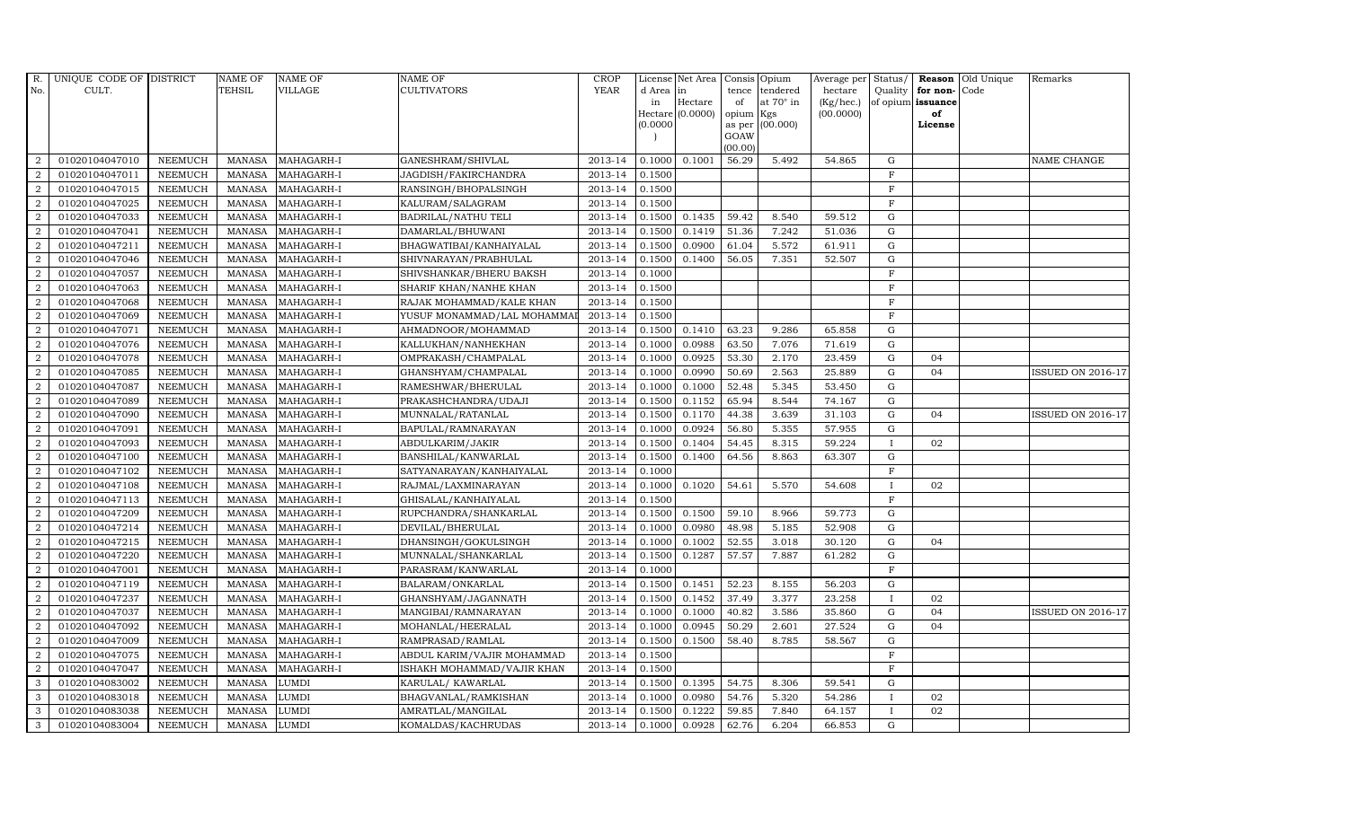| R. No. | UNIQUE CODE OF CULT. | DISTRICT | NAME OF TEHSIL | NAME OF VILLAGE | NAME OF CULTIVATORS | CROP YEAR | License d Area in Hectare (0.0000) | Net Area in Hectare (0.0000) | Consis tence of opium as per GOAW (00.00) | Opium tendered at 70° in Kgs (00.000) | Average per hectare (Kg/hec.) (00.0000) | Status/ Quality of opium | Reason for non-issuance of License | Old Unique Code | Remarks |
|---|---|---|---|---|---|---|---|---|---|---|---|---|---|---|---|
| 2 | 01020104047010 | NEEMUCH | MANASA | MAHAGARH-I | GANESHRAM/SHIVLAL | 2013-14 | 0.1000 | 0.1001 | 56.29 | 5.492 | 54.865 | G | | | NAME CHANGE |
| 2 | 01020104047011 | NEEMUCH | MANASA | MAHAGARH-I | JAGDISH/FAKIRCHANDRA | 2013-14 | 0.1500 | | | | | F | | | |
| 2 | 01020104047015 | NEEMUCH | MANASA | MAHAGARH-I | RANSINGH/BHOPALSINGH | 2013-14 | 0.1500 | | | | | F | | | |
| 2 | 01020104047025 | NEEMUCH | MANASA | MAHAGARH-I | KALURAM/SALAGRAM | 2013-14 | 0.1500 | | | | | F | | | |
| 2 | 01020104047033 | NEEMUCH | MANASA | MAHAGARH-I | BADRILAL/NATHU TELI | 2013-14 | 0.1500 | 0.1435 | 59.42 | 8.540 | 59.512 | G | | | |
| 2 | 01020104047041 | NEEMUCH | MANASA | MAHAGARH-I | DAMARLAL/BHUWANI | 2013-14 | 0.1500 | 0.1419 | 51.36 | 7.242 | 51.036 | G | | | |
| 2 | 01020104047211 | NEEMUCH | MANASA | MAHAGARH-I | BHAGWATIBAI/KANHAIYALAL | 2013-14 | 0.1500 | 0.0900 | 61.04 | 5.572 | 61.911 | G | | | |
| 2 | 01020104047046 | NEEMUCH | MANASA | MAHAGARH-I | SHIVNARAYAN/PRABHULAL | 2013-14 | 0.1500 | 0.1400 | 56.05 | 7.351 | 52.507 | G | | | |
| 2 | 01020104047057 | NEEMUCH | MANASA | MAHAGARH-I | SHIVSHANKAR/BHERU BAKSH | 2013-14 | 0.1000 | | | | | F | | | |
| 2 | 01020104047063 | NEEMUCH | MANASA | MAHAGARH-I | SHARIF KHAN/NANHE KHAN | 2013-14 | 0.1500 | | | | | F | | | |
| 2 | 01020104047068 | NEEMUCH | MANASA | MAHAGARH-I | RAJAK MOHAMMAD/KALE KHAN | 2013-14 | 0.1500 | | | | | F | | | |
| 2 | 01020104047069 | NEEMUCH | MANASA | MAHAGARH-I | YUSUF MONAMMAD/LAL MOHAMMAD | 2013-14 | 0.1500 | | | | | F | | | |
| 2 | 01020104047071 | NEEMUCH | MANASA | MAHAGARH-I | AHMADNOOR/MOHAMMAD | 2013-14 | 0.1500 | 0.1410 | 63.23 | 9.286 | 65.858 | G | | | |
| 2 | 01020104047076 | NEEMUCH | MANASA | MAHAGARH-I | KALLUKHAN/NANHEKHAN | 2013-14 | 0.1000 | 0.0988 | 63.50 | 7.076 | 71.619 | G | | | |
| 2 | 01020104047078 | NEEMUCH | MANASA | MAHAGARH-I | OMPRAKASH/CHAMPALAL | 2013-14 | 0.1000 | 0.0925 | 53.30 | 2.170 | 23.459 | G | 04 | | |
| 2 | 01020104047085 | NEEMUCH | MANASA | MAHAGARH-I | GHANSHYAM/CHAMPALAL | 2013-14 | 0.1000 | 0.0990 | 50.69 | 2.563 | 25.889 | G | 04 | | ISSUED ON 2016-17 |
| 2 | 01020104047087 | NEEMUCH | MANASA | MAHAGARH-I | RAMESHWAR/BHERULAL | 2013-14 | 0.1000 | 0.1000 | 52.48 | 5.345 | 53.450 | G | | | |
| 2 | 01020104047089 | NEEMUCH | MANASA | MAHAGARH-I | PRAKASHCHANDRA/UDAJI | 2013-14 | 0.1500 | 0.1152 | 65.94 | 8.544 | 74.167 | G | | | |
| 2 | 01020104047090 | NEEMUCH | MANASA | MAHAGARH-I | MUNNALAL/RATANLAL | 2013-14 | 0.1500 | 0.1170 | 44.38 | 3.639 | 31.103 | G | 04 | | ISSUED ON 2016-17 |
| 2 | 01020104047091 | NEEMUCH | MANASA | MAHAGARH-I | BAPULAL/RAMNARAYAN | 2013-14 | 0.1000 | 0.0924 | 56.80 | 5.355 | 57.955 | G | | | |
| 2 | 01020104047093 | NEEMUCH | MANASA | MAHAGARH-I | ABDULKARIM/JAKIR | 2013-14 | 0.1500 | 0.1404 | 54.45 | 8.315 | 59.224 | I | 02 | | |
| 2 | 01020104047100 | NEEMUCH | MANASA | MAHAGARH-I | BANSHILAL/KANWARLAL | 2013-14 | 0.1500 | 0.1400 | 64.56 | 8.863 | 63.307 | G | | | |
| 2 | 01020104047102 | NEEMUCH | MANASA | MAHAGARH-I | SATYANARAYAN/KANHAIYALAL | 2013-14 | 0.1000 | | | | | F | | | |
| 2 | 01020104047108 | NEEMUCH | MANASA | MAHAGARH-I | RAJMAL/LAXMINARAYAN | 2013-14 | 0.1000 | 0.1020 | 54.61 | 5.570 | 54.608 | I | 02 | | |
| 2 | 01020104047113 | NEEMUCH | MANASA | MAHAGARH-I | GHISALAL/KANHAIYALAL | 2013-14 | 0.1500 | | | | | F | | | |
| 2 | 01020104047209 | NEEMUCH | MANASA | MAHAGARH-I | RUPCHANDRA/SHANKARLAL | 2013-14 | 0.1500 | 0.1500 | 59.10 | 8.966 | 59.773 | G | | | |
| 2 | 01020104047214 | NEEMUCH | MANASA | MAHAGARH-I | DEVILAL/BHERULAL | 2013-14 | 0.1000 | 0.0980 | 48.98 | 5.185 | 52.908 | G | | | |
| 2 | 01020104047215 | NEEMUCH | MANASA | MAHAGARH-I | DHANSINGH/GOKULSINGH | 2013-14 | 0.1000 | 0.1002 | 52.55 | 3.018 | 30.120 | G | 04 | | |
| 2 | 01020104047220 | NEEMUCH | MANASA | MAHAGARH-I | MUNNALAL/SHANKARLAL | 2013-14 | 0.1500 | 0.1287 | 57.57 | 7.887 | 61.282 | G | | | |
| 2 | 01020104047001 | NEEMUCH | MANASA | MAHAGARH-I | PARASRAM/KANWARLAL | 2013-14 | 0.1000 | | | | | F | | | |
| 2 | 01020104047119 | NEEMUCH | MANASA | MAHAGARH-I | BALARAM/ONKARLAL | 2013-14 | 0.1500 | 0.1451 | 52.23 | 8.155 | 56.203 | G | | | |
| 2 | 01020104047237 | NEEMUCH | MANASA | MAHAGARH-I | GHANSHYAM/JAGANNATH | 2013-14 | 0.1500 | 0.1452 | 37.49 | 3.377 | 23.258 | I | 02 | | |
| 2 | 01020104047037 | NEEMUCH | MANASA | MAHAGARH-I | MANGIBAI/RAMNARAYAN | 2013-14 | 0.1000 | 0.1000 | 40.82 | 3.586 | 35.860 | G | 04 | | ISSUED ON 2016-17 |
| 2 | 01020104047092 | NEEMUCH | MANASA | MAHAGARH-I | MOHANLAL/HEERALAL | 2013-14 | 0.1000 | 0.0945 | 50.29 | 2.601 | 27.524 | G | 04 | | |
| 2 | 01020104047009 | NEEMUCH | MANASA | MAHAGARH-I | RAMPRASAD/RAMLAL | 2013-14 | 0.1500 | 0.1500 | 58.40 | 8.785 | 58.567 | G | | | |
| 2 | 01020104047075 | NEEMUCH | MANASA | MAHAGARH-I | ABDUL KARIM/VAJIR MOHAMMAD | 2013-14 | 0.1500 | | | | | F | | | |
| 2 | 01020104047047 | NEEMUCH | MANASA | MAHAGARH-I | ISHAKH MOHAMMAD/VAJIR KHAN | 2013-14 | 0.1500 | | | | | F | | | |
| 3 | 01020104083002 | NEEMUCH | MANASA | LUMDI | KARULAL/ KAWARLAL | 2013-14 | 0.1500 | 0.1395 | 54.75 | 8.306 | 59.541 | G | | | |
| 3 | 01020104083018 | NEEMUCH | MANASA | LUMDI | BHAGVANLAL/RAMKISHAN | 2013-14 | 0.1000 | 0.0980 | 54.76 | 5.320 | 54.286 | I | 02 | | |
| 3 | 01020104083038 | NEEMUCH | MANASA | LUMDI | AMRATLAL/MANGILAL | 2013-14 | 0.1500 | 0.1222 | 59.85 | 7.840 | 64.157 | I | 02 | | |
| 3 | 01020104083004 | NEEMUCH | MANASA | LUMDI | KOMALDAS/KACHRUDAS | 2013-14 | 0.1000 | 0.0928 | 62.76 | 6.204 | 66.853 | G | | | |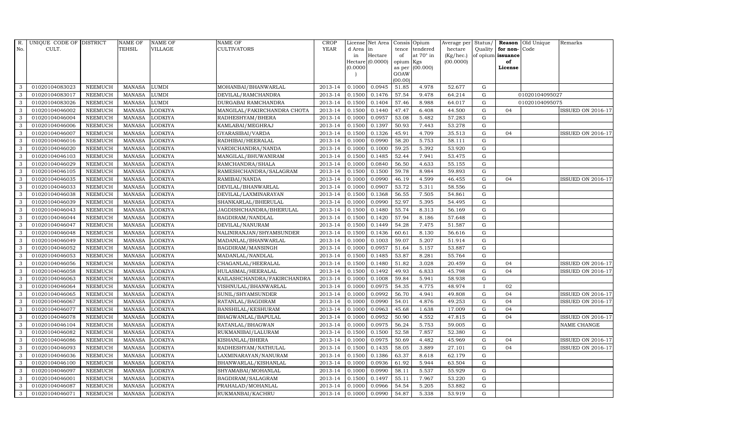| R. No. | UNIQUE CODE OF CULT. | DISTRICT | NAME OF TEHSIL | NAME OF VILLAGE | NAME OF CULTIVATORS | CROP YEAR | License d Area in Hectare (0.0000) | Net Area in Hectare (0.0000) | Consis tence of opium as per GOAW (00.00) | Opium tendered at 70° in Kgs (00.000) | Average per hectare (Kg/hec.) (00.0000) | Status/ Quality of opium | Reason for non-issuance of License | Old Unique Code | Remarks |
|---|---|---|---|---|---|---|---|---|---|---|---|---|---|---|---|
| 3 | 01020104083023 | NEEMUCH | MANASA | LUMDI | MOHANBAI/BHANWARLAL | 2013-14 | 0.1000 | 0.0945 | 51.85 | 4.978 | 52.677 | G | | | |
| 3 | 01020104083017 | NEEMUCH | MANASA | LUMDI | DEVILAL/RAMCHANDRA | 2013-14 | 0.1500 | 0.1476 | 57.54 | 9.478 | 64.214 | G | | 01020104095027 | |
| 3 | 01020104083026 | NEEMUCH | MANASA | LUMDI | DURGABAI RAMCHANDRA | 2013-14 | 0.1500 | 0.1404 | 57.46 | 8.988 | 64.017 | G | | 01020104095075 | |
| 3 | 01020104046002 | NEEMUCH | MANASA | LODKIYA | MANGILAL/FAKIRCHANDRA CHOTA | 2013-14 | 0.1500 | 0.1440 | 47.47 | 6.408 | 44.500 | G | 04 | | ISSUED ON 2016-17 |
| 3 | 01020104046004 | NEEMUCH | MANASA | LODKIYA | RADHESHYAM/BHERA | 2013-14 | 0.1000 | 0.0957 | 53.08 | 5.482 | 57.283 | G | | | |
| 3 | 01020104046006 | NEEMUCH | MANASA | LODKIYA | KAMLABAI/MEGHRAJ | 2013-14 | 0.1500 | 0.1397 | 50.93 | 7.443 | 53.278 | G | | | |
| 3 | 01020104046007 | NEEMUCH | MANASA | LODKIYA | GYARASIBAI/VARDA | 2013-14 | 0.1500 | 0.1326 | 45.91 | 4.709 | 35.513 | G | 04 | | ISSUED ON 2016-17 |
| 3 | 01020104046016 | NEEMUCH | MANASA | LODKIYA | RADHIBAI/HEERALAL | 2013-14 | 0.1000 | 0.0990 | 58.20 | 5.753 | 58.111 | G | | | |
| 3 | 01020104046020 | NEEMUCH | MANASA | LODKIYA | VARDICHANDRA/NANDA | 2013-14 | 0.1000 | 0.1000 | 59.25 | 5.392 | 53.920 | G | | | |
| 3 | 01020104046103 | NEEMUCH | MANASA | LODKIYA | MANGILAL/BHUWANIRAM | 2013-14 | 0.1500 | 0.1485 | 52.44 | 7.941 | 53.475 | G | | | |
| 3 | 01020104046029 | NEEMUCH | MANASA | LODKIYA | RAMCHANDRA/SHALA | 2013-14 | 0.1000 | 0.0840 | 56.50 | 4.633 | 55.155 | G | | | |
| 3 | 01020104046105 | NEEMUCH | MANASA | LODKIYA | RAMESHCHANDRA/SALAGRAM | 2013-14 | 0.1500 | 0.1500 | 59.78 | 8.984 | 59.893 | G | | | |
| 3 | 01020104046035 | NEEMUCH | MANASA | LODKIYA | RAMIBAI/NANDA | 2013-14 | 0.1000 | 0.0990 | 46.19 | 4.599 | 46.455 | G | 04 | | ISSUED ON 2016-17 |
| 3 | 01020104046033 | NEEMUCH | MANASA | LODKIYA | DEVILAL/BHANWARLAL | 2013-14 | 0.1000 | 0.0907 | 53.72 | 5.311 | 58.556 | G | | | |
| 3 | 01020104046038 | NEEMUCH | MANASA | LODKIYA | DEVILAL/LAXMINARAYAN | 2013-14 | 0.1500 | 0.1368 | 56.55 | 7.505 | 54.861 | G | | | |
| 3 | 01020104046039 | NEEMUCH | MANASA | LODKIYA | SHANKARLAL/BHERULAL | 2013-14 | 0.1000 | 0.0990 | 52.97 | 5.395 | 54.495 | G | | | |
| 3 | 01020104046043 | NEEMUCH | MANASA | LODKIYA | JAGDISHCHANDRA/BHERULAL | 2013-14 | 0.1500 | 0.1480 | 55.74 | 8.313 | 56.169 | G | | | |
| 3 | 01020104046044 | NEEMUCH | MANASA | LODKIYA | BAGDIRAM/NANDLAL | 2013-14 | 0.1500 | 0.1420 | 57.94 | 8.186 | 57.648 | G | | | |
| 3 | 01020104046047 | NEEMUCH | MANASA | LODKIYA | DEVILAL/NANURAM | 2013-14 | 0.1500 | 0.1449 | 54.28 | 7.475 | 51.587 | G | | | |
| 3 | 01020104046048 | NEEMUCH | MANASA | LODKIYA | NALINIRANJAN/SHYAMSUNDER | 2013-14 | 0.1500 | 0.1436 | 60.61 | 8.130 | 56.616 | G | | | |
| 3 | 01020104046049 | NEEMUCH | MANASA | LODKIYA | MADANLAL/BHANWARLAL | 2013-14 | 0.1000 | 0.1003 | 59.07 | 5.207 | 51.914 | G | | | |
| 3 | 01020104046052 | NEEMUCH | MANASA | LODKIYA | BAGDIRAM/MANSINGH | 2013-14 | 0.1000 | 0.0957 | 51.64 | 5.157 | 53.887 | G | | | |
| 3 | 01020104046053 | NEEMUCH | MANASA | LODKIYA | MADANLAL/NANDLAL | 2013-14 | 0.1500 | 0.1485 | 53.87 | 8.281 | 55.764 | G | | | |
| 3 | 01020104046056 | NEEMUCH | MANASA | LODKIYA | CHAGANLAL/HEERALAL | 2013-14 | 0.1500 | 0.1480 | 51.82 | 3.028 | 20.459 | G | 04 | | ISSUED ON 2016-17 |
| 3 | 01020104046058 | NEEMUCH | MANASA | LODKIYA | HULASMAL/HEERALAL | 2013-14 | 0.1500 | 0.1492 | 49.93 | 6.833 | 45.798 | G | 04 | | ISSUED ON 2016-17 |
| 3 | 01020104046063 | NEEMUCH | MANASA | LODKIYA | KAILASHCHANDRA/FAKIRCHANDRA | 2013-14 | 0.1000 | 0.1008 | 59.84 | 5.941 | 58.938 | G | | | |
| 3 | 01020104046064 | NEEMUCH | MANASA | LODKIYA | VISHNULAL/BHANWARLAL | 2013-14 | 0.1000 | 0.0975 | 54.35 | 4.775 | 48.974 | I | 02 | | |
| 3 | 01020104046065 | NEEMUCH | MANASA | LODKIYA | SUNIL/SHYAMSUNDER | 2013-14 | 0.1000 | 0.0992 | 56.70 | 4.941 | 49.808 | G | 04 | | ISSUED ON 2016-17 |
| 3 | 01020104046067 | NEEMUCH | MANASA | LODKIYA | RATANLAL/BAGDIRAM | 2013-14 | 0.1000 | 0.0990 | 54.01 | 4.876 | 49.253 | G | 04 | | ISSUED ON 2016-17 |
| 3 | 01020104046077 | NEEMUCH | MANASA | LODKIYA | BANSHILAL/KESHURAM | 2013-14 | 0.1000 | 0.0963 | 45.68 | 1.638 | 17.009 | G | 04 | | |
| 3 | 01020104046078 | NEEMUCH | MANASA | LODKIYA | BHAGWANLAL/BAPULAL | 2013-14 | 0.1000 | 0.0952 | 50.90 | 4.552 | 47.815 | G | 04 | | ISSUED ON 2016-17 |
| 3 | 01020104046104 | NEEMUCH | MANASA | LODKIYA | RATANLAL/BHAGWAN | 2013-14 | 0.1000 | 0.0975 | 56.24 | 5.753 | 59.005 | G | | | NAME CHANGE |
| 3 | 01020104046082 | NEEMUCH | MANASA | LODKIYA | RUKMANIBAI/LALURAM | 2013-14 | 0.1500 | 0.1500 | 52.58 | 7.857 | 52.380 | G | | | |
| 3 | 01020104046086 | NEEMUCH | MANASA | LODKIYA | KISHANLAL/BHERA | 2013-14 | 0.1000 | 0.0975 | 50.69 | 4.482 | 45.969 | G | 04 | | ISSUED ON 2016-17 |
| 3 | 01020104046093 | NEEMUCH | MANASA | LODKIYA | RADHESHYAM/NATHULAL | 2013-14 | 0.1500 | 0.1435 | 58.05 | 3.889 | 27.101 | G | 04 | | ISSUED ON 2016-17 |
| 3 | 01020104046036 | NEEMUCH | MANASA | LODKIYA | LAXMINARAYAN/NANURAM | 2013-14 | 0.1500 | 0.1386 | 63.37 | 8.618 | 62.179 | G | | | |
| 3 | 01020104046100 | NEEMUCH | MANASA | LODKIYA | BHANWARLAL/KISHANLAL | 2013-14 | 0.1000 | 0.0936 | 61.92 | 5.944 | 63.504 | G | | | |
| 3 | 01020104046097 | NEEMUCH | MANASA | LODKIYA | SHYAMABAI/MOHANLAL | 2013-14 | 0.1000 | 0.0990 | 58.11 | 5.537 | 55.929 | G | | | |
| 3 | 01020104046001 | NEEMUCH | MANASA | LODKIYA | BAGDIRAM/SALAGRAM | 2013-14 | 0.1500 | 0.1497 | 55.11 | 7.967 | 53.220 | G | | | |
| 3 | 01020104046087 | NEEMUCH | MANASA | LODKIYA | PRAHALAD/MOHANLAL | 2013-14 | 0.1000 | 0.0966 | 54.54 | 5.205 | 53.882 | G | | | |
| 3 | 01020104046071 | NEEMUCH | MANASA | LODKIYA | RUKMANBAI/KACHRU | 2013-14 | 0.1000 | 0.0990 | 54.87 | 5.338 | 53.919 | G | | | |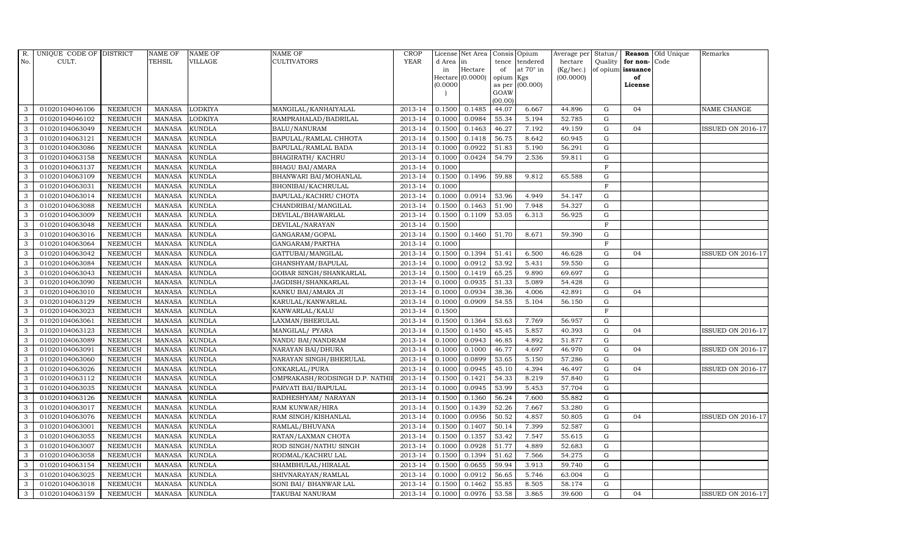| R. No. | UNIQUE CODE OF CULT. | DISTRICT | NAME OF TEHSIL | NAME OF VILLAGE | NAME OF CULTIVATORS | CROP YEAR | License d Area in Hectare (0.0000) | Net Area in Hectare (0.0000) | Consis tence of opium as per GOAW (00.00) | Opium tendered at 70° in Kgs (00.000) | Average per hectare (Kg/hec.) (00.0000) | Status/ Quality of opium | Reason for non-issuance of License | Old Unique Code | Remarks |
|---|---|---|---|---|---|---|---|---|---|---|---|---|---|---|---|
| 3 | 01020104046106 | NEEMUCH | MANASA | LODKIYA | MANGILAL/KANHAIYALAL | 2013-14 | 0.1500 | 0.1485 | 44.07 | 6.667 | 44.896 | G | 04 | | NAME CHANGE |
| 3 | 01020104046102 | NEEMUCH | MANASA | LODKIYA | RAMPRAHALAD/BADRILAL | 2013-14 | 0.1000 | 0.0984 | 55.34 | 5.194 | 52.785 | G | | | |
| 3 | 01020104063049 | NEEMUCH | MANASA | KUNDLA | BALU/NANURAM | 2013-14 | 0.1500 | 0.1463 | 46.27 | 7.192 | 49.159 | G | 04 | | ISSUED ON 2016-17 |
| 3 | 01020104063121 | NEEMUCH | MANASA | KUNDLA | BAPULAL/RAMLAL CHHOTA | 2013-14 | 0.1500 | 0.1418 | 56.75 | 8.642 | 60.945 | G | | | |
| 3 | 01020104063086 | NEEMUCH | MANASA | KUNDLA | BAPULAL/RAMLAL BADA | 2013-14 | 0.1000 | 0.0922 | 51.83 | 5.190 | 56.291 | G | | | |
| 3 | 01020104063158 | NEEMUCH | MANASA | KUNDLA | BHAGIRATH/ KACHRU | 2013-14 | 0.1000 | 0.0424 | 54.79 | 2.536 | 59.811 | G | | | |
| 3 | 01020104063137 | NEEMUCH | MANASA | KUNDLA | BHAGU BAI/AMARA | 2013-14 | 0.1000 | | | | | F | | | |
| 3 | 01020104063109 | NEEMUCH | MANASA | KUNDLA | BHANWARI BAI/MOHANLAL | 2013-14 | 0.1500 | 0.1496 | 59.88 | 9.812 | 65.588 | G | | | |
| 3 | 01020104063031 | NEEMUCH | MANASA | KUNDLA | BHONIBAI/KACHRULAL | 2013-14 | 0.1000 | | | | | F | | | |
| 3 | 01020104063014 | NEEMUCH | MANASA | KUNDLA | BAPULAL/KACHRU CHOTA | 2013-14 | 0.1000 | 0.0914 | 53.96 | 4.949 | 54.147 | G | | | |
| 3 | 01020104063088 | NEEMUCH | MANASA | KUNDLA | CHANDRIBAI/MANGILAL | 2013-14 | 0.1500 | 0.1463 | 51.90 | 7.948 | 54.327 | G | | | |
| 3 | 01020104063009 | NEEMUCH | MANASA | KUNDLA | DEVILAL/BHAWARLAL | 2013-14 | 0.1500 | 0.1109 | 53.05 | 6.313 | 56.925 | G | | | |
| 3 | 01020104063048 | NEEMUCH | MANASA | KUNDLA | DEVILAL/NARAYAN | 2013-14 | 0.1500 | | | | | F | | | |
| 3 | 01020104063016 | NEEMUCH | MANASA | KUNDLA | GANGARAM/GOPAL | 2013-14 | 0.1500 | 0.1460 | 51.70 | 8.671 | 59.390 | G | | | |
| 3 | 01020104063064 | NEEMUCH | MANASA | KUNDLA | GANGARAM/PARTHA | 2013-14 | 0.1000 | | | | | F | | | |
| 3 | 01020104063042 | NEEMUCH | MANASA | KUNDLA | GATTUBAI/MANGILAL | 2013-14 | 0.1500 | 0.1394 | 51.41 | 6.500 | 46.628 | G | 04 | | ISSUED ON 2016-17 |
| 3 | 01020104063084 | NEEMUCH | MANASA | KUNDLA | GHANSHYAM/BAPULAL | 2013-14 | 0.1000 | 0.0912 | 53.92 | 5.431 | 59.550 | G | | | |
| 3 | 01020104063043 | NEEMUCH | MANASA | KUNDLA | GOBAR SINGH/SHANKARLAL | 2013-14 | 0.1500 | 0.1419 | 65.25 | 9.890 | 69.697 | G | | | |
| 3 | 01020104063090 | NEEMUCH | MANASA | KUNDLA | JAGDISH/SHANKARLAL | 2013-14 | 0.1000 | 0.0935 | 51.33 | 5.089 | 54.428 | G | | | |
| 3 | 01020104063010 | NEEMUCH | MANASA | KUNDLA | KANKU BAI/AMARA JI | 2013-14 | 0.1000 | 0.0934 | 38.36 | 4.006 | 42.891 | G | 04 | | |
| 3 | 01020104063129 | NEEMUCH | MANASA | KUNDLA | KARULAL/KANWARLAL | 2013-14 | 0.1000 | 0.0909 | 54.55 | 5.104 | 56.150 | G | | | |
| 3 | 01020104063023 | NEEMUCH | MANASA | KUNDLA | KANWARLAL/KALU | 2013-14 | 0.1500 | | | | | F | | | |
| 3 | 01020104063061 | NEEMUCH | MANASA | KUNDLA | LAXMAN/BHERULAL | 2013-14 | 0.1500 | 0.1364 | 53.63 | 7.769 | 56.957 | G | | | |
| 3 | 01020104063123 | NEEMUCH | MANASA | KUNDLA | MANGILAL/ PYARA | 2013-14 | 0.1500 | 0.1450 | 45.45 | 5.857 | 40.393 | G | 04 | | ISSUED ON 2016-17 |
| 3 | 01020104063089 | NEEMUCH | MANASA | KUNDLA | NANDU BAI/NANDRAM | 2013-14 | 0.1000 | 0.0943 | 46.85 | 4.892 | 51.877 | G | | | |
| 3 | 01020104063091 | NEEMUCH | MANASA | KUNDLA | NARAYAN BAI/DHURA | 2013-14 | 0.1000 | 0.1000 | 46.77 | 4.697 | 46.970 | G | 04 | | ISSUED ON 2016-17 |
| 3 | 01020104063060 | NEEMUCH | MANASA | KUNDLA | NARAYAN SINGH/BHERULAL | 2013-14 | 0.1000 | 0.0899 | 53.65 | 5.150 | 57.286 | G | | | |
| 3 | 01020104063026 | NEEMUCH | MANASA | KUNDLA | ONKARLAL/PURA | 2013-14 | 0.1000 | 0.0945 | 45.10 | 4.394 | 46.497 | G | 04 | | ISSUED ON 2016-17 |
| 3 | 01020104063112 | NEEMUCH | MANASA | KUNDLA | OMPRAKASH/RODSINGH D.P. NATHII | 2013-14 | 0.1500 | 0.1421 | 54.33 | 8.219 | 57.840 | G | | | |
| 3 | 01020104063035 | NEEMUCH | MANASA | KUNDLA | PARVATI BAI/BAPULAL | 2013-14 | 0.1000 | 0.0945 | 53.99 | 5.453 | 57.704 | G | | | |
| 3 | 01020104063126 | NEEMUCH | MANASA | KUNDLA | RADHESHYAM/ NARAYAN | 2013-14 | 0.1500 | 0.1360 | 56.24 | 7.600 | 55.882 | G | | | |
| 3 | 01020104063017 | NEEMUCH | MANASA | KUNDLA | RAM KUNWAR/HIRA | 2013-14 | 0.1500 | 0.1439 | 52.26 | 7.667 | 53.280 | G | | | |
| 3 | 01020104063076 | NEEMUCH | MANASA | KUNDLA | RAM SINGH/KISHANLAL | 2013-14 | 0.1000 | 0.0956 | 50.52 | 4.857 | 50.805 | G | 04 | | ISSUED ON 2016-17 |
| 3 | 01020104063001 | NEEMUCH | MANASA | KUNDLA | RAMLAL/BHUVANA | 2013-14 | 0.1500 | 0.1407 | 50.14 | 7.399 | 52.587 | G | | | |
| 3 | 01020104063055 | NEEMUCH | MANASA | KUNDLA | RATAN/LAXMAN CHOTA | 2013-14 | 0.1500 | 0.1357 | 53.42 | 7.547 | 55.615 | G | | | |
| 3 | 01020104063007 | NEEMUCH | MANASA | KUNDLA | ROD SINGH/NATHU SINGH | 2013-14 | 0.1000 | 0.0928 | 51.77 | 4.889 | 52.683 | G | | | |
| 3 | 01020104063058 | NEEMUCH | MANASA | KUNDLA | RODMAL/KACHRU LAL | 2013-14 | 0.1500 | 0.1394 | 51.62 | 7.566 | 54.275 | G | | | |
| 3 | 01020104063154 | NEEMUCH | MANASA | KUNDLA | SHAMBHULAL/HIRALAL | 2013-14 | 0.1500 | 0.0655 | 59.94 | 3.913 | 59.740 | G | | | |
| 3 | 01020104063025 | NEEMUCH | MANASA | KUNDLA | SHIVNARAYAN/RAMLAL | 2013-14 | 0.1000 | 0.0912 | 56.65 | 5.746 | 63.004 | G | | | |
| 3 | 01020104063018 | NEEMUCH | MANASA | KUNDLA | SONI BAI/ BHANWAR LAL | 2013-14 | 0.1500 | 0.1462 | 55.85 | 8.505 | 58.174 | G | | | |
| 3 | 01020104063159 | NEEMUCH | MANASA | KUNDLA | TAKUBAI NANURAM | 2013-14 | 0.1000 | 0.0976 | 53.58 | 3.865 | 39.600 | G | 04 | | ISSUED ON 2016-17 |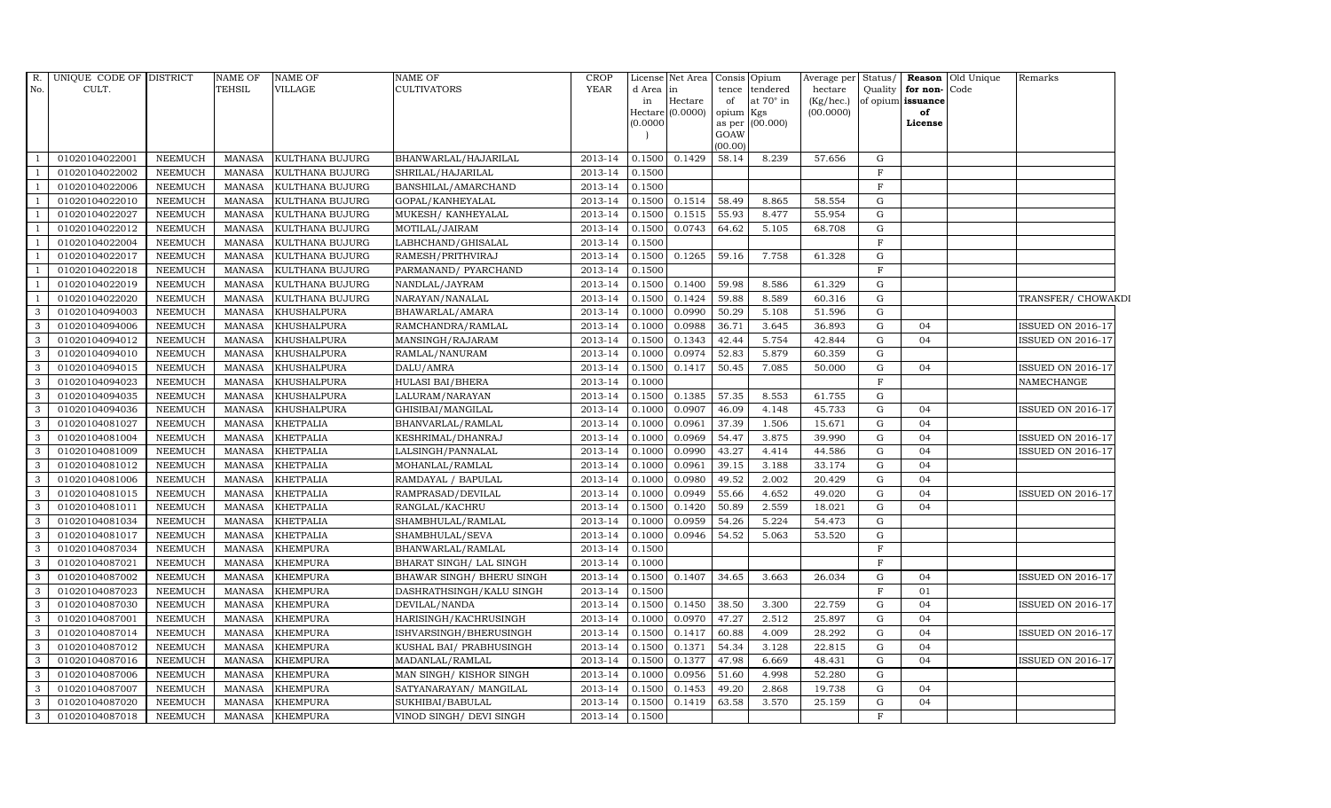| R. No. | UNIQUE CODE OF CULT. | DISTRICT | NAME OF TEHSIL | NAME OF VILLAGE | NAME OF CULTIVATORS | CROP YEAR | License d Area in Hectare (0.0000) | Net Area in Hectare (0.0000) | Consis tence of opium as per GOAW (00.00) | Opium tendered at 70° in Kgs (00.000) | Average per hectare (Kg/hec.) (00.0000) | Status/ Quality of opium | Reason for non- issuance of License | Old Unique Code | Remarks |
|---|---|---|---|---|---|---|---|---|---|---|---|---|---|---|---|
| 1 | 01020104022001 | NEEMUCH | MANASA | KULTHANA BUJURG | BHANWARLAL/HAJARILAL | 2013-14 | 0.1500 | 0.1429 | 58.14 | 8.239 | 57.656 | G | | | |
| 1 | 01020104022002 | NEEMUCH | MANASA | KULTHANA BUJURG | SHRILAL/HAJARILAL | 2013-14 | 0.1500 | | | | | F | | | |
| 1 | 01020104022006 | NEEMUCH | MANASA | KULTHANA BUJURG | BANSHILAL/AMARCHAND | 2013-14 | 0.1500 | | | | | F | | | |
| 1 | 01020104022010 | NEEMUCH | MANASA | KULTHANA BUJURG | GOPAL/KANHEYALAL | 2013-14 | 0.1500 | 0.1514 | 58.49 | 8.865 | 58.554 | G | | | |
| 1 | 01020104022027 | NEEMUCH | MANASA | KULTHANA BUJURG | MUKESH/ KANHEYALAL | 2013-14 | 0.1500 | 0.1515 | 55.93 | 8.477 | 55.954 | G | | | |
| 1 | 01020104022012 | NEEMUCH | MANASA | KULTHANA BUJURG | MOTILAL/JAIRAM | 2013-14 | 0.1500 | 0.0743 | 64.62 | 5.105 | 68.708 | G | | | |
| 1 | 01020104022004 | NEEMUCH | MANASA | KULTHANA BUJURG | LABHCHAND/GHISALAL | 2013-14 | 0.1500 | | | | | F | | | |
| 1 | 01020104022017 | NEEMUCH | MANASA | KULTHANA BUJURG | RAMESH/PRITHVIRAJ | 2013-14 | 0.1500 | 0.1265 | 59.16 | 7.758 | 61.328 | G | | | |
| 1 | 01020104022018 | NEEMUCH | MANASA | KULTHANA BUJURG | PARMANAND/ PYARCHAND | 2013-14 | 0.1500 | | | | | F | | | |
| 1 | 01020104022019 | NEEMUCH | MANASA | KULTHANA BUJURG | NANDLAL/JAYRAM | 2013-14 | 0.1500 | 0.1400 | 59.98 | 8.586 | 61.329 | G | | | |
| 1 | 01020104022020 | NEEMUCH | MANASA | KULTHANA BUJURG | NARAYAN/NANALAL | 2013-14 | 0.1500 | 0.1424 | 59.88 | 8.589 | 60.316 | G | | | TRANSFER/ CHOWAKDI |
| 3 | 01020104094003 | NEEMUCH | MANASA | KHUSHALPURA | BHAWARLAL/AMARA | 2013-14 | 0.1000 | 0.0990 | 50.29 | 5.108 | 51.596 | G | | | |
| 3 | 01020104094006 | NEEMUCH | MANASA | KHUSHALPURA | RAMCHANDRA/RAMLAL | 2013-14 | 0.1000 | 0.0988 | 36.71 | 3.645 | 36.893 | G | 04 | | ISSUED ON 2016-17 |
| 3 | 01020104094012 | NEEMUCH | MANASA | KHUSHALPURA | MANSINGH/RAJARAM | 2013-14 | 0.1500 | 0.1343 | 42.44 | 5.754 | 42.844 | G | 04 | | ISSUED ON 2016-17 |
| 3 | 01020104094010 | NEEMUCH | MANASA | KHUSHALPURA | RAMLAL/NANURAM | 2013-14 | 0.1000 | 0.0974 | 52.83 | 5.879 | 60.359 | G | | | |
| 3 | 01020104094015 | NEEMUCH | MANASA | KHUSHALPURA | DALU/AMRA | 2013-14 | 0.1500 | 0.1417 | 50.45 | 7.085 | 50.000 | G | 04 | | ISSUED ON 2016-17 |
| 3 | 01020104094023 | NEEMUCH | MANASA | KHUSHALPURA | HULASI BAI/BHERA | 2013-14 | 0.1000 | | | | | F | | | NAMECHANGE |
| 3 | 01020104094035 | NEEMUCH | MANASA | KHUSHALPURA | LALURAM/NARAYAN | 2013-14 | 0.1500 | 0.1385 | 57.35 | 8.553 | 61.755 | G | | | |
| 3 | 01020104094036 | NEEMUCH | MANASA | KHUSHALPURA | GHISIBAI/MANGILAL | 2013-14 | 0.1000 | 0.0907 | 46.09 | 4.148 | 45.733 | G | 04 | | ISSUED ON 2016-17 |
| 3 | 01020104081027 | NEEMUCH | MANASA | KHETPALIA | BHANVARLAL/RAMLAL | 2013-14 | 0.1000 | 0.0961 | 37.39 | 1.506 | 15.671 | G | 04 | | |
| 3 | 01020104081004 | NEEMUCH | MANASA | KHETPALIA | KESHRIMAL/DHANRAJ | 2013-14 | 0.1000 | 0.0969 | 54.47 | 3.875 | 39.990 | G | 04 | | ISSUED ON 2016-17 |
| 3 | 01020104081009 | NEEMUCH | MANASA | KHETPALIA | LALSINGH/PANNALAL | 2013-14 | 0.1000 | 0.0990 | 43.27 | 4.414 | 44.586 | G | 04 | | ISSUED ON 2016-17 |
| 3 | 01020104081012 | NEEMUCH | MANASA | KHETPALIA | MOHANLAL/RAMLAL | 2013-14 | 0.1000 | 0.0961 | 39.15 | 3.188 | 33.174 | G | 04 | | |
| 3 | 01020104081006 | NEEMUCH | MANASA | KHETPALIA | RAMDAYAL / BAPULAL | 2013-14 | 0.1000 | 0.0980 | 49.52 | 2.002 | 20.429 | G | 04 | | |
| 3 | 01020104081015 | NEEMUCH | MANASA | KHETPALIA | RAMPRASAD/DEVILAL | 2013-14 | 0.1000 | 0.0949 | 55.66 | 4.652 | 49.020 | G | 04 | | ISSUED ON 2016-17 |
| 3 | 01020104081011 | NEEMUCH | MANASA | KHETPALIA | RANGLAL/KACHRU | 2013-14 | 0.1500 | 0.1420 | 50.89 | 2.559 | 18.021 | G | 04 | | |
| 3 | 01020104081034 | NEEMUCH | MANASA | KHETPALIA | SHAMBHULAL/RAMLAL | 2013-14 | 0.1000 | 0.0959 | 54.26 | 5.224 | 54.473 | G | | | |
| 3 | 01020104081017 | NEEMUCH | MANASA | KHETPALIA | SHAMBHULAL/SEVA | 2013-14 | 0.1000 | 0.0946 | 54.52 | 5.063 | 53.520 | G | | | |
| 3 | 01020104087034 | NEEMUCH | MANASA | KHEMPURA | BHANWARLAL/RAMLAL | 2013-14 | 0.1500 | | | | | F | | | |
| 3 | 01020104087021 | NEEMUCH | MANASA | KHEMPURA | BHARAT SINGH/ LAL SINGH | 2013-14 | 0.1000 | | | | | F | | | |
| 3 | 01020104087002 | NEEMUCH | MANASA | KHEMPURA | BHAWAR SINGH/ BHERU SINGH | 2013-14 | 0.1500 | 0.1407 | 34.65 | 3.663 | 26.034 | G | 04 | | ISSUED ON 2016-17 |
| 3 | 01020104087023 | NEEMUCH | MANASA | KHEMPURA | DASHRATHSINGH/KALU SINGH | 2013-14 | 0.1500 | | | | | F | 01 | | |
| 3 | 01020104087030 | NEEMUCH | MANASA | KHEMPURA | DEVILAL/NANDA | 2013-14 | 0.1500 | 0.1450 | 38.50 | 3.300 | 22.759 | G | 04 | | ISSUED ON 2016-17 |
| 3 | 01020104087001 | NEEMUCH | MANASA | KHEMPURA | HARISINGH/KACHRUSINGH | 2013-14 | 0.1000 | 0.0970 | 47.27 | 2.512 | 25.897 | G | 04 | | |
| 3 | 01020104087014 | NEEMUCH | MANASA | KHEMPURA | ISHVARSINGH/BHERUSINGH | 2013-14 | 0.1500 | 0.1417 | 60.88 | 4.009 | 28.292 | G | 04 | | ISSUED ON 2016-17 |
| 3 | 01020104087012 | NEEMUCH | MANASA | KHEMPURA | KUSHAL BAI/ PRABHUSINGH | 2013-14 | 0.1500 | 0.1371 | 54.34 | 3.128 | 22.815 | G | 04 | | |
| 3 | 01020104087016 | NEEMUCH | MANASA | KHEMPURA | MADANLAL/RAMLAL | 2013-14 | 0.1500 | 0.1377 | 47.98 | 6.669 | 48.431 | G | 04 | | ISSUED ON 2016-17 |
| 3 | 01020104087006 | NEEMUCH | MANASA | KHEMPURA | MAN SINGH/ KISHOR SINGH | 2013-14 | 0.1000 | 0.0956 | 51.60 | 4.998 | 52.280 | G | | | |
| 3 | 01020104087007 | NEEMUCH | MANASA | KHEMPURA | SATYANARAYAN/ MANGILAL | 2013-14 | 0.1500 | 0.1453 | 49.20 | 2.868 | 19.738 | G | 04 | | |
| 3 | 01020104087020 | NEEMUCH | MANASA | KHEMPURA | SUKHIBAI/BABULAL | 2013-14 | 0.1500 | 0.1419 | 63.58 | 3.570 | 25.159 | G | 04 | | |
| 3 | 01020104087018 | NEEMUCH | MANASA | KHEMPURA | VINOD SINGH/ DEVI SINGH | 2013-14 | 0.1500 | | | | | F | | | |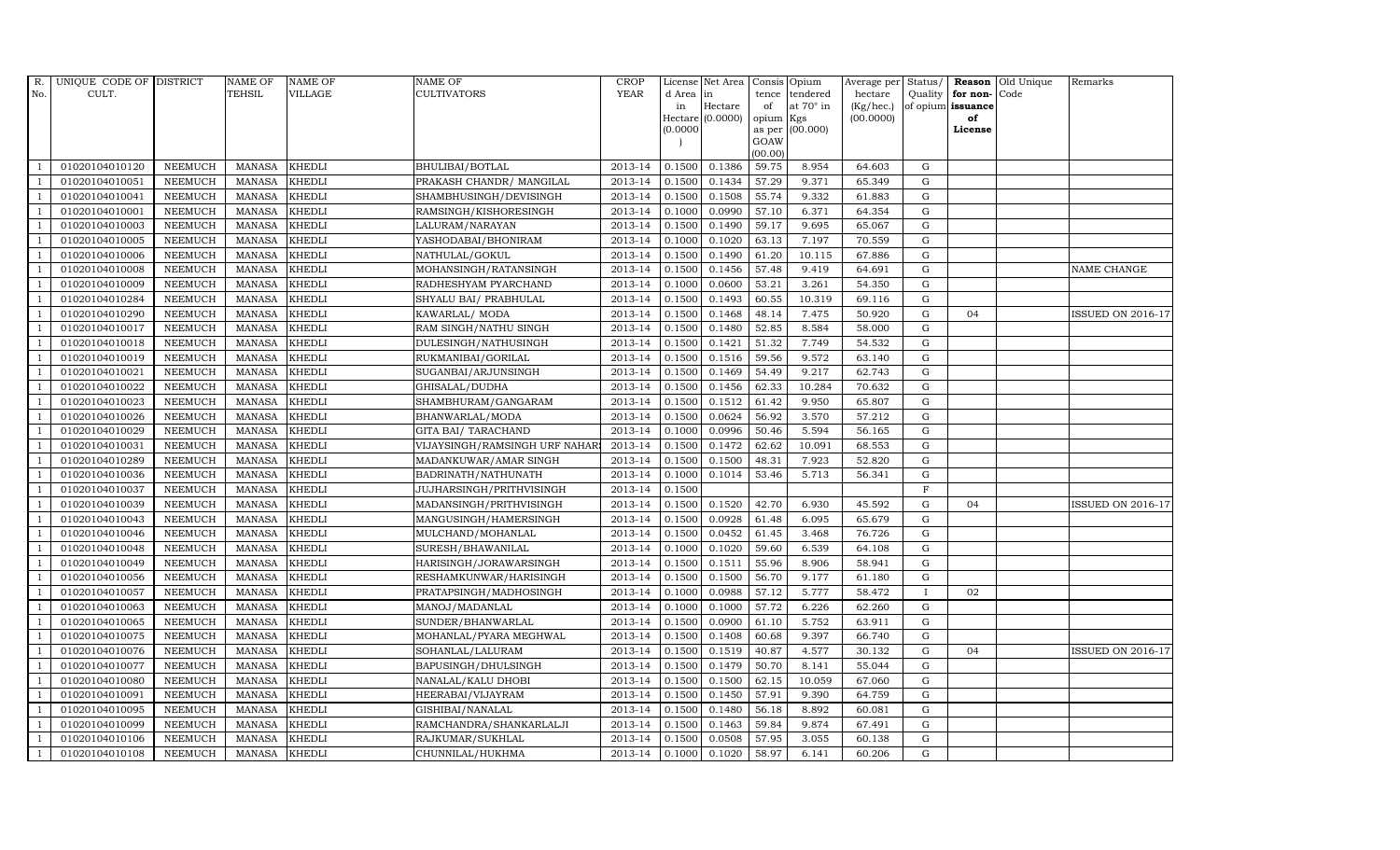| R. No. | UNIQUE CODE OF CULT. | DISTRICT | NAME OF TEHSIL | NAME OF VILLAGE | NAME OF CULTIVATORS | CROP YEAR | License d Area in Hectare (0.0000) | Net Area in Hectare (0.0000) | Consis tence of opium as per GOAW (00.00) | Opium tendered at 70° in Kgs (00.000) | Average per hectare (Kg/hec.) (00.0000) | Status/ Quality of opium | Reason for non-issuance of License | Old Unique Code | Remarks |
|---|---|---|---|---|---|---|---|---|---|---|---|---|---|---|---|
| 1 | 01020104010120 | NEEMUCH | MANASA | KHEDLI | BHULIBAI/BOTLAL | 2013-14 | 0.1500 | 0.1386 | 59.75 | 8.954 | 64.603 | G | | | |
| 1 | 01020104010051 | NEEMUCH | MANASA | KHEDLI | PRAKASH CHANDR/ MANGILAL | 2013-14 | 0.1500 | 0.1434 | 57.29 | 9.371 | 65.349 | G | | | |
| 1 | 01020104010041 | NEEMUCH | MANASA | KHEDLI | SHAMBHUSINGH/DEVISINGH | 2013-14 | 0.1500 | 0.1508 | 55.74 | 9.332 | 61.883 | G | | | |
| 1 | 01020104010001 | NEEMUCH | MANASA | KHEDLI | RAMSINGH/KISHORESINGH | 2013-14 | 0.1000 | 0.0990 | 57.10 | 6.371 | 64.354 | G | | | |
| 1 | 01020104010003 | NEEMUCH | MANASA | KHEDLI | LALURAM/NARAYAN | 2013-14 | 0.1500 | 0.1490 | 59.17 | 9.695 | 65.067 | G | | | |
| 1 | 01020104010005 | NEEMUCH | MANASA | KHEDLI | YASHODABAI/BHONIRAM | 2013-14 | 0.1000 | 0.1020 | 63.13 | 7.197 | 70.559 | G | | | |
| 1 | 01020104010006 | NEEMUCH | MANASA | KHEDLI | NATHULAL/GOKUL | 2013-14 | 0.1500 | 0.1490 | 61.20 | 10.115 | 67.886 | G | | | |
| 1 | 01020104010008 | NEEMUCH | MANASA | KHEDLI | MOHANSINGH/RATANSINGH | 2013-14 | 0.1500 | 0.1456 | 57.48 | 9.419 | 64.691 | G | | | NAME CHANGE |
| 1 | 01020104010009 | NEEMUCH | MANASA | KHEDLI | RADHESHYAM PYARCHAND | 2013-14 | 0.1000 | 0.0600 | 53.21 | 3.261 | 54.350 | G | | | |
| 1 | 01020104010284 | NEEMUCH | MANASA | KHEDLI | SHYALU BAI/ PRABHULAL | 2013-14 | 0.1500 | 0.1493 | 60.55 | 10.319 | 69.116 | G | | | |
| 1 | 01020104010290 | NEEMUCH | MANASA | KHEDLI | KAWARLAL/ MODA | 2013-14 | 0.1500 | 0.1468 | 48.14 | 7.475 | 50.920 | G | 04 | | ISSUED ON 2016-17 |
| 1 | 01020104010017 | NEEMUCH | MANASA | KHEDLI | RAM SINGH/NATHU SINGH | 2013-14 | 0.1500 | 0.1480 | 52.85 | 8.584 | 58.000 | G | | | |
| 1 | 01020104010018 | NEEMUCH | MANASA | KHEDLI | DULESINGH/NATHUSINGH | 2013-14 | 0.1500 | 0.1421 | 51.32 | 7.749 | 54.532 | G | | | |
| 1 | 01020104010019 | NEEMUCH | MANASA | KHEDLI | RUKMANIBAI/GORILAL | 2013-14 | 0.1500 | 0.1516 | 59.56 | 9.572 | 63.140 | G | | | |
| 1 | 01020104010021 | NEEMUCH | MANASA | KHEDLI | SUGANBAI/ARJUNSINGH | 2013-14 | 0.1500 | 0.1469 | 54.49 | 9.217 | 62.743 | G | | | |
| 1 | 01020104010022 | NEEMUCH | MANASA | KHEDLI | GHISALAL/DUDHA | 2013-14 | 0.1500 | 0.1456 | 62.33 | 10.284 | 70.632 | G | | | |
| 1 | 01020104010023 | NEEMUCH | MANASA | KHEDLI | SHAMBHURAM/GANGARAM | 2013-14 | 0.1500 | 0.1512 | 61.42 | 9.950 | 65.807 | G | | | |
| 1 | 01020104010026 | NEEMUCH | MANASA | KHEDLI | BHANWARLAL/MODA | 2013-14 | 0.1500 | 0.0624 | 56.92 | 3.570 | 57.212 | G | | | |
| 1 | 01020104010029 | NEEMUCH | MANASA | KHEDLI | GITA BAI/ TARACHAND | 2013-14 | 0.1000 | 0.0996 | 50.46 | 5.594 | 56.165 | G | | | |
| 1 | 01020104010031 | NEEMUCH | MANASA | KHEDLI | VIJAYSINGH/RAMSINGH URF NAHAR | 2013-14 | 0.1500 | 0.1472 | 62.62 | 10.091 | 68.553 | G | | | |
| 1 | 01020104010289 | NEEMUCH | MANASA | KHEDLI | MADANKUWAR/AMAR SINGH | 2013-14 | 0.1500 | 0.1500 | 48.31 | 7.923 | 52.820 | G | | | |
| 1 | 01020104010036 | NEEMUCH | MANASA | KHEDLI | BADRINATH/NATHUNATH | 2013-14 | 0.1000 | 0.1014 | 53.46 | 5.713 | 56.341 | G | | | |
| 1 | 01020104010037 | NEEMUCH | MANASA | KHEDLI | JUJHARSINGH/PRITHVISINGH | 2013-14 | 0.1500 | | | | | F | | | |
| 1 | 01020104010039 | NEEMUCH | MANASA | KHEDLI | MADANSINGH/PRITHVISINGH | 2013-14 | 0.1500 | 0.1520 | 42.70 | 6.930 | 45.592 | G | 04 | | ISSUED ON 2016-17 |
| 1 | 01020104010043 | NEEMUCH | MANASA | KHEDLI | MANGUSINGH/HAMERSINGH | 2013-14 | 0.1500 | 0.0928 | 61.48 | 6.095 | 65.679 | G | | | |
| 1 | 01020104010046 | NEEMUCH | MANASA | KHEDLI | MULCHAND/MOHANLAL | 2013-14 | 0.1500 | 0.0452 | 61.45 | 3.468 | 76.726 | G | | | |
| 1 | 01020104010048 | NEEMUCH | MANASA | KHEDLI | SURESH/BHAWANILAL | 2013-14 | 0.1000 | 0.1020 | 59.60 | 6.539 | 64.108 | G | | | |
| 1 | 01020104010049 | NEEMUCH | MANASA | KHEDLI | HARISINGH/JORAWARSINGH | 2013-14 | 0.1500 | 0.1511 | 55.96 | 8.906 | 58.941 | G | | | |
| 1 | 01020104010056 | NEEMUCH | MANASA | KHEDLI | RESHAMKUNWAR/HARISINGH | 2013-14 | 0.1500 | 0.1500 | 56.70 | 9.177 | 61.180 | G | | | |
| 1 | 01020104010057 | NEEMUCH | MANASA | KHEDLI | PRATAPSINGH/MADHOSINGH | 2013-14 | 0.1000 | 0.0988 | 57.12 | 5.777 | 58.472 | I | 02 | | |
| 1 | 01020104010063 | NEEMUCH | MANASA | KHEDLI | MANOJ/MADANLAL | 2013-14 | 0.1000 | 0.1000 | 57.72 | 6.226 | 62.260 | G | | | |
| 1 | 01020104010065 | NEEMUCH | MANASA | KHEDLI | SUNDER/BHANWARLAL | 2013-14 | 0.1500 | 0.0900 | 61.10 | 5.752 | 63.911 | G | | | |
| 1 | 01020104010075 | NEEMUCH | MANASA | KHEDLI | MOHANLAL/PYARA MEGHWAL | 2013-14 | 0.1500 | 0.1408 | 60.68 | 9.397 | 66.740 | G | | | |
| 1 | 01020104010076 | NEEMUCH | MANASA | KHEDLI | SOHANLAL/LALURAM | 2013-14 | 0.1500 | 0.1519 | 40.87 | 4.577 | 30.132 | G | 04 | | ISSUED ON 2016-17 |
| 1 | 01020104010077 | NEEMUCH | MANASA | KHEDLI | BAPUSINGH/DHULSINGH | 2013-14 | 0.1500 | 0.1479 | 50.70 | 8.141 | 55.044 | G | | | |
| 1 | 01020104010080 | NEEMUCH | MANASA | KHEDLI | NANALAL/KALU DHOBI | 2013-14 | 0.1500 | 0.1500 | 62.15 | 10.059 | 67.060 | G | | | |
| 1 | 01020104010091 | NEEMUCH | MANASA | KHEDLI | HEERABAI/VIJAYRAM | 2013-14 | 0.1500 | 0.1450 | 57.91 | 9.390 | 64.759 | G | | | |
| 1 | 01020104010095 | NEEMUCH | MANASA | KHEDLI | GISHIBAI/NANALAL | 2013-14 | 0.1500 | 0.1480 | 56.18 | 8.892 | 60.081 | G | | | |
| 1 | 01020104010099 | NEEMUCH | MANASA | KHEDLI | RAMCHANDRA/SHANKARLALJI | 2013-14 | 0.1500 | 0.1463 | 59.84 | 9.874 | 67.491 | G | | | |
| 1 | 01020104010106 | NEEMUCH | MANASA | KHEDLI | RAJKUMAR/SUKHLAL | 2013-14 | 0.1500 | 0.0508 | 57.95 | 3.055 | 60.138 | G | | | |
| 1 | 01020104010108 | NEEMUCH | MANASA | KHEDLI | CHUNNILAL/HUKHMA | 2013-14 | 0.1000 | 0.1020 | 58.97 | 6.141 | 60.206 | G | | | |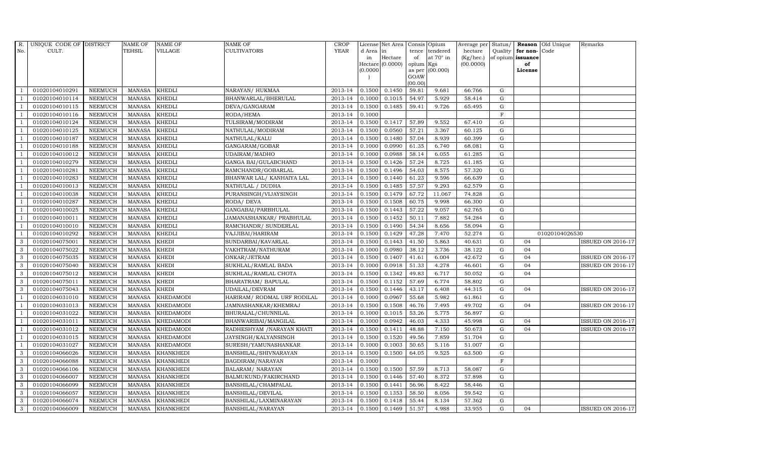| R. No. | UNIQUE CODE OF CULT. | DISTRICT | NAME OF TEHSIL | NAME OF VILLAGE | NAME OF CULTIVATORS | CROP YEAR | License d Area in Hectare (0.0000) | Net Area in Hectare (0.0000) | Consis tence of opium as per GOAW (00.00) | Opium tendered at 70° in Kgs (00.000) | Average per hectare (Kg/hec.) (00.0000) | Status/ Quality of opium | Reason for non-issuance of License | Old Unique Code | Remarks |
|---|---|---|---|---|---|---|---|---|---|---|---|---|---|---|---|
| 1 | 01020104010291 | NEEMUCH | MANASA | KHEDLI | NARAYAN/ HUKMAA | 2013-14 | 0.1500 | 0.1450 | 59.81 | 9.681 | 66.766 | G | | | |
| 1 | 01020104010114 | NEEMUCH | MANASA | KHEDLI | BHANWARLAL/BHERULAL | 2013-14 | 0.1000 | 0.1015 | 54.97 | 5.929 | 58.414 | G | | | |
| 1 | 01020104010115 | NEEMUCH | MANASA | KHEDLI | DEVA/GANGARAM | 2013-14 | 0.1500 | 0.1485 | 59.41 | 9.726 | 65.495 | G | | | |
| 1 | 01020104010116 | NEEMUCH | MANASA | KHEDLI | RODA/HEMA | 2013-14 | 0.1000 | | | | | F | | | |
| 1 | 01020104010124 | NEEMUCH | MANASA | KHEDLI | TULSIRAM/MODIRAM | 2013-14 | 0.1500 | 0.1417 | 57.89 | 9.552 | 67.410 | G | | | |
| 1 | 01020104010125 | NEEMUCH | MANASA | KHEDLI | NATHULAL/MODIRAM | 2013-14 | 0.1500 | 0.0560 | 57.21 | 3.367 | 60.125 | G | | | |
| 1 | 01020104010187 | NEEMUCH | MANASA | KHEDLI | NATHULAL/KALU | 2013-14 | 0.1500 | 0.1480 | 57.04 | 8.939 | 60.399 | G | | | |
| 1 | 01020104010188 | NEEMUCH | MANASA | KHEDLI | GANGARAM/GOBAR | 2013-14 | 0.1000 | 0.0990 | 61.35 | 6.740 | 68.081 | G | | | |
| 1 | 01020104010012 | NEEMUCH | MANASA | KHEDLI | UDAIRAM/MADHO | 2013-14 | 0.1000 | 0.0988 | 58.14 | 6.055 | 61.285 | G | | | |
| 1 | 01020104010279 | NEEMUCH | MANASA | KHEDLI | GANGA BAI/GULABCHAND | 2013-14 | 0.1500 | 0.1426 | 57.24 | 8.725 | 61.185 | G | | | |
| 1 | 01020104010281 | NEEMUCH | MANASA | KHEDLI | RAMCHANDR/GOBARLAL | 2013-14 | 0.1500 | 0.1496 | 54.03 | 8.575 | 57.320 | G | | | |
| 1 | 01020104010283 | NEEMUCH | MANASA | KHEDLI | BHANWAR LAL/ KANHAIYA LAL | 2013-14 | 0.1500 | 0.1440 | 61.23 | 9.596 | 66.639 | G | | | |
| 1 | 01020104010013 | NEEMUCH | MANASA | KHEDLI | NATHULAL / DUDHA | 2013-14 | 0.1500 | 0.1485 | 57.57 | 9.293 | 62.579 | G | | | |
| 1 | 01020104010038 | NEEMUCH | MANASA | KHEDLI | PURANSINGH/VIJAYSINGH | 2013-14 | 0.1500 | 0.1479 | 67.72 | 11.067 | 74.828 | G | | | |
| 1 | 01020104010287 | NEEMUCH | MANASA | KHEDLI | RODA/ DEVA | 2013-14 | 0.1500 | 0.1508 | 60.75 | 9.998 | 66.300 | G | | | |
| 1 | 01020104010025 | NEEMUCH | MANASA | KHEDLI | GANGABAI/PARBHULAL | 2013-14 | 0.1500 | 0.1443 | 57.22 | 9.057 | 62.765 | G | | | |
| 1 | 01020104010011 | NEEMUCH | MANASA | KHEDLI | JAMANASHANKAR/ PRABHULAL | 2013-14 | 0.1500 | 0.1452 | 50.11 | 7.882 | 54.284 | G | | | |
| 1 | 01020104010010 | NEEMUCH | MANASA | KHEDLI | RAMCHANDR/ SUNDERLAL | 2013-14 | 0.1500 | 0.1490 | 54.34 | 8.656 | 58.094 | G | | | |
| 1 | 01020104010292 | NEEMUCH | MANASA | KHEDLI | VAJJIBAI/HARIRAM | 2013-14 | 0.1500 | 0.1429 | 47.28 | 7.470 | 52.274 | G | | 01020104026530 | |
| 3 | 01020104075001 | NEEMUCH | MANASA | KHEDI | SUNDARBAI/KAVARLAL | 2013-14 | 0.1500 | 0.1443 | 41.50 | 5.863 | 40.631 | G | 04 | | ISSUED ON 2016-17 |
| 3 | 01020104075022 | NEEMUCH | MANASA | KHEDI | VAKHTRAM/NATHURAM | 2013-14 | 0.1000 | 0.0980 | 38.12 | 3.736 | 38.122 | G | 04 | | |
| 3 | 01020104075035 | NEEMUCH | MANASA | KHEDI | ONKAR/JETRAM | 2013-14 | 0.1500 | 0.1407 | 41.61 | 6.004 | 42.672 | G | 04 | | ISSUED ON 2016-17 |
| 3 | 01020104075040 | NEEMUCH | MANASA | KHEDI | SUKHLAL/RAMLAL BADA | 2013-14 | 0.1000 | 0.0918 | 51.33 | 4.278 | 46.601 | G | 04 | | ISSUED ON 2016-17 |
| 3 | 01020104075012 | NEEMUCH | MANASA | KHEDI | SUKHLAL/RAMLAL CHOTA | 2013-14 | 0.1500 | 0.1342 | 49.83 | 6.717 | 50.052 | G | 04 | | |
| 3 | 01020104075011 | NEEMUCH | MANASA | KHEDI | BHARATRAM/ BAPULAL | 2013-14 | 0.1500 | 0.1152 | 57.69 | 6.774 | 58.802 | G | | | |
| 3 | 01020104075043 | NEEMUCH | MANASA | KHEDI | UDAILAL/DEVRAM | 2013-14 | 0.1500 | 0.1446 | 43.17 | 6.408 | 44.315 | G | 04 | | ISSUED ON 2016-17 |
| 1 | 01020104031010 | NEEMUCH | MANASA | KHEDAMODI | HARIRAM/ RODMAL URF RODILAL | 2013-14 | 0.1000 | 0.0967 | 55.68 | 5.982 | 61.861 | G | | | |
| 1 | 01020104031013 | NEEMUCH | MANASA | KHEDAMODI | JAMNASHANKAR/KHEMRAJ | 2013-14 | 0.1500 | 0.1508 | 46.76 | 7.495 | 49.702 | G | 04 | | ISSUED ON 2016-17 |
| 1 | 01020104031022 | NEEMUCH | MANASA | KHEDAMODI | BHURALAL/CHUNNILAL | 2013-14 | 0.1000 | 0.1015 | 53.26 | 5.775 | 56.897 | G | | | |
| 1 | 01020104031011 | NEEMUCH | MANASA | KHEDAMODI | BHANWARIBAI/MANGILAL | 2013-14 | 0.1000 | 0.0942 | 46.03 | 4.333 | 45.998 | G | 04 | | ISSUED ON 2016-17 |
| 1 | 01020104031012 | NEEMUCH | MANASA | KHEDAMODI | RADHESHYAM /NARAYAN KHATI | 2013-14 | 0.1500 | 0.1411 | 48.88 | 7.150 | 50.673 | G | 04 | | ISSUED ON 2016-17 |
| 1 | 01020104031015 | NEEMUCH | MANASA | KHEDAMODI | JAYSINGH/KALYANSINGH | 2013-14 | 0.1500 | 0.1520 | 49.56 | 7.859 | 51.704 | G | | | |
| 1 | 01020104031027 | NEEMUCH | MANASA | KHEDAMODI | SURESH/YAMUNASHANKAR | 2013-14 | 0.1000 | 0.1003 | 50.65 | 5.116 | 51.007 | G | | | |
| 3 | 01020104066026 | NEEMUCH | MANASA | KHANKHEDI | BANSHILAL/SHIVNARAYAN | 2013-14 | 0.1500 | 0.1500 | 64.05 | 9.525 | 63.500 | G | | | |
| 3 | 01020104066088 | NEEMUCH | MANASA | KHANKHEDI | BAGDIRAM/NARAYAN | 2013-14 | 0.1000 | | | | | F | | | |
| 3 | 01020104066106 | NEEMUCH | MANASA | KHANKHEDI | BALARAM/ NARAYAN | 2013-14 | 0.1500 | 0.1500 | 57.59 | 8.713 | 58.087 | G | | | |
| 3 | 01020104066007 | NEEMUCH | MANASA | KHANKHEDI | BALMUKUND/FAKIRCHAND | 2013-14 | 0.1500 | 0.1446 | 57.40 | 8.372 | 57.898 | G | | | |
| 3 | 01020104066099 | NEEMUCH | MANASA | KHANKHEDI | BANSHILAL/CHAMPALAL | 2013-14 | 0.1500 | 0.1441 | 56.96 | 8.422 | 58.446 | G | | | |
| 3 | 01020104066057 | NEEMUCH | MANASA | KHANKHEDI | BANSHILAL/DEVILAL | 2013-14 | 0.1500 | 0.1353 | 58.50 | 8.056 | 59.542 | G | | | |
| 3 | 01020104066074 | NEEMUCH | MANASA | KHANKHEDI | BANSHILAL/LAXMINARAYAN | 2013-14 | 0.1500 | 0.1418 | 55.44 | 8.134 | 57.362 | G | | | |
| 3 | 01020104066009 | NEEMUCH | MANASA | KHANKHEDI | BANSHILAL/NARAYAN | 2013-14 | 0.1500 | 0.1469 | 51.57 | 4.988 | 33.955 | G | 04 | | ISSUED ON 2016-17 |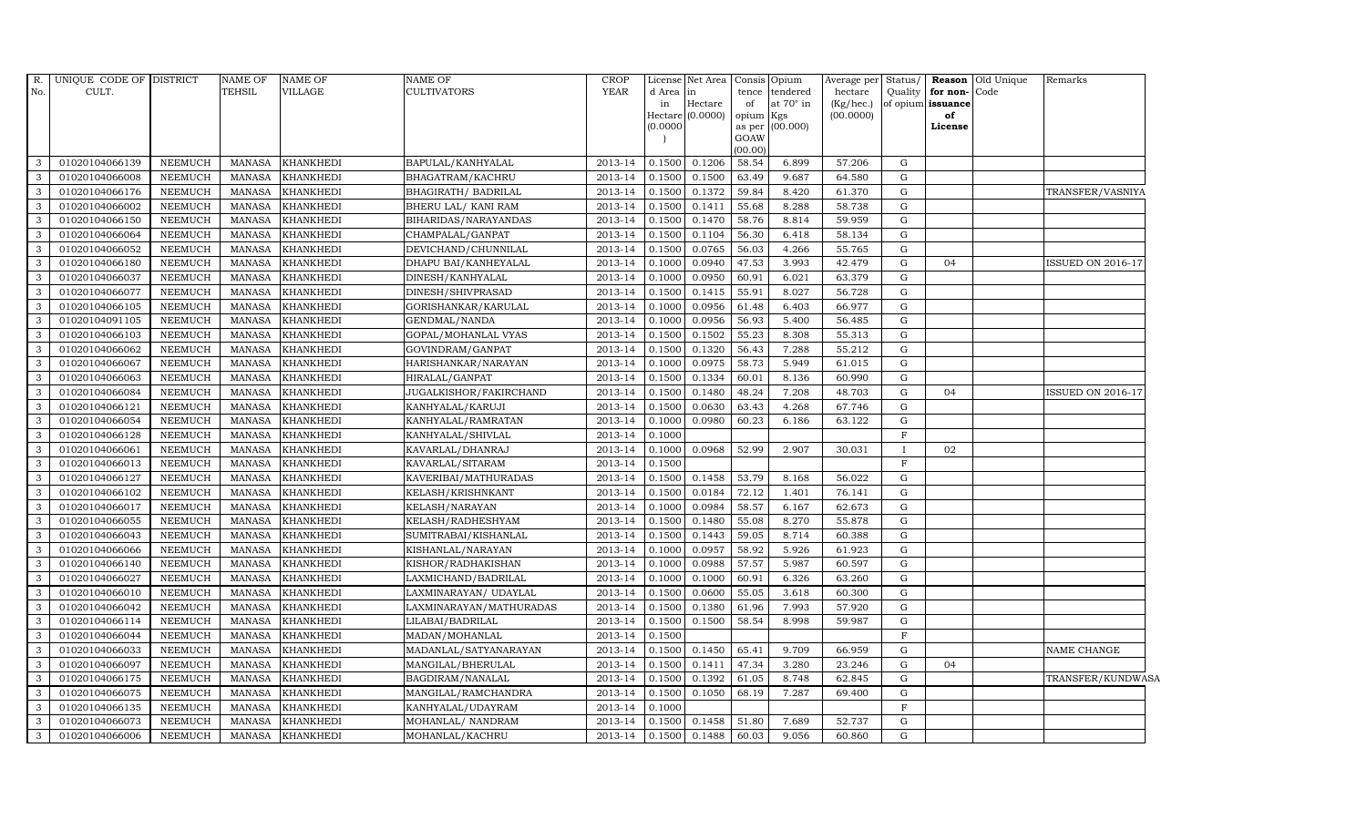| R. No. | UNIQUE CODE OF CULT. | DISTRICT | NAME OF TEHSIL | NAME OF VILLAGE | NAME OF CULTIVATORS | CROP YEAR | License d Area in Hectare (0.0000) | Net Area in Hectare (0.0000) | Consis tence of opium as per GOAW (00.00) | Opium tendered at 70° in Kgs (00.000) | Average per hectare (Kg/hec.) (00.0000) | Status/ Quality of opium | Reason for non-issuance of License | Old Unique Code | Remarks |
|---|---|---|---|---|---|---|---|---|---|---|---|---|---|---|---|
| 3 | 01020104066139 | NEEMUCH | MANASA | KHANKHEDI | BAPULAL/KANHYALAL | 2013-14 | 0.1500 | 0.1206 | 58.54 | 6.899 | 57.206 | G | | | |
| 3 | 01020104066008 | NEEMUCH | MANASA | KHANKHEDI | BHAGATRAM/KACHRU | 2013-14 | 0.1500 | 0.1500 | 63.49 | 9.687 | 64.580 | G | | | |
| 3 | 01020104066176 | NEEMUCH | MANASA | KHANKHEDI | BHAGIRATH/ BADRILAL | 2013-14 | 0.1500 | 0.1372 | 59.84 | 8.420 | 61.370 | G | | | TRANSFER/VASNIYA |
| 3 | 01020104066002 | NEEMUCH | MANASA | KHANKHEDI | BHERU LAL/ KANI RAM | 2013-14 | 0.1500 | 0.1411 | 55.68 | 8.288 | 58.738 | G | | | |
| 3 | 01020104066150 | NEEMUCH | MANASA | KHANKHEDI | BIHARIDAS/NARAYANDAS | 2013-14 | 0.1500 | 0.1470 | 58.76 | 8.814 | 59.959 | G | | | |
| 3 | 01020104066064 | NEEMUCH | MANASA | KHANKHEDI | CHAMPALAL/GANPAT | 2013-14 | 0.1500 | 0.1104 | 56.30 | 6.418 | 58.134 | G | | | |
| 3 | 01020104066052 | NEEMUCH | MANASA | KHANKHEDI | DEVICHAND/CHUNNILAL | 2013-14 | 0.1500 | 0.0765 | 56.03 | 4.266 | 55.765 | G | | | |
| 3 | 01020104066180 | NEEMUCH | MANASA | KHANKHEDI | DHAPU BAI/KANHEYALAL | 2013-14 | 0.1000 | 0.0940 | 47.53 | 3.993 | 42.479 | G | 04 | | ISSUED ON 2016-17 |
| 3 | 01020104066037 | NEEMUCH | MANASA | KHANKHEDI | DINESH/KANHYALAL | 2013-14 | 0.1000 | 0.0950 | 60.91 | 6.021 | 63.379 | G | | | |
| 3 | 01020104066077 | NEEMUCH | MANASA | KHANKHEDI | DINESH/SHIVPRASAD | 2013-14 | 0.1500 | 0.1415 | 55.91 | 8.027 | 56.728 | G | | | |
| 3 | 01020104066105 | NEEMUCH | MANASA | KHANKHEDI | GORISHANKAR/KARULAL | 2013-14 | 0.1000 | 0.0956 | 61.48 | 6.403 | 66.977 | G | | | |
| 3 | 01020104091105 | NEEMUCH | MANASA | KHANKHEDI | GENDMAL/NANDA | 2013-14 | 0.1000 | 0.0956 | 56.93 | 5.400 | 56.485 | G | | | |
| 3 | 01020104066103 | NEEMUCH | MANASA | KHANKHEDI | GOPAL/MOHANLAL VYAS | 2013-14 | 0.1500 | 0.1502 | 55.23 | 8.308 | 55.313 | G | | | |
| 3 | 01020104066062 | NEEMUCH | MANASA | KHANKHEDI | GOVINDRAM/GANPAT | 2013-14 | 0.1500 | 0.1320 | 56.43 | 7.288 | 55.212 | G | | | |
| 3 | 01020104066067 | NEEMUCH | MANASA | KHANKHEDI | HARISHANKAR/NARAYAN | 2013-14 | 0.1000 | 0.0975 | 58.73 | 5.949 | 61.015 | G | | | |
| 3 | 01020104066063 | NEEMUCH | MANASA | KHANKHEDI | HIRALAL/GANPAT | 2013-14 | 0.1500 | 0.1334 | 60.01 | 8.136 | 60.990 | G | | | |
| 3 | 01020104066084 | NEEMUCH | MANASA | KHANKHEDI | JUGALKISHOR/FAKIRCHAND | 2013-14 | 0.1500 | 0.1480 | 48.24 | 7.208 | 48.703 | G | 04 | | ISSUED ON 2016-17 |
| 3 | 01020104066121 | NEEMUCH | MANASA | KHANKHEDI | KANHYALAL/KARUJI | 2013-14 | 0.1500 | 0.0630 | 63.43 | 4.268 | 67.746 | G | | | |
| 3 | 01020104066054 | NEEMUCH | MANASA | KHANKHEDI | KANHYALAL/RAMRATAN | 2013-14 | 0.1000 | 0.0980 | 60.23 | 6.186 | 63.122 | G | | | |
| 3 | 01020104066128 | NEEMUCH | MANASA | KHANKHEDI | KANHYALAL/SHIVLAL | 2013-14 | 0.1000 | | | | | F | | | |
| 3 | 01020104066061 | NEEMUCH | MANASA | KHANKHEDI | KAVARLAL/DHANRAJ | 2013-14 | 0.1000 | 0.0968 | 52.99 | 2.907 | 30.031 | I | 02 | | |
| 3 | 01020104066013 | NEEMUCH | MANASA | KHANKHEDI | KAVARLAL/SITARAM | 2013-14 | 0.1500 | | | | | F | | | |
| 3 | 01020104066127 | NEEMUCH | MANASA | KHANKHEDI | KAVERIBAI/MATHURADAS | 2013-14 | 0.1500 | 0.1458 | 53.79 | 8.168 | 56.022 | G | | | |
| 3 | 01020104066102 | NEEMUCH | MANASA | KHANKHEDI | KELASH/KRISHNKANT | 2013-14 | 0.1500 | 0.0184 | 72.12 | 1.401 | 76.141 | G | | | |
| 3 | 01020104066017 | NEEMUCH | MANASA | KHANKHEDI | KELASH/NARAYAN | 2013-14 | 0.1000 | 0.0984 | 58.57 | 6.167 | 62.673 | G | | | |
| 3 | 01020104066055 | NEEMUCH | MANASA | KHANKHEDI | KELASH/RADHESHYAM | 2013-14 | 0.1500 | 0.1480 | 55.08 | 8.270 | 55.878 | G | | | |
| 3 | 01020104066043 | NEEMUCH | MANASA | KHANKHEDI | SUMITRABAI/KISHANLAL | 2013-14 | 0.1500 | 0.1443 | 59.05 | 8.714 | 60.388 | G | | | |
| 3 | 01020104066066 | NEEMUCH | MANASA | KHANKHEDI | KISHANLAL/NARAYAN | 2013-14 | 0.1000 | 0.0957 | 58.92 | 5.926 | 61.923 | G | | | |
| 3 | 01020104066140 | NEEMUCH | MANASA | KHANKHEDI | KISHOR/RADHAKISHAN | 2013-14 | 0.1000 | 0.0988 | 57.57 | 5.987 | 60.597 | G | | | |
| 3 | 01020104066027 | NEEMUCH | MANASA | KHANKHEDI | LAXMICHAND/BADRILAL | 2013-14 | 0.1000 | 0.1000 | 60.91 | 6.326 | 63.260 | G | | | |
| 3 | 01020104066010 | NEEMUCH | MANASA | KHANKHEDI | LAXMINARAYAN/ UDAYLAL | 2013-14 | 0.1500 | 0.0600 | 55.05 | 3.618 | 60.300 | G | | | |
| 3 | 01020104066042 | NEEMUCH | MANASA | KHANKHEDI | LAXMINARAYAN/MATHURADAS | 2013-14 | 0.1500 | 0.1380 | 61.96 | 7.993 | 57.920 | G | | | |
| 3 | 01020104066114 | NEEMUCH | MANASA | KHANKHEDI | LILABAI/BADRILAL | 2013-14 | 0.1500 | 0.1500 | 58.54 | 8.998 | 59.987 | G | | | |
| 3 | 01020104066044 | NEEMUCH | MANASA | KHANKHEDI | MADAN/MOHANLAL | 2013-14 | 0.1500 | | | | | F | | | |
| 3 | 01020104066033 | NEEMUCH | MANASA | KHANKHEDI | MADANLAL/SATYANARAYAN | 2013-14 | 0.1500 | 0.1450 | 65.41 | 9.709 | 66.959 | G | | | NAME CHANGE |
| 3 | 01020104066097 | NEEMUCH | MANASA | KHANKHEDI | MANGILAL/BHERULAL | 2013-14 | 0.1500 | 0.1411 | 47.34 | 3.280 | 23.246 | G | 04 | | |
| 3 | 01020104066175 | NEEMUCH | MANASA | KHANKHEDI | BAGDIRAM/NANALAL | 2013-14 | 0.1500 | 0.1392 | 61.05 | 8.748 | 62.845 | G | | | TRANSFER/KUNDWASA |
| 3 | 01020104066075 | NEEMUCH | MANASA | KHANKHEDI | MANGILAL/RAMCHANDRA | 2013-14 | 0.1500 | 0.1050 | 68.19 | 7.287 | 69.400 | G | | | |
| 3 | 01020104066135 | NEEMUCH | MANASA | KHANKHEDI | KANHYALAL/UDAYRAM | 2013-14 | 0.1000 | | | | | F | | | |
| 3 | 01020104066073 | NEEMUCH | MANASA | KHANKHEDI | MOHANLAL/ NANDRAM | 2013-14 | 0.1500 | 0.1458 | 51.80 | 7.689 | 52.737 | G | | | |
| 3 | 01020104066006 | NEEMUCH | MANASA | KHANKHEDI | MOHANLAL/KACHRU | 2013-14 | 0.1500 | 0.1488 | 60.03 | 9.056 | 60.860 | G | | | |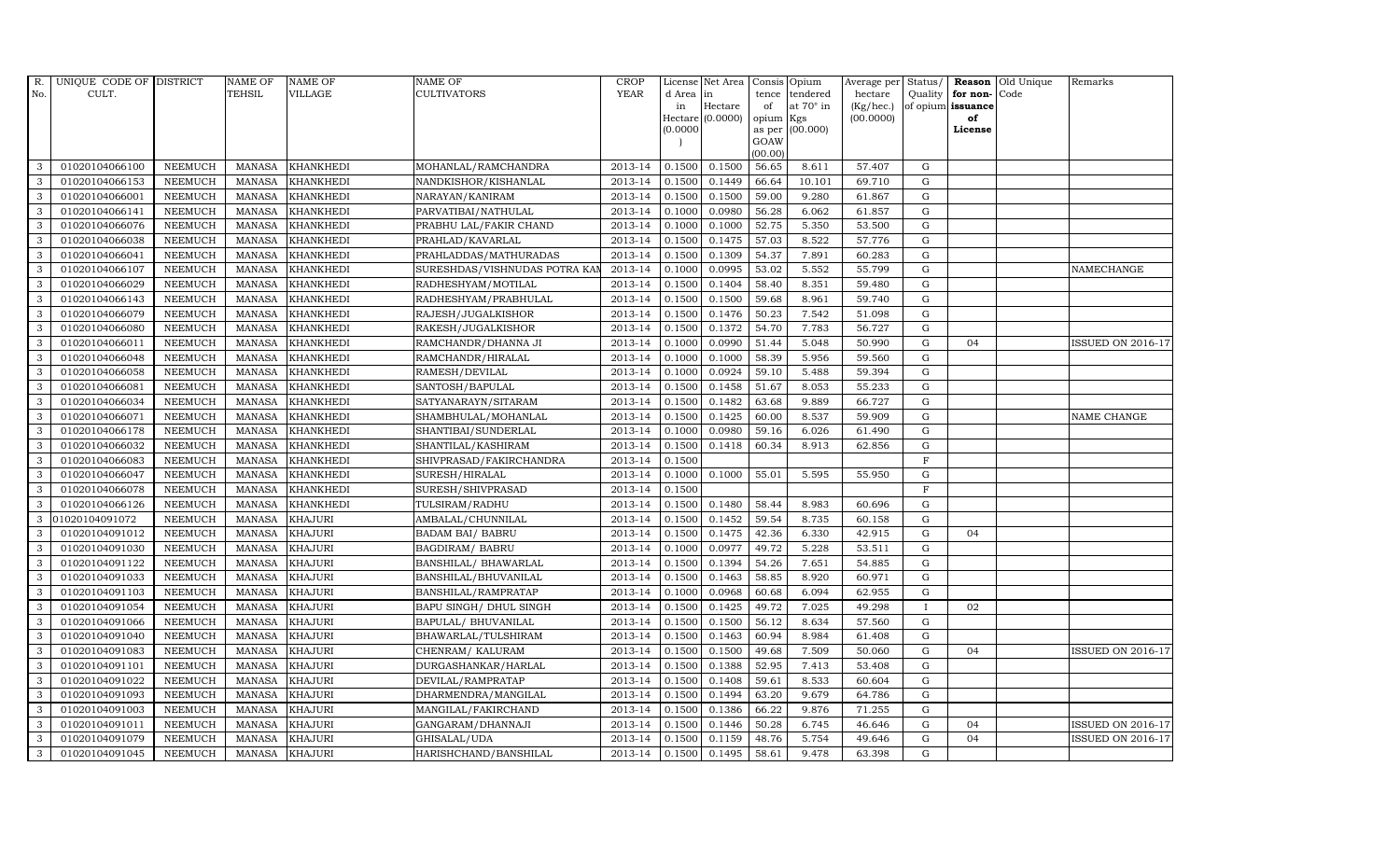| R. No. | UNIQUE CODE OF CULT. | DISTRICT | NAME OF TEHSIL | NAME OF VILLAGE | NAME OF CULTIVATORS | CROP YEAR | License d Area in Hectare (0.0000) | Net Area in Hectare (0.0000) | Consis tence of opium as per GOAW (00.00) | Opium tendered at 70° in Kgs (00.000) | Average per hectare (Kg/hec.) (00.0000) | Status/ Quality of opium | Reason for non-issuance of License | Old Unique Code | Remarks |
|---|---|---|---|---|---|---|---|---|---|---|---|---|---|---|---|
| 3 | 01020104066100 | NEEMUCH | MANASA | KHANKHEDI | MOHANLAL/RAMCHANDRA | 2013-14 | 0.1500 | 0.1500 | 56.65 | 8.611 | 57.407 | G | | | |
| 3 | 01020104066153 | NEEMUCH | MANASA | KHANKHEDI | NANDKISHOR/KISHANLAL | 2013-14 | 0.1500 | 0.1449 | 66.64 | 10.101 | 69.710 | G | | | |
| 3 | 01020104066001 | NEEMUCH | MANASA | KHANKHEDI | NARAYAN/KANIRAM | 2013-14 | 0.1500 | 0.1500 | 59.00 | 9.280 | 61.867 | G | | | |
| 3 | 01020104066141 | NEEMUCH | MANASA | KHANKHEDI | PARVATIBAI/NATHULAL | 2013-14 | 0.1000 | 0.0980 | 56.28 | 6.062 | 61.857 | G | | | |
| 3 | 01020104066076 | NEEMUCH | MANASA | KHANKHEDI | PRABHU LAL/FAKIR CHAND | 2013-14 | 0.1000 | 0.1000 | 52.75 | 5.350 | 53.500 | G | | | |
| 3 | 01020104066038 | NEEMUCH | MANASA | KHANKHEDI | PRAHLAD/KAVARLAL | 2013-14 | 0.1500 | 0.1475 | 57.03 | 8.522 | 57.776 | G | | | |
| 3 | 01020104066041 | NEEMUCH | MANASA | KHANKHEDI | PRAHLADDAS/MATHURADAS | 2013-14 | 0.1500 | 0.1309 | 54.37 | 7.891 | 60.283 | G | | | |
| 3 | 01020104066107 | NEEMUCH | MANASA | KHANKHEDI | SURESHDAS/VISHNUDAS POTRA KAM | 2013-14 | 0.1000 | 0.0995 | 53.02 | 5.552 | 55.799 | G | | | NAMECHANGE |
| 3 | 01020104066029 | NEEMUCH | MANASA | KHANKHEDI | RADHESHYAM/MOTILAL | 2013-14 | 0.1500 | 0.1404 | 58.40 | 8.351 | 59.480 | G | | | |
| 3 | 01020104066143 | NEEMUCH | MANASA | KHANKHEDI | RADHESHYAM/PRABHULAL | 2013-14 | 0.1500 | 0.1500 | 59.68 | 8.961 | 59.740 | G | | | |
| 3 | 01020104066079 | NEEMUCH | MANASA | KHANKHEDI | RAJESH/JUGALKISHOR | 2013-14 | 0.1500 | 0.1476 | 50.23 | 7.542 | 51.098 | G | | | |
| 3 | 01020104066080 | NEEMUCH | MANASA | KHANKHEDI | RAKESH/JUGALKISHOR | 2013-14 | 0.1500 | 0.1372 | 54.70 | 7.783 | 56.727 | G | | | |
| 3 | 01020104066011 | NEEMUCH | MANASA | KHANKHEDI | RAMCHANDR/DHANNA JI | 2013-14 | 0.1000 | 0.0990 | 51.44 | 5.048 | 50.990 | G | 04 | | ISSUED ON 2016-17 |
| 3 | 01020104066048 | NEEMUCH | MANASA | KHANKHEDI | RAMCHANDR/HIRALAL | 2013-14 | 0.1000 | 0.1000 | 58.39 | 5.956 | 59.560 | G | | | |
| 3 | 01020104066058 | NEEMUCH | MANASA | KHANKHEDI | RAMESH/DEVILAL | 2013-14 | 0.1000 | 0.0924 | 59.10 | 5.488 | 59.394 | G | | | |
| 3 | 01020104066081 | NEEMUCH | MANASA | KHANKHEDI | SANTOSH/BAPULAL | 2013-14 | 0.1500 | 0.1458 | 51.67 | 8.053 | 55.233 | G | | | |
| 3 | 01020104066034 | NEEMUCH | MANASA | KHANKHEDI | SATYANARAYN/SITARAM | 2013-14 | 0.1500 | 0.1482 | 63.68 | 9.889 | 66.727 | G | | | |
| 3 | 01020104066071 | NEEMUCH | MANASA | KHANKHEDI | SHAMBHULAL/MOHANLAL | 2013-14 | 0.1500 | 0.1425 | 60.00 | 8.537 | 59.909 | G | | | NAME CHANGE |
| 3 | 01020104066178 | NEEMUCH | MANASA | KHANKHEDI | SHANTIBAI/SUNDERLAL | 2013-14 | 0.1000 | 0.0980 | 59.16 | 6.026 | 61.490 | G | | | |
| 3 | 01020104066032 | NEEMUCH | MANASA | KHANKHEDI | SHANTILAL/KASHIRAM | 2013-14 | 0.1500 | 0.1418 | 60.34 | 8.913 | 62.856 | G | | | |
| 3 | 01020104066083 | NEEMUCH | MANASA | KHANKHEDI | SHIVPRASAD/FAKIRCHANDRA | 2013-14 | 0.1500 | | | | | F | | | |
| 3 | 01020104066047 | NEEMUCH | MANASA | KHANKHEDI | SURESH/HIRALAL | 2013-14 | 0.1000 | 0.1000 | 55.01 | 5.595 | 55.950 | G | | | |
| 3 | 01020104066078 | NEEMUCH | MANASA | KHANKHEDI | SURESH/SHIVPRASAD | 2013-14 | 0.1500 | | | | | F | | | |
| 3 | 01020104066126 | NEEMUCH | MANASA | KHANKHEDI | TULSIRAM/RADHU | 2013-14 | 0.1500 | 0.1480 | 58.44 | 8.983 | 60.696 | G | | | |
| 3 | 01020104091072 | NEEMUCH | MANASA | KHAJURI | AMBALAL/CHUNNILAL | 2013-14 | 0.1500 | 0.1452 | 59.54 | 8.735 | 60.158 | G | | | |
| 3 | 01020104091012 | NEEMUCH | MANASA | KHAJURI | BADAM BAI/ BABRU | 2013-14 | 0.1500 | 0.1475 | 42.36 | 6.330 | 42.915 | G | 04 | | |
| 3 | 01020104091030 | NEEMUCH | MANASA | KHAJURI | BAGDIRAM/ BABRU | 2013-14 | 0.1000 | 0.0977 | 49.72 | 5.228 | 53.511 | G | | | |
| 3 | 01020104091122 | NEEMUCH | MANASA | KHAJURI | BANSHILAL/ BHAWARLAL | 2013-14 | 0.1500 | 0.1394 | 54.26 | 7.651 | 54.885 | G | | | |
| 3 | 01020104091033 | NEEMUCH | MANASA | KHAJURI | BANSHILAL/BHUVANILAL | 2013-14 | 0.1500 | 0.1463 | 58.85 | 8.920 | 60.971 | G | | | |
| 3 | 01020104091103 | NEEMUCH | MANASA | KHAJURI | BANSHILAL/RAMPRATAP | 2013-14 | 0.1000 | 0.0968 | 60.68 | 6.094 | 62.955 | G | | | |
| 3 | 01020104091054 | NEEMUCH | MANASA | KHAJURI | BAPU SINGH/ DHUL SINGH | 2013-14 | 0.1500 | 0.1425 | 49.72 | 7.025 | 49.298 | I | 02 | | |
| 3 | 01020104091066 | NEEMUCH | MANASA | KHAJURI | BAPULAL/ BHUVANILAL | 2013-14 | 0.1500 | 0.1500 | 56.12 | 8.634 | 57.560 | G | | | |
| 3 | 01020104091040 | NEEMUCH | MANASA | KHAJURI | BHAWARLAL/TULSHIRAM | 2013-14 | 0.1500 | 0.1463 | 60.94 | 8.984 | 61.408 | G | | | |
| 3 | 01020104091083 | NEEMUCH | MANASA | KHAJURI | CHENRAM/ KALURAM | 2013-14 | 0.1500 | 0.1500 | 49.68 | 7.509 | 50.060 | G | 04 | | ISSUED ON 2016-17 |
| 3 | 01020104091101 | NEEMUCH | MANASA | KHAJURI | DURGASHANKAR/HARLAL | 2013-14 | 0.1500 | 0.1388 | 52.95 | 7.413 | 53.408 | G | | | |
| 3 | 01020104091022 | NEEMUCH | MANASA | KHAJURI | DEVILAL/RAMPRATAP | 2013-14 | 0.1500 | 0.1408 | 59.61 | 8.533 | 60.604 | G | | | |
| 3 | 01020104091093 | NEEMUCH | MANASA | KHAJURI | DHARMENDRA/MANGILAL | 2013-14 | 0.1500 | 0.1494 | 63.20 | 9.679 | 64.786 | G | | | |
| 3 | 01020104091003 | NEEMUCH | MANASA | KHAJURI | MANGILAL/FAKIRCHAND | 2013-14 | 0.1500 | 0.1386 | 66.22 | 9.876 | 71.255 | G | | | |
| 3 | 01020104091011 | NEEMUCH | MANASA | KHAJURI | GANGARAM/DHANNAJI | 2013-14 | 0.1500 | 0.1446 | 50.28 | 6.745 | 46.646 | G | 04 | | ISSUED ON 2016-17 |
| 3 | 01020104091079 | NEEMUCH | MANASA | KHAJURI | GHISALAL/UDA | 2013-14 | 0.1500 | 0.1159 | 48.76 | 5.754 | 49.646 | G | 04 | | ISSUED ON 2016-17 |
| 3 | 01020104091045 | NEEMUCH | MANASA | KHAJURI | HARISHCHAND/BANSHILAL | 2013-14 | 0.1500 | 0.1495 | 58.61 | 9.478 | 63.398 | G | | | |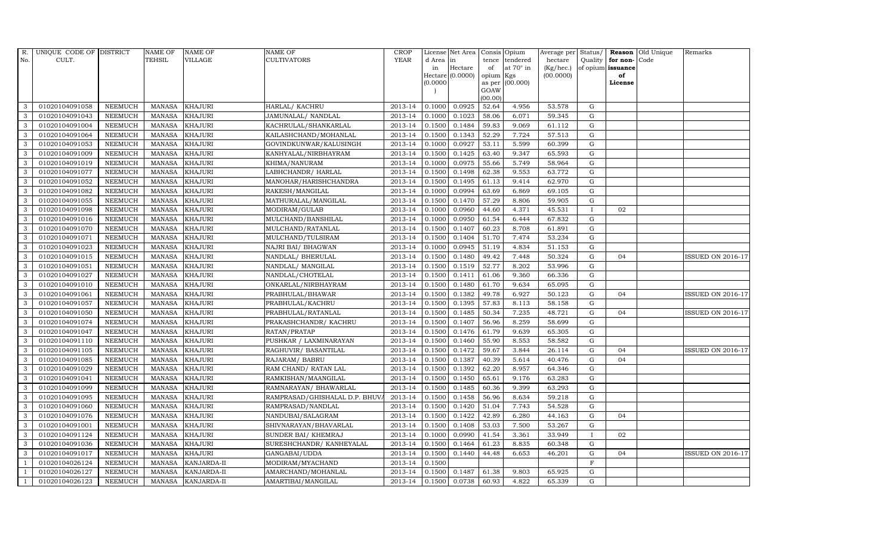| R. No. | UNIQUE CODE OF CULT. | DISTRICT | NAME OF TEHSIL | NAME OF VILLAGE | NAME OF CULTIVATORS | CROP YEAR | License d Area in Hectare (0.0000) | Net Area in Hectare (0.0000) | Consis tence of opium as per GOAW (00.00) | Opium tendered at 70° in Kgs (00.000) | Average per hectare (Kg/hec.) (00.0000) | Status/ Quality of opium | Reason for non-issuance of License | Old Unique Code | Remarks |
|---|---|---|---|---|---|---|---|---|---|---|---|---|---|---|---|
| 3 | 01020104091058 | NEEMUCH | MANASA | KHAJURI | HARLAL/ KACHRU | 2013-14 | 0.1000 | 0.0925 | 52.64 | 4.956 | 53.578 | G | | | |
| 3 | 01020104091043 | NEEMUCH | MANASA | KHAJURI | JAMUNALAL/ NANDLAL | 2013-14 | 0.1000 | 0.1023 | 58.06 | 6.071 | 59.345 | G | | | |
| 3 | 01020104091004 | NEEMUCH | MANASA | KHAJURI | KACHRULAL/SHANKARLAL | 2013-14 | 0.1500 | 0.1484 | 59.83 | 9.069 | 61.112 | G | | | |
| 3 | 01020104091064 | NEEMUCH | MANASA | KHAJURI | KAILASHCHAND/MOHANLAL | 2013-14 | 0.1500 | 0.1343 | 52.29 | 7.724 | 57.513 | G | | | |
| 3 | 01020104091053 | NEEMUCH | MANASA | KHAJURI | GOVINDKUNWAR/KALUSINGH | 2013-14 | 0.1000 | 0.0927 | 53.11 | 5.599 | 60.399 | G | | | |
| 3 | 01020104091009 | NEEMUCH | MANASA | KHAJURI | KANHYALAL/NIRBHAYRAM | 2013-14 | 0.1500 | 0.1425 | 63.40 | 9.347 | 65.593 | G | | | |
| 3 | 01020104091019 | NEEMUCH | MANASA | KHAJURI | KHIMA/NANURAM | 2013-14 | 0.1000 | 0.0975 | 55.66 | 5.749 | 58.964 | G | | | |
| 3 | 01020104091077 | NEEMUCH | MANASA | KHAJURI | LABHCHANDR/ HARLAL | 2013-14 | 0.1500 | 0.1498 | 62.38 | 9.553 | 63.772 | G | | | |
| 3 | 01020104091052 | NEEMUCH | MANASA | KHAJURI | MANOHAR/HARISHCHANDRA | 2013-14 | 0.1500 | 0.1495 | 61.13 | 9.414 | 62.970 | G | | | |
| 3 | 01020104091082 | NEEMUCH | MANASA | KHAJURI | RAKESH/MANGILAL | 2013-14 | 0.1000 | 0.0994 | 63.69 | 6.869 | 69.105 | G | | | |
| 3 | 01020104091055 | NEEMUCH | MANASA | KHAJURI | MATHURALAL/MANGILAL | 2013-14 | 0.1500 | 0.1470 | 57.29 | 8.806 | 59.905 | G | | | |
| 3 | 01020104091098 | NEEMUCH | MANASA | KHAJURI | MODIRAM/GULAB | 2013-14 | 0.1000 | 0.0960 | 44.60 | 4.371 | 45.531 | I | 02 | | |
| 3 | 01020104091016 | NEEMUCH | MANASA | KHAJURI | MULCHAND/BANSHILAL | 2013-14 | 0.1000 | 0.0950 | 61.54 | 6.444 | 67.832 | G | | | |
| 3 | 01020104091070 | NEEMUCH | MANASA | KHAJURI | MULCHAND/RATANLAL | 2013-14 | 0.1500 | 0.1407 | 60.23 | 8.708 | 61.891 | G | | | |
| 3 | 01020104091071 | NEEMUCH | MANASA | KHAJURI | MULCHAND/TULSIRAM | 2013-14 | 0.1500 | 0.1404 | 51.70 | 7.474 | 53.234 | G | | | |
| 3 | 01020104091023 | NEEMUCH | MANASA | KHAJURI | NAJRI BAI/ BHAGWAN | 2013-14 | 0.1000 | 0.0945 | 51.19 | 4.834 | 51.153 | G | | | |
| 3 | 01020104091015 | NEEMUCH | MANASA | KHAJURI | NANDLAL/ BHERULAL | 2013-14 | 0.1500 | 0.1480 | 49.42 | 7.448 | 50.324 | G | 04 | | ISSUED ON 2016-17 |
| 3 | 01020104091051 | NEEMUCH | MANASA | KHAJURI | NANDLAL/ MANGILAL | 2013-14 | 0.1500 | 0.1519 | 52.77 | 8.202 | 53.996 | G | | | |
| 3 | 01020104091027 | NEEMUCH | MANASA | KHAJURI | NANDLAL/CHOTELAL | 2013-14 | 0.1500 | 0.1411 | 61.06 | 9.360 | 66.336 | G | | | |
| 3 | 01020104091010 | NEEMUCH | MANASA | KHAJURI | ONKARLAL/NIRBHAYRAM | 2013-14 | 0.1500 | 0.1480 | 61.70 | 9.634 | 65.095 | G | | | |
| 3 | 01020104091061 | NEEMUCH | MANASA | KHAJURI | PRABHULAL/BHAWAR | 2013-14 | 0.1500 | 0.1382 | 49.78 | 6.927 | 50.123 | G | 04 | | ISSUED ON 2016-17 |
| 3 | 01020104091057 | NEEMUCH | MANASA | KHAJURI | PRABHULAL/KACHRU | 2013-14 | 0.1500 | 0.1395 | 57.83 | 8.113 | 58.158 | G | | | |
| 3 | 01020104091050 | NEEMUCH | MANASA | KHAJURI | PRABHULAL/RATANLAL | 2013-14 | 0.1500 | 0.1485 | 50.34 | 7.235 | 48.721 | G | 04 | | ISSUED ON 2016-17 |
| 3 | 01020104091074 | NEEMUCH | MANASA | KHAJURI | PRAKASHCHANDR/ KACHRU | 2013-14 | 0.1500 | 0.1407 | 56.96 | 8.259 | 58.699 | G | | | |
| 3 | 01020104091047 | NEEMUCH | MANASA | KHAJURI | RATAN/PRATAP | 2013-14 | 0.1500 | 0.1476 | 61.79 | 9.639 | 65.305 | G | | | |
| 3 | 01020104091110 | NEEMUCH | MANASA | KHAJURI | PUSHKAR / LAXMINARAYAN | 2013-14 | 0.1500 | 0.1460 | 55.90 | 8.553 | 58.582 | G | | | |
| 3 | 01020104091105 | NEEMUCH | MANASA | KHAJURI | RAGHUVIR/ BASANTILAL | 2013-14 | 0.1500 | 0.1472 | 59.67 | 3.844 | 26.114 | G | 04 | | ISSUED ON 2016-17 |
| 3 | 01020104091085 | NEEMUCH | MANASA | KHAJURI | RAJARAM/ BABRU | 2013-14 | 0.1500 | 0.1387 | 40.39 | 5.614 | 40.476 | G | 04 | | |
| 3 | 01020104091029 | NEEMUCH | MANASA | KHAJURI | RAM CHAND/ RATAN LAL | 2013-14 | 0.1500 | 0.1392 | 62.20 | 8.957 | 64.346 | G | | | |
| 3 | 01020104091041 | NEEMUCH | MANASA | KHAJURI | RAMKISHAN/MAANGILAL | 2013-14 | 0.1500 | 0.1450 | 65.61 | 9.176 | 63.283 | G | | | |
| 3 | 01020104091099 | NEEMUCH | MANASA | KHAJURI | RAMNARAYAN/ BHAWARLAL | 2013-14 | 0.1500 | 0.1485 | 60.36 | 9.399 | 63.293 | G | | | |
| 3 | 01020104091095 | NEEMUCH | MANASA | KHAJURI | RAMPRASAD/GHISHALAL D.P. BHUVA | 2013-14 | 0.1500 | 0.1458 | 56.96 | 8.634 | 59.218 | G | | | |
| 3 | 01020104091060 | NEEMUCH | MANASA | KHAJURI | RAMPRASAD/NANDLAL | 2013-14 | 0.1500 | 0.1420 | 51.04 | 7.743 | 54.528 | G | | | |
| 3 | 01020104091076 | NEEMUCH | MANASA | KHAJURI | NANDUBAI/SALAGRAM | 2013-14 | 0.1500 | 0.1422 | 42.89 | 6.280 | 44.163 | G | 04 | | |
| 3 | 01020104091001 | NEEMUCH | MANASA | KHAJURI | SHIVNARAYAN/BHAVARLAL | 2013-14 | 0.1500 | 0.1408 | 53.03 | 7.500 | 53.267 | G | | | |
| 3 | 01020104091124 | NEEMUCH | MANASA | KHAJURI | SUNDER BAI/ KHEMRAJ | 2013-14 | 0.1000 | 0.0990 | 41.54 | 3.361 | 33.949 | I | 02 | | |
| 3 | 01020104091036 | NEEMUCH | MANASA | KHAJURI | SURESHCHANDR/ KANHEYALAL | 2013-14 | 0.1500 | 0.1464 | 61.23 | 8.835 | 60.348 | G | | | |
| 3 | 01020104091017 | NEEMUCH | MANASA | KHAJURI | GANGABAI/UDDA | 2013-14 | 0.1500 | 0.1440 | 44.48 | 6.653 | 46.201 | G | 04 | | ISSUED ON 2016-17 |
| 1 | 01020104026124 | NEEMUCH | MANASA | KANJARDA-II | MODIRAM/MYACHAND | 2013-14 | 0.1500 | | | | | F | | | |
| 1 | 01020104026127 | NEEMUCH | MANASA | KANJARDA-II | AMARCHAND/MOHANLAL | 2013-14 | 0.1500 | 0.1487 | 61.38 | 9.803 | 65.925 | G | | | |
| 1 | 01020104026123 | NEEMUCH | MANASA | KANJARDA-II | AMARTIBAI/MANGILAL | 2013-14 | 0.1500 | 0.0738 | 60.93 | 4.822 | 65.339 | G | | | |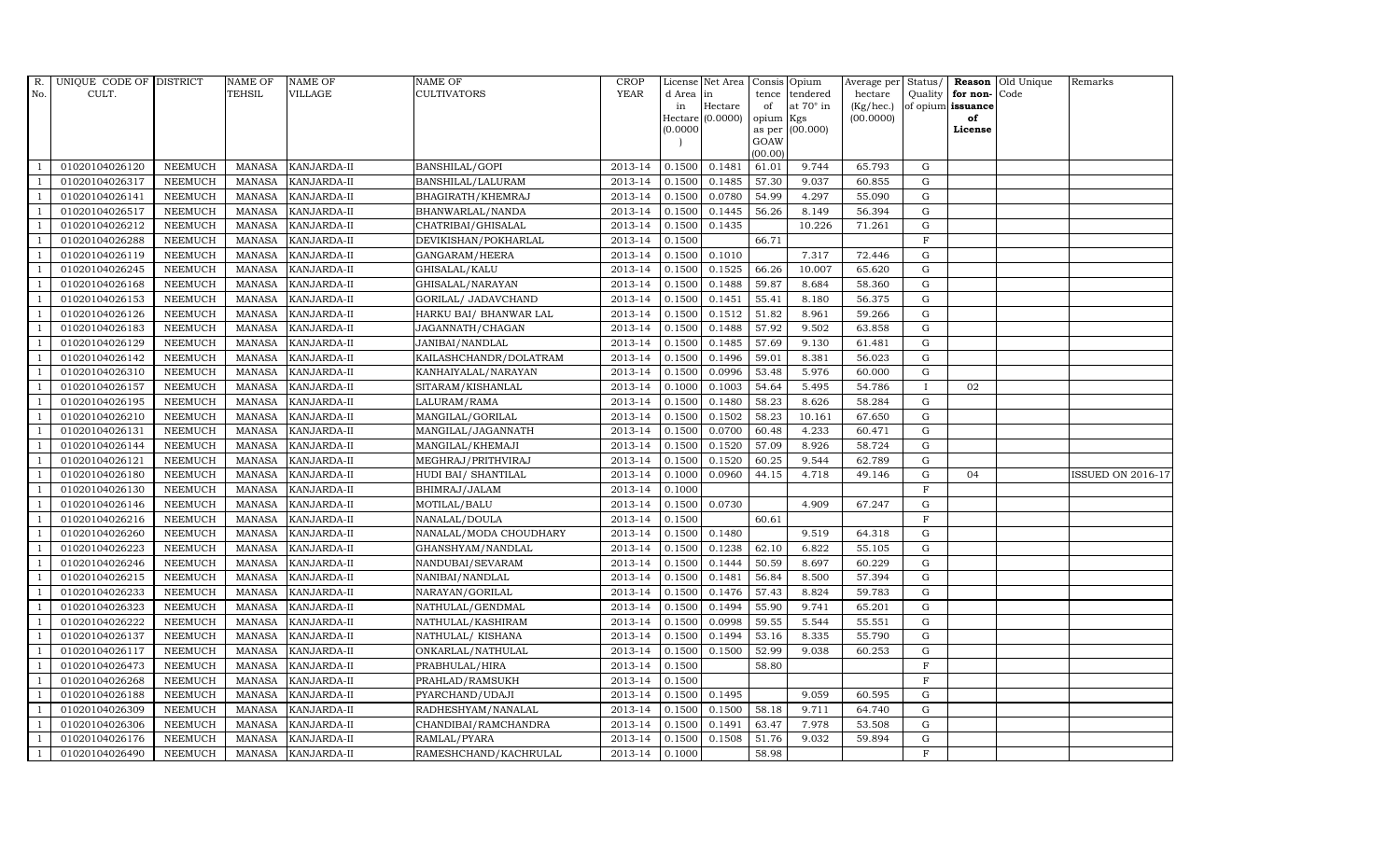| R. No. | UNIQUE CODE OF CULT. | DISTRICT | NAME OF TEHSIL | NAME OF VILLAGE | NAME OF CULTIVATORS | CROP YEAR | License d Area in Hectare (0.0000) | Net Area in Hectare (0.0000) | Consis tence of opium as per GOAW (00.00) | Opium tendered at 70° in Kgs (00.000) | Average per hectare (Kg/hec.) (00.0000) | Status/ Quality of opium | Reason for non- issuance of License | Old Unique Code | Remarks |
|---|---|---|---|---|---|---|---|---|---|---|---|---|---|---|---|
| 1 | 01020104026120 | NEEMUCH | MANASA | KANJARDA-II | BANSHILAL/GOPI | 2013-14 | 0.1500 | 0.1481 | 61.01 | 9.744 | 65.793 | G | | | |
| 1 | 01020104026317 | NEEMUCH | MANASA | KANJARDA-II | BANSHILAL/LALURAM | 2013-14 | 0.1500 | 0.1485 | 57.30 | 9.037 | 60.855 | G | | | |
| 1 | 01020104026141 | NEEMUCH | MANASA | KANJARDA-II | BHAGIRATH/KHEMRAJ | 2013-14 | 0.1500 | 0.0780 | 54.99 | 4.297 | 55.090 | G | | | |
| 1 | 01020104026517 | NEEMUCH | MANASA | KANJARDA-II | BHANWARLAL/NANDA | 2013-14 | 0.1500 | 0.1445 | 56.26 | 8.149 | 56.394 | G | | | |
| 1 | 01020104026212 | NEEMUCH | MANASA | KANJARDA-II | CHATRIBAI/GHISALAL | 2013-14 | 0.1500 | 0.1435 | | 10.226 | 71.261 | G | | | |
| 1 | 01020104026288 | NEEMUCH | MANASA | KANJARDA-II | DEVIKISHAN/POKHARLAL | 2013-14 | 0.1500 | | 66.71 | | | F | | | |
| 1 | 01020104026119 | NEEMUCH | MANASA | KANJARDA-II | GANGARAM/HEERA | 2013-14 | 0.1500 | 0.1010 | | 7.317 | 72.446 | G | | | |
| 1 | 01020104026245 | NEEMUCH | MANASA | KANJARDA-II | GHISALAL/KALU | 2013-14 | 0.1500 | 0.1525 | 66.26 | 10.007 | 65.620 | G | | | |
| 1 | 01020104026168 | NEEMUCH | MANASA | KANJARDA-II | GHISALAL/NARAYAN | 2013-14 | 0.1500 | 0.1488 | 59.87 | 8.684 | 58.360 | G | | | |
| 1 | 01020104026153 | NEEMUCH | MANASA | KANJARDA-II | GORILAL/ JADAVCHAND | 2013-14 | 0.1500 | 0.1451 | 55.41 | 8.180 | 56.375 | G | | | |
| 1 | 01020104026126 | NEEMUCH | MANASA | KANJARDA-II | HARKU BAI/ BHANWAR LAL | 2013-14 | 0.1500 | 0.1512 | 51.82 | 8.961 | 59.266 | G | | | |
| 1 | 01020104026183 | NEEMUCH | MANASA | KANJARDA-II | JAGANNATH/CHAGAN | 2013-14 | 0.1500 | 0.1488 | 57.92 | 9.502 | 63.858 | G | | | |
| 1 | 01020104026129 | NEEMUCH | MANASA | KANJARDA-II | JANIBAI/NANDLAL | 2013-14 | 0.1500 | 0.1485 | 57.69 | 9.130 | 61.481 | G | | | |
| 1 | 01020104026142 | NEEMUCH | MANASA | KANJARDA-II | KAILASHCHANDR/DOLATRAM | 2013-14 | 0.1500 | 0.1496 | 59.01 | 8.381 | 56.023 | G | | | |
| 1 | 01020104026310 | NEEMUCH | MANASA | KANJARDA-II | KANHAIYALAL/NARAYAN | 2013-14 | 0.1500 | 0.0996 | 53.48 | 5.976 | 60.000 | G | | | |
| 1 | 01020104026157 | NEEMUCH | MANASA | KANJARDA-II | SITARAM/KISHANLAL | 2013-14 | 0.1000 | 0.1003 | 54.64 | 5.495 | 54.786 | I | 02 | | |
| 1 | 01020104026195 | NEEMUCH | MANASA | KANJARDA-II | LALURAM/RAMA | 2013-14 | 0.1500 | 0.1480 | 58.23 | 8.626 | 58.284 | G | | | |
| 1 | 01020104026210 | NEEMUCH | MANASA | KANJARDA-II | MANGILAL/GORILAL | 2013-14 | 0.1500 | 0.1502 | 58.23 | 10.161 | 67.650 | G | | | |
| 1 | 01020104026131 | NEEMUCH | MANASA | KANJARDA-II | MANGILAL/JAGANNATH | 2013-14 | 0.1500 | 0.0700 | 60.48 | 4.233 | 60.471 | G | | | |
| 1 | 01020104026144 | NEEMUCH | MANASA | KANJARDA-II | MANGILAL/KHEMAJI | 2013-14 | 0.1500 | 0.1520 | 57.09 | 8.926 | 58.724 | G | | | |
| 1 | 01020104026121 | NEEMUCH | MANASA | KANJARDA-II | MEGHRAJ/PRITHVIRAJ | 2013-14 | 0.1500 | 0.1520 | 60.25 | 9.544 | 62.789 | G | | | |
| 1 | 01020104026180 | NEEMUCH | MANASA | KANJARDA-II | HUDI BAI/ SHANTILAL | 2013-14 | 0.1000 | 0.0960 | 44.15 | 4.718 | 49.146 | G | 04 | | ISSUED ON 2016-17 |
| 1 | 01020104026130 | NEEMUCH | MANASA | KANJARDA-II | BHIMRAJ/JALAM | 2013-14 | 0.1000 | | | | | F | | | |
| 1 | 01020104026146 | NEEMUCH | MANASA | KANJARDA-II | MOTILAL/BALU | 2013-14 | 0.1500 | 0.0730 | | 4.909 | 67.247 | G | | | |
| 1 | 01020104026216 | NEEMUCH | MANASA | KANJARDA-II | NANALAL/DOULA | 2013-14 | 0.1500 | | 60.61 | | | F | | | |
| 1 | 01020104026260 | NEEMUCH | MANASA | KANJARDA-II | NANALAL/MODA CHOUDHARY | 2013-14 | 0.1500 | 0.1480 | | 9.519 | 64.318 | G | | | |
| 1 | 01020104026223 | NEEMUCH | MANASA | KANJARDA-II | GHANSHYAM/NANDLAL | 2013-14 | 0.1500 | 0.1238 | 62.10 | 6.822 | 55.105 | G | | | |
| 1 | 01020104026246 | NEEMUCH | MANASA | KANJARDA-II | NANDUBAI/SEVARAM | 2013-14 | 0.1500 | 0.1444 | 50.59 | 8.697 | 60.229 | G | | | |
| 1 | 01020104026215 | NEEMUCH | MANASA | KANJARDA-II | NANIBAI/NANDLAL | 2013-14 | 0.1500 | 0.1481 | 56.84 | 8.500 | 57.394 | G | | | |
| 1 | 01020104026233 | NEEMUCH | MANASA | KANJARDA-II | NARAYAN/GORILAL | 2013-14 | 0.1500 | 0.1476 | 57.43 | 8.824 | 59.783 | G | | | |
| 1 | 01020104026323 | NEEMUCH | MANASA | KANJARDA-II | NATHULAL/GENDMAL | 2013-14 | 0.1500 | 0.1494 | 55.90 | 9.741 | 65.201 | G | | | |
| 1 | 01020104026222 | NEEMUCH | MANASA | KANJARDA-II | NATHULAL/KASHIRAM | 2013-14 | 0.1500 | 0.0998 | 59.55 | 5.544 | 55.551 | G | | | |
| 1 | 01020104026137 | NEEMUCH | MANASA | KANJARDA-II | NATHULAL/ KISHANA | 2013-14 | 0.1500 | 0.1494 | 53.16 | 8.335 | 55.790 | G | | | |
| 1 | 01020104026117 | NEEMUCH | MANASA | KANJARDA-II | ONKARLAL/NATHULAL | 2013-14 | 0.1500 | 0.1500 | 52.99 | 9.038 | 60.253 | G | | | |
| 1 | 01020104026473 | NEEMUCH | MANASA | KANJARDA-II | PRABHULAL/HIRA | 2013-14 | 0.1500 | | 58.80 | | | F | | | |
| 1 | 01020104026268 | NEEMUCH | MANASA | KANJARDA-II | PRAHLAD/RAMSUKH | 2013-14 | 0.1500 | | | | | F | | | |
| 1 | 01020104026188 | NEEMUCH | MANASA | KANJARDA-II | PYARCHAND/UDAJI | 2013-14 | 0.1500 | 0.1495 | | 9.059 | 60.595 | G | | | |
| 1 | 01020104026309 | NEEMUCH | MANASA | KANJARDA-II | RADHESHYAM/NANALAL | 2013-14 | 0.1500 | 0.1500 | 58.18 | 9.711 | 64.740 | G | | | |
| 1 | 01020104026306 | NEEMUCH | MANASA | KANJARDA-II | CHANDIBAI/RAMCHANDRA | 2013-14 | 0.1500 | 0.1491 | 63.47 | 7.978 | 53.508 | G | | | |
| 1 | 01020104026176 | NEEMUCH | MANASA | KANJARDA-II | RAMLAL/PYARA | 2013-14 | 0.1500 | 0.1508 | 51.76 | 9.032 | 59.894 | G | | | |
| 1 | 01020104026490 | NEEMUCH | MANASA | KANJARDA-II | RAMESHCHAND/KACHRULAL | 2013-14 | 0.1000 | | 58.98 | | | F | | | |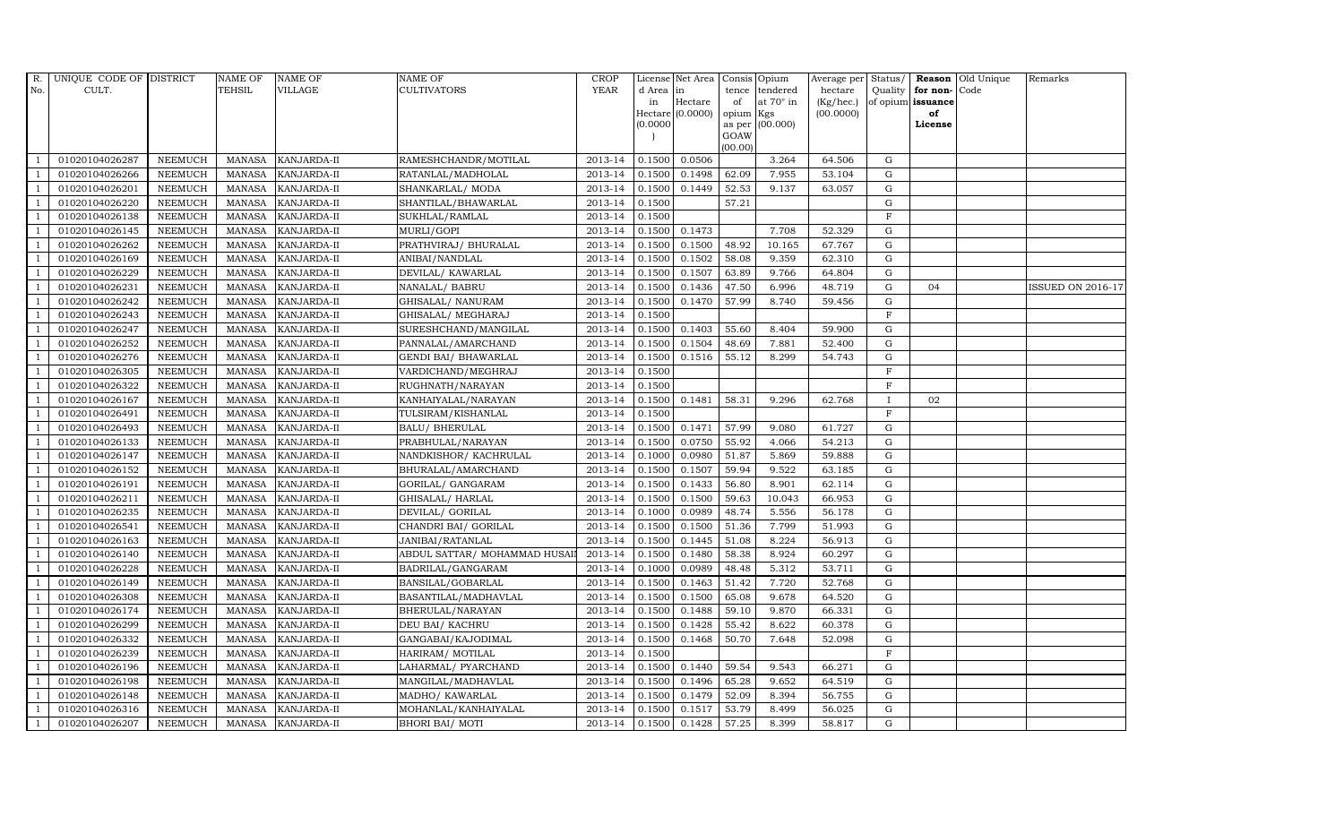| R. No. | UNIQUE CODE OF CULT. | DISTRICT | NAME OF TEHSIL | NAME OF VILLAGE | NAME OF CULTIVATORS | CROP YEAR | License d Area in Hectare (0.0000) | Net Area in Hectare (0.0000) | Consis tence of opium as per GOAW (00.00) | Opium tendered at 70° in Kgs (00.000) | Average per hectare (Kg/hec.) (00.0000) | Status/ Quality of opium | Reason for non-issuance of License | Old Unique Code | Remarks |
|---|---|---|---|---|---|---|---|---|---|---|---|---|---|---|---|
| 1 | 01020104026287 | NEEMUCH | MANASA | KANJARDA-II | RAMESHCHANDR/MOTILAL | 2013-14 | 0.1500 | 0.0506 | | 3.264 | 64.506 | G | | | |
| 1 | 01020104026266 | NEEMUCH | MANASA | KANJARDA-II | RATANLAL/MADHOLAL | 2013-14 | 0.1500 | 0.1498 | 62.09 | 7.955 | 53.104 | G | | | |
| 1 | 01020104026201 | NEEMUCH | MANASA | KANJARDA-II | SHANKARLAL/ MODA | 2013-14 | 0.1500 | 0.1449 | 52.53 | 9.137 | 63.057 | G | | | |
| 1 | 01020104026220 | NEEMUCH | MANASA | KANJARDA-II | SHANTILAL/BHAWARLAL | 2013-14 | 0.1500 | | 57.21 | | | G | | | |
| 1 | 01020104026138 | NEEMUCH | MANASA | KANJARDA-II | SUKHLAL/RAMLAL | 2013-14 | 0.1500 | | | | | F | | | |
| 1 | 01020104026145 | NEEMUCH | MANASA | KANJARDA-II | MURLI/GOPI | 2013-14 | 0.1500 | 0.1473 | | 7.708 | 52.329 | G | | | |
| 1 | 01020104026262 | NEEMUCH | MANASA | KANJARDA-II | PRATHVIRAJ/ BHURALAL | 2013-14 | 0.1500 | 0.1500 | 48.92 | 10.165 | 67.767 | G | | | |
| 1 | 01020104026169 | NEEMUCH | MANASA | KANJARDA-II | ANIBAI/NANDLAL | 2013-14 | 0.1500 | 0.1502 | 58.08 | 9.359 | 62.310 | G | | | |
| 1 | 01020104026229 | NEEMUCH | MANASA | KANJARDA-II | DEVILAL/ KAWARLAL | 2013-14 | 0.1500 | 0.1507 | 63.89 | 9.766 | 64.804 | G | | | |
| 1 | 01020104026231 | NEEMUCH | MANASA | KANJARDA-II | NANALAL/ BABRU | 2013-14 | 0.1500 | 0.1436 | 47.50 | 6.996 | 48.719 | G | 04 | | ISSUED ON 2016-17 |
| 1 | 01020104026242 | NEEMUCH | MANASA | KANJARDA-II | GHISALAL/ NANURAM | 2013-14 | 0.1500 | 0.1470 | 57.99 | 8.740 | 59.456 | G | | | |
| 1 | 01020104026243 | NEEMUCH | MANASA | KANJARDA-II | GHISALAL/ MEGHARAJ | 2013-14 | 0.1500 | | | | | F | | | |
| 1 | 01020104026247 | NEEMUCH | MANASA | KANJARDA-II | SURESHCHAND/MANGILAL | 2013-14 | 0.1500 | 0.1403 | 55.60 | 8.404 | 59.900 | G | | | |
| 1 | 01020104026252 | NEEMUCH | MANASA | KANJARDA-II | PANNALAL/AMARCHAND | 2013-14 | 0.1500 | 0.1504 | 48.69 | 7.881 | 52.400 | G | | | |
| 1 | 01020104026276 | NEEMUCH | MANASA | KANJARDA-II | GENDI BAI/ BHAWARLAL | 2013-14 | 0.1500 | 0.1516 | 55.12 | 8.299 | 54.743 | G | | | |
| 1 | 01020104026305 | NEEMUCH | MANASA | KANJARDA-II | VARDICHAND/MEGHRAJ | 2013-14 | 0.1500 | | | | | F | | | |
| 1 | 01020104026322 | NEEMUCH | MANASA | KANJARDA-II | RUGHNATH/NARAYAN | 2013-14 | 0.1500 | | | | | F | | | |
| 1 | 01020104026167 | NEEMUCH | MANASA | KANJARDA-II | KANHAIYALAL/NARAYAN | 2013-14 | 0.1500 | 0.1481 | 58.31 | 9.296 | 62.768 | I | 02 | | |
| 1 | 01020104026491 | NEEMUCH | MANASA | KANJARDA-II | TULSIRAM/KISHANLAL | 2013-14 | 0.1500 | | | | | F | | | |
| 1 | 01020104026493 | NEEMUCH | MANASA | KANJARDA-II | BALU/ BHERULAL | 2013-14 | 0.1500 | 0.1471 | 57.99 | 9.080 | 61.727 | G | | | |
| 1 | 01020104026133 | NEEMUCH | MANASA | KANJARDA-II | PRABHULAL/NARAYAN | 2013-14 | 0.1500 | 0.0750 | 55.92 | 4.066 | 54.213 | G | | | |
| 1 | 01020104026147 | NEEMUCH | MANASA | KANJARDA-II | NANDKISHOR/ KACHRULAL | 2013-14 | 0.1000 | 0.0980 | 51.87 | 5.869 | 59.888 | G | | | |
| 1 | 01020104026152 | NEEMUCH | MANASA | KANJARDA-II | BHURALAL/AMARCHAND | 2013-14 | 0.1500 | 0.1507 | 59.94 | 9.522 | 63.185 | G | | | |
| 1 | 01020104026191 | NEEMUCH | MANASA | KANJARDA-II | GORILAL/ GANGARAM | 2013-14 | 0.1500 | 0.1433 | 56.80 | 8.901 | 62.114 | G | | | |
| 1 | 01020104026211 | NEEMUCH | MANASA | KANJARDA-II | GHISALAL/ HARLAL | 2013-14 | 0.1500 | 0.1500 | 59.63 | 10.043 | 66.953 | G | | | |
| 1 | 01020104026235 | NEEMUCH | MANASA | KANJARDA-II | DEVILAL/ GORILAL | 2013-14 | 0.1000 | 0.0989 | 48.74 | 5.556 | 56.178 | G | | | |
| 1 | 01020104026541 | NEEMUCH | MANASA | KANJARDA-II | CHANDRI BAI/ GORILAL | 2013-14 | 0.1500 | 0.1500 | 51.36 | 7.799 | 51.993 | G | | | |
| 1 | 01020104026163 | NEEMUCH | MANASA | KANJARDA-II | JANIBAI/RATANLAL | 2013-14 | 0.1500 | 0.1445 | 51.08 | 8.224 | 56.913 | G | | | |
| 1 | 01020104026140 | NEEMUCH | MANASA | KANJARDA-II | ABDUL SATTAR/ MOHAMMAD HUSAI | 2013-14 | 0.1500 | 0.1480 | 58.38 | 8.924 | 60.297 | G | | | |
| 1 | 01020104026228 | NEEMUCH | MANASA | KANJARDA-II | BADRILAL/GANGARAM | 2013-14 | 0.1000 | 0.0989 | 48.48 | 5.312 | 53.711 | G | | | |
| 1 | 01020104026149 | NEEMUCH | MANASA | KANJARDA-II | BANSILAL/GOBARLAL | 2013-14 | 0.1500 | 0.1463 | 51.42 | 7.720 | 52.768 | G | | | |
| 1 | 01020104026308 | NEEMUCH | MANASA | KANJARDA-II | BASANTILAL/MADHAVLAL | 2013-14 | 0.1500 | 0.1500 | 65.08 | 9.678 | 64.520 | G | | | |
| 1 | 01020104026174 | NEEMUCH | MANASA | KANJARDA-II | BHERULAL/NARAYAN | 2013-14 | 0.1500 | 0.1488 | 59.10 | 9.870 | 66.331 | G | | | |
| 1 | 01020104026299 | NEEMUCH | MANASA | KANJARDA-II | DEU BAI/ KACHRU | 2013-14 | 0.1500 | 0.1428 | 55.42 | 8.622 | 60.378 | G | | | |
| 1 | 01020104026332 | NEEMUCH | MANASA | KANJARDA-II | GANGABAI/KAJODIMAL | 2013-14 | 0.1500 | 0.1468 | 50.70 | 7.648 | 52.098 | G | | | |
| 1 | 01020104026239 | NEEMUCH | MANASA | KANJARDA-II | HARIRAM/ MOTILAL | 2013-14 | 0.1500 | | | | | F | | | |
| 1 | 01020104026196 | NEEMUCH | MANASA | KANJARDA-II | LAHARMAL/ PYARCHAND | 2013-14 | 0.1500 | 0.1440 | 59.54 | 9.543 | 66.271 | G | | | |
| 1 | 01020104026198 | NEEMUCH | MANASA | KANJARDA-II | MANGILAL/MADHAVLAL | 2013-14 | 0.1500 | 0.1496 | 65.28 | 9.652 | 64.519 | G | | | |
| 1 | 01020104026148 | NEEMUCH | MANASA | KANJARDA-II | MADHO/ KAWARLAL | 2013-14 | 0.1500 | 0.1479 | 52.09 | 8.394 | 56.755 | G | | | |
| 1 | 01020104026316 | NEEMUCH | MANASA | KANJARDA-II | MOHANLAL/KANHAIYALAL | 2013-14 | 0.1500 | 0.1517 | 53.79 | 8.499 | 56.025 | G | | | |
| 1 | 01020104026207 | NEEMUCH | MANASA | KANJARDA-II | BHORI BAI/ MOTI | 2013-14 | 0.1500 | 0.1428 | 57.25 | 8.399 | 58.817 | G | | | |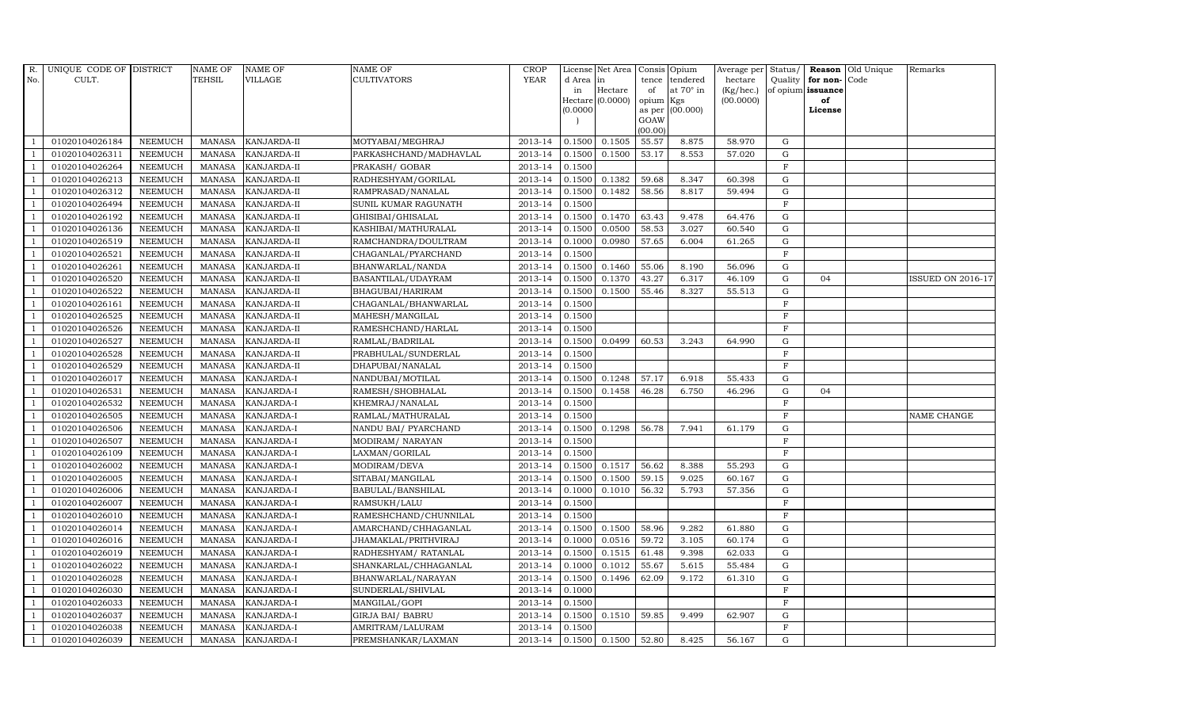| R. No. | UNIQUE CODE OF CULT. | DISTRICT | NAME OF TEHSIL | NAME OF VILLAGE | NAME OF CULTIVATORS | CROP YEAR | License d Area in Hectare (0.0000) | Net Area in Hectare (0.0000) | Consis tence of opium as per GOAW (00.00) | Opium tendered at 70° in Kgs (00.000) | Average per hectare (Kg/hec.) (00.0000) | Status/ Quality of opium | Reason for non-issuance of License | Old Unique Code | Remarks |
|---|---|---|---|---|---|---|---|---|---|---|---|---|---|---|---|
| 1 | 01020104026184 | NEEMUCH | MANASA | KANJARDA-II | MOTYABAI/MEGHRAJ | 2013-14 | 0.1500 | 0.1505 | 55.57 | 8.875 | 58.970 | G | | | |
| 1 | 01020104026311 | NEEMUCH | MANASA | KANJARDA-II | PARKASHCHAND/MADHAVLAL | 2013-14 | 0.1500 | 0.1500 | 53.17 | 8.553 | 57.020 | G | | | |
| 1 | 01020104026264 | NEEMUCH | MANASA | KANJARDA-II | PRAKASH/ GOBAR | 2013-14 | 0.1500 | | | | | F | | | |
| 1 | 01020104026213 | NEEMUCH | MANASA | KANJARDA-II | RADHESHYAM/GORILAL | 2013-14 | 0.1500 | 0.1382 | 59.68 | 8.347 | 60.398 | G | | | |
| 1 | 01020104026312 | NEEMUCH | MANASA | KANJARDA-II | RAMPRASAD/NANALAL | 2013-14 | 0.1500 | 0.1482 | 58.56 | 8.817 | 59.494 | G | | | |
| 1 | 01020104026494 | NEEMUCH | MANASA | KANJARDA-II | SUNIL KUMAR RAGUNATH | 2013-14 | 0.1500 | | | | | F | | | |
| 1 | 01020104026192 | NEEMUCH | MANASA | KANJARDA-II | GHISIBAI/GHISALAL | 2013-14 | 0.1500 | 0.1470 | 63.43 | 9.478 | 64.476 | G | | | |
| 1 | 01020104026136 | NEEMUCH | MANASA | KANJARDA-II | KASHIBAI/MATHURALAL | 2013-14 | 0.1500 | 0.0500 | 58.53 | 3.027 | 60.540 | G | | | |
| 1 | 01020104026519 | NEEMUCH | MANASA | KANJARDA-II | RAMCHANDRA/DOULTRAM | 2013-14 | 0.1000 | 0.0980 | 57.65 | 6.004 | 61.265 | G | | | |
| 1 | 01020104026521 | NEEMUCH | MANASA | KANJARDA-II | CHAGANLAL/PYARCHAND | 2013-14 | 0.1500 | | | | | F | | | |
| 1 | 01020104026261 | NEEMUCH | MANASA | KANJARDA-II | BHANWARLAL/NANDA | 2013-14 | 0.1500 | 0.1460 | 55.06 | 8.190 | 56.096 | G | | | |
| 1 | 01020104026520 | NEEMUCH | MANASA | KANJARDA-II | BASANTILAL/UDAYRAM | 2013-14 | 0.1500 | 0.1370 | 43.27 | 6.317 | 46.109 | G | 04 | | ISSUED ON 2016-17 |
| 1 | 01020104026522 | NEEMUCH | MANASA | KANJARDA-II | BHAGUBAI/HARIRAM | 2013-14 | 0.1500 | 0.1500 | 55.46 | 8.327 | 55.513 | G | | | |
| 1 | 01020104026161 | NEEMUCH | MANASA | KANJARDA-II | CHAGANLAL/BHANWARLAL | 2013-14 | 0.1500 | | | | | F | | | |
| 1 | 01020104026525 | NEEMUCH | MANASA | KANJARDA-II | MAHESH/MANGILAL | 2013-14 | 0.1500 | | | | | F | | | |
| 1 | 01020104026526 | NEEMUCH | MANASA | KANJARDA-II | RAMESHCHAND/HARLAL | 2013-14 | 0.1500 | | | | | F | | | |
| 1 | 01020104026527 | NEEMUCH | MANASA | KANJARDA-II | RAMLAL/BADRILAL | 2013-14 | 0.1500 | 0.0499 | 60.53 | 3.243 | 64.990 | G | | | |
| 1 | 01020104026528 | NEEMUCH | MANASA | KANJARDA-II | PRABHULAL/SUNDERLAL | 2013-14 | 0.1500 | | | | | F | | | |
| 1 | 01020104026529 | NEEMUCH | MANASA | KANJARDA-II | DHAPUBAI/NANALAL | 2013-14 | 0.1500 | | | | | F | | | |
| 1 | 01020104026017 | NEEMUCH | MANASA | KANJARDA-I | NANDUBAI/MOTILAL | 2013-14 | 0.1500 | 0.1248 | 57.17 | 6.918 | 55.433 | G | | | |
| 1 | 01020104026531 | NEEMUCH | MANASA | KANJARDA-I | RAMESH/SHOBHALAL | 2013-14 | 0.1500 | 0.1458 | 46.28 | 6.750 | 46.296 | G | 04 | | |
| 1 | 01020104026532 | NEEMUCH | MANASA | KANJARDA-I | KHEMRAJ/NANALAL | 2013-14 | 0.1500 | | | | | F | | | |
| 1 | 01020104026505 | NEEMUCH | MANASA | KANJARDA-I | RAMLAL/MATHURALAL | 2013-14 | 0.1500 | | | | | F | | | NAME CHANGE |
| 1 | 01020104026506 | NEEMUCH | MANASA | KANJARDA-I | NANDU BAI/ PYARCHAND | 2013-14 | 0.1500 | 0.1298 | 56.78 | 7.941 | 61.179 | G | | | |
| 1 | 01020104026507 | NEEMUCH | MANASA | KANJARDA-I | MODIRAM/ NARAYAN | 2013-14 | 0.1500 | | | | | F | | | |
| 1 | 01020104026109 | NEEMUCH | MANASA | KANJARDA-I | LAXMAN/GORILAL | 2013-14 | 0.1500 | | | | | F | | | |
| 1 | 01020104026002 | NEEMUCH | MANASA | KANJARDA-I | MODIRAM/DEVA | 2013-14 | 0.1500 | 0.1517 | 56.62 | 8.388 | 55.293 | G | | | |
| 1 | 01020104026005 | NEEMUCH | MANASA | KANJARDA-I | SITABAI/MANGILAL | 2013-14 | 0.1500 | 0.1500 | 59.15 | 9.025 | 60.167 | G | | | |
| 1 | 01020104026006 | NEEMUCH | MANASA | KANJARDA-I | BABULAL/BANSHILAL | 2013-14 | 0.1000 | 0.1010 | 56.32 | 5.793 | 57.356 | G | | | |
| 1 | 01020104026007 | NEEMUCH | MANASA | KANJARDA-I | RAMSUKH/LALU | 2013-14 | 0.1500 | | | | | F | | | |
| 1 | 01020104026010 | NEEMUCH | MANASA | KANJARDA-I | RAMESHCHAND/CHUNNILAL | 2013-14 | 0.1500 | | | | | F | | | |
| 1 | 01020104026014 | NEEMUCH | MANASA | KANJARDA-I | AMARCHAND/CHHAGANLAL | 2013-14 | 0.1500 | 0.1500 | 58.96 | 9.282 | 61.880 | G | | | |
| 1 | 01020104026016 | NEEMUCH | MANASA | KANJARDA-I | JHAMAKLAL/PRITHVIRAJ | 2013-14 | 0.1000 | 0.0516 | 59.72 | 3.105 | 60.174 | G | | | |
| 1 | 01020104026019 | NEEMUCH | MANASA | KANJARDA-I | RADHESHYAM/ RATANLAL | 2013-14 | 0.1500 | 0.1515 | 61.48 | 9.398 | 62.033 | G | | | |
| 1 | 01020104026022 | NEEMUCH | MANASA | KANJARDA-I | SHANKARLAL/CHHAGANLAL | 2013-14 | 0.1000 | 0.1012 | 55.67 | 5.615 | 55.484 | G | | | |
| 1 | 01020104026028 | NEEMUCH | MANASA | KANJARDA-I | BHANWARLAL/NARAYAN | 2013-14 | 0.1500 | 0.1496 | 62.09 | 9.172 | 61.310 | G | | | |
| 1 | 01020104026030 | NEEMUCH | MANASA | KANJARDA-I | SUNDERLAL/SHIVLAL | 2013-14 | 0.1000 | | | | | F | | | |
| 1 | 01020104026033 | NEEMUCH | MANASA | KANJARDA-I | MANGILAL/GOPI | 2013-14 | 0.1500 | | | | | F | | | |
| 1 | 01020104026037 | NEEMUCH | MANASA | KANJARDA-I | GIRJA BAI/ BABRU | 2013-14 | 0.1500 | 0.1510 | 59.85 | 9.499 | 62.907 | G | | | |
| 1 | 01020104026038 | NEEMUCH | MANASA | KANJARDA-I | AMRITRAM/LALURAM | 2013-14 | 0.1500 | | | | | F | | | |
| 1 | 01020104026039 | NEEMUCH | MANASA | KANJARDA-I | PREMSHANKAR/LAXMAN | 2013-14 | 0.1500 | 0.1500 | 52.80 | 8.425 | 56.167 | G | | | |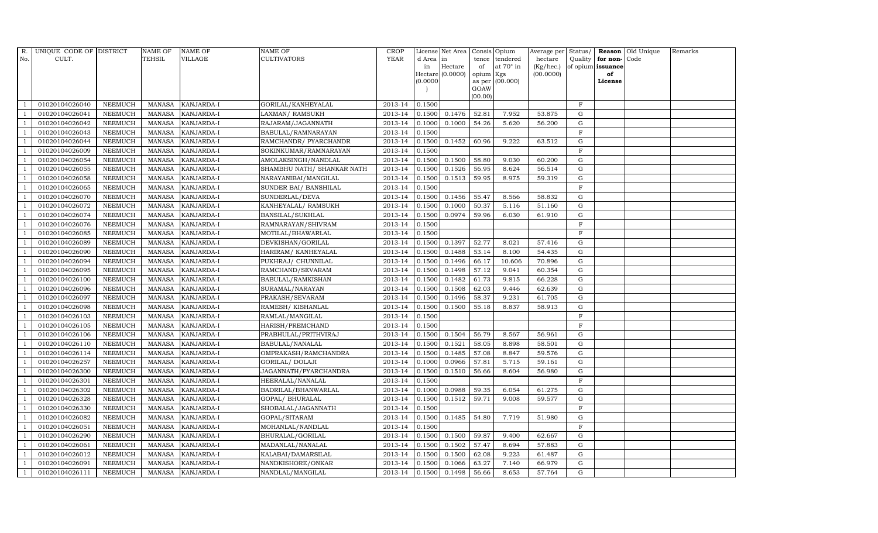| R. No. | UNIQUE CODE OF CULT. | DISTRICT | NAME OF TEHSIL | NAME OF VILLAGE | NAME OF CULTIVATORS | CROP YEAR | License d Area in Hectare (0.0000) | Net Area in Hectare (0.0000) | Consis tence of opium as per GOAW (00.00) | Opium tendered at 70° in Kgs (00.000) | Average per hectare (Kg/hec.) (00.0000) | Status/ Quality of opium | Reason for non- issuance of License | Old Unique Code | Remarks |
|---|---|---|---|---|---|---|---|---|---|---|---|---|---|---|---|
| 1 | 01020104026040 | NEEMUCH | MANASA | KANJARDA-I | GORILAL/KANHEYALAL | 2013-14 | 0.1500 | | | | | F | | | |
| 1 | 01020104026041 | NEEMUCH | MANASA | KANJARDA-I | LAXMAN/ RAMSUKH | 2013-14 | 0.1500 | 0.1476 | 52.81 | 7.952 | 53.875 | G | | | |
| 1 | 01020104026042 | NEEMUCH | MANASA | KANJARDA-I | RAJARAM/JAGANNATH | 2013-14 | 0.1000 | 0.1000 | 54.26 | 5.620 | 56.200 | G | | | |
| 1 | 01020104026043 | NEEMUCH | MANASA | KANJARDA-I | BABULAL/RAMNARAYAN | 2013-14 | 0.1500 | | | | | F | | | |
| 1 | 01020104026044 | NEEMUCH | MANASA | KANJARDA-I | RAMCHANDR/ PYARCHANDR | 2013-14 | 0.1500 | 0.1452 | 60.96 | 9.222 | 63.512 | G | | | |
| 1 | 01020104026009 | NEEMUCH | MANASA | KANJARDA-I | SOKINKUMAR/RAMNARAYAN | 2013-14 | 0.1500 | | | | | F | | | |
| 1 | 01020104026054 | NEEMUCH | MANASA | KANJARDA-I | AMOLAKSINGH/NANDLAL | 2013-14 | 0.1500 | 0.1500 | 58.80 | 9.030 | 60.200 | G | | | |
| 1 | 01020104026055 | NEEMUCH | MANASA | KANJARDA-I | SHAMBHU NATH/ SHANKAR NATH | 2013-14 | 0.1500 | 0.1526 | 56.95 | 8.624 | 56.514 | G | | | |
| 1 | 01020104026058 | NEEMUCH | MANASA | KANJARDA-I | NARAYANIBAI/MANGILAL | 2013-14 | 0.1500 | 0.1513 | 59.95 | 8.975 | 59.319 | G | | | |
| 1 | 01020104026065 | NEEMUCH | MANASA | KANJARDA-I | SUNDER BAI/ BANSHILAL | 2013-14 | 0.1500 | | | | | F | | | |
| 1 | 01020104026070 | NEEMUCH | MANASA | KANJARDA-I | SUNDERLAL/DEVA | 2013-14 | 0.1500 | 0.1456 | 55.47 | 8.566 | 58.832 | G | | | |
| 1 | 01020104026072 | NEEMUCH | MANASA | KANJARDA-I | KANHEYALAL/ RAMSUKH | 2013-14 | 0.1500 | 0.1000 | 50.37 | 5.116 | 51.160 | G | | | |
| 1 | 01020104026074 | NEEMUCH | MANASA | KANJARDA-I | BANSILAL/SUKHLAL | 2013-14 | 0.1500 | 0.0974 | 59.96 | 6.030 | 61.910 | G | | | |
| 1 | 01020104026076 | NEEMUCH | MANASA | KANJARDA-I | RAMNARAYAN/SHIVRAM | 2013-14 | 0.1500 | | | | | F | | | |
| 1 | 01020104026085 | NEEMUCH | MANASA | KANJARDA-I | MOTILAL/BHAWARLAL | 2013-14 | 0.1500 | | | | | F | | | |
| 1 | 01020104026089 | NEEMUCH | MANASA | KANJARDA-I | DEVKISHAN/GORILAL | 2013-14 | 0.1500 | 0.1397 | 52.77 | 8.021 | 57.416 | G | | | |
| 1 | 01020104026090 | NEEMUCH | MANASA | KANJARDA-I | HARIRAM/ KANHEYALAL | 2013-14 | 0.1500 | 0.1488 | 53.14 | 8.100 | 54.435 | G | | | |
| 1 | 01020104026094 | NEEMUCH | MANASA | KANJARDA-I | PUKHRAJ/ CHUNNILAL | 2013-14 | 0.1500 | 0.1496 | 66.17 | 10.606 | 70.896 | G | | | |
| 1 | 01020104026095 | NEEMUCH | MANASA | KANJARDA-I | RAMCHAND/SEVARAM | 2013-14 | 0.1500 | 0.1498 | 57.12 | 9.041 | 60.354 | G | | | |
| 1 | 01020104026100 | NEEMUCH | MANASA | KANJARDA-I | BABULAL/RAMKISHAN | 2013-14 | 0.1500 | 0.1482 | 61.73 | 9.815 | 66.228 | G | | | |
| 1 | 01020104026096 | NEEMUCH | MANASA | KANJARDA-I | SURAMAL/NARAYAN | 2013-14 | 0.1500 | 0.1508 | 62.03 | 9.446 | 62.639 | G | | | |
| 1 | 01020104026097 | NEEMUCH | MANASA | KANJARDA-I | PRAKASH/SEVARAM | 2013-14 | 0.1500 | 0.1496 | 58.37 | 9.231 | 61.705 | G | | | |
| 1 | 01020104026098 | NEEMUCH | MANASA | KANJARDA-I | RAMESH/ KISHANLAL | 2013-14 | 0.1500 | 0.1500 | 55.18 | 8.837 | 58.913 | G | | | |
| 1 | 01020104026103 | NEEMUCH | MANASA | KANJARDA-I | RAMLAL/MANGILAL | 2013-14 | 0.1500 | | | | | F | | | |
| 1 | 01020104026105 | NEEMUCH | MANASA | KANJARDA-I | HARISH/PREMCHAND | 2013-14 | 0.1500 | | | | | F | | | |
| 1 | 01020104026106 | NEEMUCH | MANASA | KANJARDA-I | PRABHULAL/PRITHVIRAJ | 2013-14 | 0.1500 | 0.1504 | 56.79 | 8.567 | 56.961 | G | | | |
| 1 | 01020104026110 | NEEMUCH | MANASA | KANJARDA-I | BABULAL/NANALAL | 2013-14 | 0.1500 | 0.1521 | 58.05 | 8.898 | 58.501 | G | | | |
| 1 | 01020104026114 | NEEMUCH | MANASA | KANJARDA-I | OMPRAKASH/RAMCHANDRA | 2013-14 | 0.1500 | 0.1485 | 57.08 | 8.847 | 59.576 | G | | | |
| 1 | 01020104026257 | NEEMUCH | MANASA | KANJARDA-I | GORILAL/ DOLAJI | 2013-14 | 0.1000 | 0.0966 | 57.81 | 5.715 | 59.161 | G | | | |
| 1 | 01020104026300 | NEEMUCH | MANASA | KANJARDA-I | JAGANNATH/PYARCHANDRA | 2013-14 | 0.1500 | 0.1510 | 56.66 | 8.604 | 56.980 | G | | | |
| 1 | 01020104026301 | NEEMUCH | MANASA | KANJARDA-I | HEERALAL/NANALAL | 2013-14 | 0.1500 | | | | | F | | | |
| 1 | 01020104026302 | NEEMUCH | MANASA | KANJARDA-I | BADRILAL/BHANWARLAL | 2013-14 | 0.1000 | 0.0988 | 59.35 | 6.054 | 61.275 | G | | | |
| 1 | 01020104026328 | NEEMUCH | MANASA | KANJARDA-I | GOPAL/ BHURALAL | 2013-14 | 0.1500 | 0.1512 | 59.71 | 9.008 | 59.577 | G | | | |
| 1 | 01020104026330 | NEEMUCH | MANASA | KANJARDA-I | SHOBALAL/JAGANNATH | 2013-14 | 0.1500 | | | | | F | | | |
| 1 | 01020104026082 | NEEMUCH | MANASA | KANJARDA-I | GOPAL/SITARAM | 2013-14 | 0.1500 | 0.1485 | 54.80 | 7.719 | 51.980 | G | | | |
| 1 | 01020104026051 | NEEMUCH | MANASA | KANJARDA-I | MOHANLAL/NANDLAL | 2013-14 | 0.1500 | | | | | F | | | |
| 1 | 01020104026290 | NEEMUCH | MANASA | KANJARDA-I | BHURALAL/GORILAL | 2013-14 | 0.1500 | 0.1500 | 59.87 | 9.400 | 62.667 | G | | | |
| 1 | 01020104026061 | NEEMUCH | MANASA | KANJARDA-I | MADANLAL/NANALAL | 2013-14 | 0.1500 | 0.1502 | 57.47 | 8.694 | 57.883 | G | | | |
| 1 | 01020104026012 | NEEMUCH | MANASA | KANJARDA-I | KALABAI/DAMARSILAL | 2013-14 | 0.1500 | 0.1500 | 62.08 | 9.223 | 61.487 | G | | | |
| 1 | 01020104026091 | NEEMUCH | MANASA | KANJARDA-I | NANDKISHORE/ONKAR | 2013-14 | 0.1500 | 0.1066 | 63.27 | 7.140 | 66.979 | G | | | |
| 1 | 01020104026111 | NEEMUCH | MANASA | KANJARDA-I | NANDLAL/MANGILAL | 2013-14 | 0.1500 | 0.1498 | 56.66 | 8.653 | 57.764 | G | | | |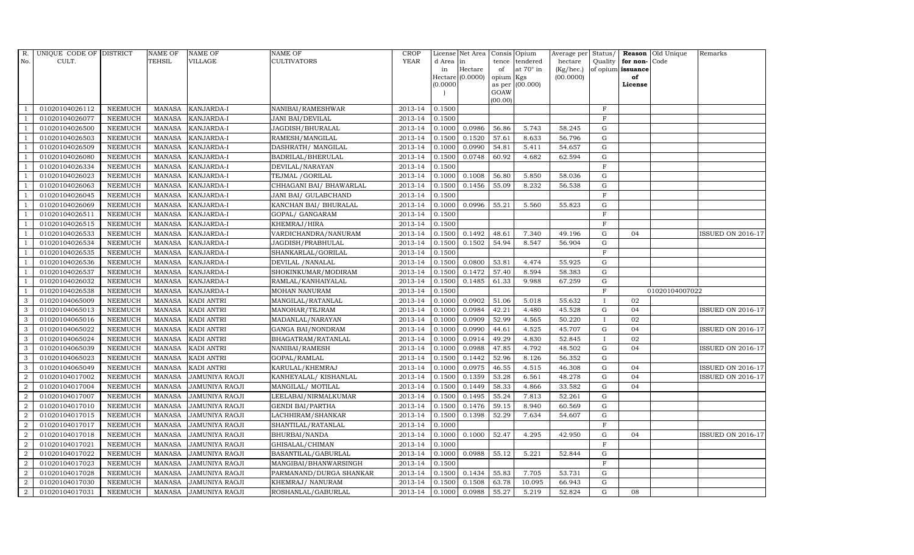| R. No. | UNIQUE CODE OF CULT. | DISTRICT | NAME OF TEHSIL | NAME OF VILLAGE | NAME OF CULTIVATORS | CROP YEAR | License d Area in Hectare (0.0000) | Net Area in Hectare (0.0000) | Consis tence of opium as per GOAW (00.00) | Opium tendered at 70° in Kgs (00.000) | Average per hectare (Kg/hec.) (00.0000) | Status/ Quality of opium | Reason for non-issuance of License | Old Unique Code | Remarks |
|---|---|---|---|---|---|---|---|---|---|---|---|---|---|---|---|
| 1 | 01020104026112 | NEEMUCH | MANASA | KANJARDA-I | NANIBAI/RAMESHWAR | 2013-14 | 0.1500 | | | | | F | | | |
| 1 | 01020104026077 | NEEMUCH | MANASA | KANJARDA-I | JANI BAI/DEVILAL | 2013-14 | 0.1500 | | | | | F | | | |
| 1 | 01020104026500 | NEEMUCH | MANASA | KANJARDA-I | JAGDISH/BHURALAL | 2013-14 | 0.1000 | 0.0986 | 56.86 | 5.743 | 58.245 | G | | | |
| 1 | 01020104026503 | NEEMUCH | MANASA | KANJARDA-I | RAMESH/MANGILAL | 2013-14 | 0.1500 | 0.1520 | 57.61 | 8.633 | 56.796 | G | | | |
| 1 | 01020104026509 | NEEMUCH | MANASA | KANJARDA-I | DASHRATH/ MANGILAL | 2013-14 | 0.1000 | 0.0990 | 54.81 | 5.411 | 54.657 | G | | | |
| 1 | 01020104026080 | NEEMUCH | MANASA | KANJARDA-I | BADRILAL/BHERULAL | 2013-14 | 0.1500 | 0.0748 | 60.92 | 4.682 | 62.594 | G | | | |
| 1 | 01020104026334 | NEEMUCH | MANASA | KANJARDA-I | DEVILAL/NARAYAN | 2013-14 | 0.1500 | | | | | F | | | |
| 1 | 01020104026023 | NEEMUCH | MANASA | KANJARDA-I | TEJMAL /GORILAL | 2013-14 | 0.1000 | 0.1008 | 56.80 | 5.850 | 58.036 | G | | | |
| 1 | 01020104026063 | NEEMUCH | MANASA | KANJARDA-I | CHHAGANI BAI/ BHAWARLAL | 2013-14 | 0.1500 | 0.1456 | 55.09 | 8.232 | 56.538 | G | | | |
| 1 | 01020104026045 | NEEMUCH | MANASA | KANJARDA-I | JANI BAI/ GULABCHAND | 2013-14 | 0.1500 | | | | | F | | | |
| 1 | 01020104026069 | NEEMUCH | MANASA | KANJARDA-I | KANCHAN BAI/ BHURALAL | 2013-14 | 0.1000 | 0.0996 | 55.21 | 5.560 | 55.823 | G | | | |
| 1 | 01020104026511 | NEEMUCH | MANASA | KANJARDA-I | GOPAL/ GANGARAM | 2013-14 | 0.1500 | | | | | F | | | |
| 1 | 01020104026515 | NEEMUCH | MANASA | KANJARDA-I | KHEMRAJ/HIRA | 2013-14 | 0.1500 | | | | | F | | | |
| 1 | 01020104026533 | NEEMUCH | MANASA | KANJARDA-I | VARDICHANDRA/NANURAM | 2013-14 | 0.1500 | 0.1492 | 48.61 | 7.340 | 49.196 | G | 04 | | ISSUED ON 2016-17 |
| 1 | 01020104026534 | NEEMUCH | MANASA | KANJARDA-I | JAGDISH/PRABHULAL | 2013-14 | 0.1500 | 0.1502 | 54.94 | 8.547 | 56.904 | G | | | |
| 1 | 01020104026535 | NEEMUCH | MANASA | KANJARDA-I | SHANKARLAL/GORILAL | 2013-14 | 0.1500 | | | | | F | | | |
| 1 | 01020104026536 | NEEMUCH | MANASA | KANJARDA-I | DEVILAL /NANALAL | 2013-14 | 0.1500 | 0.0800 | 53.81 | 4.474 | 55.925 | G | | | |
| 1 | 01020104026537 | NEEMUCH | MANASA | KANJARDA-I | SHOKINKUMAR/MODIRAM | 2013-14 | 0.1500 | 0.1472 | 57.40 | 8.594 | 58.383 | G | | | |
| 1 | 01020104026032 | NEEMUCH | MANASA | KANJARDA-I | RAMLAL/KANHAIYALAL | 2013-14 | 0.1500 | 0.1485 | 61.33 | 9.988 | 67.259 | G | | | |
| 1 | 01020104026538 | NEEMUCH | MANASA | KANJARDA-I | MOHAN NANURAM | 2013-14 | 0.1500 | | | | | F | | 01020104007022 | |
| 3 | 01020104065009 | NEEMUCH | MANASA | KADI ANTRI | MANGILAL/RATANLAL | 2013-14 | 0.1000 | 0.0902 | 51.06 | 5.018 | 55.632 | I | 02 | | |
| 3 | 01020104065013 | NEEMUCH | MANASA | KADI ANTRI | MANOHAR/TEJRAM | 2013-14 | 0.1000 | 0.0984 | 42.21 | 4.480 | 45.528 | G | 04 | | ISSUED ON 2016-17 |
| 3 | 01020104065016 | NEEMUCH | MANASA | KADI ANTRI | MADANLAL/NARAYAN | 2013-14 | 0.1000 | 0.0909 | 52.99 | 4.565 | 50.220 | I | 02 | | |
| 3 | 01020104065022 | NEEMUCH | MANASA | KADI ANTRI | GANGA BAI/NONDRAM | 2013-14 | 0.1000 | 0.0990 | 44.61 | 4.525 | 45.707 | G | 04 | | ISSUED ON 2016-17 |
| 3 | 01020104065024 | NEEMUCH | MANASA | KADI ANTRI | BHAGATRAM/RATANLAL | 2013-14 | 0.1000 | 0.0914 | 49.29 | 4.830 | 52.845 | I | 02 | | |
| 3 | 01020104065039 | NEEMUCH | MANASA | KADI ANTRI | NANIBAI/RAMESH | 2013-14 | 0.1000 | 0.0988 | 47.85 | 4.792 | 48.502 | G | 04 | | ISSUED ON 2016-17 |
| 3 | 01020104065023 | NEEMUCH | MANASA | KADI ANTRI | GOPAL/RAMLAL | 2013-14 | 0.1500 | 0.1442 | 52.96 | 8.126 | 56.352 | G | | | |
| 3 | 01020104065049 | NEEMUCH | MANASA | KADI ANTRI | KARULAL/KHEMRAJ | 2013-14 | 0.1000 | 0.0975 | 46.55 | 4.515 | 46.308 | G | 04 | | ISSUED ON 2016-17 |
| 2 | 01020104017002 | NEEMUCH | MANASA | JAMUNIYA RAOJI | KANHEYALAL/ KISHANLAL | 2013-14 | 0.1500 | 0.1359 | 53.28 | 6.561 | 48.278 | G | 04 | | ISSUED ON 2016-17 |
| 2 | 01020104017004 | NEEMUCH | MANASA | JAMUNIYA RAOJI | MANGILAL/ MOTILAL | 2013-14 | 0.1500 | 0.1449 | 58.33 | 4.866 | 33.582 | G | 04 | | |
| 2 | 01020104017007 | NEEMUCH | MANASA | JAMUNIYA RAOJI | LEELABAI/NIRMALKUMAR | 2013-14 | 0.1500 | 0.1495 | 55.24 | 7.813 | 52.261 | G | | | |
| 2 | 01020104017010 | NEEMUCH | MANASA | JAMUNIYA RAOJI | GENDI BAI/PARTHA | 2013-14 | 0.1500 | 0.1476 | 59.15 | 8.940 | 60.569 | G | | | |
| 2 | 01020104017015 | NEEMUCH | MANASA | JAMUNIYA RAOJI | LACHHIRAM/SHANKAR | 2013-14 | 0.1500 | 0.1398 | 52.29 | 7.634 | 54.607 | G | | | |
| 2 | 01020104017017 | NEEMUCH | MANASA | JAMUNIYA RAOJI | SHANTILAL/RATANLAL | 2013-14 | 0.1000 | | | | | F | | | |
| 2 | 01020104017018 | NEEMUCH | MANASA | JAMUNIYA RAOJI | BHURBAI/NANDA | 2013-14 | 0.1000 | 0.1000 | 52.47 | 4.295 | 42.950 | G | 04 | | ISSUED ON 2016-17 |
| 2 | 01020104017021 | NEEMUCH | MANASA | JAMUNIYA RAOJI | GHISALAL/CHIMAN | 2013-14 | 0.1000 | | | | | F | | | |
| 2 | 01020104017022 | NEEMUCH | MANASA | JAMUNIYA RAOJI | BASANTILAL/GABURLAL | 2013-14 | 0.1000 | 0.0988 | 55.12 | 5.221 | 52.844 | G | | | |
| 2 | 01020104017023 | NEEMUCH | MANASA | JAMUNIYA RAOJI | MANGIBAI/BHANWARSINGH | 2013-14 | 0.1500 | | | | | F | | | |
| 2 | 01020104017028 | NEEMUCH | MANASA | JAMUNIYA RAOJI | PARMANAND/DURGA SHANKAR | 2013-14 | 0.1500 | 0.1434 | 55.83 | 7.705 | 53.731 | G | | | |
| 2 | 01020104017030 | NEEMUCH | MANASA | JAMUNIYA RAOJI | KHEMRAJ/ NANURAM | 2013-14 | 0.1500 | 0.1508 | 63.78 | 10.095 | 66.943 | G | | | |
| 2 | 01020104017031 | NEEMUCH | MANASA | JAMUNIYA RAOJI | ROSHANLAL/GABURLAL | 2013-14 | 0.1000 | 0.0988 | 55.27 | 5.219 | 52.824 | G | 08 | | |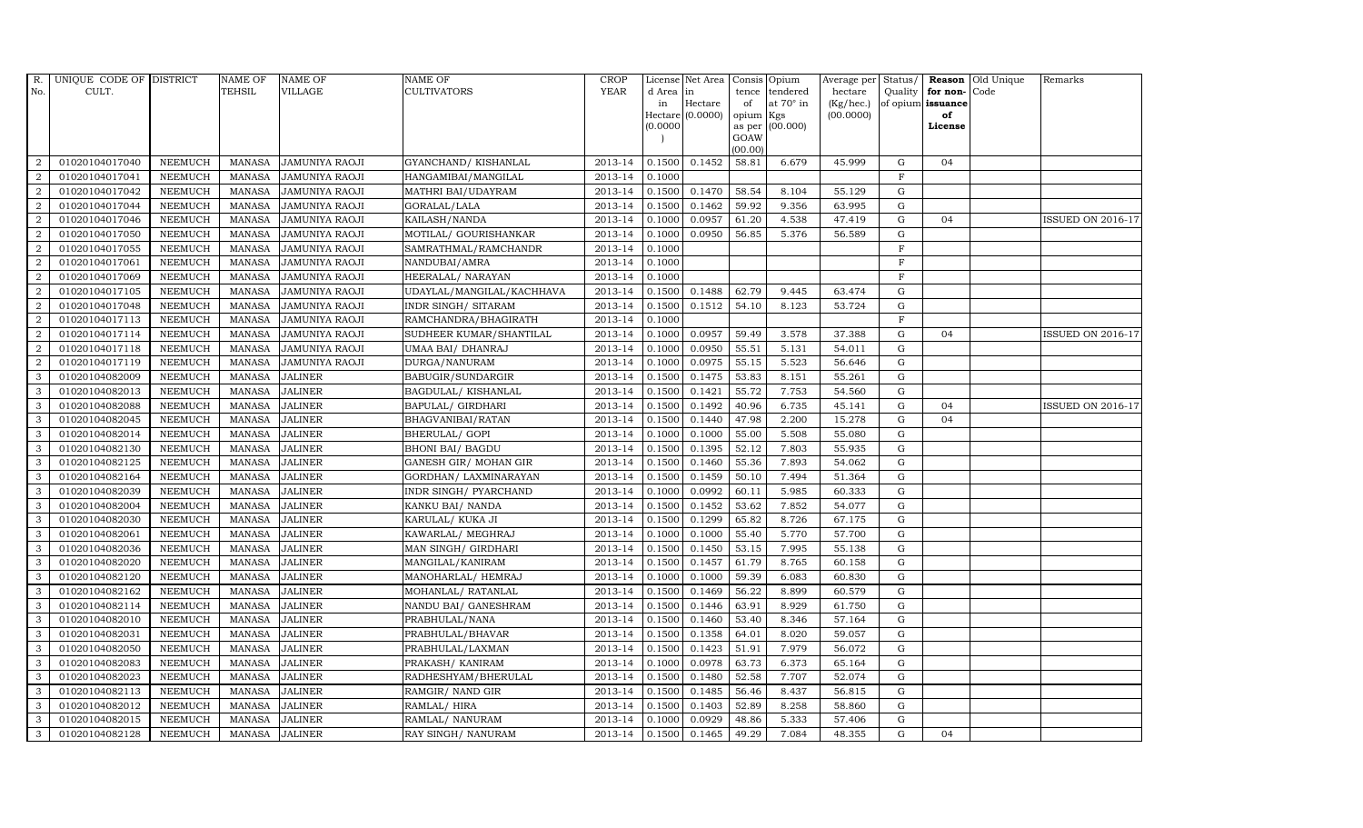| R. No. | UNIQUE CODE OF CULT. | DISTRICT | NAME OF TEHSIL | NAME OF VILLAGE | NAME OF CULTIVATORS | CROP YEAR | License d Area in Hectare (0.0000) | Net Area in Hectare (0.0000) | Consis tence of opium as per GOAW (00.00) | Opium tendered at 70° in Kgs (00.000) | Average per hectare (Kg/hec.) (00.0000) | Status/ Quality of opium | Reason for non- issuance of License | Old Unique Code | Remarks |
|---|---|---|---|---|---|---|---|---|---|---|---|---|---|---|---|
| 2 | 01020104017040 | NEEMUCH | MANASA | JAMUNIYA RAOJI | GYANCHAND/ KISHANLAL | 2013-14 | 0.1500 | 0.1452 | 58.81 | 6.679 | 45.999 | G | 04 | | |
| 2 | 01020104017041 | NEEMUCH | MANASA | JAMUNIYA RAOJI | HANGAMIBAI/MANGILAL | 2013-14 | 0.1000 | | | | | F | | | |
| 2 | 01020104017042 | NEEMUCH | MANASA | JAMUNIYA RAOJI | MATHRI BAI/UDAYRAM | 2013-14 | 0.1500 | 0.1470 | 58.54 | 8.104 | 55.129 | G | | | |
| 2 | 01020104017044 | NEEMUCH | MANASA | JAMUNIYA RAOJI | GORALAL/LALA | 2013-14 | 0.1500 | 0.1462 | 59.92 | 9.356 | 63.995 | G | | | |
| 2 | 01020104017046 | NEEMUCH | MANASA | JAMUNIYA RAOJI | KAILASH/NANDA | 2013-14 | 0.1000 | 0.0957 | 61.20 | 4.538 | 47.419 | G | 04 | | ISSUED ON 2016-17 |
| 2 | 01020104017050 | NEEMUCH | MANASA | JAMUNIYA RAOJI | MOTILAL/ GOURISHANKAR | 2013-14 | 0.1000 | 0.0950 | 56.85 | 5.376 | 56.589 | G | | | |
| 2 | 01020104017055 | NEEMUCH | MANASA | JAMUNIYA RAOJI | SAMRATHMAL/RAMCHANDR | 2013-14 | 0.1000 | | | | | F | | | |
| 2 | 01020104017061 | NEEMUCH | MANASA | JAMUNIYA RAOJI | NANDUBAI/AMRA | 2013-14 | 0.1000 | | | | | F | | | |
| 2 | 01020104017069 | NEEMUCH | MANASA | JAMUNIYA RAOJI | HEERALAL/ NARAYAN | 2013-14 | 0.1000 | | | | | F | | | |
| 2 | 01020104017105 | NEEMUCH | MANASA | JAMUNIYA RAOJI | UDAYLAL/MANGILAL/KACHHAVA | 2013-14 | 0.1500 | 0.1488 | 62.79 | 9.445 | 63.474 | G | | | |
| 2 | 01020104017048 | NEEMUCH | MANASA | JAMUNIYA RAOJI | INDR SINGH/ SITARAM | 2013-14 | 0.1500 | 0.1512 | 54.10 | 8.123 | 53.724 | G | | | |
| 2 | 01020104017113 | NEEMUCH | MANASA | JAMUNIYA RAOJI | RAMCHANDRA/BHAGIRATH | 2013-14 | 0.1000 | | | | | F | | | |
| 2 | 01020104017114 | NEEMUCH | MANASA | JAMUNIYA RAOJI | SUDHEER KUMAR/SHANTILAL | 2013-14 | 0.1000 | 0.0957 | 59.49 | 3.578 | 37.388 | G | 04 | | ISSUED ON 2016-17 |
| 2 | 01020104017118 | NEEMUCH | MANASA | JAMUNIYA RAOJI | UMAA BAI/ DHANRAJ | 2013-14 | 0.1000 | 0.0950 | 55.51 | 5.131 | 54.011 | G | | | |
| 2 | 01020104017119 | NEEMUCH | MANASA | JAMUNIYA RAOJI | DURGA/NANURAM | 2013-14 | 0.1000 | 0.0975 | 55.15 | 5.523 | 56.646 | G | | | |
| 3 | 01020104082009 | NEEMUCH | MANASA | JALINER | BABUGIR/SUNDARGIR | 2013-14 | 0.1500 | 0.1475 | 53.83 | 8.151 | 55.261 | G | | | |
| 3 | 01020104082013 | NEEMUCH | MANASA | JALINER | BAGDULAL/ KISHANLAL | 2013-14 | 0.1500 | 0.1421 | 55.72 | 7.753 | 54.560 | G | | | |
| 3 | 01020104082088 | NEEMUCH | MANASA | JALINER | BAPULAL/ GIRDHARI | 2013-14 | 0.1500 | 0.1492 | 40.96 | 6.735 | 45.141 | G | 04 | | ISSUED ON 2016-17 |
| 3 | 01020104082045 | NEEMUCH | MANASA | JALINER | BHAGVANIBAI/RATAN | 2013-14 | 0.1500 | 0.1440 | 47.98 | 2.200 | 15.278 | G | 04 | | |
| 3 | 01020104082014 | NEEMUCH | MANASA | JALINER | BHERULAL/ GOPI | 2013-14 | 0.1000 | 0.1000 | 55.00 | 5.508 | 55.080 | G | | | |
| 3 | 01020104082130 | NEEMUCH | MANASA | JALINER | BHONI BAI/ BAGDU | 2013-14 | 0.1500 | 0.1395 | 52.12 | 7.803 | 55.935 | G | | | |
| 3 | 01020104082125 | NEEMUCH | MANASA | JALINER | GANESH GIR/ MOHAN GIR | 2013-14 | 0.1500 | 0.1460 | 55.36 | 7.893 | 54.062 | G | | | |
| 3 | 01020104082164 | NEEMUCH | MANASA | JALINER | GORDHAN/ LAXMINARAYAN | 2013-14 | 0.1500 | 0.1459 | 50.10 | 7.494 | 51.364 | G | | | |
| 3 | 01020104082039 | NEEMUCH | MANASA | JALINER | INDR SINGH/ PYARCHAND | 2013-14 | 0.1000 | 0.0992 | 60.11 | 5.985 | 60.333 | G | | | |
| 3 | 01020104082004 | NEEMUCH | MANASA | JALINER | KANKU BAI/ NANDA | 2013-14 | 0.1500 | 0.1452 | 53.62 | 7.852 | 54.077 | G | | | |
| 3 | 01020104082030 | NEEMUCH | MANASA | JALINER | KARULAL/ KUKA JI | 2013-14 | 0.1500 | 0.1299 | 65.82 | 8.726 | 67.175 | G | | | |
| 3 | 01020104082061 | NEEMUCH | MANASA | JALINER | KAWARLAL/ MEGHRAJ | 2013-14 | 0.1000 | 0.1000 | 55.40 | 5.770 | 57.700 | G | | | |
| 3 | 01020104082036 | NEEMUCH | MANASA | JALINER | MAN SINGH/ GIRDHARI | 2013-14 | 0.1500 | 0.1450 | 53.15 | 7.995 | 55.138 | G | | | |
| 3 | 01020104082020 | NEEMUCH | MANASA | JALINER | MANGILAL/KANIRAM | 2013-14 | 0.1500 | 0.1457 | 61.79 | 8.765 | 60.158 | G | | | |
| 3 | 01020104082120 | NEEMUCH | MANASA | JALINER | MANOHARLAL/ HEMRAJ | 2013-14 | 0.1000 | 0.1000 | 59.39 | 6.083 | 60.830 | G | | | |
| 3 | 01020104082162 | NEEMUCH | MANASA | JALINER | MOHANLAL/ RATANLAL | 2013-14 | 0.1500 | 0.1469 | 56.22 | 8.899 | 60.579 | G | | | |
| 3 | 01020104082114 | NEEMUCH | MANASA | JALINER | NANDU BAI/ GANESHRAM | 2013-14 | 0.1500 | 0.1446 | 63.91 | 8.929 | 61.750 | G | | | |
| 3 | 01020104082010 | NEEMUCH | MANASA | JALINER | PRABHULAL/NANA | 2013-14 | 0.1500 | 0.1460 | 53.40 | 8.346 | 57.164 | G | | | |
| 3 | 01020104082031 | NEEMUCH | MANASA | JALINER | PRABHULAL/BHAVAR | 2013-14 | 0.1500 | 0.1358 | 64.01 | 8.020 | 59.057 | G | | | |
| 3 | 01020104082050 | NEEMUCH | MANASA | JALINER | PRABHULAL/LAXMAN | 2013-14 | 0.1500 | 0.1423 | 51.91 | 7.979 | 56.072 | G | | | |
| 3 | 01020104082083 | NEEMUCH | MANASA | JALINER | PRAKASH/ KANIRAM | 2013-14 | 0.1000 | 0.0978 | 63.73 | 6.373 | 65.164 | G | | | |
| 3 | 01020104082023 | NEEMUCH | MANASA | JALINER | RADHESHYAM/BHERULAL | 2013-14 | 0.1500 | 0.1480 | 52.58 | 7.707 | 52.074 | G | | | |
| 3 | 01020104082113 | NEEMUCH | MANASA | JALINER | RAMGIR/ NAND GIR | 2013-14 | 0.1500 | 0.1485 | 56.46 | 8.437 | 56.815 | G | | | |
| 3 | 01020104082012 | NEEMUCH | MANASA | JALINER | RAMLAL/ HIRA | 2013-14 | 0.1500 | 0.1403 | 52.89 | 8.258 | 58.860 | G | | | |
| 3 | 01020104082015 | NEEMUCH | MANASA | JALINER | RAMLAL/ NANURAM | 2013-14 | 0.1000 | 0.0929 | 48.86 | 5.333 | 57.406 | G | | | |
| 3 | 01020104082128 | NEEMUCH | MANASA | JALINER | RAY SINGH/ NANURAM | 2013-14 | 0.1500 | 0.1465 | 49.29 | 7.084 | 48.355 | G | 04 | | |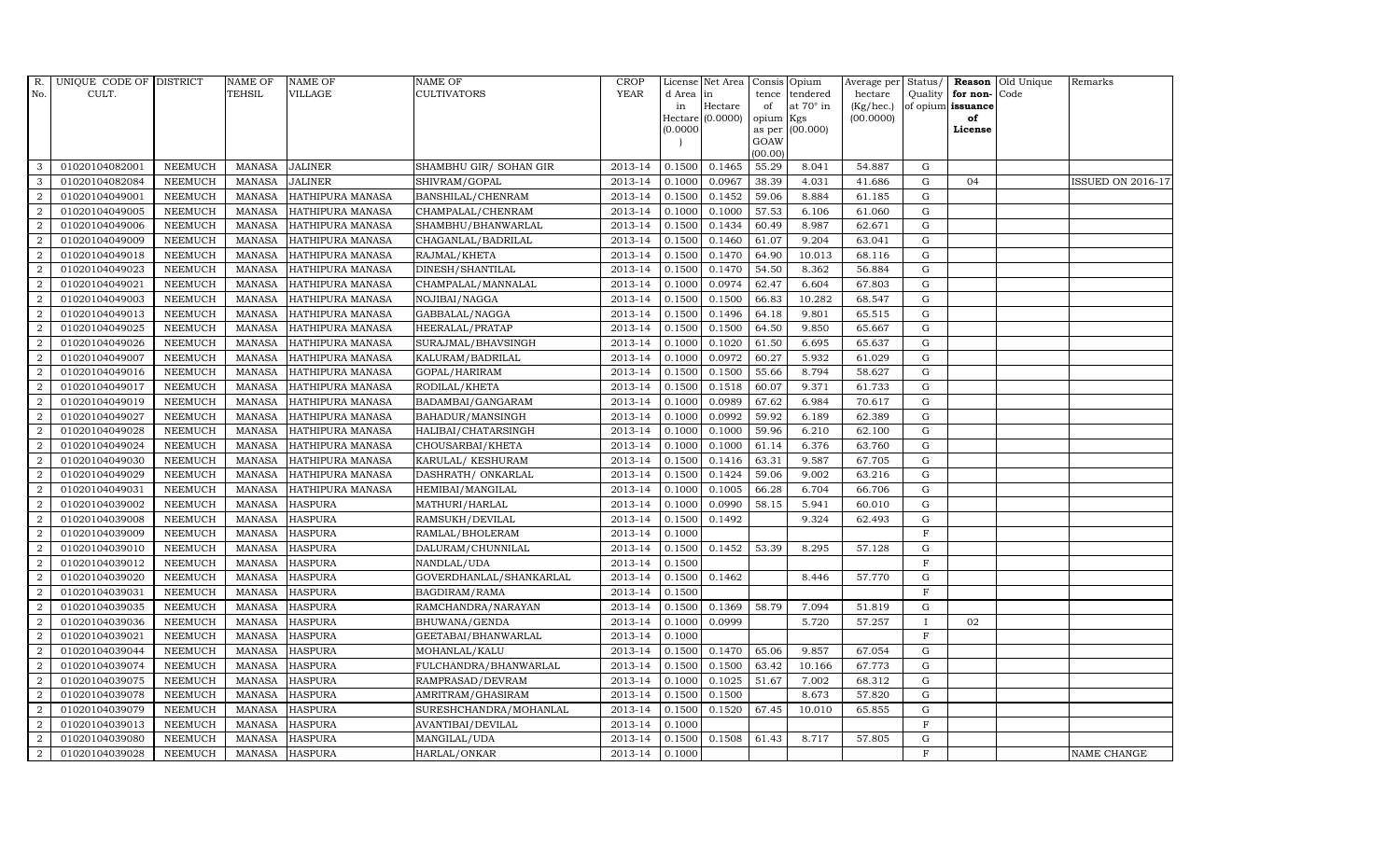| R. No. | UNIQUE CODE OF CULT. | DISTRICT | NAME OF TEHSIL | NAME OF VILLAGE | NAME OF CULTIVATORS | CROP YEAR | License d Area in Hectare (0.0000) | Net Area in Hectare (0.0000) | Consis tence of opium as per GOAW (00.00) | Opium tendered at 70° in Kgs (00.000) | Average per hectare (Kg/hec.) (00.0000) | Status/ Quality of opium | Reason for non-issuance of License | Old Unique Code | Remarks |
|---|---|---|---|---|---|---|---|---|---|---|---|---|---|---|---|
| 3 | 01020104082001 | NEEMUCH | MANASA | JALINER | SHAMBHU GIR/ SOHAN GIR | 2013-14 | 0.1500 | 0.1465 | 55.29 | 8.041 | 54.887 | G | | | |
| 3 | 01020104082084 | NEEMUCH | MANASA | JALINER | SHIVRAM/GOPAL | 2013-14 | 0.1000 | 0.0967 | 38.39 | 4.031 | 41.686 | G | 04 | | ISSUED ON 2016-17 |
| 2 | 01020104049001 | NEEMUCH | MANASA | HATHIPURA MANASA | BANSHILAL/CHENRAM | 2013-14 | 0.1500 | 0.1452 | 59.06 | 8.884 | 61.185 | G | | | |
| 2 | 01020104049005 | NEEMUCH | MANASA | HATHIPURA MANASA | CHAMPALAL/CHENRAM | 2013-14 | 0.1000 | 0.1000 | 57.53 | 6.106 | 61.060 | G | | | |
| 2 | 01020104049006 | NEEMUCH | MANASA | HATHIPURA MANASA | SHAMBHU/BHANWARLAL | 2013-14 | 0.1500 | 0.1434 | 60.49 | 8.987 | 62.671 | G | | | |
| 2 | 01020104049009 | NEEMUCH | MANASA | HATHIPURA MANASA | CHAGANLAL/BADRILAL | 2013-14 | 0.1500 | 0.1460 | 61.07 | 9.204 | 63.041 | G | | | |
| 2 | 01020104049018 | NEEMUCH | MANASA | HATHIPURA MANASA | RAJMAL/KHETA | 2013-14 | 0.1500 | 0.1470 | 64.90 | 10.013 | 68.116 | G | | | |
| 2 | 01020104049023 | NEEMUCH | MANASA | HATHIPURA MANASA | DINESH/SHANTILAL | 2013-14 | 0.1500 | 0.1470 | 54.50 | 8.362 | 56.884 | G | | | |
| 2 | 01020104049021 | NEEMUCH | MANASA | HATHIPURA MANASA | CHAMPALAL/MANNALAL | 2013-14 | 0.1000 | 0.0974 | 62.47 | 6.604 | 67.803 | G | | | |
| 2 | 01020104049003 | NEEMUCH | MANASA | HATHIPURA MANASA | NOJIBAI/NAGGA | 2013-14 | 0.1500 | 0.1500 | 66.83 | 10.282 | 68.547 | G | | | |
| 2 | 01020104049013 | NEEMUCH | MANASA | HATHIPURA MANASA | GABBALAL/NAGGA | 2013-14 | 0.1500 | 0.1496 | 64.18 | 9.801 | 65.515 | G | | | |
| 2 | 01020104049025 | NEEMUCH | MANASA | HATHIPURA MANASA | HEERALAL/PRATAP | 2013-14 | 0.1500 | 0.1500 | 64.50 | 9.850 | 65.667 | G | | | |
| 2 | 01020104049026 | NEEMUCH | MANASA | HATHIPURA MANASA | SURAJMAL/BHAVSINGH | 2013-14 | 0.1000 | 0.1020 | 61.50 | 6.695 | 65.637 | G | | | |
| 2 | 01020104049007 | NEEMUCH | MANASA | HATHIPURA MANASA | KALURAM/BADRILAL | 2013-14 | 0.1000 | 0.0972 | 60.27 | 5.932 | 61.029 | G | | | |
| 2 | 01020104049016 | NEEMUCH | MANASA | HATHIPURA MANASA | GOPAL/HARIRAM | 2013-14 | 0.1500 | 0.1500 | 55.66 | 8.794 | 58.627 | G | | | |
| 2 | 01020104049017 | NEEMUCH | MANASA | HATHIPURA MANASA | RODILAL/KHETA | 2013-14 | 0.1500 | 0.1518 | 60.07 | 9.371 | 61.733 | G | | | |
| 2 | 01020104049019 | NEEMUCH | MANASA | HATHIPURA MANASA | BADAMBAI/GANGARAM | 2013-14 | 0.1000 | 0.0989 | 67.62 | 6.984 | 70.617 | G | | | |
| 2 | 01020104049027 | NEEMUCH | MANASA | HATHIPURA MANASA | BAHADUR/MANSINGH | 2013-14 | 0.1000 | 0.0992 | 59.92 | 6.189 | 62.389 | G | | | |
| 2 | 01020104049028 | NEEMUCH | MANASA | HATHIPURA MANASA | HALIBAI/CHATARSINGH | 2013-14 | 0.1000 | 0.1000 | 59.96 | 6.210 | 62.100 | G | | | |
| 2 | 01020104049024 | NEEMUCH | MANASA | HATHIPURA MANASA | CHOUSARBAI/KHETA | 2013-14 | 0.1000 | 0.1000 | 61.14 | 6.376 | 63.760 | G | | | |
| 2 | 01020104049030 | NEEMUCH | MANASA | HATHIPURA MANASA | KARULAL/ KESHURAM | 2013-14 | 0.1500 | 0.1416 | 63.31 | 9.587 | 67.705 | G | | | |
| 2 | 01020104049029 | NEEMUCH | MANASA | HATHIPURA MANASA | DASHRATH/ ONKARLAL | 2013-14 | 0.1500 | 0.1424 | 59.06 | 9.002 | 63.216 | G | | | |
| 2 | 01020104049031 | NEEMUCH | MANASA | HATHIPURA MANASA | HEMIBAI/MANGILAL | 2013-14 | 0.1000 | 0.1005 | 66.28 | 6.704 | 66.706 | G | | | |
| 2 | 01020104039002 | NEEMUCH | MANASA | HASPURA | MATHURI/HARLAL | 2013-14 | 0.1000 | 0.0990 | 58.15 | 5.941 | 60.010 | G | | | |
| 2 | 01020104039008 | NEEMUCH | MANASA | HASPURA | RAMSUKH/DEVILAL | 2013-14 | 0.1500 | 0.1492 | | 9.324 | 62.493 | G | | | |
| 2 | 01020104039009 | NEEMUCH | MANASA | HASPURA | RAMLAL/BHOLERAM | 2013-14 | 0.1000 | | | | | F | | | |
| 2 | 01020104039010 | NEEMUCH | MANASA | HASPURA | DALURAM/CHUNNILAL | 2013-14 | 0.1500 | 0.1452 | 53.39 | 8.295 | 57.128 | G | | | |
| 2 | 01020104039012 | NEEMUCH | MANASA | HASPURA | NANDLAL/UDA | 2013-14 | 0.1500 | | | | | F | | | |
| 2 | 01020104039020 | NEEMUCH | MANASA | HASPURA | GOVERDHANLAL/SHANKARLAL | 2013-14 | 0.1500 | 0.1462 | | 8.446 | 57.770 | G | | | |
| 2 | 01020104039031 | NEEMUCH | MANASA | HASPURA | BAGDIRAM/RAMA | 2013-14 | 0.1500 | | | | | F | | | |
| 2 | 01020104039035 | NEEMUCH | MANASA | HASPURA | RAMCHANDRA/NARAYAN | 2013-14 | 0.1500 | 0.1369 | 58.79 | 7.094 | 51.819 | G | | | |
| 2 | 01020104039036 | NEEMUCH | MANASA | HASPURA | BHUWANA/GENDA | 2013-14 | 0.1000 | 0.0999 | | 5.720 | 57.257 | I | 02 | | |
| 2 | 01020104039021 | NEEMUCH | MANASA | HASPURA | GEETABAI/BHANWARLAL | 2013-14 | 0.1000 | | | | | F | | | |
| 2 | 01020104039044 | NEEMUCH | MANASA | HASPURA | MOHANLAL/KALU | 2013-14 | 0.1500 | 0.1470 | 65.06 | 9.857 | 67.054 | G | | | |
| 2 | 01020104039074 | NEEMUCH | MANASA | HASPURA | FULCHANDRA/BHANWARLAL | 2013-14 | 0.1500 | 0.1500 | 63.42 | 10.166 | 67.773 | G | | | |
| 2 | 01020104039075 | NEEMUCH | MANASA | HASPURA | RAMPRASAD/DEVRAM | 2013-14 | 0.1000 | 0.1025 | 51.67 | 7.002 | 68.312 | G | | | |
| 2 | 01020104039078 | NEEMUCH | MANASA | HASPURA | AMRITRAM/GHASIRAM | 2013-14 | 0.1500 | 0.1500 | | 8.673 | 57.820 | G | | | |
| 2 | 01020104039079 | NEEMUCH | MANASA | HASPURA | SURESHCHANDRA/MOHANLAL | 2013-14 | 0.1500 | 0.1520 | 67.45 | 10.010 | 65.855 | G | | | |
| 2 | 01020104039013 | NEEMUCH | MANASA | HASPURA | AVANTIBAI/DEVILAL | 2013-14 | 0.1000 | | | | | F | | | |
| 2 | 01020104039080 | NEEMUCH | MANASA | HASPURA | MANGILAL/UDA | 2013-14 | 0.1500 | 0.1508 | 61.43 | 8.717 | 57.805 | G | | | |
| 2 | 01020104039028 | NEEMUCH | MANASA | HASPURA | HARLAL/ONKAR | 2013-14 | 0.1000 | | | | | F | | | NAME CHANGE |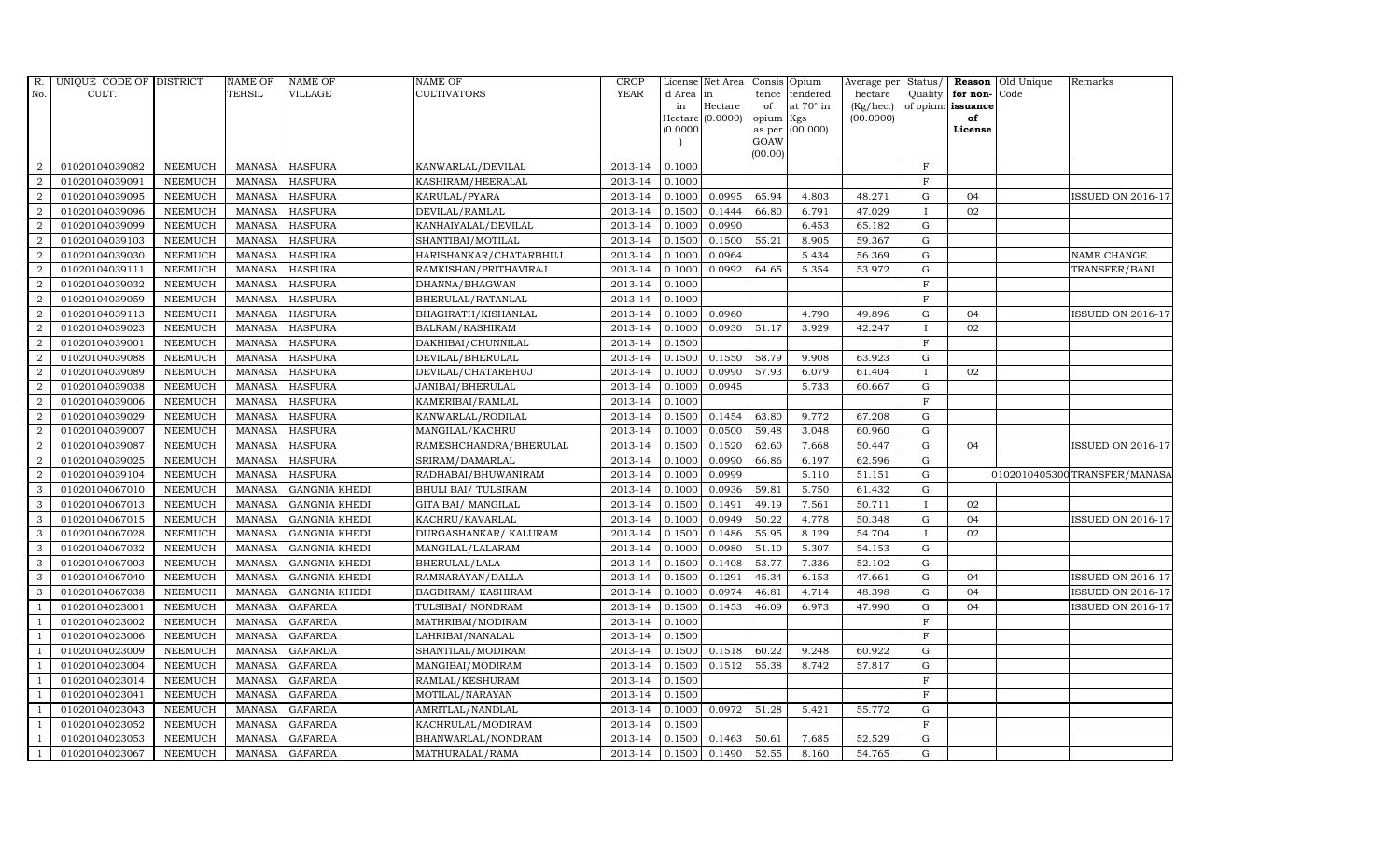| R. No. | UNIQUE CODE OF CULT. | DISTRICT | NAME OF TEHSIL | NAME OF VILLAGE | NAME OF CULTIVATORS | CROP YEAR | License d Area in Hectare (0.0000) | Net Area in Hectare (0.0000) | Consis tence of opium as per GOAW (00.00) | Opium tendered at 70° in Kgs (00.000) | Average per hectare (Kg/hec.) (00.0000) | Status/ Quality of opium | Reason for non-issuance of License | Old Unique Code | Remarks |
|---|---|---|---|---|---|---|---|---|---|---|---|---|---|---|---|
| 2 | 01020104039082 | NEEMUCH | MANASA | HASPURA | KANWARLAL/DEVILAL | 2013-14 | 0.1000 | | | | | F | | | |
| 2 | 01020104039091 | NEEMUCH | MANASA | HASPURA | KASHIRAM/HEERALAL | 2013-14 | 0.1000 | | | | | F | | | |
| 2 | 01020104039095 | NEEMUCH | MANASA | HASPURA | KARULAL/PYARA | 2013-14 | 0.1000 | 0.0995 | 65.94 | 4.803 | 48.271 | G | 04 | | ISSUED ON 2016-17 |
| 2 | 01020104039096 | NEEMUCH | MANASA | HASPURA | DEVILAL/RAMLAL | 2013-14 | 0.1500 | 0.1444 | 66.80 | 6.791 | 47.029 | I | 02 | | |
| 2 | 01020104039099 | NEEMUCH | MANASA | HASPURA | KANHAIYALAL/DEVILAL | 2013-14 | 0.1000 | 0.0990 | | 6.453 | 65.182 | G | | | |
| 2 | 01020104039103 | NEEMUCH | MANASA | HASPURA | SHANTIBAI/MOTILAL | 2013-14 | 0.1500 | 0.1500 | 55.21 | 8.905 | 59.367 | G | | | |
| 2 | 01020104039030 | NEEMUCH | MANASA | HASPURA | HARISHANKAR/CHATARBHUJ | 2013-14 | 0.1000 | 0.0964 | | 5.434 | 56.369 | G | | | NAME CHANGE |
| 2 | 01020104039111 | NEEMUCH | MANASA | HASPURA | RAMKISHAN/PRITHAVIRAJ | 2013-14 | 0.1000 | 0.0992 | 64.65 | 5.354 | 53.972 | G | | | TRANSFER/BANI |
| 2 | 01020104039032 | NEEMUCH | MANASA | HASPURA | DHANNA/BHAGWAN | 2013-14 | 0.1000 | | | | | F | | | |
| 2 | 01020104039059 | NEEMUCH | MANASA | HASPURA | BHERULAL/RATANLAL | 2013-14 | 0.1000 | | | | | F | | | |
| 2 | 01020104039113 | NEEMUCH | MANASA | HASPURA | BHAGIRATH/KISHANLAL | 2013-14 | 0.1000 | 0.0960 | | 4.790 | 49.896 | G | 04 | | ISSUED ON 2016-17 |
| 2 | 01020104039023 | NEEMUCH | MANASA | HASPURA | BALRAM/KASHIRAM | 2013-14 | 0.1000 | 0.0930 | 51.17 | 3.929 | 42.247 | I | 02 | | |
| 2 | 01020104039001 | NEEMUCH | MANASA | HASPURA | DAKHIBAI/CHUNNILAL | 2013-14 | 0.1500 | | | | | F | | | |
| 2 | 01020104039088 | NEEMUCH | MANASA | HASPURA | DEVILAL/BHERULAL | 2013-14 | 0.1500 | 0.1550 | 58.79 | 9.908 | 63.923 | G | | | |
| 2 | 01020104039089 | NEEMUCH | MANASA | HASPURA | DEVILAL/CHATARBHUJ | 2013-14 | 0.1000 | 0.0990 | 57.93 | 6.079 | 61.404 | I | 02 | | |
| 2 | 01020104039038 | NEEMUCH | MANASA | HASPURA | JANIBAI/BHERULAL | 2013-14 | 0.1000 | 0.0945 | | 5.733 | 60.667 | G | | | |
| 2 | 01020104039006 | NEEMUCH | MANASA | HASPURA | KAMERIBAI/RAMLAL | 2013-14 | 0.1000 | | | | | F | | | |
| 2 | 01020104039029 | NEEMUCH | MANASA | HASPURA | KANWARLAL/RODILAL | 2013-14 | 0.1500 | 0.1454 | 63.80 | 9.772 | 67.208 | G | | | |
| 2 | 01020104039007 | NEEMUCH | MANASA | HASPURA | MANGILAL/KACHRU | 2013-14 | 0.1000 | 0.0500 | 59.48 | 3.048 | 60.960 | G | | | |
| 2 | 01020104039087 | NEEMUCH | MANASA | HASPURA | RAMESHCHANDRA/BHERULAL | 2013-14 | 0.1500 | 0.1520 | 62.60 | 7.668 | 50.447 | G | 04 | | ISSUED ON 2016-17 |
| 2 | 01020104039025 | NEEMUCH | MANASA | HASPURA | SRIRAM/DAMARLAL | 2013-14 | 0.1000 | 0.0990 | 66.86 | 6.197 | 62.596 | G | | | |
| 2 | 01020104039104 | NEEMUCH | MANASA | HASPURA | RADHABAI/BHUWANIRAM | 2013-14 | 0.1000 | 0.0999 | | 5.110 | 51.151 | G | | 01020104053003 | TRANSFER/MANASA |
| 3 | 01020104067010 | NEEMUCH | MANASA | GANGNIA KHEDI | BHULI BAI/ TULSIRAM | 2013-14 | 0.1000 | 0.0936 | 59.81 | 5.750 | 61.432 | G | | | |
| 3 | 01020104067013 | NEEMUCH | MANASA | GANGNIA KHEDI | GITA BAI/ MANGILAL | 2013-14 | 0.1500 | 0.1491 | 49.19 | 7.561 | 50.711 | I | 02 | | |
| 3 | 01020104067015 | NEEMUCH | MANASA | GANGNIA KHEDI | KACHRU/KAVARLAL | 2013-14 | 0.1000 | 0.0949 | 50.22 | 4.778 | 50.348 | G | 04 | | ISSUED ON 2016-17 |
| 3 | 01020104067028 | NEEMUCH | MANASA | GANGNIA KHEDI | DURGASHANKAR/ KALURAM | 2013-14 | 0.1500 | 0.1486 | 55.95 | 8.129 | 54.704 | I | 02 | | |
| 3 | 01020104067032 | NEEMUCH | MANASA | GANGNIA KHEDI | MANGILAL/LALARAM | 2013-14 | 0.1000 | 0.0980 | 51.10 | 5.307 | 54.153 | G | | | |
| 3 | 01020104067003 | NEEMUCH | MANASA | GANGNIA KHEDI | BHERULAL/LALA | 2013-14 | 0.1500 | 0.1408 | 53.77 | 7.336 | 52.102 | G | | | |
| 3 | 01020104067040 | NEEMUCH | MANASA | GANGNIA KHEDI | RAMNARAYAN/DALLA | 2013-14 | 0.1500 | 0.1291 | 45.34 | 6.153 | 47.661 | G | 04 | | ISSUED ON 2016-17 |
| 3 | 01020104067038 | NEEMUCH | MANASA | GANGNIA KHEDI | BAGDIRAM/ KASHIRAM | 2013-14 | 0.1000 | 0.0974 | 46.81 | 4.714 | 48.398 | G | 04 | | ISSUED ON 2016-17 |
| 1 | 01020104023001 | NEEMUCH | MANASA | GAFARDA | TULSIBAI/ NONDRAM | 2013-14 | 0.1500 | 0.1453 | 46.09 | 6.973 | 47.990 | G | 04 | | ISSUED ON 2016-17 |
| 1 | 01020104023002 | NEEMUCH | MANASA | GAFARDA | MATHRIBAI/MODIRAM | 2013-14 | 0.1000 | | | | | F | | | |
| 1 | 01020104023006 | NEEMUCH | MANASA | GAFARDA | LAHRIBAI/NANALAL | 2013-14 | 0.1500 | | | | | F | | | |
| 1 | 01020104023009 | NEEMUCH | MANASA | GAFARDA | SHANTILAL/MODIRAM | 2013-14 | 0.1500 | 0.1518 | 60.22 | 9.248 | 60.922 | G | | | |
| 1 | 01020104023004 | NEEMUCH | MANASA | GAFARDA | MANGIBAI/MODIRAM | 2013-14 | 0.1500 | 0.1512 | 55.38 | 8.742 | 57.817 | G | | | |
| 1 | 01020104023014 | NEEMUCH | MANASA | GAFARDA | RAMLAL/KESHURAM | 2013-14 | 0.1500 | | | | | F | | | |
| 1 | 01020104023041 | NEEMUCH | MANASA | GAFARDA | MOTILAL/NARAYAN | 2013-14 | 0.1500 | | | | | F | | | |
| 1 | 01020104023043 | NEEMUCH | MANASA | GAFARDA | AMRITLAL/NANDLAL | 2013-14 | 0.1000 | 0.0972 | 51.28 | 5.421 | 55.772 | G | | | |
| 1 | 01020104023052 | NEEMUCH | MANASA | GAFARDA | KACHRULAL/MODIRAM | 2013-14 | 0.1500 | | | | | F | | | |
| 1 | 01020104023053 | NEEMUCH | MANASA | GAFARDA | BHANWARLAL/NONDRAM | 2013-14 | 0.1500 | 0.1463 | 50.61 | 7.685 | 52.529 | G | | | |
| 1 | 01020104023067 | NEEMUCH | MANASA | GAFARDA | MATHURALAL/RAMA | 2013-14 | 0.1500 | 0.1490 | 52.55 | 8.160 | 54.765 | G | | | |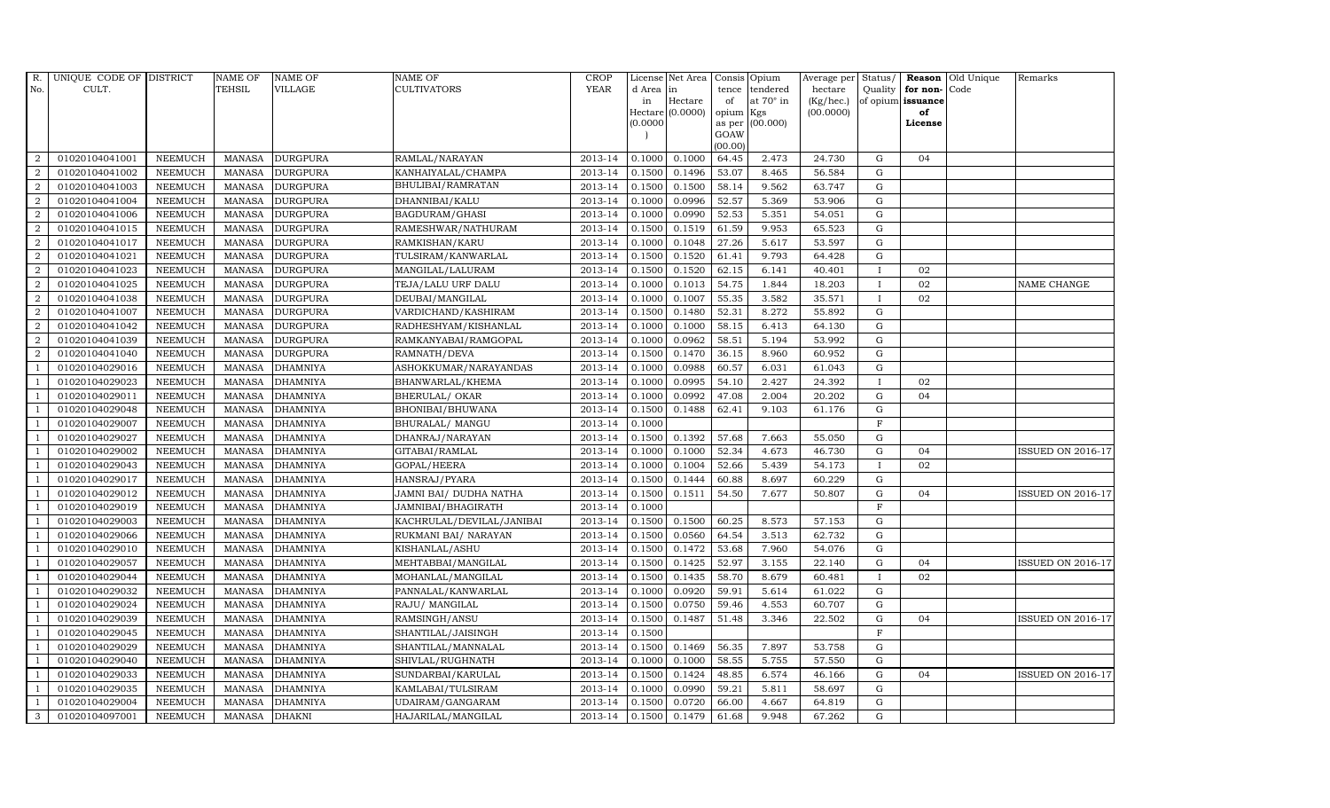| R. No. | UNIQUE CODE OF CULT. | DISTRICT | NAME OF TEHSIL | NAME OF VILLAGE | NAME OF CULTIVATORS | CROP YEAR | License d Area in Hectare (0.0000) | Net Area in Hectare (0.0000) | Consis tence of opium as per GOAW (00.00) | Opium tendered at 70° in Kgs (00.000) | Average per hectare (Kg/hec.) (00.0000) | Status/ Quality of opium | Reason for non-issuance of License | Old Unique Code | Remarks |
|---|---|---|---|---|---|---|---|---|---|---|---|---|---|---|---|
| 2 | 01020104041001 | NEEMUCH | MANASA | DURGPURA | RAMLAL/NARAYAN | 2013-14 | 0.1000 | 0.1000 | 64.45 | 2.473 | 24.730 | G | 04 | | |
| 2 | 01020104041002 | NEEMUCH | MANASA | DURGPURA | KANHAIYALAL/CHAMPA | 2013-14 | 0.1500 | 0.1496 | 53.07 | 8.465 | 56.584 | G | | | |
| 2 | 01020104041003 | NEEMUCH | MANASA | DURGPURA | BHULIBAI/RAMRATAN | 2013-14 | 0.1500 | 0.1500 | 58.14 | 9.562 | 63.747 | G | | | |
| 2 | 01020104041004 | NEEMUCH | MANASA | DURGPURA | DHANNIBAI/KALU | 2013-14 | 0.1000 | 0.0996 | 52.57 | 5.369 | 53.906 | G | | | |
| 2 | 01020104041006 | NEEMUCH | MANASA | DURGPURA | BAGDURAM/GHASI | 2013-14 | 0.1000 | 0.0990 | 52.53 | 5.351 | 54.051 | G | | | |
| 2 | 01020104041015 | NEEMUCH | MANASA | DURGPURA | RAMESHWAR/NATHURAM | 2013-14 | 0.1500 | 0.1519 | 61.59 | 9.953 | 65.523 | G | | | |
| 2 | 01020104041017 | NEEMUCH | MANASA | DURGPURA | RAMKISHAN/KARU | 2013-14 | 0.1000 | 0.1048 | 27.26 | 5.617 | 53.597 | G | | | |
| 2 | 01020104041021 | NEEMUCH | MANASA | DURGPURA | TULSIRAM/KANWARLAL | 2013-14 | 0.1500 | 0.1520 | 61.41 | 9.793 | 64.428 | G | | | |
| 2 | 01020104041023 | NEEMUCH | MANASA | DURGPURA | MANGILAL/LALURAM | 2013-14 | 0.1500 | 0.1520 | 62.15 | 6.141 | 40.401 | I | 02 | | |
| 2 | 01020104041025 | NEEMUCH | MANASA | DURGPURA | TEJA/LALU URF DALU | 2013-14 | 0.1000 | 0.1013 | 54.75 | 1.844 | 18.203 | I | 02 | | NAME CHANGE |
| 2 | 01020104041038 | NEEMUCH | MANASA | DURGPURA | DEUBAI/MANGILAL | 2013-14 | 0.1000 | 0.1007 | 55.35 | 3.582 | 35.571 | I | 02 | | |
| 2 | 01020104041007 | NEEMUCH | MANASA | DURGPURA | VARDICHAND/KASHIRAM | 2013-14 | 0.1500 | 0.1480 | 52.31 | 8.272 | 55.892 | G | | | |
| 2 | 01020104041042 | NEEMUCH | MANASA | DURGPURA | RADHESHYAM/KISHANLAL | 2013-14 | 0.1000 | 0.1000 | 58.15 | 6.413 | 64.130 | G | | | |
| 2 | 01020104041039 | NEEMUCH | MANASA | DURGPURA | RAMKANYABAI/RAMGOPAL | 2013-14 | 0.1000 | 0.0962 | 58.51 | 5.194 | 53.992 | G | | | |
| 2 | 01020104041040 | NEEMUCH | MANASA | DURGPURA | RAMNATH/DEVA | 2013-14 | 0.1500 | 0.1470 | 36.15 | 8.960 | 60.952 | G | | | |
| 1 | 01020104029016 | NEEMUCH | MANASA | DHAMNIYA | ASHOKKUMAR/NARAYANDAS | 2013-14 | 0.1000 | 0.0988 | 60.57 | 6.031 | 61.043 | G | | | |
| 1 | 01020104029023 | NEEMUCH | MANASA | DHAMNIYA | BHANWARLAL/KHEMA | 2013-14 | 0.1000 | 0.0995 | 54.10 | 2.427 | 24.392 | I | 02 | | |
| 1 | 01020104029011 | NEEMUCH | MANASA | DHAMNIYA | BHERULAL/ OKAR | 2013-14 | 0.1000 | 0.0992 | 47.08 | 2.004 | 20.202 | G | 04 | | |
| 1 | 01020104029048 | NEEMUCH | MANASA | DHAMNIYA | BHONIBAI/BHUWANA | 2013-14 | 0.1500 | 0.1488 | 62.41 | 9.103 | 61.176 | G | | | |
| 1 | 01020104029007 | NEEMUCH | MANASA | DHAMNIYA | BHURALAL/ MANGU | 2013-14 | 0.1000 | | | | | F | | | |
| 1 | 01020104029027 | NEEMUCH | MANASA | DHAMNIYA | DHANRAJ/NARAYAN | 2013-14 | 0.1500 | 0.1392 | 57.68 | 7.663 | 55.050 | G | | | |
| 1 | 01020104029002 | NEEMUCH | MANASA | DHAMNIYA | GITABAI/RAMLAL | 2013-14 | 0.1000 | 0.1000 | 52.34 | 4.673 | 46.730 | G | 04 | | ISSUED ON 2016-17 |
| 1 | 01020104029043 | NEEMUCH | MANASA | DHAMNIYA | GOPAL/HEERA | 2013-14 | 0.1000 | 0.1004 | 52.66 | 5.439 | 54.173 | I | 02 | | |
| 1 | 01020104029017 | NEEMUCH | MANASA | DHAMNIYA | HANSRAJ/PYARA | 2013-14 | 0.1500 | 0.1444 | 60.88 | 8.697 | 60.229 | G | | | |
| 1 | 01020104029012 | NEEMUCH | MANASA | DHAMNIYA | JAMNI BAI/ DUDHA NATHA | 2013-14 | 0.1500 | 0.1511 | 54.50 | 7.677 | 50.807 | G | 04 | | ISSUED ON 2016-17 |
| 1 | 01020104029019 | NEEMUCH | MANASA | DHAMNIYA | JAMNIBAI/BHAGIRATH | 2013-14 | 0.1000 | | | | | F | | | |
| 1 | 01020104029003 | NEEMUCH | MANASA | DHAMNIYA | KACHRULAL/DEVILAL/JANIBAI | 2013-14 | 0.1500 | 0.1500 | 60.25 | 8.573 | 57.153 | G | | | |
| 1 | 01020104029066 | NEEMUCH | MANASA | DHAMNIYA | RUKMANI BAI/ NARAYAN | 2013-14 | 0.1500 | 0.0560 | 64.54 | 3.513 | 62.732 | G | | | |
| 1 | 01020104029010 | NEEMUCH | MANASA | DHAMNIYA | KISHANLAL/ASHU | 2013-14 | 0.1500 | 0.1472 | 53.68 | 7.960 | 54.076 | G | | | |
| 1 | 01020104029057 | NEEMUCH | MANASA | DHAMNIYA | MEHTABBAI/MANGILAL | 2013-14 | 0.1500 | 0.1425 | 52.97 | 3.155 | 22.140 | G | 04 | | ISSUED ON 2016-17 |
| 1 | 01020104029044 | NEEMUCH | MANASA | DHAMNIYA | MOHANLAL/MANGILAL | 2013-14 | 0.1500 | 0.1435 | 58.70 | 8.679 | 60.481 | I | 02 | | |
| 1 | 01020104029032 | NEEMUCH | MANASA | DHAMNIYA | PANNALAL/KANWARLAL | 2013-14 | 0.1000 | 0.0920 | 59.91 | 5.614 | 61.022 | G | | | |
| 1 | 01020104029024 | NEEMUCH | MANASA | DHAMNIYA | RAJU/ MANGILAL | 2013-14 | 0.1500 | 0.0750 | 59.46 | 4.553 | 60.707 | G | | | |
| 1 | 01020104029039 | NEEMUCH | MANASA | DHAMNIYA | RAMSINGH/ANSU | 2013-14 | 0.1500 | 0.1487 | 51.48 | 3.346 | 22.502 | G | 04 | | ISSUED ON 2016-17 |
| 1 | 01020104029045 | NEEMUCH | MANASA | DHAMNIYA | SHANTILAL/JAISINGH | 2013-14 | 0.1500 | | | | | F | | | |
| 1 | 01020104029029 | NEEMUCH | MANASA | DHAMNIYA | SHANTILAL/MANNALAL | 2013-14 | 0.1500 | 0.1469 | 56.35 | 7.897 | 53.758 | G | | | |
| 1 | 01020104029040 | NEEMUCH | MANASA | DHAMNIYA | SHIVLAL/RUGHNATH | 2013-14 | 0.1000 | 0.1000 | 58.55 | 5.755 | 57.550 | G | | | |
| 1 | 01020104029033 | NEEMUCH | MANASA | DHAMNIYA | SUNDARBAI/KARULAL | 2013-14 | 0.1500 | 0.1424 | 48.85 | 6.574 | 46.166 | G | 04 | | ISSUED ON 2016-17 |
| 1 | 01020104029035 | NEEMUCH | MANASA | DHAMNIYA | KAMLABAI/TULSIRAM | 2013-14 | 0.1000 | 0.0990 | 59.21 | 5.811 | 58.697 | G | | | |
| 1 | 01020104029004 | NEEMUCH | MANASA | DHAMNIYA | UDAIRAM/GANGARAM | 2013-14 | 0.1500 | 0.0720 | 66.00 | 4.667 | 64.819 | G | | | |
| 3 | 01020104097001 | NEEMUCH | MANASA | DHAKNI | HAJARILAL/MANGILAL | 2013-14 | 0.1500 | 0.1479 | 61.68 | 9.948 | 67.262 | G | | | |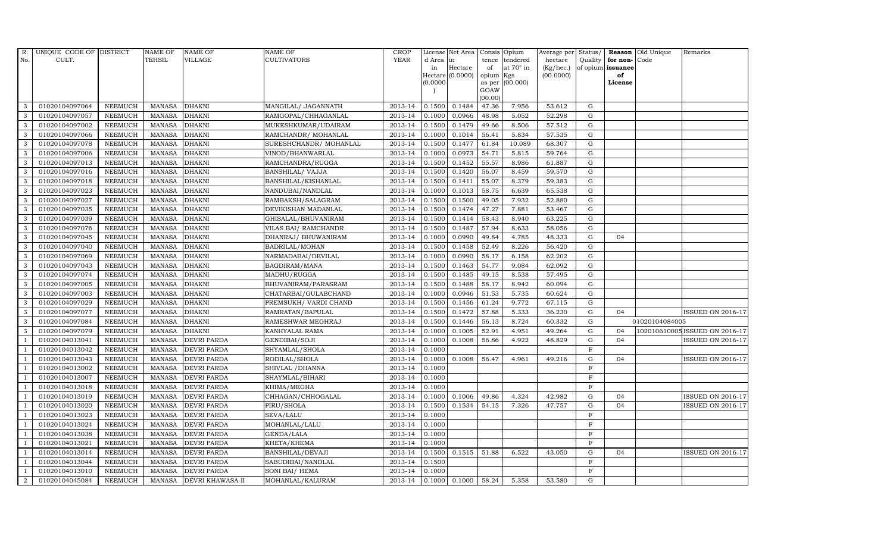| R. No. | UNIQUE CODE OF CULT. | DISTRICT | NAME OF TEHSIL | NAME OF VILLAGE | NAME OF CULTIVATORS | CROP YEAR | License d Area in Hectare (0.0000) | Net Area in Hectare (0.0000) | Consis tence of opium as per GOAW (00.00) | Opium tendered at 70° in Kgs (00.000) | Average per hectare (Kg/hec.) (00.0000) | Status/ Quality of opium | Reason for non-issuance of License | Old Unique Code | Remarks |
|---|---|---|---|---|---|---|---|---|---|---|---|---|---|---|---|
| 3 | 01020104097064 | NEEMUCH | MANASA | DHAKNI | MANGILAL/ JAGANNATH | 2013-14 | 0.1500 | 0.1484 | 47.36 | 7.956 | 53.612 | G | | | |
| 3 | 01020104097057 | NEEMUCH | MANASA | DHAKNI | RAMGOPAL/CHHAGANLAL | 2013-14 | 0.1000 | 0.0966 | 48.98 | 5.052 | 52.298 | G | | | |
| 3 | 01020104097002 | NEEMUCH | MANASA | DHAKNI | MUKESHKUMAR/UDAIRAM | 2013-14 | 0.1500 | 0.1479 | 49.66 | 8.506 | 57.512 | G | | | |
| 3 | 01020104097066 | NEEMUCH | MANASA | DHAKNI | RAMCHANDR/ MOHANLAL | 2013-14 | 0.1000 | 0.1014 | 56.41 | 5.834 | 57.535 | G | | | |
| 3 | 01020104097078 | NEEMUCH | MANASA | DHAKNI | SURESHCHANDR/ MOHANLAL | 2013-14 | 0.1500 | 0.1477 | 61.84 | 10.089 | 68.307 | G | | | |
| 3 | 01020104097006 | NEEMUCH | MANASA | DHAKNI | VINOD/BHANWARLAL | 2013-14 | 0.1000 | 0.0973 | 54.71 | 5.815 | 59.764 | G | | | |
| 3 | 01020104097013 | NEEMUCH | MANASA | DHAKNI | RAMCHANDRA/RUGGA | 2013-14 | 0.1500 | 0.1452 | 55.57 | 8.986 | 61.887 | G | | | |
| 3 | 01020104097016 | NEEMUCH | MANASA | DHAKNI | BANSHILAL/ VAJJA | 2013-14 | 0.1500 | 0.1420 | 56.07 | 8.459 | 59.570 | G | | | |
| 3 | 01020104097018 | NEEMUCH | MANASA | DHAKNI | BANSHILAL/KISHANLAL | 2013-14 | 0.1500 | 0.1411 | 55.07 | 8.379 | 59.383 | G | | | |
| 3 | 01020104097023 | NEEMUCH | MANASA | DHAKNI | NANDUBAI/NANDLAL | 2013-14 | 0.1000 | 0.1013 | 58.75 | 6.639 | 65.538 | G | | | |
| 3 | 01020104097027 | NEEMUCH | MANASA | DHAKNI | RAMBAKSH/SALAGRAM | 2013-14 | 0.1500 | 0.1500 | 49.05 | 7.932 | 52.880 | G | | | |
| 3 | 01020104097035 | NEEMUCH | MANASA | DHAKNI | DEVIKISHAN MADANLAL | 2013-14 | 0.1500 | 0.1474 | 47.27 | 7.881 | 53.467 | G | | | |
| 3 | 01020104097039 | NEEMUCH | MANASA | DHAKNI | GHISALAL/BHUVANIRAM | 2013-14 | 0.1500 | 0.1414 | 58.43 | 8.940 | 63.225 | G | | | |
| 3 | 01020104097076 | NEEMUCH | MANASA | DHAKNI | VILAS BAI/ RAMCHANDR | 2013-14 | 0.1500 | 0.1487 | 57.94 | 8.633 | 58.056 | G | | | |
| 3 | 01020104097045 | NEEMUCH | MANASA | DHAKNI | DHANRAJ/ BHUWANIRAM | 2013-14 | 0.1000 | 0.0990 | 49.84 | 4.785 | 48.333 | G | 04 | | |
| 3 | 01020104097040 | NEEMUCH | MANASA | DHAKNI | BADRILAL/MOHAN | 2013-14 | 0.1500 | 0.1458 | 52.49 | 8.226 | 56.420 | G | | | |
| 3 | 01020104097069 | NEEMUCH | MANASA | DHAKNI | NARMADABAI/DEVILAL | 2013-14 | 0.1000 | 0.0990 | 58.17 | 6.158 | 62.202 | G | | | |
| 3 | 01020104097043 | NEEMUCH | MANASA | DHAKNI | BAGDIRAM/MANA | 2013-14 | 0.1500 | 0.1463 | 54.77 | 9.084 | 62.092 | G | | | |
| 3 | 01020104097074 | NEEMUCH | MANASA | DHAKNI | MADHU/RUGGA | 2013-14 | 0.1500 | 0.1485 | 49.15 | 8.538 | 57.495 | G | | | |
| 3 | 01020104097005 | NEEMUCH | MANASA | DHAKNI | BHUVANIRAM/PARASRAM | 2013-14 | 0.1500 | 0.1488 | 58.17 | 8.942 | 60.094 | G | | | |
| 3 | 01020104097003 | NEEMUCH | MANASA | DHAKNI | CHATARBAI/GULABCHAND | 2013-14 | 0.1000 | 0.0946 | 51.53 | 5.735 | 60.624 | G | | | |
| 3 | 01020104097029 | NEEMUCH | MANASA | DHAKNI | PREMSUKH/ VARDI CHAND | 2013-14 | 0.1500 | 0.1456 | 61.24 | 9.772 | 67.115 | G | | | |
| 3 | 01020104097077 | NEEMUCH | MANASA | DHAKNI | RAMRATAN/BAPULAL | 2013-14 | 0.1500 | 0.1472 | 57.88 | 5.333 | 36.230 | G | 04 | | ISSUED ON 2016-17 |
| 3 | 01020104097084 | NEEMUCH | MANASA | DHAKNI | RAMESHWAR MEGHRAJ | 2013-14 | 0.1500 | 0.1446 | 56.13 | 8.724 | 60.332 | G | | 01020104084005 | |
| 3 | 01020104097079 | NEEMUCH | MANASA | DHAKNI | KANHYALAL RAMA | 2013-14 | 0.1000 | 0.1005 | 52.91 | 4.951 | 49.264 | G | 04 | 1020106100005 | ISSUED ON 2016-17 |
| 1 | 01020104013041 | NEEMUCH | MANASA | DEVRI PARDA | GENDIBAI/SOJI | 2013-14 | 0.1000 | 0.1008 | 56.86 | 4.922 | 48.829 | G | 04 | | ISSUED ON 2016-17 |
| 1 | 01020104013042 | NEEMUCH | MANASA | DEVRI PARDA | SHYAMLAL/SHOLA | 2013-14 | 0.1000 | | | | | F | | | |
| 1 | 01020104013043 | NEEMUCH | MANASA | DEVRI PARDA | RODILAL/SHOLA | 2013-14 | 0.1000 | 0.1008 | 56.47 | 4.961 | 49.216 | G | 04 | | ISSUED ON 2016-17 |
| 1 | 01020104013002 | NEEMUCH | MANASA | DEVRI PARDA | SHIVLAL /DHANNA | 2013-14 | 0.1000 | | | | | F | | | |
| 1 | 01020104013007 | NEEMUCH | MANASA | DEVRI PARDA | SHAYMLAL/BIHARI | 2013-14 | 0.1000 | | | | | F | | | |
| 1 | 01020104013018 | NEEMUCH | MANASA | DEVRI PARDA | KHIMA/MEGHA | 2013-14 | 0.1000 | | | | | F | | | |
| 1 | 01020104013019 | NEEMUCH | MANASA | DEVRI PARDA | CHHAGAN/CHHOGALAL | 2013-14 | 0.1000 | 0.1006 | 49.86 | 4.324 | 42.982 | G | 04 | | ISSUED ON 2016-17 |
| 1 | 01020104013020 | NEEMUCH | MANASA | DEVRI PARDA | PIRU/SHOLA | 2013-14 | 0.1500 | 0.1534 | 54.15 | 7.326 | 47.757 | G | 04 | | ISSUED ON 2016-17 |
| 1 | 01020104013023 | NEEMUCH | MANASA | DEVRI PARDA | SEVA/LALU | 2013-14 | 0.1000 | | | | | F | | | |
| 1 | 01020104013024 | NEEMUCH | MANASA | DEVRI PARDA | MOHANLAL/LALU | 2013-14 | 0.1000 | | | | | F | | | |
| 1 | 01020104013038 | NEEMUCH | MANASA | DEVRI PARDA | GENDA/LALA | 2013-14 | 0.1000 | | | | | F | | | |
| 1 | 01020104013021 | NEEMUCH | MANASA | DEVRI PARDA | KHETA/KHEMA | 2013-14 | 0.1000 | | | | | F | | | |
| 1 | 01020104013014 | NEEMUCH | MANASA | DEVRI PARDA | BANSHILAL/DEVAJI | 2013-14 | 0.1500 | 0.1515 | 51.88 | 6.522 | 43.050 | G | 04 | | ISSUED ON 2016-17 |
| 1 | 01020104013044 | NEEMUCH | MANASA | DEVRI PARDA | SABUDIBAI/NANDLAL | 2013-14 | 0.1500 | | | | | F | | | |
| 1 | 01020104013010 | NEEMUCH | MANASA | DEVRI PARDA | SONI BAI/ HEMA | 2013-14 | 0.1000 | | | | | F | | | |
| 2 | 01020104045084 | NEEMUCH | MANASA | DEVRI KHAWASA-II | MOHANLAL/KALURAM | 2013-14 | 0.1000 | 0.1000 | 58.24 | 5.358 | 53.580 | G | | | |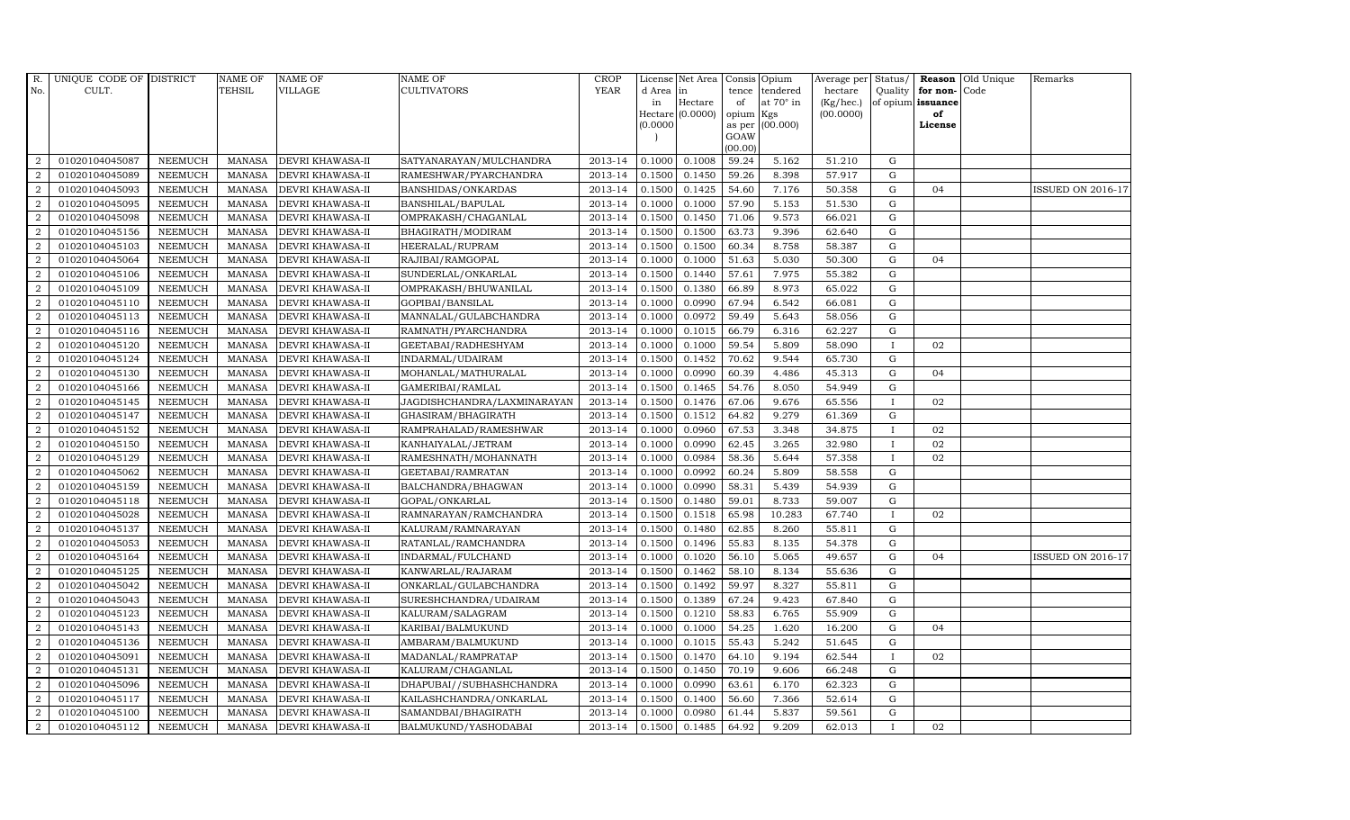| R. No. | UNIQUE CODE OF CULT. | DISTRICT | NAME OF TEHSIL | NAME OF VILLAGE | NAME OF CULTIVATORS | CROP YEAR | License d Area in Hectare (0.0000) | Net Area in Hectare (0.0000) | Consis tence of opium as per GOAW (00.00) | Opium tendered at 70° in Kgs (00.000) | Average per hectare (Kg/hec.) (00.0000) | Status/ Quality of opium | Reason for non-issuance of License | Old Unique Code | Remarks |
|---|---|---|---|---|---|---|---|---|---|---|---|---|---|---|---|
| 2 | 01020104045087 | NEEMUCH | MANASA | DEVRI KHAWASA-II | SATYANARAYAN/MULCHANDRA | 2013-14 | 0.1000 | 0.1008 | 59.24 | 5.162 | 51.210 | G | | | |
| 2 | 01020104045089 | NEEMUCH | MANASA | DEVRI KHAWASA-II | RAMESHWAR/PYARCHANDRA | 2013-14 | 0.1500 | 0.1450 | 59.26 | 8.398 | 57.917 | G | | | |
| 2 | 01020104045093 | NEEMUCH | MANASA | DEVRI KHAWASA-II | BANSHIDAS/ONKARDAS | 2013-14 | 0.1500 | 0.1425 | 54.60 | 7.176 | 50.358 | G | 04 | | ISSUED ON 2016-17 |
| 2 | 01020104045095 | NEEMUCH | MANASA | DEVRI KHAWASA-II | BANSHILAL/BAPULAL | 2013-14 | 0.1000 | 0.1000 | 57.90 | 5.153 | 51.530 | G | | | |
| 2 | 01020104045098 | NEEMUCH | MANASA | DEVRI KHAWASA-II | OMPRAKASH/CHAGANLAL | 2013-14 | 0.1500 | 0.1450 | 71.06 | 9.573 | 66.021 | G | | | |
| 2 | 01020104045156 | NEEMUCH | MANASA | DEVRI KHAWASA-II | BHAGIRATH/MODIRAM | 2013-14 | 0.1500 | 0.1500 | 63.73 | 9.396 | 62.640 | G | | | |
| 2 | 01020104045103 | NEEMUCH | MANASA | DEVRI KHAWASA-II | HEERALAL/RUPRAM | 2013-14 | 0.1500 | 0.1500 | 60.34 | 8.758 | 58.387 | G | | | |
| 2 | 01020104045064 | NEEMUCH | MANASA | DEVRI KHAWASA-II | RAJIBAI/RAMGOPAL | 2013-14 | 0.1000 | 0.1000 | 51.63 | 5.030 | 50.300 | G | 04 | | |
| 2 | 01020104045106 | NEEMUCH | MANASA | DEVRI KHAWASA-II | SUNDERLAL/ONKARLAL | 2013-14 | 0.1500 | 0.1440 | 57.61 | 7.975 | 55.382 | G | | | |
| 2 | 01020104045109 | NEEMUCH | MANASA | DEVRI KHAWASA-II | OMPRAKASH/BHUWANILAL | 2013-14 | 0.1500 | 0.1380 | 66.89 | 8.973 | 65.022 | G | | | |
| 2 | 01020104045110 | NEEMUCH | MANASA | DEVRI KHAWASA-II | GOPIBAI/BANSILAL | 2013-14 | 0.1000 | 0.0990 | 67.94 | 6.542 | 66.081 | G | | | |
| 2 | 01020104045113 | NEEMUCH | MANASA | DEVRI KHAWASA-II | MANNALAL/GULABCHANDRA | 2013-14 | 0.1000 | 0.0972 | 59.49 | 5.643 | 58.056 | G | | | |
| 2 | 01020104045116 | NEEMUCH | MANASA | DEVRI KHAWASA-II | RAMNATH/PYARCHANDRA | 2013-14 | 0.1000 | 0.1015 | 66.79 | 6.316 | 62.227 | G | | | |
| 2 | 01020104045120 | NEEMUCH | MANASA | DEVRI KHAWASA-II | GEETABAI/RADHESHYAM | 2013-14 | 0.1000 | 0.1000 | 59.54 | 5.809 | 58.090 | I | 02 | | |
| 2 | 01020104045124 | NEEMUCH | MANASA | DEVRI KHAWASA-II | INDARMAL/UDAIRAM | 2013-14 | 0.1500 | 0.1452 | 70.62 | 9.544 | 65.730 | G | | | |
| 2 | 01020104045130 | NEEMUCH | MANASA | DEVRI KHAWASA-II | MOHANLAL/MATHURALAL | 2013-14 | 0.1000 | 0.0990 | 60.39 | 4.486 | 45.313 | G | 04 | | |
| 2 | 01020104045166 | NEEMUCH | MANASA | DEVRI KHAWASA-II | GAMERIBAI/RAMLAL | 2013-14 | 0.1500 | 0.1465 | 54.76 | 8.050 | 54.949 | G | | | |
| 2 | 01020104045145 | NEEMUCH | MANASA | DEVRI KHAWASA-II | JAGDISHCHANDRA/LAXMINARAYAN | 2013-14 | 0.1500 | 0.1476 | 67.06 | 9.676 | 65.556 | I | 02 | | |
| 2 | 01020104045147 | NEEMUCH | MANASA | DEVRI KHAWASA-II | GHASIRAM/BHAGIRATH | 2013-14 | 0.1500 | 0.1512 | 64.82 | 9.279 | 61.369 | G | | | |
| 2 | 01020104045152 | NEEMUCH | MANASA | DEVRI KHAWASA-II | RAMPRAHALAD/RAMESHWAR | 2013-14 | 0.1000 | 0.0960 | 67.53 | 3.348 | 34.875 | I | 02 | | |
| 2 | 01020104045150 | NEEMUCH | MANASA | DEVRI KHAWASA-II | KANHAIYALAL/JETRAM | 2013-14 | 0.1000 | 0.0990 | 62.45 | 3.265 | 32.980 | I | 02 | | |
| 2 | 01020104045129 | NEEMUCH | MANASA | DEVRI KHAWASA-II | RAMESHNATH/MOHANNATH | 2013-14 | 0.1000 | 0.0984 | 58.36 | 5.644 | 57.358 | I | 02 | | |
| 2 | 01020104045062 | NEEMUCH | MANASA | DEVRI KHAWASA-II | GEETABAI/RAMRATAN | 2013-14 | 0.1000 | 0.0992 | 60.24 | 5.809 | 58.558 | G | | | |
| 2 | 01020104045159 | NEEMUCH | MANASA | DEVRI KHAWASA-II | BALCHANDRA/BHAGWAN | 2013-14 | 0.1000 | 0.0990 | 58.31 | 5.439 | 54.939 | G | | | |
| 2 | 01020104045118 | NEEMUCH | MANASA | DEVRI KHAWASA-II | GOPAL/ONKARLAL | 2013-14 | 0.1500 | 0.1480 | 59.01 | 8.733 | 59.007 | G | | | |
| 2 | 01020104045028 | NEEMUCH | MANASA | DEVRI KHAWASA-II | RAMNARAYAN/RAMCHANDRA | 2013-14 | 0.1500 | 0.1518 | 65.98 | 10.283 | 67.740 | I | 02 | | |
| 2 | 01020104045137 | NEEMUCH | MANASA | DEVRI KHAWASA-II | KALURAM/RAMNARAYAN | 2013-14 | 0.1500 | 0.1480 | 62.85 | 8.260 | 55.811 | G | | | |
| 2 | 01020104045053 | NEEMUCH | MANASA | DEVRI KHAWASA-II | RATANLAL/RAMCHANDRA | 2013-14 | 0.1500 | 0.1496 | 55.83 | 8.135 | 54.378 | G | | | |
| 2 | 01020104045164 | NEEMUCH | MANASA | DEVRI KHAWASA-II | INDARMAL/FULCHAND | 2013-14 | 0.1000 | 0.1020 | 56.10 | 5.065 | 49.657 | G | 04 | | ISSUED ON 2016-17 |
| 2 | 01020104045125 | NEEMUCH | MANASA | DEVRI KHAWASA-II | KANWARLAL/RAJARAM | 2013-14 | 0.1500 | 0.1462 | 58.10 | 8.134 | 55.636 | G | | | |
| 2 | 01020104045042 | NEEMUCH | MANASA | DEVRI KHAWASA-II | ONKARLAL/GULABCHANDRA | 2013-14 | 0.1500 | 0.1492 | 59.97 | 8.327 | 55.811 | G | | | |
| 2 | 01020104045043 | NEEMUCH | MANASA | DEVRI KHAWASA-II | SURESHCHANDRA/UDAIRAM | 2013-14 | 0.1500 | 0.1389 | 67.24 | 9.423 | 67.840 | G | | | |
| 2 | 01020104045123 | NEEMUCH | MANASA | DEVRI KHAWASA-II | KALURAM/SALAGRAM | 2013-14 | 0.1500 | 0.1210 | 58.83 | 6.765 | 55.909 | G | | | |
| 2 | 01020104045143 | NEEMUCH | MANASA | DEVRI KHAWASA-II | KARIBAI/BALMUKUND | 2013-14 | 0.1000 | 0.1000 | 54.25 | 1.620 | 16.200 | G | 04 | | |
| 2 | 01020104045136 | NEEMUCH | MANASA | DEVRI KHAWASA-II | AMBARAM/BALMUKUND | 2013-14 | 0.1000 | 0.1015 | 55.43 | 5.242 | 51.645 | G | | | |
| 2 | 01020104045091 | NEEMUCH | MANASA | DEVRI KHAWASA-II | MADANLAL/RAMPRATAP | 2013-14 | 0.1500 | 0.1470 | 64.10 | 9.194 | 62.544 | I | 02 | | |
| 2 | 01020104045131 | NEEMUCH | MANASA | DEVRI KHAWASA-II | KALURAM/CHAGANLAL | 2013-14 | 0.1500 | 0.1450 | 70.19 | 9.606 | 66.248 | G | | | |
| 2 | 01020104045096 | NEEMUCH | MANASA | DEVRI KHAWASA-II | DHAPUBAI//SUBHASHCHANDRA | 2013-14 | 0.1000 | 0.0990 | 63.61 | 6.170 | 62.323 | G | | | |
| 2 | 01020104045117 | NEEMUCH | MANASA | DEVRI KHAWASA-II | KAILASHCHANDRA/ONKARLAL | 2013-14 | 0.1500 | 0.1400 | 56.60 | 7.366 | 52.614 | G | | | |
| 2 | 01020104045100 | NEEMUCH | MANASA | DEVRI KHAWASA-II | SAMANDBAI/BHAGIRATH | 2013-14 | 0.1000 | 0.0980 | 61.44 | 5.837 | 59.561 | G | | | |
| 2 | 01020104045112 | NEEMUCH | MANASA | DEVRI KHAWASA-II | BALMUKUND/YASHODABAI | 2013-14 | 0.1500 | 0.1485 | 64.92 | 9.209 | 62.013 | I | 02 | | |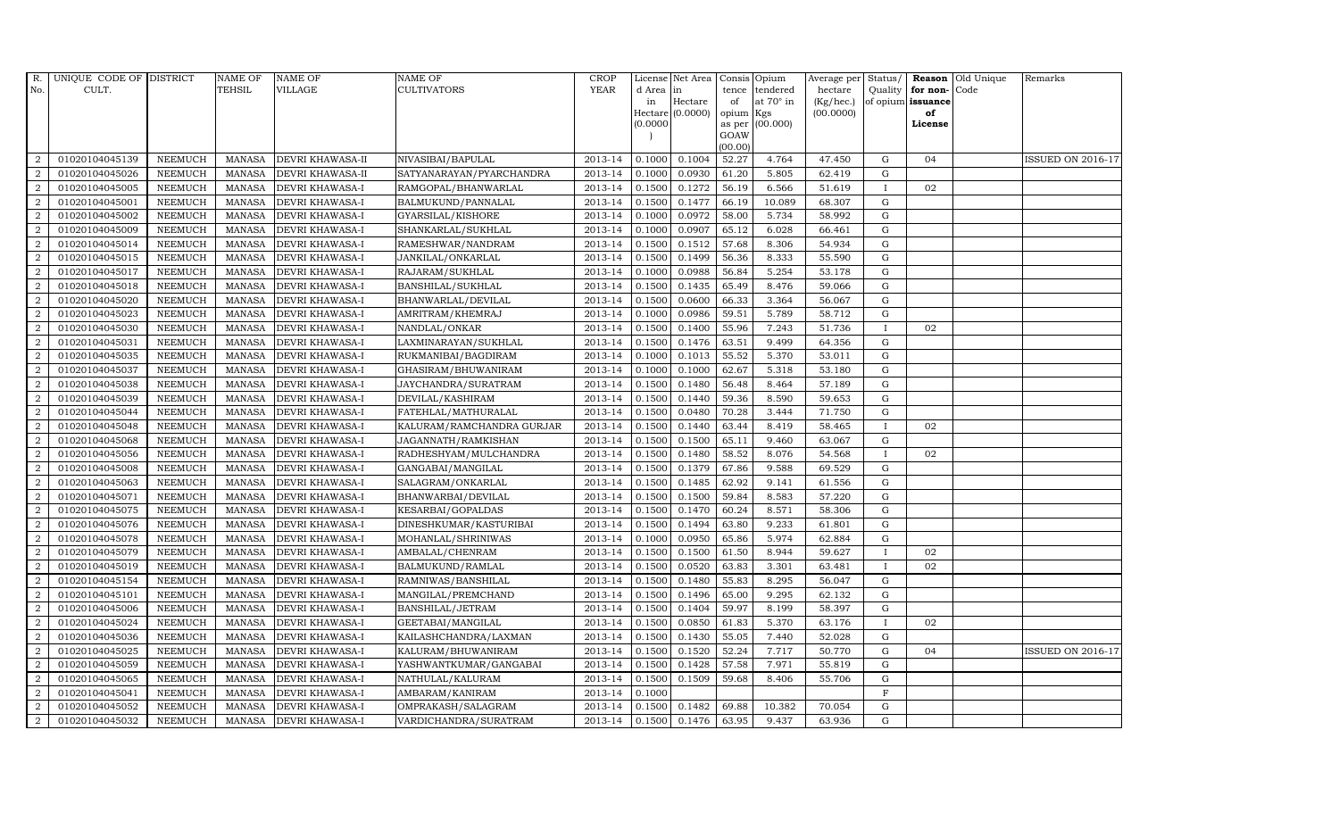| R. No. | UNIQUE CODE OF CULT. | DISTRICT | NAME OF TEHSIL | NAME OF VILLAGE | NAME OF CULTIVATORS | CROP YEAR | License d Area in Hectare (0.0000) | Net Area in Hectare (0.0000) | Consis tence of opium as per GOAW (00.00) | Opium tendered at 70° in Kgs (00.000) | Average per hectare (Kg/hec.) (00.0000) | Status/ Quality of opium | Reason for non-issuance of License | Old Unique Code | Remarks |
|---|---|---|---|---|---|---|---|---|---|---|---|---|---|---|---|
| 2 | 01020104045139 | NEEMUCH | MANASA | DEVRI KHAWASA-II | NIVASIBAI/BAPULAL | 2013-14 | 0.1000 | 0.1004 | 52.27 | 4.764 | 47.450 | G | 04 | | ISSUED ON 2016-17 |
| 2 | 01020104045026 | NEEMUCH | MANASA | DEVRI KHAWASA-II | SATYANARAYAN/PYARCHANDRA | 2013-14 | 0.1000 | 0.0930 | 61.20 | 5.805 | 62.419 | G | | | |
| 2 | 01020104045005 | NEEMUCH | MANASA | DEVRI KHAWASA-I | RAMGOPAL/BHANWARLAL | 2013-14 | 0.1500 | 0.1272 | 56.19 | 6.566 | 51.619 | I | 02 | | |
| 2 | 01020104045001 | NEEMUCH | MANASA | DEVRI KHAWASA-I | BALMUKUND/PANNALAL | 2013-14 | 0.1500 | 0.1477 | 66.19 | 10.089 | 68.307 | G | | | |
| 2 | 01020104045002 | NEEMUCH | MANASA | DEVRI KHAWASA-I | GYARSILAL/KISHORE | 2013-14 | 0.1000 | 0.0972 | 58.00 | 5.734 | 58.992 | G | | | |
| 2 | 01020104045009 | NEEMUCH | MANASA | DEVRI KHAWASA-I | SHANKARLAL/SUKHLAL | 2013-14 | 0.1000 | 0.0907 | 65.12 | 6.028 | 66.461 | G | | | |
| 2 | 01020104045014 | NEEMUCH | MANASA | DEVRI KHAWASA-I | RAMESHWAR/NANDRAM | 2013-14 | 0.1500 | 0.1512 | 57.68 | 8.306 | 54.934 | G | | | |
| 2 | 01020104045015 | NEEMUCH | MANASA | DEVRI KHAWASA-I | JANKILAL/ONKARLAL | 2013-14 | 0.1500 | 0.1499 | 56.36 | 8.333 | 55.590 | G | | | |
| 2 | 01020104045017 | NEEMUCH | MANASA | DEVRI KHAWASA-I | RAJARAM/SUKHLAL | 2013-14 | 0.1000 | 0.0988 | 56.84 | 5.254 | 53.178 | G | | | |
| 2 | 01020104045018 | NEEMUCH | MANASA | DEVRI KHAWASA-I | BANSHILAL/SUKHLAL | 2013-14 | 0.1500 | 0.1435 | 65.49 | 8.476 | 59.066 | G | | | |
| 2 | 01020104045020 | NEEMUCH | MANASA | DEVRI KHAWASA-I | BHANWARLAL/DEVILAL | 2013-14 | 0.1500 | 0.0600 | 66.33 | 3.364 | 56.067 | G | | | |
| 2 | 01020104045023 | NEEMUCH | MANASA | DEVRI KHAWASA-I | AMRITRAM/KHEMRAJ | 2013-14 | 0.1000 | 0.0986 | 59.51 | 5.789 | 58.712 | G | | | |
| 2 | 01020104045030 | NEEMUCH | MANASA | DEVRI KHAWASA-I | NANDLAL/ONKAR | 2013-14 | 0.1500 | 0.1400 | 55.96 | 7.243 | 51.736 | I | 02 | | |
| 2 | 01020104045031 | NEEMUCH | MANASA | DEVRI KHAWASA-I | LAXMINARAYAN/SUKHLAL | 2013-14 | 0.1500 | 0.1476 | 63.51 | 9.499 | 64.356 | G | | | |
| 2 | 01020104045035 | NEEMUCH | MANASA | DEVRI KHAWASA-I | RUKMANIBAI/BAGDIRAM | 2013-14 | 0.1000 | 0.1013 | 55.52 | 5.370 | 53.011 | G | | | |
| 2 | 01020104045037 | NEEMUCH | MANASA | DEVRI KHAWASA-I | GHASIRAM/BHUWANIRAM | 2013-14 | 0.1000 | 0.1000 | 62.67 | 5.318 | 53.180 | G | | | |
| 2 | 01020104045038 | NEEMUCH | MANASA | DEVRI KHAWASA-I | JAYCHANDRA/SURATRAM | 2013-14 | 0.1500 | 0.1480 | 56.48 | 8.464 | 57.189 | G | | | |
| 2 | 01020104045039 | NEEMUCH | MANASA | DEVRI KHAWASA-I | DEVILAL/KASHIRAM | 2013-14 | 0.1500 | 0.1440 | 59.36 | 8.590 | 59.653 | G | | | |
| 2 | 01020104045044 | NEEMUCH | MANASA | DEVRI KHAWASA-I | FATEHLAL/MATHURALAL | 2013-14 | 0.1500 | 0.0480 | 70.28 | 3.444 | 71.750 | G | | | |
| 2 | 01020104045048 | NEEMUCH | MANASA | DEVRI KHAWASA-I | KALURAM/RAMCHANDRA GURJAR | 2013-14 | 0.1500 | 0.1440 | 63.44 | 8.419 | 58.465 | I | 02 | | |
| 2 | 01020104045068 | NEEMUCH | MANASA | DEVRI KHAWASA-I | JAGANNATH/RAMKISHAN | 2013-14 | 0.1500 | 0.1500 | 65.11 | 9.460 | 63.067 | G | | | |
| 2 | 01020104045056 | NEEMUCH | MANASA | DEVRI KHAWASA-I | RADHESHYAM/MULCHANDRA | 2013-14 | 0.1500 | 0.1480 | 58.52 | 8.076 | 54.568 | I | 02 | | |
| 2 | 01020104045008 | NEEMUCH | MANASA | DEVRI KHAWASA-I | GANGABAI/MANGILAL | 2013-14 | 0.1500 | 0.1379 | 67.86 | 9.588 | 69.529 | G | | | |
| 2 | 01020104045063 | NEEMUCH | MANASA | DEVRI KHAWASA-I | SALAGRAM/ONKARLAL | 2013-14 | 0.1500 | 0.1485 | 62.92 | 9.141 | 61.556 | G | | | |
| 2 | 01020104045071 | NEEMUCH | MANASA | DEVRI KHAWASA-I | BHANWARBAI/DEVILAL | 2013-14 | 0.1500 | 0.1500 | 59.84 | 8.583 | 57.220 | G | | | |
| 2 | 01020104045075 | NEEMUCH | MANASA | DEVRI KHAWASA-I | KESARBAI/GOPALDAS | 2013-14 | 0.1500 | 0.1470 | 60.24 | 8.571 | 58.306 | G | | | |
| 2 | 01020104045076 | NEEMUCH | MANASA | DEVRI KHAWASA-I | DINESHKUMAR/KASTURIBAI | 2013-14 | 0.1500 | 0.1494 | 63.80 | 9.233 | 61.801 | G | | | |
| 2 | 01020104045078 | NEEMUCH | MANASA | DEVRI KHAWASA-I | MOHANLAL/SHRINIWAS | 2013-14 | 0.1000 | 0.0950 | 65.86 | 5.974 | 62.884 | G | | | |
| 2 | 01020104045079 | NEEMUCH | MANASA | DEVRI KHAWASA-I | AMBALAL/CHENRAM | 2013-14 | 0.1500 | 0.1500 | 61.50 | 8.944 | 59.627 | I | 02 | | |
| 2 | 01020104045019 | NEEMUCH | MANASA | DEVRI KHAWASA-I | BALMUKUND/RAMLAL | 2013-14 | 0.1500 | 0.0520 | 63.83 | 3.301 | 63.481 | I | 02 | | |
| 2 | 01020104045154 | NEEMUCH | MANASA | DEVRI KHAWASA-I | RAMNIWAS/BANSHILAL | 2013-14 | 0.1500 | 0.1480 | 55.83 | 8.295 | 56.047 | G | | | |
| 2 | 01020104045101 | NEEMUCH | MANASA | DEVRI KHAWASA-I | MANGILAL/PREMCHAND | 2013-14 | 0.1500 | 0.1496 | 65.00 | 9.295 | 62.132 | G | | | |
| 2 | 01020104045006 | NEEMUCH | MANASA | DEVRI KHAWASA-I | BANSHILAL/JETRAM | 2013-14 | 0.1500 | 0.1404 | 59.97 | 8.199 | 58.397 | G | | | |
| 2 | 01020104045024 | NEEMUCH | MANASA | DEVRI KHAWASA-I | GEETABAI/MANGILAL | 2013-14 | 0.1500 | 0.0850 | 61.83 | 5.370 | 63.176 | I | 02 | | |
| 2 | 01020104045036 | NEEMUCH | MANASA | DEVRI KHAWASA-I | KAILASHCHANDRA/LAXMAN | 2013-14 | 0.1500 | 0.1430 | 55.05 | 7.440 | 52.028 | G | | | |
| 2 | 01020104045025 | NEEMUCH | MANASA | DEVRI KHAWASA-I | KALURAM/BHUWANIRAM | 2013-14 | 0.1500 | 0.1520 | 52.24 | 7.717 | 50.770 | G | 04 | | ISSUED ON 2016-17 |
| 2 | 01020104045059 | NEEMUCH | MANASA | DEVRI KHAWASA-I | YASHWANTKUMAR/GANGABAI | 2013-14 | 0.1500 | 0.1428 | 57.58 | 7.971 | 55.819 | G | | | |
| 2 | 01020104045065 | NEEMUCH | MANASA | DEVRI KHAWASA-I | NATHULAL/KALURAM | 2013-14 | 0.1500 | 0.1509 | 59.68 | 8.406 | 55.706 | G | | | |
| 2 | 01020104045041 | NEEMUCH | MANASA | DEVRI KHAWASA-I | AMBARAM/KANIRAM | 2013-14 | 0.1000 | | | | | F | | | |
| 2 | 01020104045052 | NEEMUCH | MANASA | DEVRI KHAWASA-I | OMPRAKASH/SALAGRAM | 2013-14 | 0.1500 | 0.1482 | 69.88 | 10.382 | 70.054 | G | | | |
| 2 | 01020104045032 | NEEMUCH | MANASA | DEVRI KHAWASA-I | VARDICHANDRA/SURATRAM | 2013-14 | 0.1500 | 0.1476 | 63.95 | 9.437 | 63.936 | G | | | |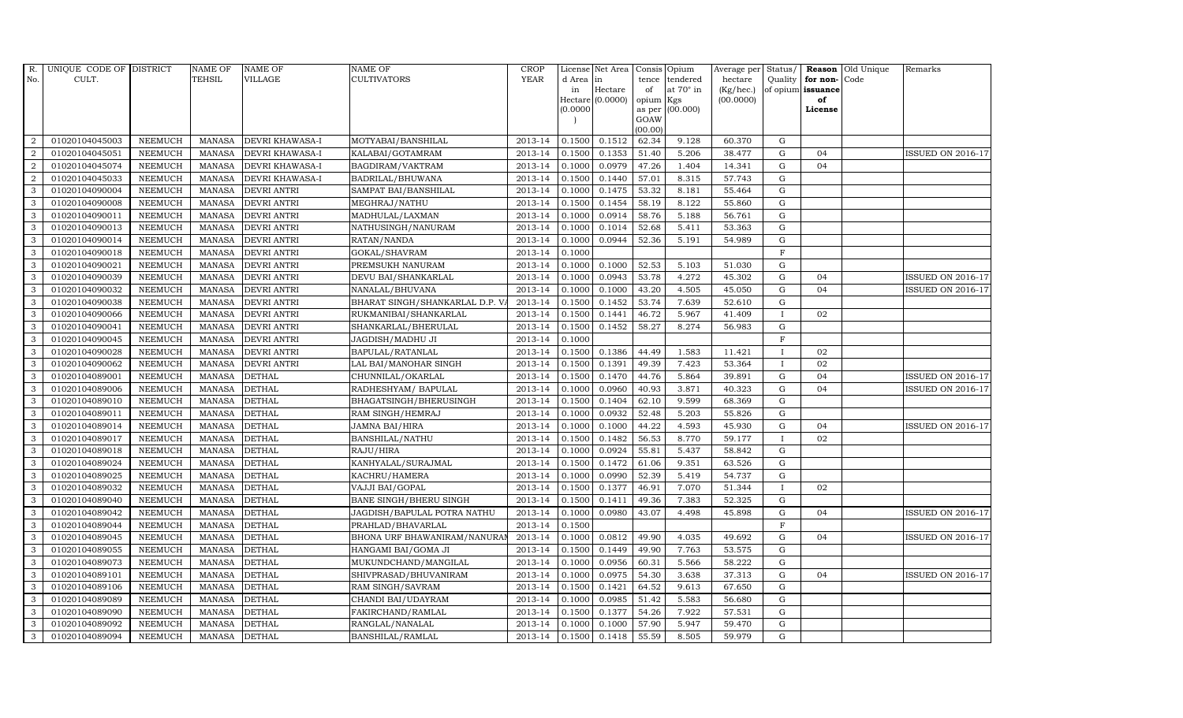| R. No. | UNIQUE CODE OF CULT. | DISTRICT | NAME OF TEHSIL | NAME OF VILLAGE | NAME OF CULTIVATORS | CROP YEAR | License d Area in Hectare (0.0000) | Net Area in Hectare (0.0000) | Consis tence of opium as per GOAW (00.00) | Opium tendered at 70° in Kgs (00.000) | Average per hectare (Kg/hec.) (00.0000) | Status/ Quality of opium | Reason for non- issuance of License | Old Unique Code | Remarks |
|---|---|---|---|---|---|---|---|---|---|---|---|---|---|---|---|
| 2 | 01020104045003 | NEEMUCH | MANASA | DEVRI KHAWASA-I | MOTYABAI/BANSHILAL | 2013-14 | 0.1500 | 0.1512 | 62.34 | 9.128 | 60.370 | G | | | |
| 2 | 01020104045051 | NEEMUCH | MANASA | DEVRI KHAWASA-I | KALABAI/GOTAMRAM | 2013-14 | 0.1500 | 0.1353 | 51.40 | 5.206 | 38.477 | G | 04 | | ISSUED ON 2016-17 |
| 2 | 01020104045074 | NEEMUCH | MANASA | DEVRI KHAWASA-I | BAGDIRAM/VAKTRAM | 2013-14 | 0.1000 | 0.0979 | 47.26 | 1.404 | 14.341 | G | 04 | | |
| 2 | 01020104045033 | NEEMUCH | MANASA | DEVRI KHAWASA-I | BADRILAL/BHUWANA | 2013-14 | 0.1500 | 0.1440 | 57.01 | 8.315 | 57.743 | G | | | |
| 3 | 01020104090004 | NEEMUCH | MANASA | DEVRI ANTRI | SAMPAT BAI/BANSHILAL | 2013-14 | 0.1000 | 0.1475 | 53.32 | 8.181 | 55.464 | G | | | |
| 3 | 01020104090008 | NEEMUCH | MANASA | DEVRI ANTRI | MEGHRAJ/NATHU | 2013-14 | 0.1500 | 0.1454 | 58.19 | 8.122 | 55.860 | G | | | |
| 3 | 01020104090011 | NEEMUCH | MANASA | DEVRI ANTRI | MADHULAL/LAXMAN | 2013-14 | 0.1000 | 0.0914 | 58.76 | 5.188 | 56.761 | G | | | |
| 3 | 01020104090013 | NEEMUCH | MANASA | DEVRI ANTRI | NATHUSINGH/NANURAM | 2013-14 | 0.1000 | 0.1014 | 52.68 | 5.411 | 53.363 | G | | | |
| 3 | 01020104090014 | NEEMUCH | MANASA | DEVRI ANTRI | RATAN/NANDA | 2013-14 | 0.1000 | 0.0944 | 52.36 | 5.191 | 54.989 | G | | | |
| 3 | 01020104090018 | NEEMUCH | MANASA | DEVRI ANTRI | GOKAL/SHAVRAM | 2013-14 | 0.1000 | | | | | F | | | |
| 3 | 01020104090021 | NEEMUCH | MANASA | DEVRI ANTRI | PREMSUKH NANURAM | 2013-14 | 0.1000 | 0.1000 | 52.53 | 5.103 | 51.030 | G | | | |
| 3 | 01020104090039 | NEEMUCH | MANASA | DEVRI ANTRI | DEVU BAI/SHANKARLAL | 2013-14 | 0.1000 | 0.0943 | 53.78 | 4.272 | 45.302 | G | 04 | | ISSUED ON 2016-17 |
| 3 | 01020104090032 | NEEMUCH | MANASA | DEVRI ANTRI | NANALAL/BHUVANA | 2013-14 | 0.1000 | 0.1000 | 43.20 | 4.505 | 45.050 | G | 04 | | ISSUED ON 2016-17 |
| 3 | 01020104090038 | NEEMUCH | MANASA | DEVRI ANTRI | BHARAT SINGH/SHANKARLAL D.P. V. | 2013-14 | 0.1500 | 0.1452 | 53.74 | 7.639 | 52.610 | G | | | |
| 3 | 01020104090066 | NEEMUCH | MANASA | DEVRI ANTRI | RUKMANIBAI/SHANKARLAL | 2013-14 | 0.1500 | 0.1441 | 46.72 | 5.967 | 41.409 | I | 02 | | |
| 3 | 01020104090041 | NEEMUCH | MANASA | DEVRI ANTRI | SHANKARLAL/BHERULAL | 2013-14 | 0.1500 | 0.1452 | 58.27 | 8.274 | 56.983 | G | | | |
| 3 | 01020104090045 | NEEMUCH | MANASA | DEVRI ANTRI | JAGDISH/MADHU JI | 2013-14 | 0.1000 | | | | | F | | | |
| 3 | 01020104090028 | NEEMUCH | MANASA | DEVRI ANTRI | BAPULAL/RATANLAL | 2013-14 | 0.1500 | 0.1386 | 44.49 | 1.583 | 11.421 | I | 02 | | |
| 3 | 01020104090062 | NEEMUCH | MANASA | DEVRI ANTRI | LAL BAI/MANOHAR SINGH | 2013-14 | 0.1500 | 0.1391 | 49.39 | 7.423 | 53.364 | I | 02 | | |
| 3 | 01020104089001 | NEEMUCH | MANASA | DETHAL | CHUNNILAL/OKARLAL | 2013-14 | 0.1500 | 0.1470 | 44.76 | 5.864 | 39.891 | G | 04 | | ISSUED ON 2016-17 |
| 3 | 01020104089006 | NEEMUCH | MANASA | DETHAL | RADHESHYAM/ BAPULAL | 2013-14 | 0.1000 | 0.0960 | 40.93 | 3.871 | 40.323 | G | 04 | | ISSUED ON 2016-17 |
| 3 | 01020104089010 | NEEMUCH | MANASA | DETHAL | BHAGATSINGH/BHERUSINGH | 2013-14 | 0.1500 | 0.1404 | 62.10 | 9.599 | 68.369 | G | | | |
| 3 | 01020104089011 | NEEMUCH | MANASA | DETHAL | RAM SINGH/HEMRAJ | 2013-14 | 0.1000 | 0.0932 | 52.48 | 5.203 | 55.826 | G | | | |
| 3 | 01020104089014 | NEEMUCH | MANASA | DETHAL | JAMNA BAI/HIRA | 2013-14 | 0.1000 | 0.1000 | 44.22 | 4.593 | 45.930 | G | 04 | | ISSUED ON 2016-17 |
| 3 | 01020104089017 | NEEMUCH | MANASA | DETHAL | BANSHILAL/NATHU | 2013-14 | 0.1500 | 0.1482 | 56.53 | 8.770 | 59.177 | I | 02 | | |
| 3 | 01020104089018 | NEEMUCH | MANASA | DETHAL | RAJU/HIRA | 2013-14 | 0.1000 | 0.0924 | 55.81 | 5.437 | 58.842 | G | | | |
| 3 | 01020104089024 | NEEMUCH | MANASA | DETHAL | KANHYALAL/SURAJMAL | 2013-14 | 0.1500 | 0.1472 | 61.06 | 9.351 | 63.526 | G | | | |
| 3 | 01020104089025 | NEEMUCH | MANASA | DETHAL | KACHRU/HAMERA | 2013-14 | 0.1000 | 0.0990 | 52.39 | 5.419 | 54.737 | G | | | |
| 3 | 01020104089032 | NEEMUCH | MANASA | DETHAL | VAJJI BAI/GOPAL | 2013-14 | 0.1500 | 0.1377 | 46.91 | 7.070 | 51.344 | I | 02 | | |
| 3 | 01020104089040 | NEEMUCH | MANASA | DETHAL | BANE SINGH/BHERU SINGH | 2013-14 | 0.1500 | 0.1411 | 49.36 | 7.383 | 52.325 | G | | | |
| 3 | 01020104089042 | NEEMUCH | MANASA | DETHAL | JAGDISH/BAPULAL POTRA NATHU | 2013-14 | 0.1000 | 0.0980 | 43.07 | 4.498 | 45.898 | G | 04 | | ISSUED ON 2016-17 |
| 3 | 01020104089044 | NEEMUCH | MANASA | DETHAL | PRAHLAD/BHAVARLAL | 2013-14 | 0.1500 | | | | | F | | | |
| 3 | 01020104089045 | NEEMUCH | MANASA | DETHAL | BHONA URF BHAWANIRAM/NANURAM | 2013-14 | 0.1000 | 0.0812 | 49.90 | 4.035 | 49.692 | G | 04 | | ISSUED ON 2016-17 |
| 3 | 01020104089055 | NEEMUCH | MANASA | DETHAL | HANGAMI BAI/GOMA JI | 2013-14 | 0.1500 | 0.1449 | 49.90 | 7.763 | 53.575 | G | | | |
| 3 | 01020104089073 | NEEMUCH | MANASA | DETHAL | MUKUNDCHAND/MANGILAL | 2013-14 | 0.1000 | 0.0956 | 60.31 | 5.566 | 58.222 | G | | | |
| 3 | 01020104089101 | NEEMUCH | MANASA | DETHAL | SHIVPRASAD/BHUVANIRAM | 2013-14 | 0.1000 | 0.0975 | 54.30 | 3.638 | 37.313 | G | 04 | | ISSUED ON 2016-17 |
| 3 | 01020104089106 | NEEMUCH | MANASA | DETHAL | RAM SINGH/SAVRAM | 2013-14 | 0.1500 | 0.1421 | 64.52 | 9.613 | 67.650 | G | | | |
| 3 | 01020104089089 | NEEMUCH | MANASA | DETHAL | CHANDI BAI/UDAYRAM | 2013-14 | 0.1000 | 0.0985 | 51.42 | 5.583 | 56.680 | G | | | |
| 3 | 01020104089090 | NEEMUCH | MANASA | DETHAL | FAKIRCHAND/RAMLAL | 2013-14 | 0.1500 | 0.1377 | 54.26 | 7.922 | 57.531 | G | | | |
| 3 | 01020104089092 | NEEMUCH | MANASA | DETHAL | RANGLAL/NANALAL | 2013-14 | 0.1000 | 0.1000 | 57.90 | 5.947 | 59.470 | G | | | |
| 3 | 01020104089094 | NEEMUCH | MANASA | DETHAL | BANSHILAL/RAMLAL | 2013-14 | 0.1500 | 0.1418 | 55.59 | 8.505 | 59.979 | G | | | |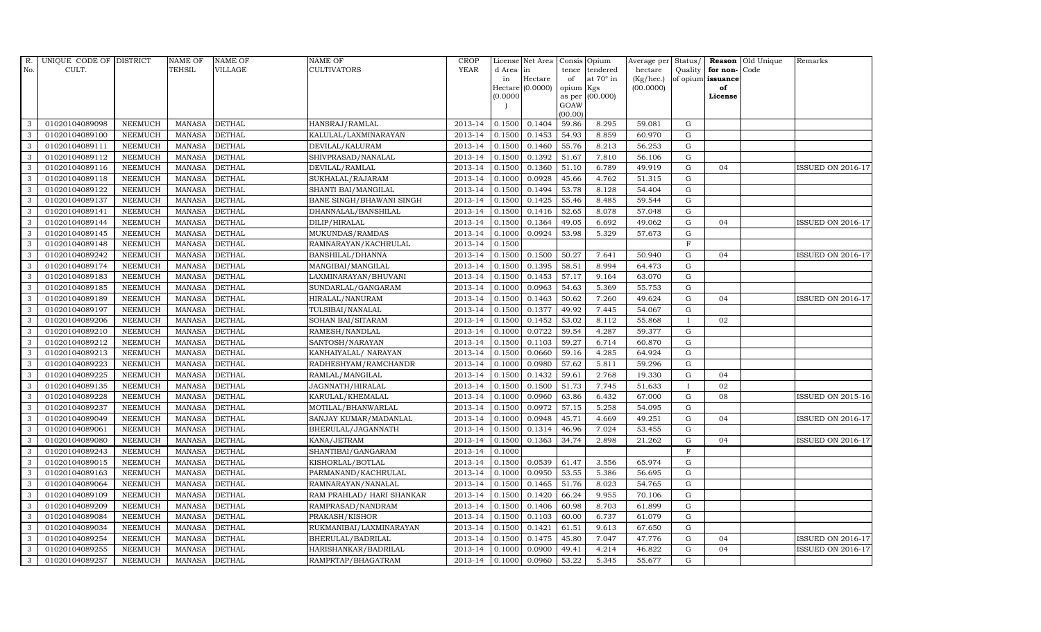| R. No. | UNIQUE CODE OF CULT. | DISTRICT | NAME OF TEHSIL | NAME OF VILLAGE | NAME OF CULTIVATORS | CROP YEAR | License d Area in Hectare (0.0000) | Net Area in Hectare (0.0000) | Consis tence of opium as per GOAW (00.00) | Opium tendered at 70° in Kgs (00.000) | Average per hectare (Kg/hec.) (00.0000) | Status/ Quality of opium | Reason for non-issuance of License | Old Unique Code | Remarks |
|---|---|---|---|---|---|---|---|---|---|---|---|---|---|---|---|
| 3 | 01020104089098 | NEEMUCH | MANASA | DETHAL | HANSRAJ/RAMLAL | 2013-14 | 0.1500 | 0.1404 | 59.86 | 8.295 | 59.081 | G | | | |
| 3 | 01020104089100 | NEEMUCH | MANASA | DETHAL | KALULAL/LAXMINARAYAN | 2013-14 | 0.1500 | 0.1453 | 54.93 | 8.859 | 60.970 | G | | | |
| 3 | 01020104089111 | NEEMUCH | MANASA | DETHAL | DEVILAL/KALURAM | 2013-14 | 0.1500 | 0.1460 | 55.76 | 8.213 | 56.253 | G | | | |
| 3 | 01020104089112 | NEEMUCH | MANASA | DETHAL | SHIVPRASAD/NANALAL | 2013-14 | 0.1500 | 0.1392 | 51.67 | 7.810 | 56.106 | G | | | |
| 3 | 01020104089116 | NEEMUCH | MANASA | DETHAL | DEVILAL/RAMLAL | 2013-14 | 0.1500 | 0.1360 | 51.10 | 6.789 | 49.919 | G | 04 | | ISSUED ON 2016-17 |
| 3 | 01020104089118 | NEEMUCH | MANASA | DETHAL | SUKHALAL/RAJARAM | 2013-14 | 0.1000 | 0.0928 | 45.66 | 4.762 | 51.315 | G | | | |
| 3 | 01020104089122 | NEEMUCH | MANASA | DETHAL | SHANTI BAI/MANGILAL | 2013-14 | 0.1500 | 0.1494 | 53.78 | 8.128 | 54.404 | G | | | |
| 3 | 01020104089137 | NEEMUCH | MANASA | DETHAL | BANE SINGH/BHAWANI SINGH | 2013-14 | 0.1500 | 0.1425 | 55.46 | 8.485 | 59.544 | G | | | |
| 3 | 01020104089141 | NEEMUCH | MANASA | DETHAL | DHANNALAL/BANSHILAL | 2013-14 | 0.1500 | 0.1416 | 52.65 | 8.078 | 57.048 | G | | | |
| 3 | 01020104089144 | NEEMUCH | MANASA | DETHAL | DILIP/HIRALAL | 2013-14 | 0.1500 | 0.1364 | 49.05 | 6.692 | 49.062 | G | 04 | | ISSUED ON 2016-17 |
| 3 | 01020104089145 | NEEMUCH | MANASA | DETHAL | MUKUNDAS/RAMDAS | 2013-14 | 0.1000 | 0.0924 | 53.98 | 5.329 | 57.673 | G | | | |
| 3 | 01020104089148 | NEEMUCH | MANASA | DETHAL | RAMNARAYAN/KACHRULAL | 2013-14 | 0.1500 | | | | | F | | | |
| 3 | 01020104089242 | NEEMUCH | MANASA | DETHAL | BANSHILAL/DHANNA | 2013-14 | 0.1500 | 0.1500 | 50.27 | 7.641 | 50.940 | G | 04 | | ISSUED ON 2016-17 |
| 3 | 01020104089174 | NEEMUCH | MANASA | DETHAL | MANGIBAI/MANGILAL | 2013-14 | 0.1500 | 0.1395 | 58.51 | 8.994 | 64.473 | G | | | |
| 3 | 01020104089183 | NEEMUCH | MANASA | DETHAL | LAXMINARAYAN/BHUVANI | 2013-14 | 0.1500 | 0.1453 | 57.17 | 9.164 | 63.070 | G | | | |
| 3 | 01020104089185 | NEEMUCH | MANASA | DETHAL | SUNDARLAL/GANGARAM | 2013-14 | 0.1000 | 0.0963 | 54.63 | 5.369 | 55.753 | G | | | |
| 3 | 01020104089189 | NEEMUCH | MANASA | DETHAL | HIRALAL/NANURAM | 2013-14 | 0.1500 | 0.1463 | 50.62 | 7.260 | 49.624 | G | 04 | | ISSUED ON 2016-17 |
| 3 | 01020104089197 | NEEMUCH | MANASA | DETHAL | TULSIBAI/NANALAL | 2013-14 | 0.1500 | 0.1377 | 49.92 | 7.445 | 54.067 | G | | | |
| 3 | 01020104089206 | NEEMUCH | MANASA | DETHAL | SOHAN BAI/SITARAM | 2013-14 | 0.1500 | 0.1452 | 53.02 | 8.112 | 55.868 | I | 02 | | |
| 3 | 01020104089210 | NEEMUCH | MANASA | DETHAL | RAMESH/NANDLAL | 2013-14 | 0.1000 | 0.0722 | 59.54 | 4.287 | 59.377 | G | | | |
| 3 | 01020104089212 | NEEMUCH | MANASA | DETHAL | SANTOSH/NARAYAN | 2013-14 | 0.1500 | 0.1103 | 59.27 | 6.714 | 60.870 | G | | | |
| 3 | 01020104089213 | NEEMUCH | MANASA | DETHAL | KANHAIYALAL/ NARAYAN | 2013-14 | 0.1500 | 0.0660 | 59.16 | 4.285 | 64.924 | G | | | |
| 3 | 01020104089223 | NEEMUCH | MANASA | DETHAL | RADHESHYAM/RAMCHANDR | 2013-14 | 0.1000 | 0.0980 | 57.62 | 5.811 | 59.296 | G | | | |
| 3 | 01020104089225 | NEEMUCH | MANASA | DETHAL | RAMLAL/MANGILAL | 2013-14 | 0.1500 | 0.1432 | 59.61 | 2.768 | 19.330 | G | 04 | | |
| 3 | 01020104089135 | NEEMUCH | MANASA | DETHAL | JAGNNATH/HIRALAL | 2013-14 | 0.1500 | 0.1500 | 51.73 | 7.745 | 51.633 | I | 02 | | |
| 3 | 01020104089228 | NEEMUCH | MANASA | DETHAL | KARULAL/KHEMALAL | 2013-14 | 0.1000 | 0.0960 | 63.86 | 6.432 | 67.000 | G | 08 | | ISSUED ON 2015-16 |
| 3 | 01020104089237 | NEEMUCH | MANASA | DETHAL | MOTILAL/BHANWARLAL | 2013-14 | 0.1500 | 0.0972 | 57.15 | 5.258 | 54.095 | G | | | |
| 3 | 01020104089049 | NEEMUCH | MANASA | DETHAL | SANJAY KUMAR/MADANLAL | 2013-14 | 0.1000 | 0.0948 | 45.71 | 4.669 | 49.251 | G | 04 | | ISSUED ON 2016-17 |
| 3 | 01020104089061 | NEEMUCH | MANASA | DETHAL | BHERULAL/JAGANNATH | 2013-14 | 0.1500 | 0.1314 | 46.96 | 7.024 | 53.455 | G | | | |
| 3 | 01020104089080 | NEEMUCH | MANASA | DETHAL | KANA/JETRAM | 2013-14 | 0.1500 | 0.1363 | 34.74 | 2.898 | 21.262 | G | 04 | | ISSUED ON 2016-17 |
| 3 | 01020104089243 | NEEMUCH | MANASA | DETHAL | SHANTIBAI/GANGARAM | 2013-14 | 0.1000 | | | | | F | | | |
| 3 | 01020104089015 | NEEMUCH | MANASA | DETHAL | KISHORLAL/BOTLAL | 2013-14 | 0.1500 | 0.0539 | 61.47 | 3.556 | 65.974 | G | | | |
| 3 | 01020104089163 | NEEMUCH | MANASA | DETHAL | PARMANAND/KACHRULAL | 2013-14 | 0.1000 | 0.0950 | 53.55 | 5.386 | 56.695 | G | | | |
| 3 | 01020104089064 | NEEMUCH | MANASA | DETHAL | RAMNARAYAN/NANALAL | 2013-14 | 0.1500 | 0.1465 | 51.76 | 8.023 | 54.765 | G | | | |
| 3 | 01020104089109 | NEEMUCH | MANASA | DETHAL | RAM PRAHLAD/ HARI SHANKAR | 2013-14 | 0.1500 | 0.1420 | 66.24 | 9.955 | 70.106 | G | | | |
| 3 | 01020104089209 | NEEMUCH | MANASA | DETHAL | RAMPRASAD/NANDRAM | 2013-14 | 0.1500 | 0.1406 | 60.98 | 8.703 | 61.899 | G | | | |
| 3 | 01020104089084 | NEEMUCH | MANASA | DETHAL | PRAKASH/KISHOR | 2013-14 | 0.1500 | 0.1103 | 60.00 | 6.737 | 61.079 | G | | | |
| 3 | 01020104089034 | NEEMUCH | MANASA | DETHAL | RUKMANIBAI/LAXMINARAYAN | 2013-14 | 0.1500 | 0.1421 | 61.51 | 9.613 | 67.650 | G | | | |
| 3 | 01020104089254 | NEEMUCH | MANASA | DETHAL | BHERULAL/BADRILAL | 2013-14 | 0.1500 | 0.1475 | 45.80 | 7.047 | 47.776 | G | 04 | | ISSUED ON 2016-17 |
| 3 | 01020104089255 | NEEMUCH | MANASA | DETHAL | HARISHANKAR/BADRILAL | 2013-14 | 0.1000 | 0.0900 | 49.41 | 4.214 | 46.822 | G | 04 | | ISSUED ON 2016-17 |
| 3 | 01020104089257 | NEEMUCH | MANASA | DETHAL | RAMPRTAP/BHAGATRAM | 2013-14 | 0.1000 | 0.0960 | 53.22 | 5.345 | 55.677 | G | | | |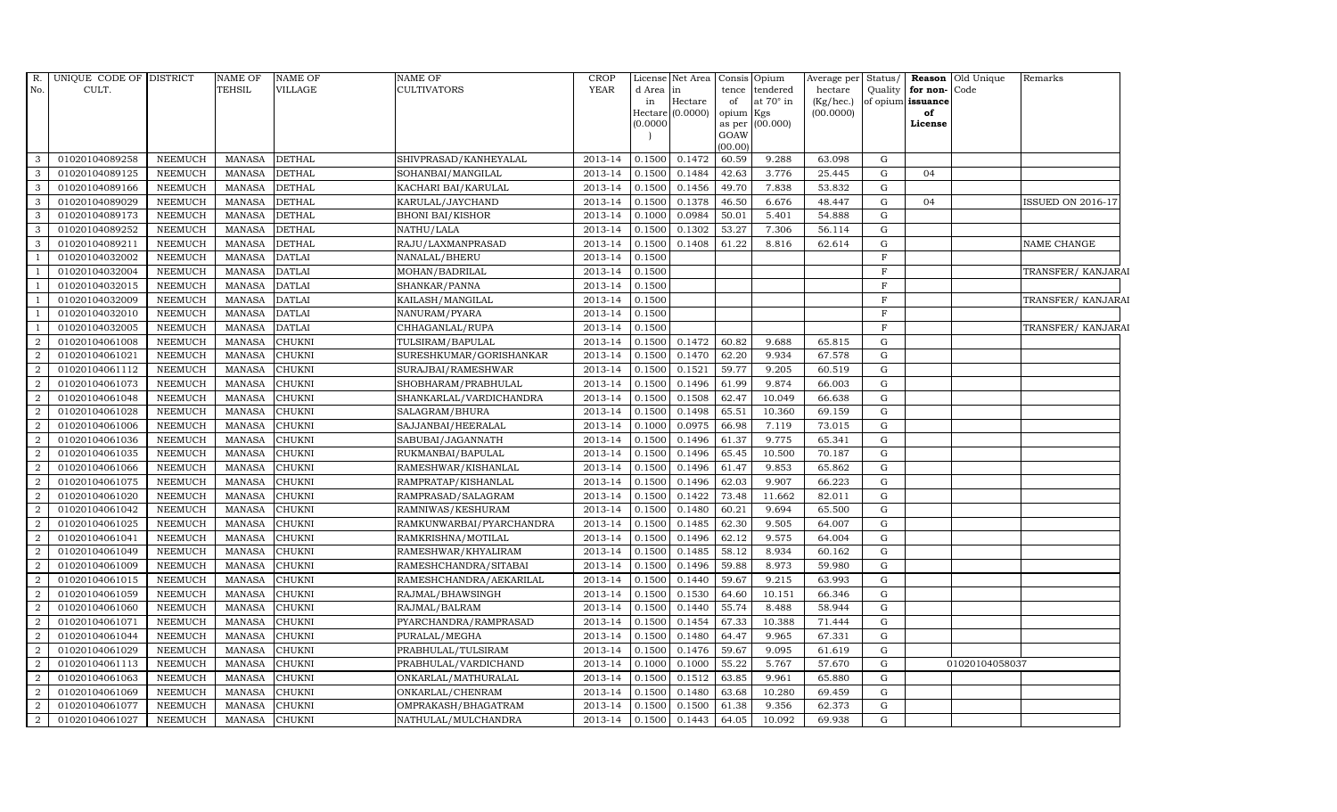| R. No. | UNIQUE CODE OF CULT. | DISTRICT | NAME OF TEHSIL | NAME OF VILLAGE | NAME OF CULTIVATORS | CROP YEAR | License d Area in Hectare (0.0000) | Net Area in Hectare (0.0000) | Consis tence of opium as per GOAW (00.00) | Opium tendered at 70° in Kgs (00.000) | Average per hectare (Kg/hec.) (00.0000) | Status/ Quality of opium | Reason for non-issuance of License | Old Unique Code | Remarks |
|---|---|---|---|---|---|---|---|---|---|---|---|---|---|---|---|
| 3 | 01020104089258 | NEEMUCH | MANASA | DETHAL | SHIVPRASAD/KANHEYALAL | 2013-14 | 0.1500 | 0.1472 | 60.59 | 9.288 | 63.098 | G | | | |
| 3 | 01020104089125 | NEEMUCH | MANASA | DETHAL | SOHANBAI/MANGILAL | 2013-14 | 0.1500 | 0.1484 | 42.63 | 3.776 | 25.445 | G | 04 | | |
| 3 | 01020104089166 | NEEMUCH | MANASA | DETHAL | KACHARI BAI/KARULAL | 2013-14 | 0.1500 | 0.1456 | 49.70 | 7.838 | 53.832 | G | | | |
| 3 | 01020104089029 | NEEMUCH | MANASA | DETHAL | KARULAL/JAYCHAND | 2013-14 | 0.1500 | 0.1378 | 46.50 | 6.676 | 48.447 | G | 04 | | ISSUED ON 2016-17 |
| 3 | 01020104089173 | NEEMUCH | MANASA | DETHAL | BHONI BAI/KISHOR | 2013-14 | 0.1000 | 0.0984 | 50.01 | 5.401 | 54.888 | G | | | |
| 3 | 01020104089252 | NEEMUCH | MANASA | DETHAL | NATHU/LALA | 2013-14 | 0.1500 | 0.1302 | 53.27 | 7.306 | 56.114 | G | | | |
| 3 | 01020104089211 | NEEMUCH | MANASA | DETHAL | RAJU/LAXMANPRASAD | 2013-14 | 0.1500 | 0.1408 | 61.22 | 8.816 | 62.614 | G | | | NAME CHANGE |
| 1 | 01020104032002 | NEEMUCH | MANASA | DATLAI | NANALAL/BHERU | 2013-14 | 0.1500 | | | | | F | | | |
| 1 | 01020104032004 | NEEMUCH | MANASA | DATLAI | MOHAN/BADRILAL | 2013-14 | 0.1500 | | | | | F | | | TRANSFER/ KANJARAI |
| 1 | 01020104032015 | NEEMUCH | MANASA | DATLAI | SHANKAR/PANNA | 2013-14 | 0.1500 | | | | | F | | | |
| 1 | 01020104032009 | NEEMUCH | MANASA | DATLAI | KAILASH/MANGILAL | 2013-14 | 0.1500 | | | | | F | | | TRANSFER/ KANJARAI |
| 1 | 01020104032010 | NEEMUCH | MANASA | DATLAI | NANURAM/PYARA | 2013-14 | 0.1500 | | | | | F | | | |
| 1 | 01020104032005 | NEEMUCH | MANASA | DATLAI | CHHAGANLAL/RUPA | 2013-14 | 0.1500 | | | | | F | | | TRANSFER/ KANJARAI |
| 2 | 01020104061008 | NEEMUCH | MANASA | CHUKNI | TULSIRAM/BAPULAL | 2013-14 | 0.1500 | 0.1472 | 60.82 | 9.688 | 65.815 | G | | | |
| 2 | 01020104061021 | NEEMUCH | MANASA | CHUKNI | SURESHKUMAR/GORISHANKAR | 2013-14 | 0.1500 | 0.1470 | 62.20 | 9.934 | 67.578 | G | | | |
| 2 | 01020104061112 | NEEMUCH | MANASA | CHUKNI | SURAJBAI/RAMESHWAR | 2013-14 | 0.1500 | 0.1521 | 59.77 | 9.205 | 60.519 | G | | | |
| 2 | 01020104061073 | NEEMUCH | MANASA | CHUKNI | SHOBHARAM/PRABHULAL | 2013-14 | 0.1500 | 0.1496 | 61.99 | 9.874 | 66.003 | G | | | |
| 2 | 01020104061048 | NEEMUCH | MANASA | CHUKNI | SHANKARLAL/VARDICHANDRA | 2013-14 | 0.1500 | 0.1508 | 62.47 | 10.049 | 66.638 | G | | | |
| 2 | 01020104061028 | NEEMUCH | MANASA | CHUKNI | SALAGRAM/BHURA | 2013-14 | 0.1500 | 0.1498 | 65.51 | 10.360 | 69.159 | G | | | |
| 2 | 01020104061006 | NEEMUCH | MANASA | CHUKNI | SAJJANBAI/HEERALAL | 2013-14 | 0.1000 | 0.0975 | 66.98 | 7.119 | 73.015 | G | | | |
| 2 | 01020104061036 | NEEMUCH | MANASA | CHUKNI | SABUBAI/JAGANNATH | 2013-14 | 0.1500 | 0.1496 | 61.37 | 9.775 | 65.341 | G | | | |
| 2 | 01020104061035 | NEEMUCH | MANASA | CHUKNI | RUKMANBAI/BAPULAL | 2013-14 | 0.1500 | 0.1496 | 65.45 | 10.500 | 70.187 | G | | | |
| 2 | 01020104061066 | NEEMUCH | MANASA | CHUKNI | RAMESHWAR/KISHANLAL | 2013-14 | 0.1500 | 0.1496 | 61.47 | 9.853 | 65.862 | G | | | |
| 2 | 01020104061075 | NEEMUCH | MANASA | CHUKNI | RAMPRATAP/KISHANLAL | 2013-14 | 0.1500 | 0.1496 | 62.03 | 9.907 | 66.223 | G | | | |
| 2 | 01020104061020 | NEEMUCH | MANASA | CHUKNI | RAMPRASAD/SALAGRAM | 2013-14 | 0.1500 | 0.1422 | 73.48 | 11.662 | 82.011 | G | | | |
| 2 | 01020104061042 | NEEMUCH | MANASA | CHUKNI | RAMNIWAS/KESHURAM | 2013-14 | 0.1500 | 0.1480 | 60.21 | 9.694 | 65.500 | G | | | |
| 2 | 01020104061025 | NEEMUCH | MANASA | CHUKNI | RAMKUNWARBAI/PYARCHANDRA | 2013-14 | 0.1500 | 0.1485 | 62.30 | 9.505 | 64.007 | G | | | |
| 2 | 01020104061041 | NEEMUCH | MANASA | CHUKNI | RAMKRISHNA/MOTILAL | 2013-14 | 0.1500 | 0.1496 | 62.12 | 9.575 | 64.004 | G | | | |
| 2 | 01020104061049 | NEEMUCH | MANASA | CHUKNI | RAMESHWAR/KHYALIRAM | 2013-14 | 0.1500 | 0.1485 | 58.12 | 8.934 | 60.162 | G | | | |
| 2 | 01020104061009 | NEEMUCH | MANASA | CHUKNI | RAMESHCHANDRA/SITABAI | 2013-14 | 0.1500 | 0.1496 | 59.88 | 8.973 | 59.980 | G | | | |
| 2 | 01020104061015 | NEEMUCH | MANASA | CHUKNI | RAMESHCHANDRA/AEKARILAL | 2013-14 | 0.1500 | 0.1440 | 59.67 | 9.215 | 63.993 | G | | | |
| 2 | 01020104061059 | NEEMUCH | MANASA | CHUKNI | RAJMAL/BHAWSINGH | 2013-14 | 0.1500 | 0.1530 | 64.60 | 10.151 | 66.346 | G | | | |
| 2 | 01020104061060 | NEEMUCH | MANASA | CHUKNI | RAJMAL/BALRAM | 2013-14 | 0.1500 | 0.1440 | 55.74 | 8.488 | 58.944 | G | | | |
| 2 | 01020104061071 | NEEMUCH | MANASA | CHUKNI | PYARCHANDRA/RAMPRASAD | 2013-14 | 0.1500 | 0.1454 | 67.33 | 10.388 | 71.444 | G | | | |
| 2 | 01020104061044 | NEEMUCH | MANASA | CHUKNI | PURALAL/MEGHA | 2013-14 | 0.1500 | 0.1480 | 64.47 | 9.965 | 67.331 | G | | | |
| 2 | 01020104061029 | NEEMUCH | MANASA | CHUKNI | PRABHULAL/TULSIRAM | 2013-14 | 0.1500 | 0.1476 | 59.67 | 9.095 | 61.619 | G | | | |
| 2 | 01020104061113 | NEEMUCH | MANASA | CHUKNI | PRABHULAL/VARDICHAND | 2013-14 | 0.1000 | 0.1000 | 55.22 | 5.767 | 57.670 | G | | 01020104058037 | |
| 2 | 01020104061063 | NEEMUCH | MANASA | CHUKNI | ONKARLAL/MATHURALAL | 2013-14 | 0.1500 | 0.1512 | 63.85 | 9.961 | 65.880 | G | | | |
| 2 | 01020104061069 | NEEMUCH | MANASA | CHUKNI | ONKARLAL/CHENRAM | 2013-14 | 0.1500 | 0.1480 | 63.68 | 10.280 | 69.459 | G | | | |
| 2 | 01020104061077 | NEEMUCH | MANASA | CHUKNI | OMPRAKASH/BHAGATRAM | 2013-14 | 0.1500 | 0.1500 | 61.38 | 9.356 | 62.373 | G | | | |
| 2 | 01020104061027 | NEEMUCH | MANASA | CHUKNI | NATHULAL/MULCHANDRA | 2013-14 | 0.1500 | 0.1443 | 64.05 | 10.092 | 69.938 | G | | | |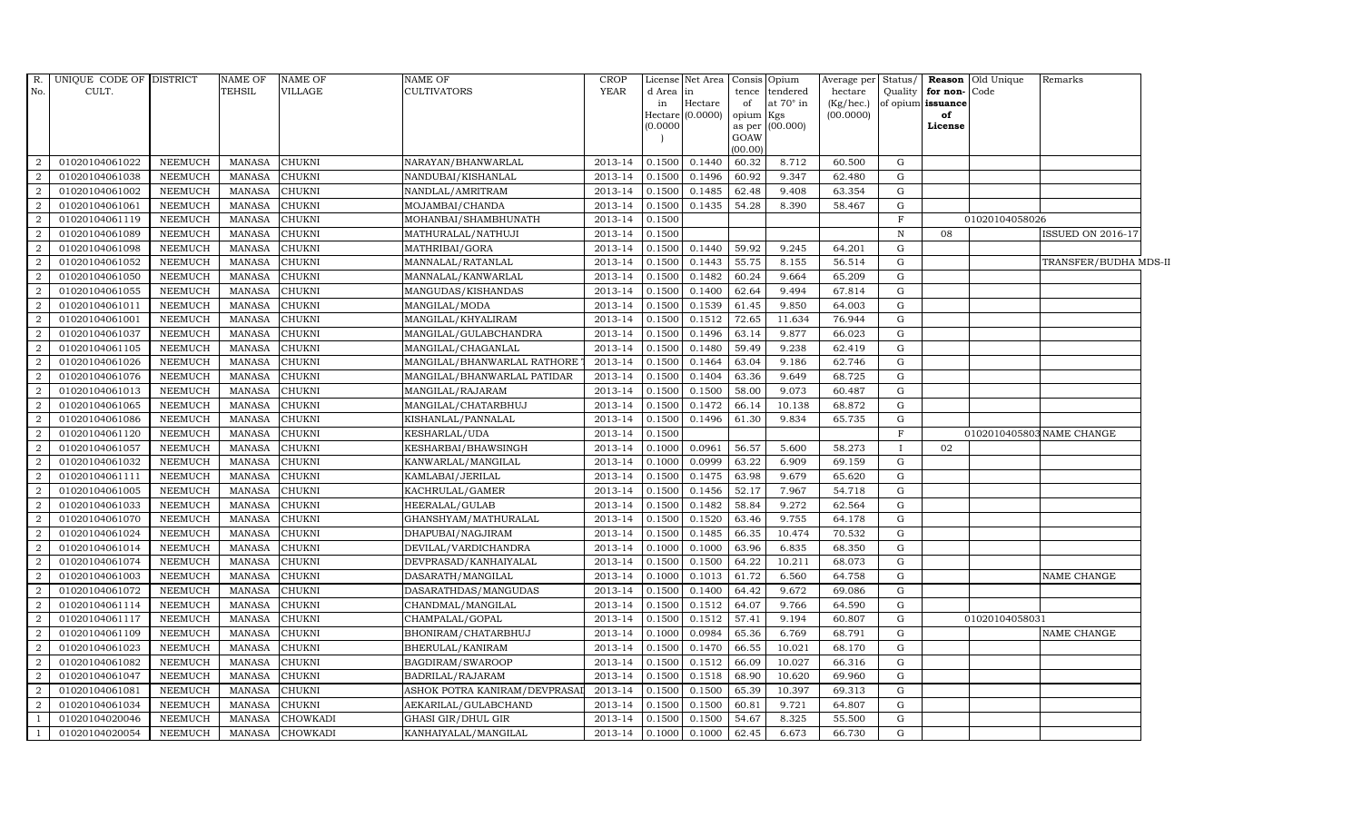| R. No. | UNIQUE CODE OF CULT. | DISTRICT | NAME OF TEHSIL | NAME OF VILLAGE | NAME OF CULTIVATORS | CROP YEAR | License d Area in Hectare (0.0000) | Net Area in Hectare (0.0000) | Consis tence of opium as per GOAW (00.00) | Opium tendered at 70° in Kgs (00.000) | Average per hectare (Kg/hec.) (00.0000) | Status/ Quality of opium | Reason for non-issuance of License | Old Unique Code | Remarks |
|---|---|---|---|---|---|---|---|---|---|---|---|---|---|---|---|
| 2 | 01020104061022 | NEEMUCH | MANASA | CHUKNI | NARAYAN/BHANWARLAL | 2013-14 | 0.1500 | 0.1440 | 60.32 | 8.712 | 60.500 | G | | | |
| 2 | 01020104061038 | NEEMUCH | MANASA | CHUKNI | NANDUBAI/KISHANLAL | 2013-14 | 0.1500 | 0.1496 | 60.92 | 9.347 | 62.480 | G | | | |
| 2 | 01020104061002 | NEEMUCH | MANASA | CHUKNI | NANDLAL/AMRITRAM | 2013-14 | 0.1500 | 0.1485 | 62.48 | 9.408 | 63.354 | G | | | |
| 2 | 01020104061061 | NEEMUCH | MANASA | CHUKNI | MOJAMBAI/CHANDA | 2013-14 | 0.1500 | 0.1435 | 54.28 | 8.390 | 58.467 | G | | | |
| 2 | 01020104061119 | NEEMUCH | MANASA | CHUKNI | MOHANBAI/SHAMBHUNATH | 2013-14 | 0.1500 | | | | | F | | 01020104058026 | |
| 2 | 01020104061089 | NEEMUCH | MANASA | CHUKNI | MATHURALAL/NATHUJI | 2013-14 | 0.1500 | | | | | N | 08 | | ISSUED ON 2016-17 |
| 2 | 01020104061098 | NEEMUCH | MANASA | CHUKNI | MATHRIBAI/GORA | 2013-14 | 0.1500 | 0.1440 | 59.92 | 9.245 | 64.201 | G | | | |
| 2 | 01020104061052 | NEEMUCH | MANASA | CHUKNI | MANNALAL/RATANLAL | 2013-14 | 0.1500 | 0.1443 | 55.75 | 8.155 | 56.514 | G | | | TRANSFER/BUDHA MDS-II |
| 2 | 01020104061050 | NEEMUCH | MANASA | CHUKNI | MANNALAL/KANWARLAL | 2013-14 | 0.1500 | 0.1482 | 60.24 | 9.664 | 65.209 | G | | | |
| 2 | 01020104061055 | NEEMUCH | MANASA | CHUKNI | MANGUDAS/KISHANDAS | 2013-14 | 0.1500 | 0.1400 | 62.64 | 9.494 | 67.814 | G | | | |
| 2 | 01020104061011 | NEEMUCH | MANASA | CHUKNI | MANGILAL/MODA | 2013-14 | 0.1500 | 0.1539 | 61.45 | 9.850 | 64.003 | G | | | |
| 2 | 01020104061001 | NEEMUCH | MANASA | CHUKNI | MANGILAL/KHYALIRAM | 2013-14 | 0.1500 | 0.1512 | 72.65 | 11.634 | 76.944 | G | | | |
| 2 | 01020104061037 | NEEMUCH | MANASA | CHUKNI | MANGILAL/GULABCHANDRA | 2013-14 | 0.1500 | 0.1496 | 63.14 | 9.877 | 66.023 | G | | | |
| 2 | 01020104061105 | NEEMUCH | MANASA | CHUKNI | MANGILAL/CHAGANLAL | 2013-14 | 0.1500 | 0.1480 | 59.49 | 9.238 | 62.419 | G | | | |
| 2 | 01020104061026 | NEEMUCH | MANASA | CHUKNI | MANGILAL/BHANWARLAL RATHORE | 2013-14 | 0.1500 | 0.1464 | 63.04 | 9.186 | 62.746 | G | | | |
| 2 | 01020104061076 | NEEMUCH | MANASA | CHUKNI | MANGILAL/BHANWARLAL PATIDAR | 2013-14 | 0.1500 | 0.1404 | 63.36 | 9.649 | 68.725 | G | | | |
| 2 | 01020104061013 | NEEMUCH | MANASA | CHUKNI | MANGILAL/RAJARAM | 2013-14 | 0.1500 | 0.1500 | 58.00 | 9.073 | 60.487 | G | | | |
| 2 | 01020104061065 | NEEMUCH | MANASA | CHUKNI | MANGILAL/CHATARBHUJ | 2013-14 | 0.1500 | 0.1472 | 66.14 | 10.138 | 68.872 | G | | | |
| 2 | 01020104061086 | NEEMUCH | MANASA | CHUKNI | KISHANLAL/PANNALAL | 2013-14 | 0.1500 | 0.1496 | 61.30 | 9.834 | 65.735 | G | | | |
| 2 | 01020104061120 | NEEMUCH | MANASA | CHUKNI | KESHARLAL/UDA | 2013-14 | 0.1500 | | | | | F | | 01020104058031 | NAME CHANGE |
| 2 | 01020104061057 | NEEMUCH | MANASA | CHUKNI | KESHARBAI/BHAWSINGH | 2013-14 | 0.1000 | 0.0961 | 56.57 | 5.600 | 58.273 | I | 02 | | |
| 2 | 01020104061032 | NEEMUCH | MANASA | CHUKNI | KANWARLAL/MANGILAL | 2013-14 | 0.1000 | 0.0999 | 63.22 | 6.909 | 69.159 | G | | | |
| 2 | 01020104061111 | NEEMUCH | MANASA | CHUKNI | KAMLABAI/JERILAL | 2013-14 | 0.1500 | 0.1475 | 63.98 | 9.679 | 65.620 | G | | | |
| 2 | 01020104061005 | NEEMUCH | MANASA | CHUKNI | KACHRULAL/GAMER | 2013-14 | 0.1500 | 0.1456 | 52.17 | 7.967 | 54.718 | G | | | |
| 2 | 01020104061033 | NEEMUCH | MANASA | CHUKNI | HEERALAL/GULAB | 2013-14 | 0.1500 | 0.1482 | 58.84 | 9.272 | 62.564 | G | | | |
| 2 | 01020104061070 | NEEMUCH | MANASA | CHUKNI | GHANSHYAM/MATHURALAL | 2013-14 | 0.1500 | 0.1520 | 63.46 | 9.755 | 64.178 | G | | | |
| 2 | 01020104061024 | NEEMUCH | MANASA | CHUKNI | DHAPUBAI/NAGJIRAM | 2013-14 | 0.1500 | 0.1485 | 66.35 | 10.474 | 70.532 | G | | | |
| 2 | 01020104061014 | NEEMUCH | MANASA | CHUKNI | DEVILAL/VARDICHANDRA | 2013-14 | 0.1000 | 0.1000 | 63.96 | 6.835 | 68.350 | G | | | |
| 2 | 01020104061074 | NEEMUCH | MANASA | CHUKNI | DEVPRASAD/KANHAIYALAL | 2013-14 | 0.1500 | 0.1500 | 64.22 | 10.211 | 68.073 | G | | | |
| 2 | 01020104061003 | NEEMUCH | MANASA | CHUKNI | DASARATH/MANGILAL | 2013-14 | 0.1000 | 0.1013 | 61.72 | 6.560 | 64.758 | G | | | NAME CHANGE |
| 2 | 01020104061072 | NEEMUCH | MANASA | CHUKNI | DASARATHDAS/MANGUDAS | 2013-14 | 0.1500 | 0.1400 | 64.42 | 9.672 | 69.086 | G | | | |
| 2 | 01020104061114 | NEEMUCH | MANASA | CHUKNI | CHANDMAL/MANGILAL | 2013-14 | 0.1500 | 0.1512 | 64.07 | 9.766 | 64.590 | G | | | |
| 2 | 01020104061117 | NEEMUCH | MANASA | CHUKNI | CHAMPALAL/GOPAL | 2013-14 | 0.1500 | 0.1512 | 57.41 | 9.194 | 60.807 | G | | 01020104058031 | |
| 2 | 01020104061109 | NEEMUCH | MANASA | CHUKNI | BHONIRAM/CHATARBHUJ | 2013-14 | 0.1000 | 0.0984 | 65.36 | 6.769 | 68.791 | G | | | NAME CHANGE |
| 2 | 01020104061023 | NEEMUCH | MANASA | CHUKNI | BHERULAL/KANIRAM | 2013-14 | 0.1500 | 0.1470 | 66.55 | 10.021 | 68.170 | G | | | |
| 2 | 01020104061082 | NEEMUCH | MANASA | CHUKNI | BAGDIRAM/SWAROOP | 2013-14 | 0.1500 | 0.1512 | 66.09 | 10.027 | 66.316 | G | | | |
| 2 | 01020104061047 | NEEMUCH | MANASA | CHUKNI | BADRILAL/RAJARAM | 2013-14 | 0.1500 | 0.1518 | 68.90 | 10.620 | 69.960 | G | | | |
| 2 | 01020104061081 | NEEMUCH | MANASA | CHUKNI | ASHOK POTRA KANIRAM/DEVPRASAD | 2013-14 | 0.1500 | 0.1500 | 65.39 | 10.397 | 69.313 | G | | | |
| 2 | 01020104061034 | NEEMUCH | MANASA | CHUKNI | AEKARILAL/GULABCHAND | 2013-14 | 0.1500 | 0.1500 | 60.81 | 9.721 | 64.807 | G | | | |
| 1 | 01020104020046 | NEEMUCH | MANASA | CHOWKADI | GHASI GIR/DHUL GIR | 2013-14 | 0.1500 | 0.1500 | 54.67 | 8.325 | 55.500 | G | | | |
| 1 | 01020104020054 | NEEMUCH | MANASA | CHOWKADI | KANHAIYALAL/MANGILAL | 2013-14 | 0.1000 | 0.1000 | 62.45 | 6.673 | 66.730 | G | | | |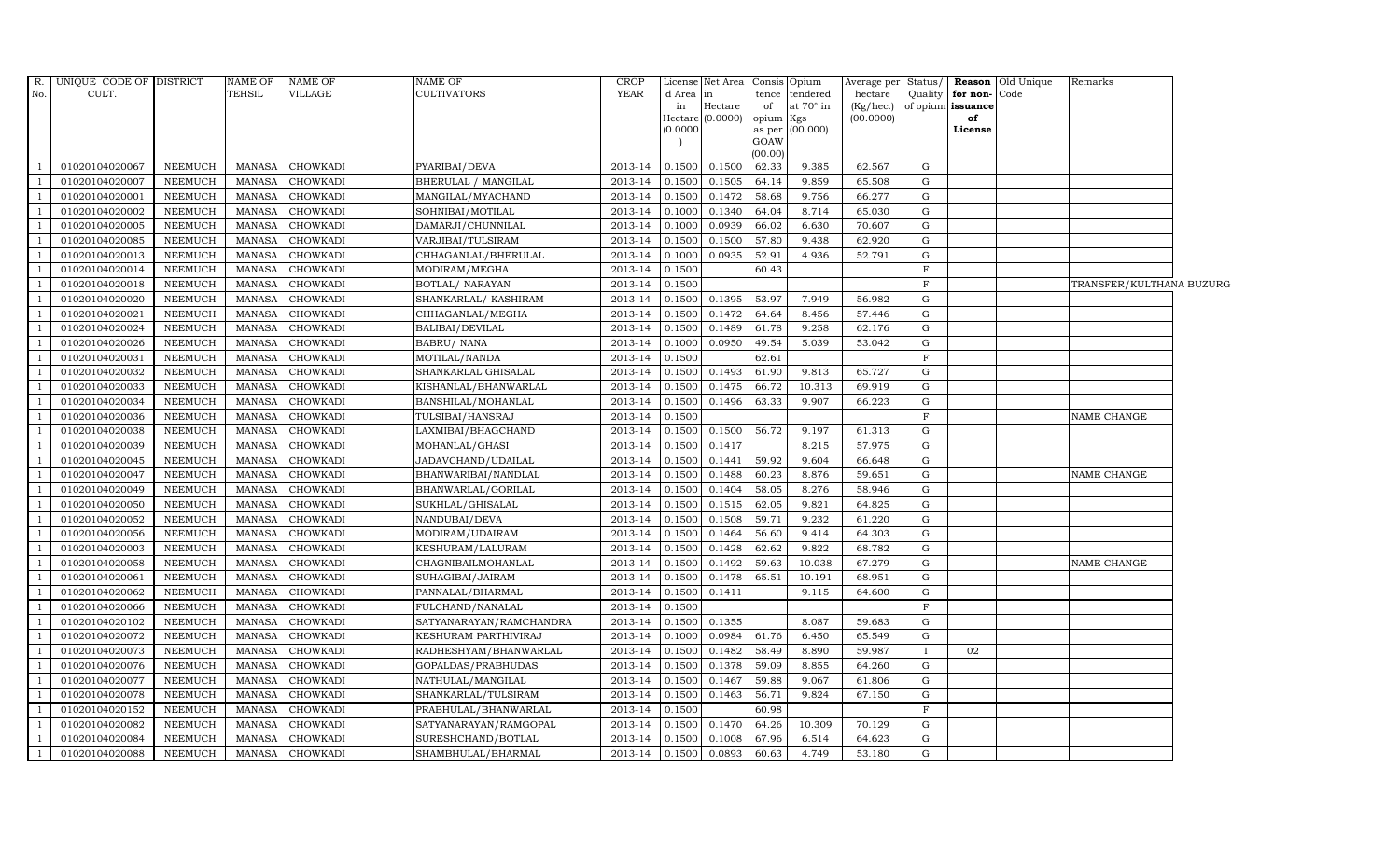| R. No. | UNIQUE CODE OF CULT. | DISTRICT | NAME OF TEHSIL | NAME OF VILLAGE | NAME OF CULTIVATORS | CROP YEAR | License d Area in Hectare (0.0000) | Net Area in Hectare (0.0000) | Consis tence of opium as per GOAW (00.00) | Opium tendered at 70° in Kgs (00.000) | Average per hectare (Kg/hec.) (00.0000) | Status/ Quality of opium | Reason for non-issuance of License | Old Unique Code | Remarks |
|---|---|---|---|---|---|---|---|---|---|---|---|---|---|---|---|
| 1 | 01020104020067 | NEEMUCH | MANASA | CHOWKADI | PYARIBAI/DEVA | 2013-14 | 0.1500 | 0.1500 | 62.33 | 9.385 | 62.567 | G | | | |
| 1 | 01020104020007 | NEEMUCH | MANASA | CHOWKADI | BHERULAL / MANGILAL | 2013-14 | 0.1500 | 0.1505 | 64.14 | 9.859 | 65.508 | G | | | |
| 1 | 01020104020001 | NEEMUCH | MANASA | CHOWKADI | MANGILAL/MYACHAND | 2013-14 | 0.1500 | 0.1472 | 58.68 | 9.756 | 66.277 | G | | | |
| 1 | 01020104020002 | NEEMUCH | MANASA | CHOWKADI | SOHNIBAI/MOTILAL | 2013-14 | 0.1000 | 0.1340 | 64.04 | 8.714 | 65.030 | G | | | |
| 1 | 01020104020005 | NEEMUCH | MANASA | CHOWKADI | DAMARJI/CHUNNILAL | 2013-14 | 0.1000 | 0.0939 | 66.02 | 6.630 | 70.607 | G | | | |
| 1 | 01020104020085 | NEEMUCH | MANASA | CHOWKADI | VARJIBAI/TULSIRAM | 2013-14 | 0.1500 | 0.1500 | 57.80 | 9.438 | 62.920 | G | | | |
| 1 | 01020104020013 | NEEMUCH | MANASA | CHOWKADI | CHHAGANLAL/BHERULAL | 2013-14 | 0.1000 | 0.0935 | 52.91 | 4.936 | 52.791 | G | | | |
| 1 | 01020104020014 | NEEMUCH | MANASA | CHOWKADI | MODIRAM/MEGHA | 2013-14 | 0.1500 | | 60.43 | | | F | | | |
| 1 | 01020104020018 | NEEMUCH | MANASA | CHOWKADI | BOTLAL/ NARAYAN | 2013-14 | 0.1500 | | | | | F | | | TRANSFER/KULTHANA BUZURG |
| 1 | 01020104020020 | NEEMUCH | MANASA | CHOWKADI | SHANKARLAL/ KASHIRAM | 2013-14 | 0.1500 | 0.1395 | 53.97 | 7.949 | 56.982 | G | | | |
| 1 | 01020104020021 | NEEMUCH | MANASA | CHOWKADI | CHHAGANLAL/MEGHA | 2013-14 | 0.1500 | 0.1472 | 64.64 | 8.456 | 57.446 | G | | | |
| 1 | 01020104020024 | NEEMUCH | MANASA | CHOWKADI | BALIBAI/DEVILAL | 2013-14 | 0.1500 | 0.1489 | 61.78 | 9.258 | 62.176 | G | | | |
| 1 | 01020104020026 | NEEMUCH | MANASA | CHOWKADI | BABRU/ NANA | 2013-14 | 0.1000 | 0.0950 | 49.54 | 5.039 | 53.042 | G | | | |
| 1 | 01020104020031 | NEEMUCH | MANASA | CHOWKADI | MOTILAL/NANDA | 2013-14 | 0.1500 | | 62.61 | | | F | | | |
| 1 | 01020104020032 | NEEMUCH | MANASA | CHOWKADI | SHANKARLAL GHISALAL | 2013-14 | 0.1500 | 0.1493 | 61.90 | 9.813 | 65.727 | G | | | |
| 1 | 01020104020033 | NEEMUCH | MANASA | CHOWKADI | KISHANLAL/BHANWARLAL | 2013-14 | 0.1500 | 0.1475 | 66.72 | 10.313 | 69.919 | G | | | |
| 1 | 01020104020034 | NEEMUCH | MANASA | CHOWKADI | BANSHILAL/MOHANLAL | 2013-14 | 0.1500 | 0.1496 | 63.33 | 9.907 | 66.223 | G | | | |
| 1 | 01020104020036 | NEEMUCH | MANASA | CHOWKADI | TULSIBAI/HANSRAJ | 2013-14 | 0.1500 | | | | | F | | | NAME CHANGE |
| 1 | 01020104020038 | NEEMUCH | MANASA | CHOWKADI | LAXMIBAI/BHAGCHAND | 2013-14 | 0.1500 | 0.1500 | 56.72 | 9.197 | 61.313 | G | | | |
| 1 | 01020104020039 | NEEMUCH | MANASA | CHOWKADI | MOHANLAL/GHASI | 2013-14 | 0.1500 | 0.1417 | | 8.215 | 57.975 | G | | | |
| 1 | 01020104020045 | NEEMUCH | MANASA | CHOWKADI | JADAVCHAND/UDAILAL | 2013-14 | 0.1500 | 0.1441 | 59.92 | 9.604 | 66.648 | G | | | |
| 1 | 01020104020047 | NEEMUCH | MANASA | CHOWKADI | BHANWARIBAI/NANDLAL | 2013-14 | 0.1500 | 0.1488 | 60.23 | 8.876 | 59.651 | G | | | NAME CHANGE |
| 1 | 01020104020049 | NEEMUCH | MANASA | CHOWKADI | BHANWARLAL/GORILAL | 2013-14 | 0.1500 | 0.1404 | 58.05 | 8.276 | 58.946 | G | | | |
| 1 | 01020104020050 | NEEMUCH | MANASA | CHOWKADI | SUKHLAL/GHISALAL | 2013-14 | 0.1500 | 0.1515 | 62.05 | 9.821 | 64.825 | G | | | |
| 1 | 01020104020052 | NEEMUCH | MANASA | CHOWKADI | NANDUBAI/DEVA | 2013-14 | 0.1500 | 0.1508 | 59.71 | 9.232 | 61.220 | G | | | |
| 1 | 01020104020056 | NEEMUCH | MANASA | CHOWKADI | MODIRAM/UDAIRAM | 2013-14 | 0.1500 | 0.1464 | 56.60 | 9.414 | 64.303 | G | | | |
| 1 | 01020104020003 | NEEMUCH | MANASA | CHOWKADI | KESHURAM/LALURAM | 2013-14 | 0.1500 | 0.1428 | 62.62 | 9.822 | 68.782 | G | | | |
| 1 | 01020104020058 | NEEMUCH | MANASA | CHOWKADI | CHAGNIBAILMOHANLAL | 2013-14 | 0.1500 | 0.1492 | 59.63 | 10.038 | 67.279 | G | | | NAME CHANGE |
| 1 | 01020104020061 | NEEMUCH | MANASA | CHOWKADI | SUHAGIBAI/JAIRAM | 2013-14 | 0.1500 | 0.1478 | 65.51 | 10.191 | 68.951 | G | | | |
| 1 | 01020104020062 | NEEMUCH | MANASA | CHOWKADI | PANNALAL/BHARMAL | 2013-14 | 0.1500 | 0.1411 | | 9.115 | 64.600 | G | | | |
| 1 | 01020104020066 | NEEMUCH | MANASA | CHOWKADI | FULCHAND/NANALAL | 2013-14 | 0.1500 | | | | | F | | | |
| 1 | 01020104020102 | NEEMUCH | MANASA | CHOWKADI | SATYANARAYAN/RAMCHANDRA | 2013-14 | 0.1500 | 0.1355 | | 8.087 | 59.683 | G | | | |
| 1 | 01020104020072 | NEEMUCH | MANASA | CHOWKADI | KESHURAM PARTHIVIRAJ | 2013-14 | 0.1000 | 0.0984 | 61.76 | 6.450 | 65.549 | G | | | |
| 1 | 01020104020073 | NEEMUCH | MANASA | CHOWKADI | RADHESHYAM/BHANWARLAL | 2013-14 | 0.1500 | 0.1482 | 58.49 | 8.890 | 59.987 | I | 02 | | |
| 1 | 01020104020076 | NEEMUCH | MANASA | CHOWKADI | GOPALDAS/PRABHUDAS | 2013-14 | 0.1500 | 0.1378 | 59.09 | 8.855 | 64.260 | G | | | |
| 1 | 01020104020077 | NEEMUCH | MANASA | CHOWKADI | NATHULAL/MANGILAL | 2013-14 | 0.1500 | 0.1467 | 59.88 | 9.067 | 61.806 | G | | | |
| 1 | 01020104020078 | NEEMUCH | MANASA | CHOWKADI | SHANKARLAL/TULSIRAM | 2013-14 | 0.1500 | 0.1463 | 56.71 | 9.824 | 67.150 | G | | | |
| 1 | 01020104020152 | NEEMUCH | MANASA | CHOWKADI | PRABHULAL/BHANWARLAL | 2013-14 | 0.1500 | | 60.98 | | | F | | | |
| 1 | 01020104020082 | NEEMUCH | MANASA | CHOWKADI | SATYANARAYAN/RAMGOPAL | 2013-14 | 0.1500 | 0.1470 | 64.26 | 10.309 | 70.129 | G | | | |
| 1 | 01020104020084 | NEEMUCH | MANASA | CHOWKADI | SURESHCHAND/BOTLAL | 2013-14 | 0.1500 | 0.1008 | 67.96 | 6.514 | 64.623 | G | | | |
| 1 | 01020104020088 | NEEMUCH | MANASA | CHOWKADI | SHAMBHULAL/BHARMAL | 2013-14 | 0.1500 | 0.0893 | 60.63 | 4.749 | 53.180 | G | | | |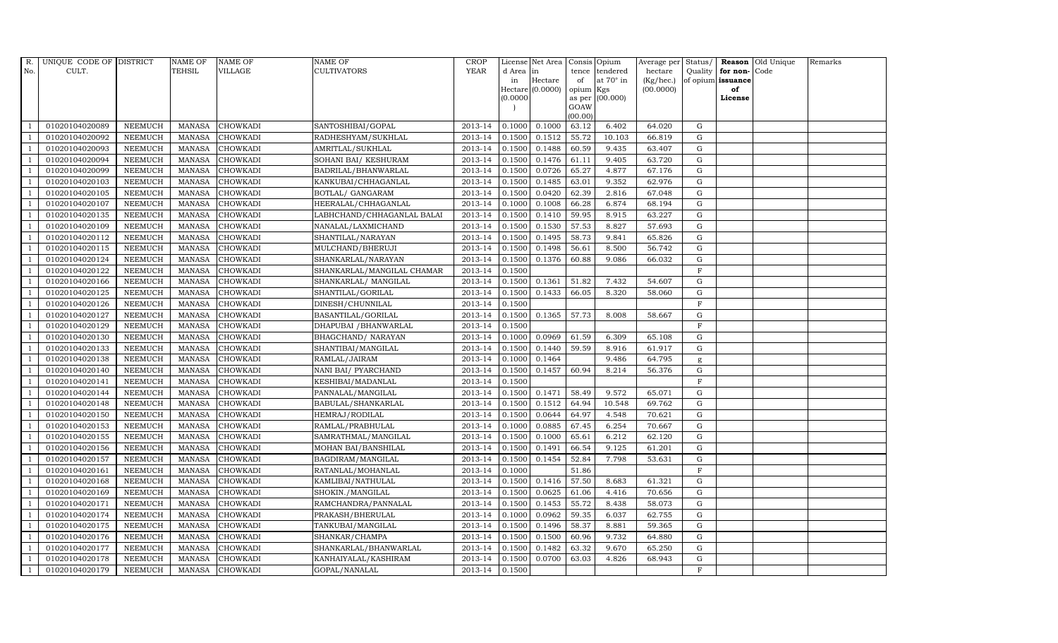| R. No. | UNIQUE CODE OF CULT. | DISTRICT | NAME OF TEHSIL | NAME OF VILLAGE | NAME OF CULTIVATORS | CROP YEAR | License d Area in Hectare (0.0000) | Net Area in Hectare (0.0000) | Consis tence of opium as per GOAW (00.00) | Opium tendered at 70° in Kgs (00.000) | Average per hectare (Kg/hec.) (00.0000) | Status/ Quality of opium | Reason for non-issuance of License | Old Unique Code | Remarks |
|---|---|---|---|---|---|---|---|---|---|---|---|---|---|---|---|
| 1 | 01020104020089 | NEEMUCH | MANASA | CHOWKADI | SANTOSHIBAI/GOPAL | 2013-14 | 0.1000 | 0.1000 | 63.12 | 6.402 | 64.020 | G | | | |
| 1 | 01020104020092 | NEEMUCH | MANASA | CHOWKADI | RADHESHYAM/SUKHLAL | 2013-14 | 0.1500 | 0.1512 | 55.72 | 10.103 | 66.819 | G | | | |
| 1 | 01020104020093 | NEEMUCH | MANASA | CHOWKADI | AMRITLAL/SUKHLAL | 2013-14 | 0.1500 | 0.1488 | 60.59 | 9.435 | 63.407 | G | | | |
| 1 | 01020104020094 | NEEMUCH | MANASA | CHOWKADI | SOHANI BAI/ KESHURAM | 2013-14 | 0.1500 | 0.1476 | 61.11 | 9.405 | 63.720 | G | | | |
| 1 | 01020104020099 | NEEMUCH | MANASA | CHOWKADI | BADRILAL/BHANWARLAL | 2013-14 | 0.1500 | 0.0726 | 65.27 | 4.877 | 67.176 | G | | | |
| 1 | 01020104020103 | NEEMUCH | MANASA | CHOWKADI | KANKUBAI/CHHAGANLAL | 2013-14 | 0.1500 | 0.1485 | 63.01 | 9.352 | 62.976 | G | | | |
| 1 | 01020104020105 | NEEMUCH | MANASA | CHOWKADI | BOTLAL/ GANGARAM | 2013-14 | 0.1500 | 0.0420 | 62.39 | 2.816 | 67.048 | G | | | |
| 1 | 01020104020107 | NEEMUCH | MANASA | CHOWKADI | HEERALAL/CHHAGANLAL | 2013-14 | 0.1000 | 0.1008 | 66.28 | 6.874 | 68.194 | G | | | |
| 1 | 01020104020135 | NEEMUCH | MANASA | CHOWKADI | LABHCHAND/CHHAGANLAL BALAI | 2013-14 | 0.1500 | 0.1410 | 59.95 | 8.915 | 63.227 | G | | | |
| 1 | 01020104020109 | NEEMUCH | MANASA | CHOWKADI | NANALAL/LAXMICHAND | 2013-14 | 0.1500 | 0.1530 | 57.53 | 8.827 | 57.693 | G | | | |
| 1 | 01020104020112 | NEEMUCH | MANASA | CHOWKADI | SHANTILAL/NARAYAN | 2013-14 | 0.1500 | 0.1495 | 58.73 | 9.841 | 65.826 | G | | | |
| 1 | 01020104020115 | NEEMUCH | MANASA | CHOWKADI | MULCHAND/BHERUJI | 2013-14 | 0.1500 | 0.1498 | 56.61 | 8.500 | 56.742 | G | | | |
| 1 | 01020104020124 | NEEMUCH | MANASA | CHOWKADI | SHANKARLAL/NARAYAN | 2013-14 | 0.1500 | 0.1376 | 60.88 | 9.086 | 66.032 | G | | | |
| 1 | 01020104020122 | NEEMUCH | MANASA | CHOWKADI | SHANKARLAL/MANGILAL CHAMAR | 2013-14 | 0.1500 | | | | | F | | | |
| 1 | 01020104020166 | NEEMUCH | MANASA | CHOWKADI | SHANKARLAL/ MANGILAL | 2013-14 | 0.1500 | 0.1361 | 51.82 | 7.432 | 54.607 | G | | | |
| 1 | 01020104020125 | NEEMUCH | MANASA | CHOWKADI | SHANTILAL/GORILAL | 2013-14 | 0.1500 | 0.1433 | 66.05 | 8.320 | 58.060 | G | | | |
| 1 | 01020104020126 | NEEMUCH | MANASA | CHOWKADI | DINESH/CHUNNILAL | 2013-14 | 0.1500 | | | | | F | | | |
| 1 | 01020104020127 | NEEMUCH | MANASA | CHOWKADI | BASANTILAL/GORILAL | 2013-14 | 0.1500 | 0.1365 | 57.73 | 8.008 | 58.667 | G | | | |
| 1 | 01020104020129 | NEEMUCH | MANASA | CHOWKADI | DHAPUBAI /BHANWARLAL | 2013-14 | 0.1500 | | | | | F | | | |
| 1 | 01020104020130 | NEEMUCH | MANASA | CHOWKADI | BHAGCHAND/ NARAYAN | 2013-14 | 0.1000 | 0.0969 | 61.59 | 6.309 | 65.108 | G | | | |
| 1 | 01020104020133 | NEEMUCH | MANASA | CHOWKADI | SHANTIBAI/MANGILAL | 2013-14 | 0.1500 | 0.1440 | 59.59 | 8.916 | 61.917 | G | | | |
| 1 | 01020104020138 | NEEMUCH | MANASA | CHOWKADI | RAMLAL/JAIRAM | 2013-14 | 0.1000 | 0.1464 | | 9.486 | 64.795 | g | | | |
| 1 | 01020104020140 | NEEMUCH | MANASA | CHOWKADI | NANI BAI/ PYARCHAND | 2013-14 | 0.1500 | 0.1457 | 60.94 | 8.214 | 56.376 | G | | | |
| 1 | 01020104020141 | NEEMUCH | MANASA | CHOWKADI | KESHIBAI/MADANLAL | 2013-14 | 0.1500 | | | | | F | | | |
| 1 | 01020104020144 | NEEMUCH | MANASA | CHOWKADI | PANNALAL/MANGILAL | 2013-14 | 0.1500 | 0.1471 | 58.49 | 9.572 | 65.071 | G | | | |
| 1 | 01020104020148 | NEEMUCH | MANASA | CHOWKADI | BABULAL/SHANKARLAL | 2013-14 | 0.1500 | 0.1512 | 64.94 | 10.548 | 69.762 | G | | | |
| 1 | 01020104020150 | NEEMUCH | MANASA | CHOWKADI | HEMRAJ/RODILAL | 2013-14 | 0.1500 | 0.0644 | 64.97 | 4.548 | 70.621 | G | | | |
| 1 | 01020104020153 | NEEMUCH | MANASA | CHOWKADI | RAMLAL/PRABHULAL | 2013-14 | 0.1000 | 0.0885 | 67.45 | 6.254 | 70.667 | G | | | |
| 1 | 01020104020155 | NEEMUCH | MANASA | CHOWKADI | SAMRATHMAL/MANGILAL | 2013-14 | 0.1500 | 0.1000 | 65.61 | 6.212 | 62.120 | G | | | |
| 1 | 01020104020156 | NEEMUCH | MANASA | CHOWKADI | MOHAN BAI/BANSHILAL | 2013-14 | 0.1500 | 0.1491 | 66.54 | 9.125 | 61.201 | G | | | |
| 1 | 01020104020157 | NEEMUCH | MANASA | CHOWKADI | BAGDIRAM/MANGILAL | 2013-14 | 0.1500 | 0.1454 | 52.84 | 7.798 | 53.631 | G | | | |
| 1 | 01020104020161 | NEEMUCH | MANASA | CHOWKADI | RATANLAL/MOHANLAL | 2013-14 | 0.1000 | | 51.86 | | | F | | | |
| 1 | 01020104020168 | NEEMUCH | MANASA | CHOWKADI | KAMLIBAI/NATHULAL | 2013-14 | 0.1500 | 0.1416 | 57.50 | 8.683 | 61.321 | G | | | |
| 1 | 01020104020169 | NEEMUCH | MANASA | CHOWKADI | SHOKIN./MANGILAL | 2013-14 | 0.1500 | 0.0625 | 61.06 | 4.416 | 70.656 | G | | | |
| 1 | 01020104020171 | NEEMUCH | MANASA | CHOWKADI | RAMCHANDRA/PANNALAL | 2013-14 | 0.1500 | 0.1453 | 55.72 | 8.438 | 58.073 | G | | | |
| 1 | 01020104020174 | NEEMUCH | MANASA | CHOWKADI | PRAKASH/BHERULAL | 2013-14 | 0.1000 | 0.0962 | 59.35 | 6.037 | 62.755 | G | | | |
| 1 | 01020104020175 | NEEMUCH | MANASA | CHOWKADI | TANKUBAI/MANGILAL | 2013-14 | 0.1500 | 0.1496 | 58.37 | 8.881 | 59.365 | G | | | |
| 1 | 01020104020176 | NEEMUCH | MANASA | CHOWKADI | SHANKAR/CHAMPA | 2013-14 | 0.1500 | 0.1500 | 60.96 | 9.732 | 64.880 | G | | | |
| 1 | 01020104020177 | NEEMUCH | MANASA | CHOWKADI | SHANKARLAL/BHANWARLAL | 2013-14 | 0.1500 | 0.1482 | 63.32 | 9.670 | 65.250 | G | | | |
| 1 | 01020104020178 | NEEMUCH | MANASA | CHOWKADI | KANHAIYALAL/KASHIRAM | 2013-14 | 0.1500 | 0.0700 | 63.03 | 4.826 | 68.943 | G | | | |
| 1 | 01020104020179 | NEEMUCH | MANASA | CHOWKADI | GOPAL/NANALAL | 2013-14 | 0.1500 | | | | | F | | | |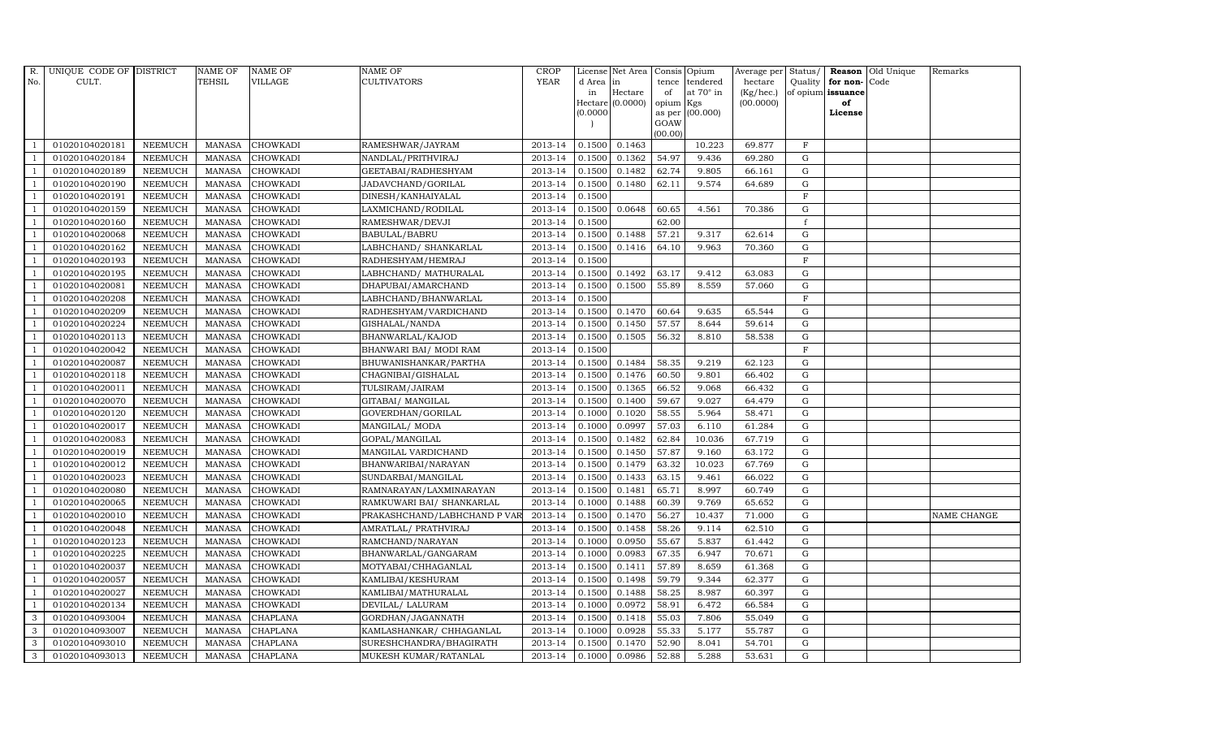| R. No. | UNIQUE CODE OF CULT. | DISTRICT | NAME OF TEHSIL | NAME OF VILLAGE | NAME OF CULTIVATORS | CROP YEAR | License d Area in Hectare (0.0000) | Net Area in Hectare (0.0000) | Consis tence of opium as per GOAW (00.00) | Opium tendered at 70° in Kgs (00.000) | Average per hectare (Kg/hec.) (00.0000) | Status/ Quality of opium | Reason for non-issuance of License | Old Unique Code | Remarks |
|---|---|---|---|---|---|---|---|---|---|---|---|---|---|---|---|
| 1 | 01020104020181 | NEEMUCH | MANASA | CHOWKADI | RAMESHWAR/JAYRAM | 2013-14 | 0.1500 | 0.1463 | | 10.223 | 69.877 | F | | | |
| 1 | 01020104020184 | NEEMUCH | MANASA | CHOWKADI | NANDLAL/PRITHVIRAJ | 2013-14 | 0.1500 | 0.1362 | 54.97 | 9.436 | 69.280 | G | | | |
| 1 | 01020104020189 | NEEMUCH | MANASA | CHOWKADI | GEETABAI/RADHESHYAM | 2013-14 | 0.1500 | 0.1482 | 62.74 | 9.805 | 66.161 | G | | | |
| 1 | 01020104020190 | NEEMUCH | MANASA | CHOWKADI | JADAVCHAND/GORILAL | 2013-14 | 0.1500 | 0.1480 | 62.11 | 9.574 | 64.689 | G | | | |
| 1 | 01020104020191 | NEEMUCH | MANASA | CHOWKADI | DINESH/KANHAIYALAL | 2013-14 | 0.1500 | | | | | F | | | |
| 1 | 01020104020159 | NEEMUCH | MANASA | CHOWKADI | LAXMICHAND/RODILAL | 2013-14 | 0.1500 | 0.0648 | 60.65 | 4.561 | 70.386 | G | | | |
| 1 | 01020104020160 | NEEMUCH | MANASA | CHOWKADI | RAMESHWAR/DEVJI | 2013-14 | 0.1500 | | 62.00 | | | f | | | |
| 1 | 01020104020068 | NEEMUCH | MANASA | CHOWKADI | BABULAL/BABRU | 2013-14 | 0.1500 | 0.1488 | 57.21 | 9.317 | 62.614 | G | | | |
| 1 | 01020104020162 | NEEMUCH | MANASA | CHOWKADI | LABHCHAND/ SHANKARLAL | 2013-14 | 0.1500 | 0.1416 | 64.10 | 9.963 | 70.360 | G | | | |
| 1 | 01020104020193 | NEEMUCH | MANASA | CHOWKADI | RADHESHYAM/HEMRAJ | 2013-14 | 0.1500 | | | | | F | | | |
| 1 | 01020104020195 | NEEMUCH | MANASA | CHOWKADI | LABHCHAND/ MATHURALAL | 2013-14 | 0.1500 | 0.1492 | 63.17 | 9.412 | 63.083 | G | | | |
| 1 | 01020104020081 | NEEMUCH | MANASA | CHOWKADI | DHAPUBAI/AMARCHAND | 2013-14 | 0.1500 | 0.1500 | 55.89 | 8.559 | 57.060 | G | | | |
| 1 | 01020104020208 | NEEMUCH | MANASA | CHOWKADI | LABHCHAND/BHANWARLAL | 2013-14 | 0.1500 | | | | | F | | | |
| 1 | 01020104020209 | NEEMUCH | MANASA | CHOWKADI | RADHESHYAM/VARDICHAND | 2013-14 | 0.1500 | 0.1470 | 60.64 | 9.635 | 65.544 | G | | | |
| 1 | 01020104020224 | NEEMUCH | MANASA | CHOWKADI | GISHALAL/NANDA | 2013-14 | 0.1500 | 0.1450 | 57.57 | 8.644 | 59.614 | G | | | |
| 1 | 01020104020113 | NEEMUCH | MANASA | CHOWKADI | BHANWARLAL/KAJOD | 2013-14 | 0.1500 | 0.1505 | 56.32 | 8.810 | 58.538 | G | | | |
| 1 | 01020104020042 | NEEMUCH | MANASA | CHOWKADI | BHANWARI BAI/ MODI RAM | 2013-14 | 0.1500 | | | | | F | | | |
| 1 | 01020104020087 | NEEMUCH | MANASA | CHOWKADI | BHUWANISHANKAR/PARTHA | 2013-14 | 0.1500 | 0.1484 | 58.35 | 9.219 | 62.123 | G | | | |
| 1 | 01020104020118 | NEEMUCH | MANASA | CHOWKADI | CHAGNIBAI/GISHALAL | 2013-14 | 0.1500 | 0.1476 | 60.50 | 9.801 | 66.402 | G | | | |
| 1 | 01020104020011 | NEEMUCH | MANASA | CHOWKADI | TULSIRAM/JAIRAM | 2013-14 | 0.1500 | 0.1365 | 66.52 | 9.068 | 66.432 | G | | | |
| 1 | 01020104020070 | NEEMUCH | MANASA | CHOWKADI | GITABAI/ MANGILAL | 2013-14 | 0.1500 | 0.1400 | 59.67 | 9.027 | 64.479 | G | | | |
| 1 | 01020104020120 | NEEMUCH | MANASA | CHOWKADI | GOVERDHAN/GORILAL | 2013-14 | 0.1000 | 0.1020 | 58.55 | 5.964 | 58.471 | G | | | |
| 1 | 01020104020017 | NEEMUCH | MANASA | CHOWKADI | MANGILAL/ MODA | 2013-14 | 0.1000 | 0.0997 | 57.03 | 6.110 | 61.284 | G | | | |
| 1 | 01020104020083 | NEEMUCH | MANASA | CHOWKADI | GOPAL/MANGILAL | 2013-14 | 0.1500 | 0.1482 | 62.84 | 10.036 | 67.719 | G | | | |
| 1 | 01020104020019 | NEEMUCH | MANASA | CHOWKADI | MANGILAL VARDICHAND | 2013-14 | 0.1500 | 0.1450 | 57.87 | 9.160 | 63.172 | G | | | |
| 1 | 01020104020012 | NEEMUCH | MANASA | CHOWKADI | BHANWARIBAI/NARAYAN | 2013-14 | 0.1500 | 0.1479 | 63.32 | 10.023 | 67.769 | G | | | |
| 1 | 01020104020023 | NEEMUCH | MANASA | CHOWKADI | SUNDARBAI/MANGILAL | 2013-14 | 0.1500 | 0.1433 | 63.15 | 9.461 | 66.022 | G | | | |
| 1 | 01020104020080 | NEEMUCH | MANASA | CHOWKADI | RAMNARAYAN/LAXMINARAYAN | 2013-14 | 0.1500 | 0.1481 | 65.71 | 8.997 | 60.749 | G | | | |
| 1 | 01020104020065 | NEEMUCH | MANASA | CHOWKADI | RAMKUWARI BAI/ SHANKARLAL | 2013-14 | 0.1000 | 0.1488 | 60.39 | 9.769 | 65.652 | G | | | |
| 1 | 01020104020010 | NEEMUCH | MANASA | CHOWKADI | PRAKASHCHAND/LABHCHAND P VAR | 2013-14 | 0.1500 | 0.1470 | 56.27 | 10.437 | 71.000 | G | | | NAME CHANGE |
| 1 | 01020104020048 | NEEMUCH | MANASA | CHOWKADI | AMRATLAL/ PRATHVIRAJ | 2013-14 | 0.1500 | 0.1458 | 58.26 | 9.114 | 62.510 | G | | | |
| 1 | 01020104020123 | NEEMUCH | MANASA | CHOWKADI | RAMCHAND/NARAYAN | 2013-14 | 0.1000 | 0.0950 | 55.67 | 5.837 | 61.442 | G | | | |
| 1 | 01020104020225 | NEEMUCH | MANASA | CHOWKADI | BHANWARLAL/GANGARAM | 2013-14 | 0.1000 | 0.0983 | 67.35 | 6.947 | 70.671 | G | | | |
| 1 | 01020104020037 | NEEMUCH | MANASA | CHOWKADI | MOTYABAI/CHHAGANLAL | 2013-14 | 0.1500 | 0.1411 | 57.89 | 8.659 | 61.368 | G | | | |
| 1 | 01020104020057 | NEEMUCH | MANASA | CHOWKADI | KAMLIBAI/KESHURAM | 2013-14 | 0.1500 | 0.1498 | 59.79 | 9.344 | 62.377 | G | | | |
| 1 | 01020104020027 | NEEMUCH | MANASA | CHOWKADI | KAMLIBAI/MATHURALAL | 2013-14 | 0.1500 | 0.1488 | 58.25 | 8.987 | 60.397 | G | | | |
| 1 | 01020104020134 | NEEMUCH | MANASA | CHOWKADI | DEVILAL/ LALURAM | 2013-14 | 0.1000 | 0.0972 | 58.91 | 6.472 | 66.584 | G | | | |
| 3 | 01020104093004 | NEEMUCH | MANASA | CHAPLANA | GORDHAN/JAGANNATH | 2013-14 | 0.1500 | 0.1418 | 55.03 | 7.806 | 55.049 | G | | | |
| 3 | 01020104093007 | NEEMUCH | MANASA | CHAPLANA | KAMLASHANKAR/ CHHAGANLAL | 2013-14 | 0.1000 | 0.0928 | 55.33 | 5.177 | 55.787 | G | | | |
| 3 | 01020104093010 | NEEMUCH | MANASA | CHAPLANA | SURESHCHANDRA/BHAGIRATH | 2013-14 | 0.1500 | 0.1470 | 52.90 | 8.041 | 54.701 | G | | | |
| 3 | 01020104093013 | NEEMUCH | MANASA | CHAPLANA | MUKESH KUMAR/RATANLAL | 2013-14 | 0.1000 | 0.0986 | 52.88 | 5.288 | 53.631 | G | | | |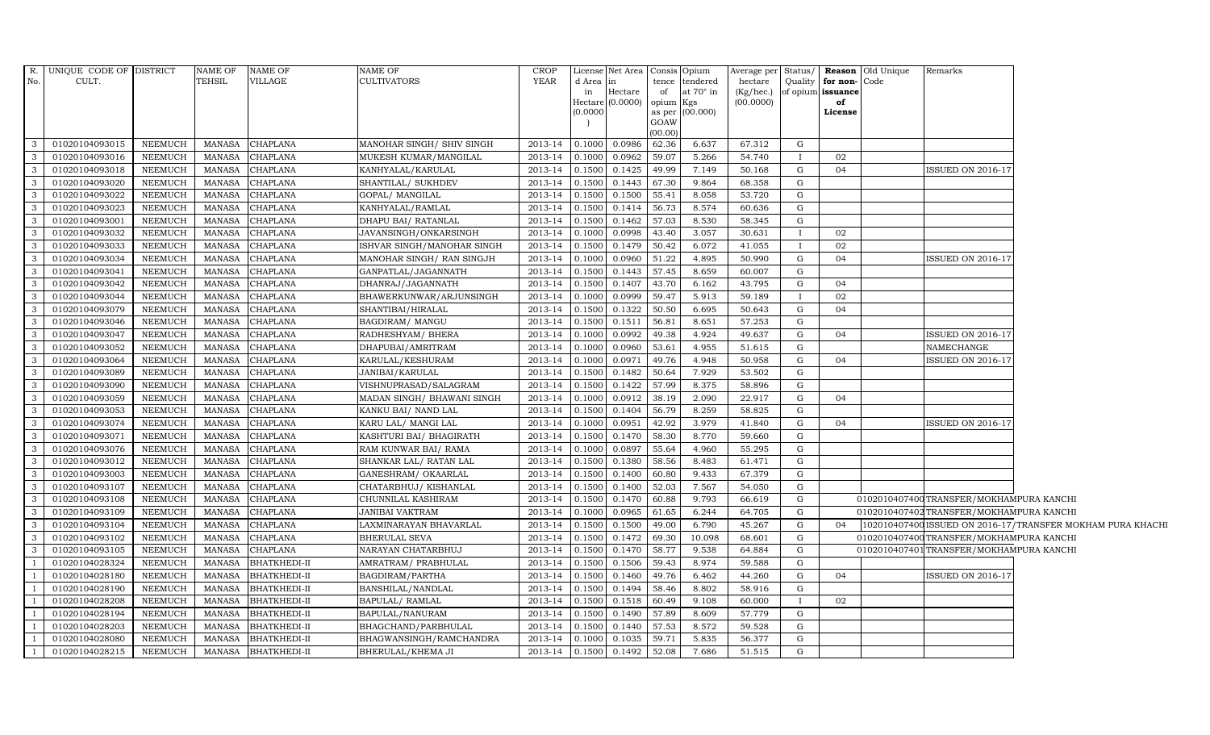| R. No. | UNIQUE CODE OF CULT. | DISTRICT | NAME OF TEHSIL | NAME OF VILLAGE | NAME OF CULTIVATORS | CROP YEAR | License d Area in Hectare (0.0000) | Net Area in Hectare (0.0000) | Consis tence of opium as per GOAW (00.00) | Opium tendered at 70° in Kgs (00.000) | Average per hectare (Kg/hec.) (00.0000) | Status/ Quality of opium | Reason for non-issuance of License | Old Unique Code | Remarks |
|---|---|---|---|---|---|---|---|---|---|---|---|---|---|---|---|
| 3 | 01020104093015 | NEEMUCH | MANASA | CHAPLANA | MANOHAR SINGH/ SHIV SINGH | 2013-14 | 0.1000 | 0.0986 | 62.36 | 6.637 | 67.312 | G | | | |
| 3 | 01020104093016 | NEEMUCH | MANASA | CHAPLANA | MUKESH KUMAR/MANGILAL | 2013-14 | 0.1000 | 0.0962 | 59.07 | 5.266 | 54.740 | I | 02 | | |
| 3 | 01020104093018 | NEEMUCH | MANASA | CHAPLANA | KANHYALAL/KARULAL | 2013-14 | 0.1500 | 0.1425 | 49.99 | 7.149 | 50.168 | G | 04 | | ISSUED ON 2016-17 |
| 3 | 01020104093020 | NEEMUCH | MANASA | CHAPLANA | SHANTILAL/ SUKHDEV | 2013-14 | 0.1500 | 0.1443 | 67.30 | 9.864 | 68.358 | G | | | |
| 3 | 01020104093022 | NEEMUCH | MANASA | CHAPLANA | GOPAL/ MANGILAL | 2013-14 | 0.1500 | 0.1500 | 55.41 | 8.058 | 53.720 | G | | | |
| 3 | 01020104093023 | NEEMUCH | MANASA | CHAPLANA | KANHYALAL/RAMLAL | 2013-14 | 0.1500 | 0.1414 | 56.73 | 8.574 | 60.636 | G | | | |
| 3 | 01020104093001 | NEEMUCH | MANASA | CHAPLANA | DHAPU BAI/ RATANLAL | 2013-14 | 0.1500 | 0.1462 | 57.03 | 8.530 | 58.345 | G | | | |
| 3 | 01020104093032 | NEEMUCH | MANASA | CHAPLANA | JAVANSINGH/ONKARSINGH | 2013-14 | 0.1000 | 0.0998 | 43.40 | 3.057 | 30.631 | I | 02 | | |
| 3 | 01020104093033 | NEEMUCH | MANASA | CHAPLANA | ISHVAR SINGH/MANOHAR SINGH | 2013-14 | 0.1500 | 0.1479 | 50.42 | 6.072 | 41.055 | I | 02 | | |
| 3 | 01020104093034 | NEEMUCH | MANASA | CHAPLANA | MANOHAR SINGH/ RAN SINGJH | 2013-14 | 0.1000 | 0.0960 | 51.22 | 4.895 | 50.990 | G | 04 | | ISSUED ON 2016-17 |
| 3 | 01020104093041 | NEEMUCH | MANASA | CHAPLANA | GANPATLAL/JAGANNATH | 2013-14 | 0.1500 | 0.1443 | 57.45 | 8.659 | 60.007 | G | | | |
| 3 | 01020104093042 | NEEMUCH | MANASA | CHAPLANA | DHANRAJ/JAGANNATH | 2013-14 | 0.1500 | 0.1407 | 43.70 | 6.162 | 43.795 | G | 04 | | |
| 3 | 01020104093044 | NEEMUCH | MANASA | CHAPLANA | BHAWERKUNWAR/ARJUNSINGH | 2013-14 | 0.1000 | 0.0999 | 59.47 | 5.913 | 59.189 | I | 02 | | |
| 3 | 01020104093079 | NEEMUCH | MANASA | CHAPLANA | SHANTIBAI/HIRALAL | 2013-14 | 0.1500 | 0.1322 | 50.50 | 6.695 | 50.643 | G | 04 | | |
| 3 | 01020104093046 | NEEMUCH | MANASA | CHAPLANA | BAGDIRAM/ MANGU | 2013-14 | 0.1500 | 0.1511 | 56.81 | 8.651 | 57.253 | G | | | |
| 3 | 01020104093047 | NEEMUCH | MANASA | CHAPLANA | RADHESHYAM/ BHERA | 2013-14 | 0.1000 | 0.0992 | 49.38 | 4.924 | 49.637 | G | 04 | | ISSUED ON 2016-17 |
| 3 | 01020104093052 | NEEMUCH | MANASA | CHAPLANA | DHAPUBAI/AMRITRAM | 2013-14 | 0.1000 | 0.0960 | 53.61 | 4.955 | 51.615 | G | | | NAMECHANGE |
| 3 | 01020104093064 | NEEMUCH | MANASA | CHAPLANA | KARULAL/KESHURAM | 2013-14 | 0.1000 | 0.0971 | 49.76 | 4.948 | 50.958 | G | 04 | | ISSUED ON 2016-17 |
| 3 | 01020104093089 | NEEMUCH | MANASA | CHAPLANA | JANIBAI/KARULAL | 2013-14 | 0.1500 | 0.1482 | 50.64 | 7.929 | 53.502 | G | | | |
| 3 | 01020104093090 | NEEMUCH | MANASA | CHAPLANA | VISHNUPRASAD/SALAGRAM | 2013-14 | 0.1500 | 0.1422 | 57.99 | 8.375 | 58.896 | G | | | |
| 3 | 01020104093059 | NEEMUCH | MANASA | CHAPLANA | MADAN SINGH/ BHAWANI SINGH | 2013-14 | 0.1000 | 0.0912 | 38.19 | 2.090 | 22.917 | G | 04 | | |
| 3 | 01020104093053 | NEEMUCH | MANASA | CHAPLANA | KANKU BAI/ NAND LAL | 2013-14 | 0.1500 | 0.1404 | 56.79 | 8.259 | 58.825 | G | | | |
| 3 | 01020104093074 | NEEMUCH | MANASA | CHAPLANA | KARU LAL/ MANGI LAL | 2013-14 | 0.1000 | 0.0951 | 42.92 | 3.979 | 41.840 | G | 04 | | ISSUED ON 2016-17 |
| 3 | 01020104093071 | NEEMUCH | MANASA | CHAPLANA | KASHTURI BAI/ BHAGIRATH | 2013-14 | 0.1500 | 0.1470 | 58.30 | 8.770 | 59.660 | G | | | |
| 3 | 01020104093076 | NEEMUCH | MANASA | CHAPLANA | RAM KUNWAR BAI/ RAMA | 2013-14 | 0.1000 | 0.0897 | 55.64 | 4.960 | 55.295 | G | | | |
| 3 | 01020104093012 | NEEMUCH | MANASA | CHAPLANA | SHANKAR LAL/ RATAN LAL | 2013-14 | 0.1500 | 0.1380 | 58.56 | 8.483 | 61.471 | G | | | |
| 3 | 01020104093003 | NEEMUCH | MANASA | CHAPLANA | GANESHRAM/ OKAARLAL | 2013-14 | 0.1500 | 0.1400 | 60.80 | 9.433 | 67.379 | G | | | |
| 3 | 01020104093107 | NEEMUCH | MANASA | CHAPLANA | CHATARBHUJ/ KISHANLAL | 2013-14 | 0.1500 | 0.1400 | 52.03 | 7.567 | 54.050 | G | | | |
| 3 | 01020104093108 | NEEMUCH | MANASA | CHAPLANA | CHUNNILAL KASHIRAM | 2013-14 | 0.1500 | 0.1470 | 60.88 | 9.793 | 66.619 | G | | 0102010407400 | TRANSFER/MOKHAMPURA KANCHI |
| 3 | 01020104093109 | NEEMUCH | MANASA | CHAPLANA | JANIBAI VAKTRAM | 2013-14 | 0.1000 | 0.0965 | 61.65 | 6.244 | 64.705 | G | | 0102010407402 | TRANSFER/MOKHAMPURA KANCHI |
| 3 | 01020104093104 | NEEMUCH | MANASA | CHAPLANA | LAXMINARAYAN BHAVARLAL | 2013-14 | 0.1500 | 0.1500 | 49.00 | 6.790 | 45.267 | G | 04 | 0102010407400 | ISSUED ON 2016-17/TRANSFER MOKHAM PURA KHACHI |
| 3 | 01020104093102 | NEEMUCH | MANASA | CHAPLANA | BHERULAL SEVA | 2013-14 | 0.1500 | 0.1472 | 69.30 | 10.098 | 68.601 | G | | 0102010407400 | TRANSFER/MOKHAMPURA KANCHI |
| 3 | 01020104093105 | NEEMUCH | MANASA | CHAPLANA | NARAYAN CHATARBHUJ | 2013-14 | 0.1500 | 0.1470 | 58.77 | 9.538 | 64.884 | G | | 0102010407401 | TRANSFER/MOKHAMPURA KANCHI |
| 1 | 01020104028324 | NEEMUCH | MANASA | BHATKHEDI-II | AMRATRAM/ PRABHULAL | 2013-14 | 0.1500 | 0.1506 | 59.43 | 8.974 | 59.588 | G | | | |
| 1 | 01020104028180 | NEEMUCH | MANASA | BHATKHEDI-II | BAGDIRAM/PARTHA | 2013-14 | 0.1500 | 0.1460 | 49.76 | 6.462 | 44.260 | G | 04 | | ISSUED ON 2016-17 |
| 1 | 01020104028190 | NEEMUCH | MANASA | BHATKHEDI-II | BANSHILAL/NANDLAL | 2013-14 | 0.1500 | 0.1494 | 58.46 | 8.802 | 58.916 | G | | | |
| 1 | 01020104028208 | NEEMUCH | MANASA | BHATKHEDI-II | BAPULAL/ RAMLAL | 2013-14 | 0.1500 | 0.1518 | 60.49 | 9.108 | 60.000 | I | 02 | | |
| 1 | 01020104028194 | NEEMUCH | MANASA | BHATKHEDI-II | BAPULAL/NANURAM | 2013-14 | 0.1500 | 0.1490 | 57.89 | 8.609 | 57.779 | G | | | |
| 1 | 01020104028203 | NEEMUCH | MANASA | BHATKHEDI-II | BHAGCHAND/PARBHULAL | 2013-14 | 0.1500 | 0.1440 | 57.53 | 8.572 | 59.528 | G | | | |
| 1 | 01020104028080 | NEEMUCH | MANASA | BHATKHEDI-II | BHAGWANSINGH/RAMCHANDRA | 2013-14 | 0.1000 | 0.1035 | 59.71 | 5.835 | 56.377 | G | | | |
| 1 | 01020104028215 | NEEMUCH | MANASA | BHATKHEDI-II | BHERULAL/KHEMA JI | 2013-14 | 0.1500 | 0.1492 | 52.08 | 7.686 | 51.515 | G | | | |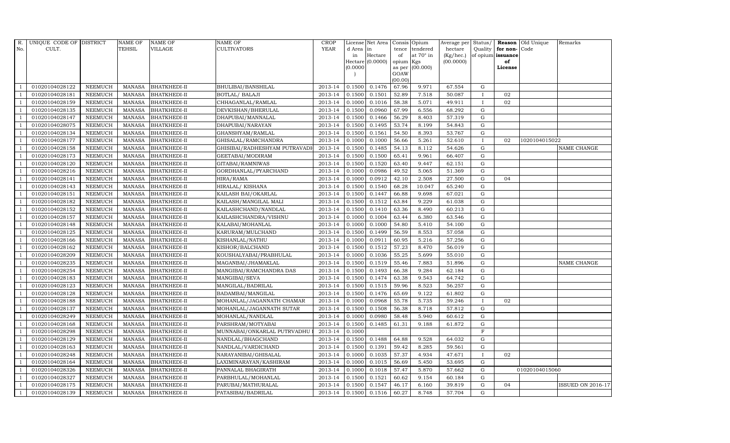| R. No. | UNIQUE CODE OF CULT. | DISTRICT | NAME OF TEHSIL | NAME OF VILLAGE | NAME OF CULTIVATORS | CROP YEAR | License d Area in Hectare (0.0000) | Net Area in Hectare (0.0000) | Consis tence of opium as per GOAW (00.00) | Opium tendered at 70° in Kgs (00.000) | Average per hectare (Kg/hec.) (00.0000) | Status/ Quality of opium | Reason for non-issuance of License | Old Unique Code | Remarks |
|---|---|---|---|---|---|---|---|---|---|---|---|---|---|---|---|
| 1 | 01020104028122 | NEEMUCH | MANASA | BHATKHEDI-II | BHULIBAI/BANSHILAL | 2013-14 | 0.1500 | 0.1476 | 67.96 | 9.971 | 67.554 | G | | | |
| 1 | 01020104028181 | NEEMUCH | MANASA | BHATKHEDI-II | BOTLAL/ BALAJI | 2013-14 | 0.1500 | 0.1501 | 52.89 | 7.518 | 50.087 | I | 02 | | |
| 1 | 01020104028159 | NEEMUCH | MANASA | BHATKHEDI-II | CHHAGANLAL/RAMLAL | 2013-14 | 0.1000 | 0.1016 | 58.38 | 5.071 | 49.911 | I | 02 | | |
| 1 | 01020104028135 | NEEMUCH | MANASA | BHATKHEDI-II | DEVKISHAN/BHERULAL | 2013-14 | 0.1500 | 0.0960 | 67.99 | 6.556 | 68.292 | G | | | |
| 1 | 01020104028147 | NEEMUCH | MANASA | BHATKHEDI-II | DHAPUBAI/MANNALAL | 2013-14 | 0.1500 | 0.1466 | 56.29 | 8.403 | 57.319 | G | | | |
| 1 | 01020104028075 | NEEMUCH | MANASA | BHATKHEDI-II | DHAPUBAI/NARAYAN | 2013-14 | 0.1500 | 0.1495 | 53.74 | 8.199 | 54.843 | G | | | |
| 1 | 01020104028134 | NEEMUCH | MANASA | BHATKHEDI-II | GHANSHYAM/RAMLAL | 2013-14 | 0.1500 | 0.1561 | 54.50 | 8.393 | 53.767 | G | | | |
| 1 | 01020104028177 | NEEMUCH | MANASA | BHATKHEDI-II | GHISALAL/RAMCHANDRA | 2013-14 | 0.1000 | 0.1000 | 56.66 | 5.261 | 52.610 | I | 02 | 1020104015022 | |
| 1 | 01020104028158 | NEEMUCH | MANASA | BHATKHEDI-II | GHISIBAI/RADHESHYAM PUTRAVADH | 2013-14 | 0.1500 | 0.1485 | 54.13 | 8.112 | 54.626 | G | | | NAME CHANGE |
| 1 | 01020104028173 | NEEMUCH | MANASA | BHATKHEDI-II | GEETABAI/MODIRAM | 2013-14 | 0.1500 | 0.1500 | 65.41 | 9.961 | 66.407 | G | | | |
| 1 | 01020104028120 | NEEMUCH | MANASA | BHATKHEDI-II | GITABAI/RAMNIWAS | 2013-14 | 0.1500 | 0.1520 | 63.40 | 9.447 | 62.151 | G | | | |
| 1 | 01020104028216 | NEEMUCH | MANASA | BHATKHEDI-II | GORDHANLAL/PYARCHAND | 2013-14 | 0.1000 | 0.0986 | 49.52 | 5.065 | 51.369 | G | | | |
| 1 | 01020104028141 | NEEMUCH | MANASA | BHATKHEDI-II | HIRA/RAMA | 2013-14 | 0.1000 | 0.0912 | 42.10 | 2.508 | 27.500 | G | 04 | | |
| 1 | 01020104028143 | NEEMUCH | MANASA | BHATKHEDI-II | HIRALAL/ KISHANA | 2013-14 | 0.1500 | 0.1540 | 68.28 | 10.047 | 65.240 | G | | | |
| 1 | 01020104028151 | NEEMUCH | MANASA | BHATKHEDI-II | KAILASH BAI/OKARLAL | 2013-14 | 0.1500 | 0.1447 | 66.88 | 9.698 | 67.021 | G | | | |
| 1 | 01020104028182 | NEEMUCH | MANASA | BHATKHEDI-II | KAILASH/MANGILAL MALI | 2013-14 | 0.1500 | 0.1512 | 63.84 | 9.229 | 61.038 | G | | | |
| 1 | 01020104028152 | NEEMUCH | MANASA | BHATKHEDI-II | KAILASHCHAND/NANDLAL | 2013-14 | 0.1500 | 0.1410 | 63.36 | 8.490 | 60.213 | G | | | |
| 1 | 01020104028157 | NEEMUCH | MANASA | BHATKHEDI-II | KAILASHCHANDRA/VISHNU | 2013-14 | 0.1000 | 0.1004 | 63.44 | 6.380 | 63.546 | G | | | |
| 1 | 01020104028148 | NEEMUCH | MANASA | BHATKHEDI-II | KALABAI/MOHANLAL | 2013-14 | 0.1000 | 0.1000 | 54.80 | 5.410 | 54.100 | G | | | |
| 1 | 01020104028125 | NEEMUCH | MANASA | BHATKHEDI-II | KARURAM/MULCHAND | 2013-14 | 0.1500 | 0.1499 | 56.59 | 8.553 | 57.058 | G | | | |
| 1 | 01020104028166 | NEEMUCH | MANASA | BHATKHEDI-II | KISHANLAL/NATHU | 2013-14 | 0.1000 | 0.0911 | 60.95 | 5.216 | 57.256 | G | | | |
| 1 | 01020104028162 | NEEMUCH | MANASA | BHATKHEDI-II | KISHOR/BALCHAND | 2013-14 | 0.1500 | 0.1512 | 57.23 | 8.470 | 56.019 | G | | | |
| 1 | 01020104028209 | NEEMUCH | MANASA | BHATKHEDI-II | KOUSHALYABAI/PRABHULAL | 2013-14 | 0.1000 | 0.1036 | 55.25 | 5.699 | 55.010 | G | | | |
| 1 | 01020104028235 | NEEMUCH | MANASA | BHATKHEDI-II | MAGANBAI/JHAMAKLAL | 2013-14 | 0.1500 | 0.1519 | 55.46 | 7.883 | 51.896 | G | | | NAME CHANGE |
| 1 | 01020104028254 | NEEMUCH | MANASA | BHATKHEDI-II | MANGIBAI/RAMCHANDRA DAS | 2013-14 | 0.1500 | 0.1493 | 66.38 | 9.284 | 62.184 | G | | | |
| 1 | 01020104028183 | NEEMUCH | MANASA | BHATKHEDI-II | MANGIBAI/SEVA | 2013-14 | 0.1500 | 0.1474 | 63.38 | 9.543 | 64.742 | G | | | |
| 1 | 01020104028123 | NEEMUCH | MANASA | BHATKHEDI-II | MANGILAL/BADRILAL | 2013-14 | 0.1500 | 0.1515 | 59.96 | 8.523 | 56.257 | G | | | |
| 1 | 01020104028128 | NEEMUCH | MANASA | BHATKHEDI-II | BADAMBAI/MANGILAL | 2013-14 | 0.1500 | 0.1476 | 65.69 | 9.122 | 61.802 | G | | | |
| 1 | 01020104028188 | NEEMUCH | MANASA | BHATKHEDI-II | MOHANLAL/JAGANNATH CHAMAR | 2013-14 | 0.1000 | 0.0968 | 55.78 | 5.735 | 59.246 | I | 02 | | |
| 1 | 01020104028137 | NEEMUCH | MANASA | BHATKHEDI-II | MOHANLAL/JAGANNATH SUTAR | 2013-14 | 0.1500 | 0.1508 | 56.38 | 8.718 | 57.812 | G | | | |
| 1 | 01020104028249 | NEEMUCH | MANASA | BHATKHEDI-II | MOHANLAL/NANDLAL | 2013-14 | 0.1000 | 0.0980 | 58.48 | 5.940 | 60.612 | G | | | |
| 1 | 01020104028168 | NEEMUCH | MANASA | BHATKHEDI-II | PARSHRAM/MOTYABAI | 2013-14 | 0.1500 | 0.1485 | 61.31 | 9.188 | 61.872 | G | | | |
| 1 | 01020104028298 | NEEMUCH | MANASA | BHATKHEDI-II | MUNNABAI/ONKARLAL PUTRVADHU | 2013-14 | 0.1000 | | | | | F | | | |
| 1 | 01020104028129 | NEEMUCH | MANASA | BHATKHEDI-II | NANDLAL/BHAGCHAND | 2013-14 | 0.1500 | 0.1488 | 64.88 | 9.528 | 64.032 | G | | | |
| 1 | 01020104028163 | NEEMUCH | MANASA | BHATKHEDI-II | NANDLAL/VARDICHAND | 2013-14 | 0.1500 | 0.1391 | 59.42 | 8.285 | 59.561 | G | | | |
| 1 | 01020104028248 | NEEMUCH | MANASA | BHATKHEDI-II | NARAYANIBAI/GHISALAL | 2013-14 | 0.1000 | 0.1035 | 57.37 | 4.934 | 47.671 | I | 02 | | |
| 1 | 01020104028164 | NEEMUCH | MANASA | BHATKHEDI-II | LAXIMINARAYAN/KASHIRAM | 2013-14 | 0.1000 | 0.1015 | 56.69 | 5.450 | 53.695 | G | | | |
| 1 | 01020104028326 | NEEMUCH | MANASA | BHATKHEDI-II | PANNALAL BHAGIRATH | 2013-14 | 0.1000 | 0.1018 | 57.47 | 5.870 | 57.662 | G | | 01020104015060 | |
| 1 | 01020104028327 | NEEMUCH | MANASA | BHATKHEDI-II | PARBHULAL/MOHANLAL | 2013-14 | 0.1500 | 0.1521 | 60.62 | 9.154 | 60.184 | G | | | |
| 1 | 01020104028175 | NEEMUCH | MANASA | BHATKHEDI-II | PARUBAI/MATHURALAL | 2013-14 | 0.1500 | 0.1547 | 46.17 | 6.160 | 39.819 | G | 04 | | ISSUED ON 2016-17 |
| 1 | 01020104028139 | NEEMUCH | MANASA | BHATKHEDI-II | PATASIBAI/BADRILAL | 2013-14 | 0.1500 | 0.1516 | 60.27 | 8.748 | 57.704 | G | | | |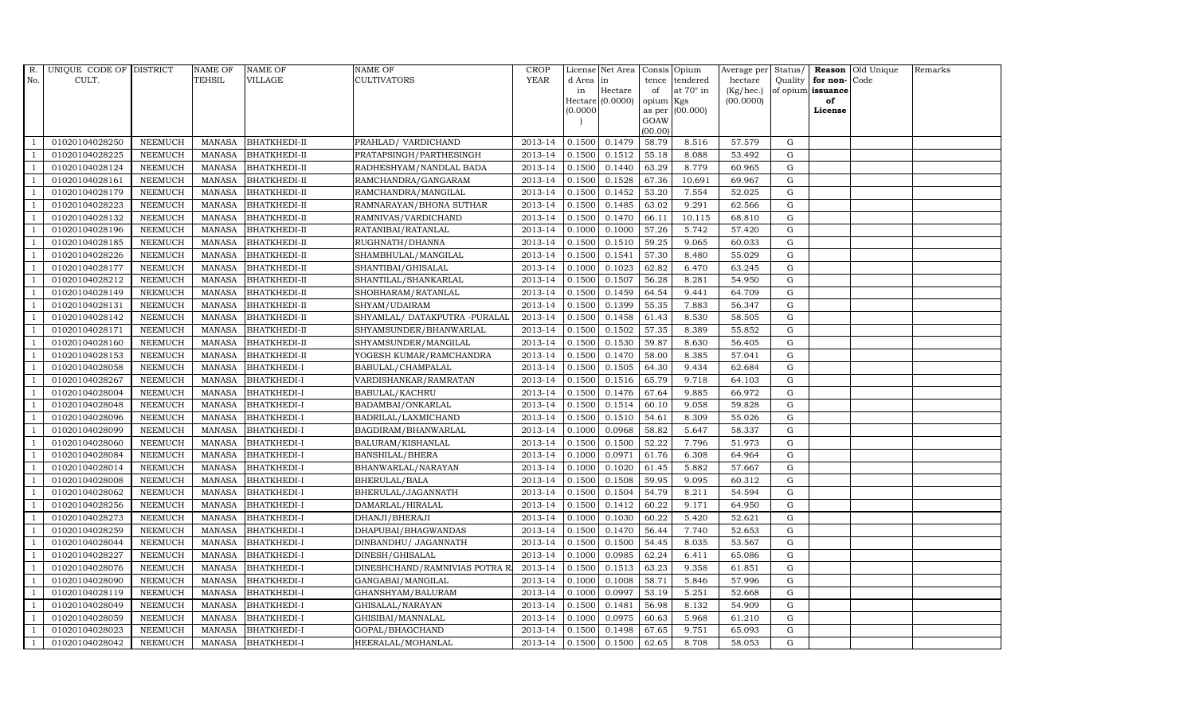| R. No. | UNIQUE CODE OF CULT. | DISTRICT | NAME OF TEHSIL | NAME OF VILLAGE | NAME OF CULTIVATORS | CROP YEAR | License d Area in Hectare (0.0000) | Net Area in Hectare (0.0000) | Consis tence of opium as per GOAW (00.00) | Opium tendered at 70° in Kgs (00.000) | Average per hectare (Kg/hec.) (00.0000) | Status/ Quality of opium | Reason for non-issuance of License | Old Unique Code | Remarks |
|---|---|---|---|---|---|---|---|---|---|---|---|---|---|---|---|
| 1 | 01020104028250 | NEEMUCH | MANASA | BHATKHEDI-II | PRAHLAD/ VARDICHAND | 2013-14 | 0.1500 | 0.1479 | 58.79 | 8.516 | 57.579 | G | | | |
| 1 | 01020104028225 | NEEMUCH | MANASA | BHATKHEDI-II | PRATAPSINGH/PARTHESINGH | 2013-14 | 0.1500 | 0.1512 | 55.18 | 8.088 | 53.492 | G | | | |
| 1 | 01020104028124 | NEEMUCH | MANASA | BHATKHEDI-II | RADHESHYAM/NANDLAL BADA | 2013-14 | 0.1500 | 0.1440 | 63.29 | 8.779 | 60.965 | G | | | |
| 1 | 01020104028161 | NEEMUCH | MANASA | BHATKHEDI-II | RAMCHANDRA/GANGARAM | 2013-14 | 0.1500 | 0.1528 | 67.36 | 10.691 | 69.967 | G | | | |
| 1 | 01020104028179 | NEEMUCH | MANASA | BHATKHEDI-II | RAMCHANDRA/MANGILAL | 2013-14 | 0.1500 | 0.1452 | 53.20 | 7.554 | 52.025 | G | | | |
| 1 | 01020104028223 | NEEMUCH | MANASA | BHATKHEDI-II | RAMNARAYAN/BHONA SUTHAR | 2013-14 | 0.1500 | 0.1485 | 63.02 | 9.291 | 62.566 | G | | | |
| 1 | 01020104028132 | NEEMUCH | MANASA | BHATKHEDI-II | RAMNIVAS/VARDICHAND | 2013-14 | 0.1500 | 0.1470 | 66.11 | 10.115 | 68.810 | G | | | |
| 1 | 01020104028196 | NEEMUCH | MANASA | BHATKHEDI-II | RATANIBAI/RATANLAL | 2013-14 | 0.1000 | 0.1000 | 57.26 | 5.742 | 57.420 | G | | | |
| 1 | 01020104028185 | NEEMUCH | MANASA | BHATKHEDI-II | RUGHNATH/DHANNA | 2013-14 | 0.1500 | 0.1510 | 59.25 | 9.065 | 60.033 | G | | | |
| 1 | 01020104028226 | NEEMUCH | MANASA | BHATKHEDI-II | SHAMBHULAL/MANGILAL | 2013-14 | 0.1500 | 0.1541 | 57.30 | 8.480 | 55.029 | G | | | |
| 1 | 01020104028177 | NEEMUCH | MANASA | BHATKHEDI-II | SHANTIBAI/GHISALAL | 2013-14 | 0.1000 | 0.1023 | 62.82 | 6.470 | 63.245 | G | | | |
| 1 | 01020104028212 | NEEMUCH | MANASA | BHATKHEDI-II | SHANTILAL/SHANKARLAL | 2013-14 | 0.1500 | 0.1507 | 56.28 | 8.281 | 54.950 | G | | | |
| 1 | 01020104028149 | NEEMUCH | MANASA | BHATKHEDI-II | SHOBHARAM/RATANLAL | 2013-14 | 0.1500 | 0.1459 | 64.54 | 9.441 | 64.709 | G | | | |
| 1 | 01020104028131 | NEEMUCH | MANASA | BHATKHEDI-II | SHYAM/UDAIRAM | 2013-14 | 0.1500 | 0.1399 | 55.35 | 7.883 | 56.347 | G | | | |
| 1 | 01020104028142 | NEEMUCH | MANASA | BHATKHEDI-II | SHYAMLAL/ DATAKPUTRA -PURALAL | 2013-14 | 0.1500 | 0.1458 | 61.43 | 8.530 | 58.505 | G | | | |
| 1 | 01020104028171 | NEEMUCH | MANASA | BHATKHEDI-II | SHYAMSUNDER/BHANWARLAL | 2013-14 | 0.1500 | 0.1502 | 57.35 | 8.389 | 55.852 | G | | | |
| 1 | 01020104028160 | NEEMUCH | MANASA | BHATKHEDI-II | SHYAMSUNDER/MANGILAL | 2013-14 | 0.1500 | 0.1530 | 59.87 | 8.630 | 56.405 | G | | | |
| 1 | 01020104028153 | NEEMUCH | MANASA | BHATKHEDI-II | YOGESH KUMAR/RAMCHANDRA | 2013-14 | 0.1500 | 0.1470 | 58.00 | 8.385 | 57.041 | G | | | |
| 1 | 01020104028058 | NEEMUCH | MANASA | BHATKHEDI-I | BABULAL/CHAMPALAL | 2013-14 | 0.1500 | 0.1505 | 64.30 | 9.434 | 62.684 | G | | | |
| 1 | 01020104028267 | NEEMUCH | MANASA | BHATKHEDI-I | VARDISHANKAR/RAMRATAN | 2013-14 | 0.1500 | 0.1516 | 65.79 | 9.718 | 64.103 | G | | | |
| 1 | 01020104028004 | NEEMUCH | MANASA | BHATKHEDI-I | BABULAL/KACHRU | 2013-14 | 0.1500 | 0.1476 | 67.64 | 9.885 | 66.972 | G | | | |
| 1 | 01020104028048 | NEEMUCH | MANASA | BHATKHEDI-I | BADAMBAI/ONKARLAL | 2013-14 | 0.1500 | 0.1514 | 60.10 | 9.058 | 59.828 | G | | | |
| 1 | 01020104028096 | NEEMUCH | MANASA | BHATKHEDI-I | BADRILAL/LAXMICHAND | 2013-14 | 0.1500 | 0.1510 | 54.61 | 8.309 | 55.026 | G | | | |
| 1 | 01020104028099 | NEEMUCH | MANASA | BHATKHEDI-I | BAGDIRAM/BHANWARLAL | 2013-14 | 0.1000 | 0.0968 | 58.82 | 5.647 | 58.337 | G | | | |
| 1 | 01020104028060 | NEEMUCH | MANASA | BHATKHEDI-I | BALURAM/KISHANLAL | 2013-14 | 0.1500 | 0.1500 | 52.22 | 7.796 | 51.973 | G | | | |
| 1 | 01020104028084 | NEEMUCH | MANASA | BHATKHEDI-I | BANSHILAL/BHERA | 2013-14 | 0.1000 | 0.0971 | 61.76 | 6.308 | 64.964 | G | | | |
| 1 | 01020104028014 | NEEMUCH | MANASA | BHATKHEDI-I | BHANWARLAL/NARAYAN | 2013-14 | 0.1000 | 0.1020 | 61.45 | 5.882 | 57.667 | G | | | |
| 1 | 01020104028008 | NEEMUCH | MANASA | BHATKHEDI-I | BHERULAL/BALA | 2013-14 | 0.1500 | 0.1508 | 59.95 | 9.095 | 60.312 | G | | | |
| 1 | 01020104028062 | NEEMUCH | MANASA | BHATKHEDI-I | BHERULAL/JAGANNATH | 2013-14 | 0.1500 | 0.1504 | 54.79 | 8.211 | 54.594 | G | | | |
| 1 | 01020104028256 | NEEMUCH | MANASA | BHATKHEDI-I | DAMARLAL/HIRALAL | 2013-14 | 0.1500 | 0.1412 | 60.22 | 9.171 | 64.950 | G | | | |
| 1 | 01020104028273 | NEEMUCH | MANASA | BHATKHEDI-I | DHANJI/BHERAJI | 2013-14 | 0.1000 | 0.1030 | 60.22 | 5.420 | 52.621 | G | | | |
| 1 | 01020104028259 | NEEMUCH | MANASA | BHATKHEDI-I | DHAPUBAI/BHAGWANDAS | 2013-14 | 0.1500 | 0.1470 | 56.44 | 7.740 | 52.653 | G | | | |
| 1 | 01020104028044 | NEEMUCH | MANASA | BHATKHEDI-I | DINBANDHU/ JAGANNATH | 2013-14 | 0.1500 | 0.1500 | 54.45 | 8.035 | 53.567 | G | | | |
| 1 | 01020104028227 | NEEMUCH | MANASA | BHATKHEDI-I | DINESH/GHISALAL | 2013-14 | 0.1000 | 0.0985 | 62.24 | 6.411 | 65.086 | G | | | |
| 1 | 01020104028076 | NEEMUCH | MANASA | BHATKHEDI-I | DINESHCHAND/RAMNIVIAS POTRA R. | 2013-14 | 0.1500 | 0.1513 | 63.23 | 9.358 | 61.851 | G | | | |
| 1 | 01020104028090 | NEEMUCH | MANASA | BHATKHEDI-I | GANGABAI/MANGILAL | 2013-14 | 0.1000 | 0.1008 | 58.71 | 5.846 | 57.996 | G | | | |
| 1 | 01020104028119 | NEEMUCH | MANASA | BHATKHEDI-I | GHANSHYAM/BALURAM | 2013-14 | 0.1000 | 0.0997 | 53.19 | 5.251 | 52.668 | G | | | |
| 1 | 01020104028049 | NEEMUCH | MANASA | BHATKHEDI-I | GHISALAL/NARAYAN | 2013-14 | 0.1500 | 0.1481 | 56.98 | 8.132 | 54.909 | G | | | |
| 1 | 01020104028059 | NEEMUCH | MANASA | BHATKHEDI-I | GHISIBAI/MANNALAL | 2013-14 | 0.1000 | 0.0975 | 60.63 | 5.968 | 61.210 | G | | | |
| 1 | 01020104028023 | NEEMUCH | MANASA | BHATKHEDI-I | GOPAL/BHAGCHAND | 2013-14 | 0.1500 | 0.1498 | 67.65 | 9.751 | 65.093 | G | | | |
| 1 | 01020104028042 | NEEMUCH | MANASA | BHATKHEDI-I | HEERALAL/MOHANLAL | 2013-14 | 0.1500 | 0.1500 | 62.65 | 8.708 | 58.053 | G | | | |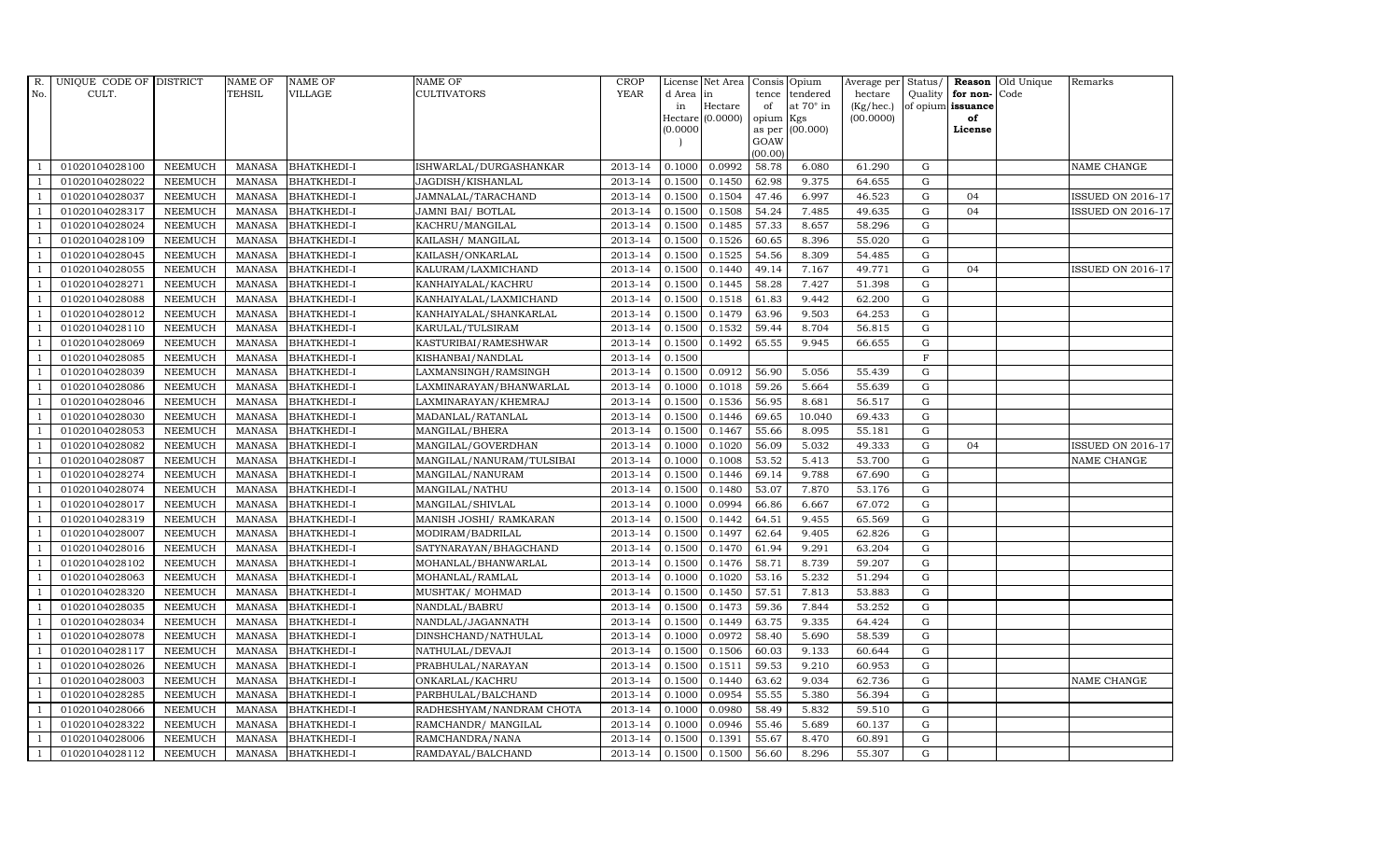| R. No. | UNIQUE CODE OF CULT. | DISTRICT | NAME OF TEHSIL | NAME OF VILLAGE | NAME OF CULTIVATORS | CROP YEAR | License d Area in Hectare (0.0000) | Net Area in Hectare (0.0000) | Consis tence of opium as per GOAW (00.00) | Opium tendered at 70° in Kgs (00.000) | Average per hectare (Kg/hec.) (00.0000) | Status/ Quality of opium | Reason for non- issuance of License | Old Unique Code | Remarks |
|---|---|---|---|---|---|---|---|---|---|---|---|---|---|---|---|
| 1 | 01020104028100 | NEEMUCH | MANASA | BHATKHEDI-I | ISHWARLAL/DURGASHANKAR | 2013-14 | 0.1000 | 0.0992 | 58.78 | 6.080 | 61.290 | G | | | NAME CHANGE |
| 1 | 01020104028022 | NEEMUCH | MANASA | BHATKHEDI-I | JAGDISH/KISHANLAL | 2013-14 | 0.1500 | 0.1450 | 62.98 | 9.375 | 64.655 | G | | | |
| 1 | 01020104028037 | NEEMUCH | MANASA | BHATKHEDI-I | JAMNALAL/TARACHAND | 2013-14 | 0.1500 | 0.1504 | 47.46 | 6.997 | 46.523 | G | 04 | | ISSUED ON 2016-17 |
| 1 | 01020104028317 | NEEMUCH | MANASA | BHATKHEDI-I | JAMNI BAI/ BOTLAL | 2013-14 | 0.1500 | 0.1508 | 54.24 | 7.485 | 49.635 | G | 04 | | ISSUED ON 2016-17 |
| 1 | 01020104028024 | NEEMUCH | MANASA | BHATKHEDI-I | KACHRU/MANGILAL | 2013-14 | 0.1500 | 0.1485 | 57.33 | 8.657 | 58.296 | G | | | |
| 1 | 01020104028109 | NEEMUCH | MANASA | BHATKHEDI-I | KAILASH/ MANGILAL | 2013-14 | 0.1500 | 0.1526 | 60.65 | 8.396 | 55.020 | G | | | |
| 1 | 01020104028045 | NEEMUCH | MANASA | BHATKHEDI-I | KAILASH/ONKARLAL | 2013-14 | 0.1500 | 0.1525 | 54.56 | 8.309 | 54.485 | G | | | |
| 1 | 01020104028055 | NEEMUCH | MANASA | BHATKHEDI-I | KALURAM/LAXMICHAND | 2013-14 | 0.1500 | 0.1440 | 49.14 | 7.167 | 49.771 | G | 04 | | ISSUED ON 2016-17 |
| 1 | 01020104028271 | NEEMUCH | MANASA | BHATKHEDI-I | KANHAIYALAL/KACHRU | 2013-14 | 0.1500 | 0.1445 | 58.28 | 7.427 | 51.398 | G | | | |
| 1 | 01020104028088 | NEEMUCH | MANASA | BHATKHEDI-I | KANHAIYALAL/LAXMICHAND | 2013-14 | 0.1500 | 0.1518 | 61.83 | 9.442 | 62.200 | G | | | |
| 1 | 01020104028012 | NEEMUCH | MANASA | BHATKHEDI-I | KANHAIYALAL/SHANKARLAL | 2013-14 | 0.1500 | 0.1479 | 63.96 | 9.503 | 64.253 | G | | | |
| 1 | 01020104028110 | NEEMUCH | MANASA | BHATKHEDI-I | KARULAL/TULSIRAM | 2013-14 | 0.1500 | 0.1532 | 59.44 | 8.704 | 56.815 | G | | | |
| 1 | 01020104028069 | NEEMUCH | MANASA | BHATKHEDI-I | KASTURIBAI/RAMESHWAR | 2013-14 | 0.1500 | 0.1492 | 65.55 | 9.945 | 66.655 | G | | | |
| 1 | 01020104028085 | NEEMUCH | MANASA | BHATKHEDI-I | KISHANBAI/NANDLAL | 2013-14 | 0.1500 | | | | | F | | | |
| 1 | 01020104028039 | NEEMUCH | MANASA | BHATKHEDI-I | LAXMANSINGH/RAMSINGH | 2013-14 | 0.1500 | 0.0912 | 56.90 | 5.056 | 55.439 | G | | | |
| 1 | 01020104028086 | NEEMUCH | MANASA | BHATKHEDI-I | LAXMINARAYAN/BHANWARLAL | 2013-14 | 0.1000 | 0.1018 | 59.26 | 5.664 | 55.639 | G | | | |
| 1 | 01020104028046 | NEEMUCH | MANASA | BHATKHEDI-I | LAXMINARAYAN/KHEMRAJ | 2013-14 | 0.1500 | 0.1536 | 56.95 | 8.681 | 56.517 | G | | | |
| 1 | 01020104028030 | NEEMUCH | MANASA | BHATKHEDI-I | MADANLAL/RATANLAL | 2013-14 | 0.1500 | 0.1446 | 69.65 | 10.040 | 69.433 | G | | | |
| 1 | 01020104028053 | NEEMUCH | MANASA | BHATKHEDI-I | MANGILAL/BHERA | 2013-14 | 0.1500 | 0.1467 | 55.66 | 8.095 | 55.181 | G | | | |
| 1 | 01020104028082 | NEEMUCH | MANASA | BHATKHEDI-I | MANGILAL/GOVERDHAN | 2013-14 | 0.1000 | 0.1020 | 56.09 | 5.032 | 49.333 | G | 04 | | ISSUED ON 2016-17 |
| 1 | 01020104028087 | NEEMUCH | MANASA | BHATKHEDI-I | MANGILAL/NANURAM/TULSIBAI | 2013-14 | 0.1000 | 0.1008 | 53.52 | 5.413 | 53.700 | G | | | NAME CHANGE |
| 1 | 01020104028274 | NEEMUCH | MANASA | BHATKHEDI-I | MANGILAL/NANURAM | 2013-14 | 0.1500 | 0.1446 | 69.14 | 9.788 | 67.690 | G | | | |
| 1 | 01020104028074 | NEEMUCH | MANASA | BHATKHEDI-I | MANGILAL/NATHU | 2013-14 | 0.1500 | 0.1480 | 53.07 | 7.870 | 53.176 | G | | | |
| 1 | 01020104028017 | NEEMUCH | MANASA | BHATKHEDI-I | MANGILAL/SHIVLAL | 2013-14 | 0.1000 | 0.0994 | 66.86 | 6.667 | 67.072 | G | | | |
| 1 | 01020104028319 | NEEMUCH | MANASA | BHATKHEDI-I | MANISH JOSHI/ RAMKARAN | 2013-14 | 0.1500 | 0.1442 | 64.51 | 9.455 | 65.569 | G | | | |
| 1 | 01020104028007 | NEEMUCH | MANASA | BHATKHEDI-I | MODIRAM/BADRILAL | 2013-14 | 0.1500 | 0.1497 | 62.64 | 9.405 | 62.826 | G | | | |
| 1 | 01020104028016 | NEEMUCH | MANASA | BHATKHEDI-I | SATYNARAYAN/BHAGCHAND | 2013-14 | 0.1500 | 0.1470 | 61.94 | 9.291 | 63.204 | G | | | |
| 1 | 01020104028102 | NEEMUCH | MANASA | BHATKHEDI-I | MOHANLAL/BHANWARLAL | 2013-14 | 0.1500 | 0.1476 | 58.71 | 8.739 | 59.207 | G | | | |
| 1 | 01020104028063 | NEEMUCH | MANASA | BHATKHEDI-I | MOHANLAL/RAMLAL | 2013-14 | 0.1000 | 0.1020 | 53.16 | 5.232 | 51.294 | G | | | |
| 1 | 01020104028320 | NEEMUCH | MANASA | BHATKHEDI-I | MUSHTAK/ MOHMAD | 2013-14 | 0.1500 | 0.1450 | 57.51 | 7.813 | 53.883 | G | | | |
| 1 | 01020104028035 | NEEMUCH | MANASA | BHATKHEDI-I | NANDLAL/BABRU | 2013-14 | 0.1500 | 0.1473 | 59.36 | 7.844 | 53.252 | G | | | |
| 1 | 01020104028034 | NEEMUCH | MANASA | BHATKHEDI-I | NANDLAL/JAGANNATH | 2013-14 | 0.1500 | 0.1449 | 63.75 | 9.335 | 64.424 | G | | | |
| 1 | 01020104028078 | NEEMUCH | MANASA | BHATKHEDI-I | DINSHCHAND/NATHULAL | 2013-14 | 0.1000 | 0.0972 | 58.40 | 5.690 | 58.539 | G | | | |
| 1 | 01020104028117 | NEEMUCH | MANASA | BHATKHEDI-I | NATHULAL/DEVAJI | 2013-14 | 0.1500 | 0.1506 | 60.03 | 9.133 | 60.644 | G | | | |
| 1 | 01020104028026 | NEEMUCH | MANASA | BHATKHEDI-I | PRABHULAL/NARAYAN | 2013-14 | 0.1500 | 0.1511 | 59.53 | 9.210 | 60.953 | G | | | |
| 1 | 01020104028003 | NEEMUCH | MANASA | BHATKHEDI-I | ONKARLAL/KACHRU | 2013-14 | 0.1500 | 0.1440 | 63.62 | 9.034 | 62.736 | G | | | NAME CHANGE |
| 1 | 01020104028285 | NEEMUCH | MANASA | BHATKHEDI-I | PARBHULAL/BALCHAND | 2013-14 | 0.1000 | 0.0954 | 55.55 | 5.380 | 56.394 | G | | | |
| 1 | 01020104028066 | NEEMUCH | MANASA | BHATKHEDI-I | RADHESHYAM/NANDRAM CHOTA | 2013-14 | 0.1000 | 0.0980 | 58.49 | 5.832 | 59.510 | G | | | |
| 1 | 01020104028322 | NEEMUCH | MANASA | BHATKHEDI-I | RAMCHANDR/ MANGILAL | 2013-14 | 0.1000 | 0.0946 | 55.46 | 5.689 | 60.137 | G | | | |
| 1 | 01020104028006 | NEEMUCH | MANASA | BHATKHEDI-I | RAMCHANDRA/NANA | 2013-14 | 0.1500 | 0.1391 | 55.67 | 8.470 | 60.891 | G | | | |
| 1 | 01020104028112 | NEEMUCH | MANASA | BHATKHEDI-I | RAMDAYAL/BALCHAND | 2013-14 | 0.1500 | 0.1500 | 56.60 | 8.296 | 55.307 | G | | | |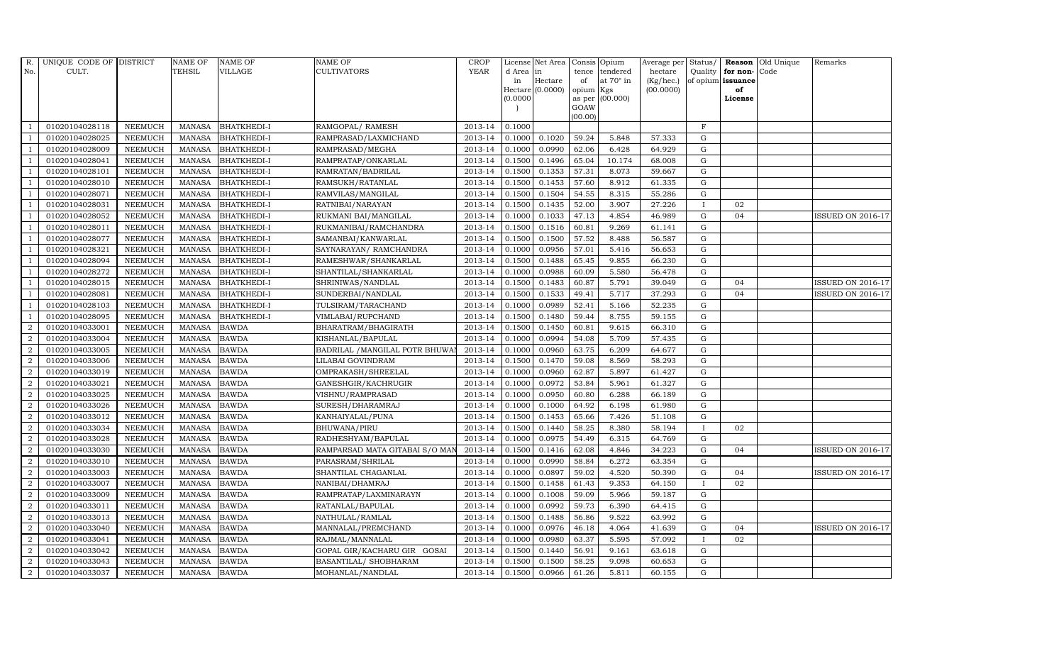| R. No. | UNIQUE CODE OF CULT. | DISTRICT | NAME OF TEHSIL | NAME OF VILLAGE | NAME OF CULTIVATORS | CROP YEAR | License d Area in Hectare (0.0000) | Net Area in Hectare (0.0000) | Consis tence of opium as per GOAW (00.00) | Opium tendered at 70° in Kgs (00.000) | Average per hectare (Kg/hec.) (00.0000) | Status/ Quality of opium | Reason for non-issuance of License | Old Unique Code | Remarks |
|---|---|---|---|---|---|---|---|---|---|---|---|---|---|---|---|
| 1 | 01020104028118 | NEEMUCH | MANASA | BHATKHEDI-I | RAMGOPAL/ RAMESH | 2013-14 | 0.1000 | | | | | F | | | |
| 1 | 01020104028025 | NEEMUCH | MANASA | BHATKHEDI-I | RAMPRASAD/LAXMICHAND | 2013-14 | 0.1000 | 0.1020 | 59.24 | 5.848 | 57.333 | G | | | |
| 1 | 01020104028009 | NEEMUCH | MANASA | BHATKHEDI-I | RAMPRASAD/MEGHA | 2013-14 | 0.1000 | 0.0990 | 62.06 | 6.428 | 64.929 | G | | | |
| 1 | 01020104028041 | NEEMUCH | MANASA | BHATKHEDI-I | RAMPRATAP/ONKARLAL | 2013-14 | 0.1500 | 0.1496 | 65.04 | 10.174 | 68.008 | G | | | |
| 1 | 01020104028101 | NEEMUCH | MANASA | BHATKHEDI-I | RAMRATAN/BADRILAL | 2013-14 | 0.1500 | 0.1353 | 57.31 | 8.073 | 59.667 | G | | | |
| 1 | 01020104028010 | NEEMUCH | MANASA | BHATKHEDI-I | RAMSUKH/RATANLAL | 2013-14 | 0.1500 | 0.1453 | 57.60 | 8.912 | 61.335 | G | | | |
| 1 | 01020104028071 | NEEMUCH | MANASA | BHATKHEDI-I | RAMVILAS/MANGILAL | 2013-14 | 0.1500 | 0.1504 | 54.55 | 8.315 | 55.286 | G | | | |
| 1 | 01020104028031 | NEEMUCH | MANASA | BHATKHEDI-I | RATNIBAI/NARAYAN | 2013-14 | 0.1500 | 0.1435 | 52.00 | 3.907 | 27.226 | I | 02 | | |
| 1 | 01020104028052 | NEEMUCH | MANASA | BHATKHEDI-I | RUKMANI BAI/MANGILAL | 2013-14 | 0.1000 | 0.1033 | 47.13 | 4.854 | 46.989 | G | 04 | | ISSUED ON 2016-17 |
| 1 | 01020104028011 | NEEMUCH | MANASA | BHATKHEDI-I | RUKMANIBAI/RAMCHANDRA | 2013-14 | 0.1500 | 0.1516 | 60.81 | 9.269 | 61.141 | G | | | |
| 1 | 01020104028077 | NEEMUCH | MANASA | BHATKHEDI-I | SAMANBAI/KANWARLAL | 2013-14 | 0.1500 | 0.1500 | 57.52 | 8.488 | 56.587 | G | | | |
| 1 | 01020104028321 | NEEMUCH | MANASA | BHATKHEDI-I | SAYNARAYAN/ RAMCHANDRA | 2013-14 | 0.1000 | 0.0956 | 57.01 | 5.416 | 56.653 | G | | | |
| 1 | 01020104028094 | NEEMUCH | MANASA | BHATKHEDI-I | RAMESHWAR/SHANKARLAL | 2013-14 | 0.1500 | 0.1488 | 65.45 | 9.855 | 66.230 | G | | | |
| 1 | 01020104028272 | NEEMUCH | MANASA | BHATKHEDI-I | SHANTILAL/SHANKARLAL | 2013-14 | 0.1000 | 0.0988 | 60.09 | 5.580 | 56.478 | G | | | |
| 1 | 01020104028015 | NEEMUCH | MANASA | BHATKHEDI-I | SHRINIWAS/NANDLAL | 2013-14 | 0.1500 | 0.1483 | 60.87 | 5.791 | 39.049 | G | 04 | | ISSUED ON 2016-17 |
| 1 | 01020104028081 | NEEMUCH | MANASA | BHATKHEDI-I | SUNDERBAI/NANDLAL | 2013-14 | 0.1500 | 0.1533 | 49.41 | 5.717 | 37.293 | G | 04 | | ISSUED ON 2016-17 |
| 1 | 01020104028103 | NEEMUCH | MANASA | BHATKHEDI-I | TULSIRAM/TARACHAND | 2013-14 | 0.1000 | 0.0989 | 52.41 | 5.166 | 52.235 | G | | | |
| 1 | 01020104028095 | NEEMUCH | MANASA | BHATKHEDI-I | VIMLABAI/RUPCHAND | 2013-14 | 0.1500 | 0.1480 | 59.44 | 8.755 | 59.155 | G | | | |
| 2 | 01020104033001 | NEEMUCH | MANASA | BAWDA | BHARATRAM/BHAGIRATH | 2013-14 | 0.1500 | 0.1450 | 60.81 | 9.615 | 66.310 | G | | | |
| 2 | 01020104033004 | NEEMUCH | MANASA | BAWDA | KISHANLAL/BAPULAL | 2013-14 | 0.1000 | 0.0994 | 54.08 | 5.709 | 57.435 | G | | | |
| 2 | 01020104033005 | NEEMUCH | MANASA | BAWDA | BADRILAL /MANGILAL POTR BHUWAI | 2013-14 | 0.1000 | 0.0960 | 63.75 | 6.209 | 64.677 | G | | | |
| 2 | 01020104033006 | NEEMUCH | MANASA | BAWDA | LILABAI GOVINDRAM | 2013-14 | 0.1500 | 0.1470 | 59.08 | 8.569 | 58.293 | G | | | |
| 2 | 01020104033019 | NEEMUCH | MANASA | BAWDA | OMPRAKASH/SHREELAL | 2013-14 | 0.1000 | 0.0960 | 62.87 | 5.897 | 61.427 | G | | | |
| 2 | 01020104033021 | NEEMUCH | MANASA | BAWDA | GANESHGIR/KACHRUGIR | 2013-14 | 0.1000 | 0.0972 | 53.84 | 5.961 | 61.327 | G | | | |
| 2 | 01020104033025 | NEEMUCH | MANASA | BAWDA | VISHNU/RAMPRASAD | 2013-14 | 0.1000 | 0.0950 | 60.80 | 6.288 | 66.189 | G | | | |
| 2 | 01020104033026 | NEEMUCH | MANASA | BAWDA | SURESH/DHARAMRAJ | 2013-14 | 0.1000 | 0.1000 | 64.92 | 6.198 | 61.980 | G | | | |
| 2 | 01020104033012 | NEEMUCH | MANASA | BAWDA | KANHAIYALAL/PUNA | 2013-14 | 0.1500 | 0.1453 | 65.66 | 7.426 | 51.108 | G | | | |
| 2 | 01020104033034 | NEEMUCH | MANASA | BAWDA | BHUWANA/PIRU | 2013-14 | 0.1500 | 0.1440 | 58.25 | 8.380 | 58.194 | I | 02 | | |
| 2 | 01020104033028 | NEEMUCH | MANASA | BAWDA | RADHESHYAM/BAPULAL | 2013-14 | 0.1000 | 0.0975 | 54.49 | 6.315 | 64.769 | G | | | |
| 2 | 01020104033030 | NEEMUCH | MANASA | BAWDA | RAMPARSAD MATA GITABAI S/O MAN | 2013-14 | 0.1500 | 0.1416 | 62.08 | 4.846 | 34.223 | G | 04 | | ISSUED ON 2016-17 |
| 2 | 01020104033010 | NEEMUCH | MANASA | BAWDA | PARASRAM/SHRILAL | 2013-14 | 0.1000 | 0.0990 | 58.84 | 6.272 | 63.354 | G | | | |
| 2 | 01020104033003 | NEEMUCH | MANASA | BAWDA | SHANTILAL CHAGANLAL | 2013-14 | 0.1000 | 0.0897 | 59.02 | 4.520 | 50.390 | G | 04 | | ISSUED ON 2016-17 |
| 2 | 01020104033007 | NEEMUCH | MANASA | BAWDA | NANIBAI/DHAMRAJ | 2013-14 | 0.1500 | 0.1458 | 61.43 | 9.353 | 64.150 | I | 02 | | |
| 2 | 01020104033009 | NEEMUCH | MANASA | BAWDA | RAMPRATAP/LAXMINARAYN | 2013-14 | 0.1000 | 0.1008 | 59.09 | 5.966 | 59.187 | G | | | |
| 2 | 01020104033011 | NEEMUCH | MANASA | BAWDA | RATANLAL/BAPULAL | 2013-14 | 0.1000 | 0.0992 | 59.73 | 6.390 | 64.415 | G | | | |
| 2 | 01020104033013 | NEEMUCH | MANASA | BAWDA | NATHULAL/RAMLAL | 2013-14 | 0.1500 | 0.1488 | 56.86 | 9.522 | 63.992 | G | | | |
| 2 | 01020104033040 | NEEMUCH | MANASA | BAWDA | MANNALAL/PREMCHAND | 2013-14 | 0.1000 | 0.0976 | 46.18 | 4.064 | 41.639 | G | 04 | | ISSUED ON 2016-17 |
| 2 | 01020104033041 | NEEMUCH | MANASA | BAWDA | RAJMAL/MANNALAL | 2013-14 | 0.1000 | 0.0980 | 63.37 | 5.595 | 57.092 | I | 02 | | |
| 2 | 01020104033042 | NEEMUCH | MANASA | BAWDA | GOPAL GIR/KACHARU GIR GOSAI | 2013-14 | 0.1500 | 0.1440 | 56.91 | 9.161 | 63.618 | G | | | |
| 2 | 01020104033043 | NEEMUCH | MANASA | BAWDA | BASANTILAL/ SHOBHARAM | 2013-14 | 0.1500 | 0.1500 | 58.25 | 9.098 | 60.653 | G | | | |
| 2 | 01020104033037 | NEEMUCH | MANASA | BAWDA | MOHANLAL/NANDLAL | 2013-14 | 0.1500 | 0.0966 | 61.26 | 5.811 | 60.155 | G | | | |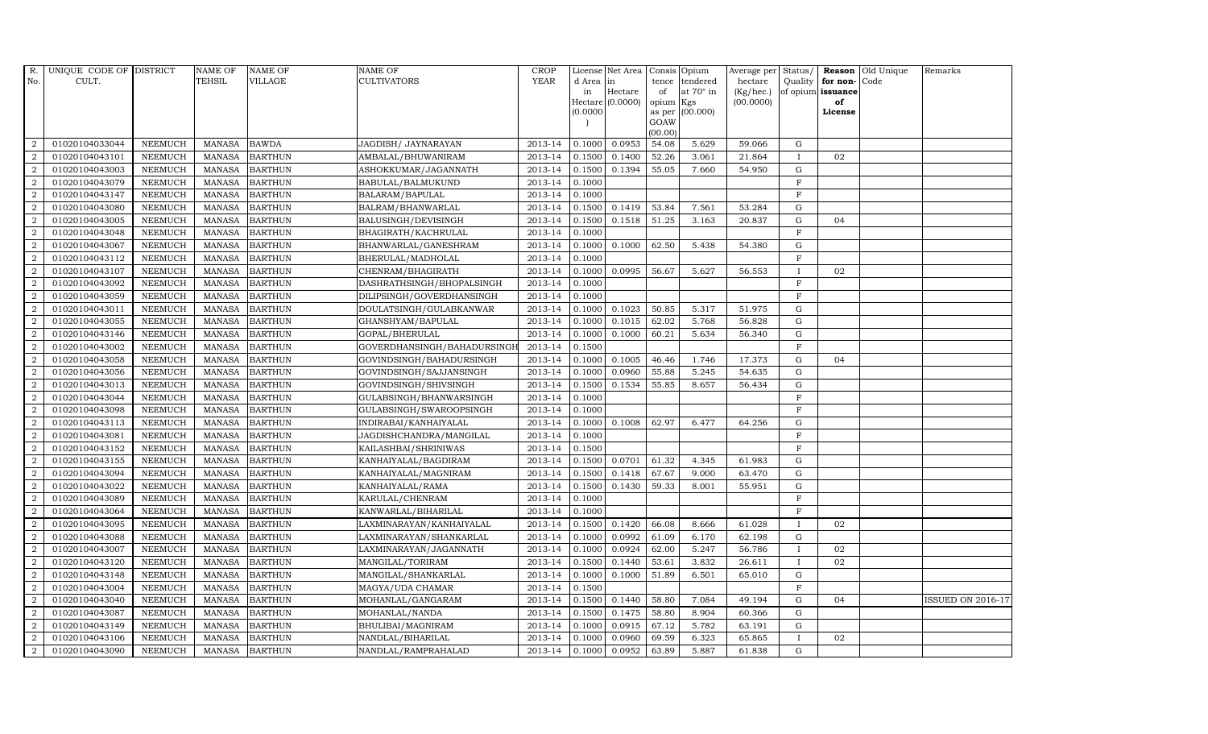| R. No. | UNIQUE CODE OF CULT. | DISTRICT | NAME OF TEHSIL | NAME OF VILLAGE | NAME OF CULTIVATORS | CROP YEAR | License d Area in Hectare (0.0000) | Net Area in Hectare (0.0000) | Consis tence of opium as per GOAW (00.00) | Opium tendered at 70° in Kgs (00.000) | Average per hectare (Kg/hec.) (00.0000) | Status/ Quality of opium | Reason for non-issuance of License | Old Unique Code | Remarks |
|---|---|---|---|---|---|---|---|---|---|---|---|---|---|---|---|
| 2 | 01020104033044 | NEEMUCH | MANASA | BAWDA | JAGDISH/ JAYNARAYAN | 2013-14 | 0.1000 | 0.0953 | 54.08 | 5.629 | 59.066 | G | | | |
| 2 | 01020104043101 | NEEMUCH | MANASA | BARTHUN | AMBALAL/BHUWANIRAM | 2013-14 | 0.1500 | 0.1400 | 52.26 | 3.061 | 21.864 | I | 02 | | |
| 2 | 01020104043003 | NEEMUCH | MANASA | BARTHUN | ASHOKKUMAR/JAGANNATH | 2013-14 | 0.1500 | 0.1394 | 55.05 | 7.660 | 54.950 | G | | | |
| 2 | 01020104043079 | NEEMUCH | MANASA | BARTHUN | BABULAL/BALMUKUND | 2013-14 | 0.1000 | | | | | F | | | |
| 2 | 01020104043147 | NEEMUCH | MANASA | BARTHUN | BALARAM/BAPULAL | 2013-14 | 0.1000 | | | | | F | | | |
| 2 | 01020104043080 | NEEMUCH | MANASA | BARTHUN | BALRAM/BHANWARLAL | 2013-14 | 0.1500 | 0.1419 | 53.84 | 7.561 | 53.284 | G | | | |
| 2 | 01020104043005 | NEEMUCH | MANASA | BARTHUN | BALUSINGH/DEVISINGH | 2013-14 | 0.1500 | 0.1518 | 51.25 | 3.163 | 20.837 | G | 04 | | |
| 2 | 01020104043048 | NEEMUCH | MANASA | BARTHUN | BHAGIRATH/KACHRULAL | 2013-14 | 0.1000 | | | | | F | | | |
| 2 | 01020104043067 | NEEMUCH | MANASA | BARTHUN | BHANWARLAL/GANESHRAM | 2013-14 | 0.1000 | 0.1000 | 62.50 | 5.438 | 54.380 | G | | | |
| 2 | 01020104043112 | NEEMUCH | MANASA | BARTHUN | BHERULAL/MADHOLAL | 2013-14 | 0.1000 | | | | | F | | | |
| 2 | 01020104043107 | NEEMUCH | MANASA | BARTHUN | CHENRAM/BHAGIRATH | 2013-14 | 0.1000 | 0.0995 | 56.67 | 5.627 | 56.553 | I | 02 | | |
| 2 | 01020104043092 | NEEMUCH | MANASA | BARTHUN | DASHRATHSINGH/BHOPALSINGH | 2013-14 | 0.1000 | | | | | F | | | |
| 2 | 01020104043059 | NEEMUCH | MANASA | BARTHUN | DILIPSINGH/GOVERDHANSINGH | 2013-14 | 0.1000 | | | | | F | | | |
| 2 | 01020104043011 | NEEMUCH | MANASA | BARTHUN | DOULATSINGH/GULABKANWAR | 2013-14 | 0.1000 | 0.1023 | 50.85 | 5.317 | 51.975 | G | | | |
| 2 | 01020104043055 | NEEMUCH | MANASA | BARTHUN | GHANSHYAM/BAPULAL | 2013-14 | 0.1000 | 0.1015 | 62.02 | 5.768 | 56.828 | G | | | |
| 2 | 01020104043146 | NEEMUCH | MANASA | BARTHUN | GOPAL/BHERULAL | 2013-14 | 0.1000 | 0.1000 | 60.21 | 5.634 | 56.340 | G | | | |
| 2 | 01020104043002 | NEEMUCH | MANASA | BARTHUN | GOVERDHANSINGH/BAHADURSINGH | 2013-14 | 0.1500 | | | | | F | | | |
| 2 | 01020104043058 | NEEMUCH | MANASA | BARTHUN | GOVINDSINGH/BAHADURSINGH | 2013-14 | 0.1000 | 0.1005 | 46.46 | 1.746 | 17.373 | G | 04 | | |
| 2 | 01020104043056 | NEEMUCH | MANASA | BARTHUN | GOVINDSINGH/SAJJANSINGH | 2013-14 | 0.1000 | 0.0960 | 55.88 | 5.245 | 54.635 | G | | | |
| 2 | 01020104043013 | NEEMUCH | MANASA | BARTHUN | GOVINDSINGH/SHIVSINGH | 2013-14 | 0.1500 | 0.1534 | 55.85 | 8.657 | 56.434 | G | | | |
| 2 | 01020104043044 | NEEMUCH | MANASA | BARTHUN | GULABSINGH/BHANWARSINGH | 2013-14 | 0.1000 | | | | | F | | | |
| 2 | 01020104043098 | NEEMUCH | MANASA | BARTHUN | GULABSINGH/SWAROOPSINGH | 2013-14 | 0.1000 | | | | | F | | | |
| 2 | 01020104043113 | NEEMUCH | MANASA | BARTHUN | INDIRABAI/KANHAIYALAL | 2013-14 | 0.1000 | 0.1008 | 62.97 | 6.477 | 64.256 | G | | | |
| 2 | 01020104043081 | NEEMUCH | MANASA | BARTHUN | JAGDISHCHANDRA/MANGILAL | 2013-14 | 0.1000 | | | | | F | | | |
| 2 | 01020104043152 | NEEMUCH | MANASA | BARTHUN | KAILASHBAI/SHRINIWAS | 2013-14 | 0.1500 | | | | | F | | | |
| 2 | 01020104043155 | NEEMUCH | MANASA | BARTHUN | KANHAIYALAL/BAGDIRAM | 2013-14 | 0.1500 | 0.0701 | 61.32 | 4.345 | 61.983 | G | | | |
| 2 | 01020104043094 | NEEMUCH | MANASA | BARTHUN | KANHAIYALAL/MAGNIRAM | 2013-14 | 0.1500 | 0.1418 | 67.67 | 9.000 | 63.470 | G | | | |
| 2 | 01020104043022 | NEEMUCH | MANASA | BARTHUN | KANHAIYALAL/RAMA | 2013-14 | 0.1500 | 0.1430 | 59.33 | 8.001 | 55.951 | G | | | |
| 2 | 01020104043089 | NEEMUCH | MANASA | BARTHUN | KARULAL/CHENRAM | 2013-14 | 0.1000 | | | | | F | | | |
| 2 | 01020104043064 | NEEMUCH | MANASA | BARTHUN | KANWARLAL/BIHARILAL | 2013-14 | 0.1000 | | | | | F | | | |
| 2 | 01020104043095 | NEEMUCH | MANASA | BARTHUN | LAXMINARAYAN/KANHAIYALAL | 2013-14 | 0.1500 | 0.1420 | 66.08 | 8.666 | 61.028 | I | 02 | | |
| 2 | 01020104043088 | NEEMUCH | MANASA | BARTHUN | LAXMINARAYAN/SHANKARLAL | 2013-14 | 0.1000 | 0.0992 | 61.09 | 6.170 | 62.198 | G | | | |
| 2 | 01020104043007 | NEEMUCH | MANASA | BARTHUN | LAXMINARAYAN/JAGANNATH | 2013-14 | 0.1000 | 0.0924 | 62.00 | 5.247 | 56.786 | I | 02 | | |
| 2 | 01020104043120 | NEEMUCH | MANASA | BARTHUN | MANGILAL/TORIRAM | 2013-14 | 0.1500 | 0.1440 | 53.61 | 3.832 | 26.611 | I | 02 | | |
| 2 | 01020104043148 | NEEMUCH | MANASA | BARTHUN | MANGILAL/SHANKARLAL | 2013-14 | 0.1000 | 0.1000 | 51.89 | 6.501 | 65.010 | G | | | |
| 2 | 01020104043004 | NEEMUCH | MANASA | BARTHUN | MAGYA/UDA CHAMAR | 2013-14 | 0.1500 | | | | | F | | | |
| 2 | 01020104043040 | NEEMUCH | MANASA | BARTHUN | MOHANLAL/GANGARAM | 2013-14 | 0.1500 | 0.1440 | 58.80 | 7.084 | 49.194 | G | 04 | | ISSUED ON 2016-17 |
| 2 | 01020104043087 | NEEMUCH | MANASA | BARTHUN | MOHANLAL/NANDA | 2013-14 | 0.1500 | 0.1475 | 58.80 | 8.904 | 60.366 | G | | | |
| 2 | 01020104043149 | NEEMUCH | MANASA | BARTHUN | BHULIBAI/MAGNIRAM | 2013-14 | 0.1000 | 0.0915 | 67.12 | 5.782 | 63.191 | G | | | |
| 2 | 01020104043106 | NEEMUCH | MANASA | BARTHUN | NANDLAL/BIHARILAL | 2013-14 | 0.1000 | 0.0960 | 69.59 | 6.323 | 65.865 | I | 02 | | |
| 2 | 01020104043090 | NEEMUCH | MANASA | BARTHUN | NANDLAL/RAMPRAHALAD | 2013-14 | 0.1000 | 0.0952 | 63.89 | 5.887 | 61.838 | G | | | |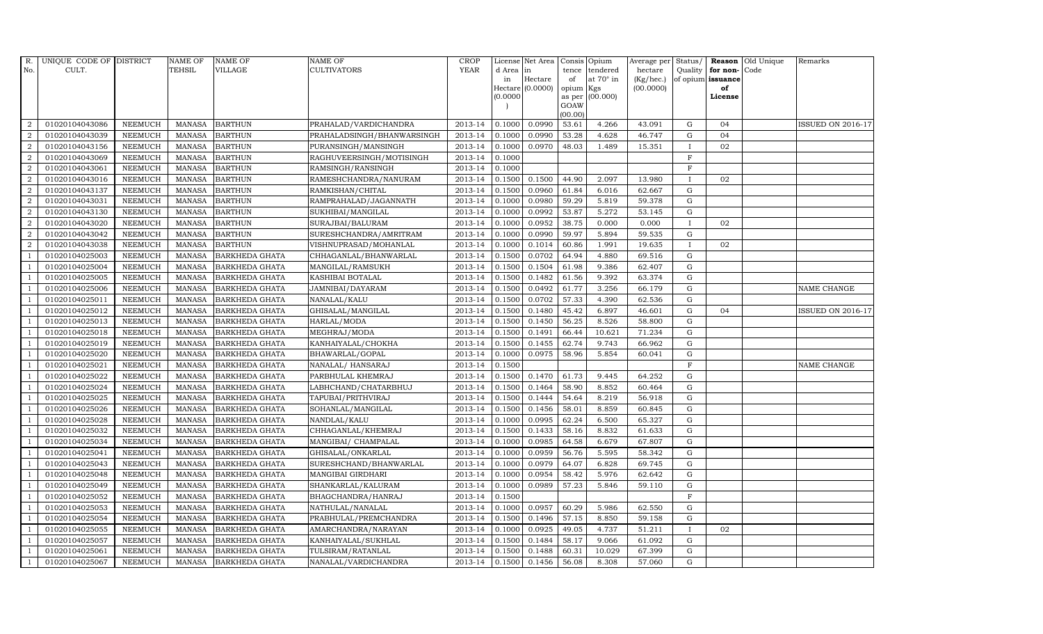| R. No. | UNIQUE CODE OF CULT. | DISTRICT | NAME OF TEHSIL | NAME OF VILLAGE | NAME OF CULTIVATORS | CROP YEAR | License d Area in Hectare (0.0000) | Net Area in Hectare (0.0000) | Consis tence of opium as per GOAW (00.00) | Opium tendered at 70° in Kgs (00.000) | Average per hectare (Kg/hec.) (00.0000) | Status/ Quality of opium | Reason for non-issuance of License | Old Unique Code | Remarks |
|---|---|---|---|---|---|---|---|---|---|---|---|---|---|---|---|
| 2 | 01020104043086 | NEEMUCH | MANASA | BARTHUN | PRAHALAD/VARDICHANDRA | 2013-14 | 0.1000 | 0.0990 | 53.61 | 4.266 | 43.091 | G | 04 | | ISSUED ON 2016-17 |
| 2 | 01020104043039 | NEEMUCH | MANASA | BARTHUN | PRAHALADSINGH/BHANWARSINGH | 2013-14 | 0.1000 | 0.0990 | 53.28 | 4.628 | 46.747 | G | 04 | | |
| 2 | 01020104043156 | NEEMUCH | MANASA | BARTHUN | PURANSINGH/MANSINGH | 2013-14 | 0.1000 | 0.0970 | 48.03 | 1.489 | 15.351 | I | 02 | | |
| 2 | 01020104043069 | NEEMUCH | MANASA | BARTHUN | RAGHUVEERSINGH/MOTISINGH | 2013-14 | 0.1000 | | | | | F | | | |
| 2 | 01020104043061 | NEEMUCH | MANASA | BARTHUN | RAMSINGH/RANSINGH | 2013-14 | 0.1000 | | | | | F | | | |
| 2 | 01020104043016 | NEEMUCH | MANASA | BARTHUN | RAMESHCHANDRA/NANURAM | 2013-14 | 0.1500 | 0.1500 | 44.90 | 2.097 | 13.980 | I | 02 | | |
| 2 | 01020104043137 | NEEMUCH | MANASA | BARTHUN | RAMKISHAN/CHITAL | 2013-14 | 0.1500 | 0.0960 | 61.84 | 6.016 | 62.667 | G | | | |
| 2 | 01020104043031 | NEEMUCH | MANASA | BARTHUN | RAMPRAHALAD/JAGANNATH | 2013-14 | 0.1000 | 0.0980 | 59.29 | 5.819 | 59.378 | G | | | |
| 2 | 01020104043130 | NEEMUCH | MANASA | BARTHUN | SUKHIBAI/MANGILAL | 2013-14 | 0.1000 | 0.0992 | 53.87 | 5.272 | 53.145 | G | | | |
| 2 | 01020104043020 | NEEMUCH | MANASA | BARTHUN | SURAJBAI/BALURAM | 2013-14 | 0.1000 | 0.0952 | 38.75 | 0.000 | 0.000 | I | 02 | | |
| 2 | 01020104043042 | NEEMUCH | MANASA | BARTHUN | SURESHCHANDRA/AMRITRAM | 2013-14 | 0.1000 | 0.0990 | 59.97 | 5.894 | 59.535 | G | | | |
| 2 | 01020104043038 | NEEMUCH | MANASA | BARTHUN | VISHNUPRASAD/MOHANLAL | 2013-14 | 0.1000 | 0.1014 | 60.86 | 1.991 | 19.635 | I | 02 | | |
| 1 | 01020104025003 | NEEMUCH | MANASA | BARKHEDA GHATA | CHHAGANLAL/BHANWARLAL | 2013-14 | 0.1500 | 0.0702 | 64.94 | 4.880 | 69.516 | G | | | |
| 1 | 01020104025004 | NEEMUCH | MANASA | BARKHEDA GHATA | MANGILAL/RAMSUKH | 2013-14 | 0.1500 | 0.1504 | 61.98 | 9.386 | 62.407 | G | | | |
| 1 | 01020104025005 | NEEMUCH | MANASA | BARKHEDA GHATA | KASHIBAI BOTALAL | 2013-14 | 0.1500 | 0.1482 | 61.56 | 9.392 | 63.374 | G | | | |
| 1 | 01020104025006 | NEEMUCH | MANASA | BARKHEDA GHATA | JAMNIBAI/DAYARAM | 2013-14 | 0.1500 | 0.0492 | 61.77 | 3.256 | 66.179 | G | | | NAME CHANGE |
| 1 | 01020104025011 | NEEMUCH | MANASA | BARKHEDA GHATA | NANALAL/KALU | 2013-14 | 0.1500 | 0.0702 | 57.33 | 4.390 | 62.536 | G | | | |
| 1 | 01020104025012 | NEEMUCH | MANASA | BARKHEDA GHATA | GHISALAL/MANGILAL | 2013-14 | 0.1500 | 0.1480 | 45.42 | 6.897 | 46.601 | G | 04 | | ISSUED ON 2016-17 |
| 1 | 01020104025013 | NEEMUCH | MANASA | BARKHEDA GHATA | HARLAL/MODA | 2013-14 | 0.1500 | 0.1450 | 56.25 | 8.526 | 58.800 | G | | | |
| 1 | 01020104025018 | NEEMUCH | MANASA | BARKHEDA GHATA | MEGHRAJ/MODA | 2013-14 | 0.1500 | 0.1491 | 66.44 | 10.621 | 71.234 | G | | | |
| 1 | 01020104025019 | NEEMUCH | MANASA | BARKHEDA GHATA | KANHAIYALAL/CHOKHA | 2013-14 | 0.1500 | 0.1455 | 62.74 | 9.743 | 66.962 | G | | | |
| 1 | 01020104025020 | NEEMUCH | MANASA | BARKHEDA GHATA | BHAWARLAL/GOPAL | 2013-14 | 0.1000 | 0.0975 | 58.96 | 5.854 | 60.041 | G | | | |
| 1 | 01020104025021 | NEEMUCH | MANASA | BARKHEDA GHATA | NANALAL/ HANSARAJ | 2013-14 | 0.1500 | | | | | F | | | NAME CHANGE |
| 1 | 01020104025022 | NEEMUCH | MANASA | BARKHEDA GHATA | PARBHULAL KHEMRAJ | 2013-14 | 0.1500 | 0.1470 | 61.73 | 9.445 | 64.252 | G | | | |
| 1 | 01020104025024 | NEEMUCH | MANASA | BARKHEDA GHATA | LABHCHAND/CHATARBHUJ | 2013-14 | 0.1500 | 0.1464 | 58.90 | 8.852 | 60.464 | G | | | |
| 1 | 01020104025025 | NEEMUCH | MANASA | BARKHEDA GHATA | TAPUBAI/PRITHVIRAJ | 2013-14 | 0.1500 | 0.1444 | 54.64 | 8.219 | 56.918 | G | | | |
| 1 | 01020104025026 | NEEMUCH | MANASA | BARKHEDA GHATA | SOHANLAL/MANGILAL | 2013-14 | 0.1500 | 0.1456 | 58.01 | 8.859 | 60.845 | G | | | |
| 1 | 01020104025028 | NEEMUCH | MANASA | BARKHEDA GHATA | NANDLAL/KALU | 2013-14 | 0.1000 | 0.0995 | 62.24 | 6.500 | 65.327 | G | | | |
| 1 | 01020104025032 | NEEMUCH | MANASA | BARKHEDA GHATA | CHHAGANLAL/KHEMRAJ | 2013-14 | 0.1500 | 0.1433 | 58.16 | 8.832 | 61.633 | G | | | |
| 1 | 01020104025034 | NEEMUCH | MANASA | BARKHEDA GHATA | MANGIBAI/ CHAMPALAL | 2013-14 | 0.1000 | 0.0985 | 64.58 | 6.679 | 67.807 | G | | | |
| 1 | 01020104025041 | NEEMUCH | MANASA | BARKHEDA GHATA | GHISALAL/ONKARLAL | 2013-14 | 0.1000 | 0.0959 | 56.76 | 5.595 | 58.342 | G | | | |
| 1 | 01020104025043 | NEEMUCH | MANASA | BARKHEDA GHATA | SURESHCHAND/BHANWARLAL | 2013-14 | 0.1000 | 0.0979 | 64.07 | 6.828 | 69.745 | G | | | |
| 1 | 01020104025048 | NEEMUCH | MANASA | BARKHEDA GHATA | MANGIBAI GIRDHARI | 2013-14 | 0.1000 | 0.0954 | 58.42 | 5.976 | 62.642 | G | | | |
| 1 | 01020104025049 | NEEMUCH | MANASA | BARKHEDA GHATA | SHANKARLAL/KALURAM | 2013-14 | 0.1000 | 0.0989 | 57.23 | 5.846 | 59.110 | G | | | |
| 1 | 01020104025052 | NEEMUCH | MANASA | BARKHEDA GHATA | BHAGCHANDRA/HANRAJ | 2013-14 | 0.1500 | | | | | F | | | |
| 1 | 01020104025053 | NEEMUCH | MANASA | BARKHEDA GHATA | NATHULAL/NANALAL | 2013-14 | 0.1000 | 0.0957 | 60.29 | 5.986 | 62.550 | G | | | |
| 1 | 01020104025054 | NEEMUCH | MANASA | BARKHEDA GHATA | PRABHULAL/PREMCHANDRA | 2013-14 | 0.1500 | 0.1496 | 57.15 | 8.850 | 59.158 | G | | | |
| 1 | 01020104025055 | NEEMUCH | MANASA | BARKHEDA GHATA | AMARCHANDRA/NARAYAN | 2013-14 | 0.1000 | 0.0925 | 49.05 | 4.737 | 51.211 | I | 02 | | |
| 1 | 01020104025057 | NEEMUCH | MANASA | BARKHEDA GHATA | KANHAIYALAL/SUKHLAL | 2013-14 | 0.1500 | 0.1484 | 58.17 | 9.066 | 61.092 | G | | | |
| 1 | 01020104025061 | NEEMUCH | MANASA | BARKHEDA GHATA | TULSIRAM/RATANLAL | 2013-14 | 0.1500 | 0.1488 | 60.31 | 10.029 | 67.399 | G | | | |
| 1 | 01020104025067 | NEEMUCH | MANASA | BARKHEDA GHATA | NANALAL/VARDICHANDRA | 2013-14 | 0.1500 | 0.1456 | 56.08 | 8.308 | 57.060 | G | | | |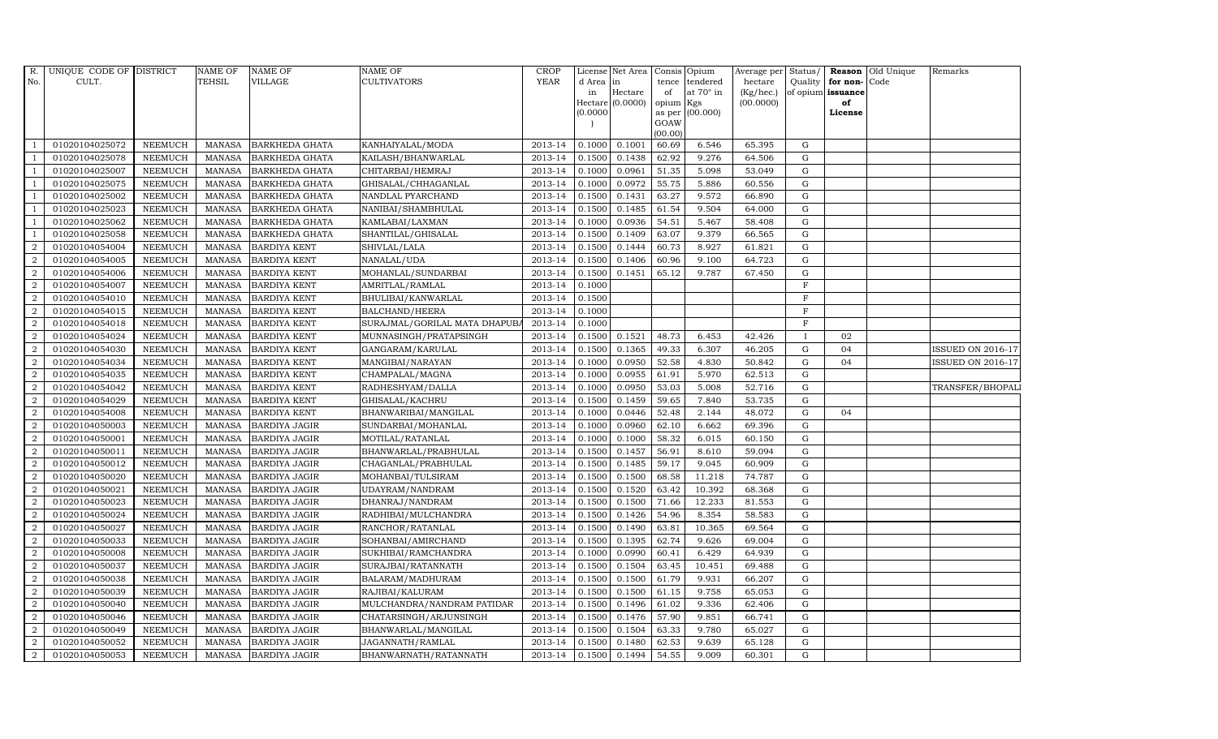| R. No. | UNIQUE CODE OF CULT. | DISTRICT | NAME OF TEHSIL | NAME OF VILLAGE | NAME OF CULTIVATORS | CROP YEAR | License d Area in Hectare (0.0000) | Net Area in Hectare (0.0000) | Consis tence of opium as per GOAW (00.00) | Opium tendered at 70° in Kgs (00.000) | Average per hectare (Kg/hec.) (00.0000) | Status/ Quality of opium | Reason for non- issuance of License | Old Unique Code | Remarks |
|---|---|---|---|---|---|---|---|---|---|---|---|---|---|---|---|
| 1 | 01020104025072 | NEEMUCH | MANASA | BARKHEDA GHATA | KANHAIYALAL/MODA | 2013-14 | 0.1000 | 0.1001 | 60.69 | 6.546 | 65.395 | G | | | |
| 1 | 01020104025078 | NEEMUCH | MANASA | BARKHEDA GHATA | KAILASH/BHANWARLAL | 2013-14 | 0.1500 | 0.1438 | 62.92 | 9.276 | 64.506 | G | | | |
| 1 | 01020104025007 | NEEMUCH | MANASA | BARKHEDA GHATA | CHITARBAI/HEMRAJ | 2013-14 | 0.1000 | 0.0961 | 51.35 | 5.098 | 53.049 | G | | | |
| 1 | 01020104025075 | NEEMUCH | MANASA | BARKHEDA GHATA | GHISALAL/CHHAGANLAL | 2013-14 | 0.1000 | 0.0972 | 55.75 | 5.886 | 60.556 | G | | | |
| 1 | 01020104025002 | NEEMUCH | MANASA | BARKHEDA GHATA | NANDLAL PYARCHAND | 2013-14 | 0.1500 | 0.1431 | 63.27 | 9.572 | 66.890 | G | | | |
| 1 | 01020104025023 | NEEMUCH | MANASA | BARKHEDA GHATA | NANIBAI/SHAMBHULAL | 2013-14 | 0.1500 | 0.1485 | 61.54 | 9.504 | 64.000 | G | | | |
| 1 | 01020104025062 | NEEMUCH | MANASA | BARKHEDA GHATA | KAMLABAI/LAXMAN | 2013-14 | 0.1000 | 0.0936 | 54.51 | 5.467 | 58.408 | G | | | |
| 1 | 01020104025058 | NEEMUCH | MANASA | BARKHEDA GHATA | SHANTILAL/GHISALAL | 2013-14 | 0.1500 | 0.1409 | 63.07 | 9.379 | 66.565 | G | | | |
| 2 | 01020104054004 | NEEMUCH | MANASA | BARDIYA KENT | SHIVLAL/LALA | 2013-14 | 0.1500 | 0.1444 | 60.73 | 8.927 | 61.821 | G | | | |
| 2 | 01020104054005 | NEEMUCH | MANASA | BARDIYA KENT | NANALAL/UDA | 2013-14 | 0.1500 | 0.1406 | 60.96 | 9.100 | 64.723 | G | | | |
| 2 | 01020104054006 | NEEMUCH | MANASA | BARDIYA KENT | MOHANLAL/SUNDARBAI | 2013-14 | 0.1500 | 0.1451 | 65.12 | 9.787 | 67.450 | G | | | |
| 2 | 01020104054007 | NEEMUCH | MANASA | BARDIYA KENT | AMRITLAL/RAMLAL | 2013-14 | 0.1000 | | | | | F | | | |
| 2 | 01020104054010 | NEEMUCH | MANASA | BARDIYA KENT | BHULIBAI/KANWARLAL | 2013-14 | 0.1500 | | | | | F | | | |
| 2 | 01020104054015 | NEEMUCH | MANASA | BARDIYA KENT | BALCHAND/HEERA | 2013-14 | 0.1000 | | | | | F | | | |
| 2 | 01020104054018 | NEEMUCH | MANASA | BARDIYA KENT | SURAJMAL/GORILAL MATA DHAPUBA | 2013-14 | 0.1000 | | | | | F | | | |
| 2 | 01020104054024 | NEEMUCH | MANASA | BARDIYA KENT | MUNNASINGH/PRATAPSINGH | 2013-14 | 0.1500 | 0.1521 | 48.73 | 6.453 | 42.426 | I | 02 | | |
| 2 | 01020104054030 | NEEMUCH | MANASA | BARDIYA KENT | GANGARAM/KARULAL | 2013-14 | 0.1500 | 0.1365 | 49.33 | 6.307 | 46.205 | G | 04 | | ISSUED ON 2016-17 |
| 2 | 01020104054034 | NEEMUCH | MANASA | BARDIYA KENT | MANGIBAI/NARAYAN | 2013-14 | 0.1000 | 0.0950 | 52.58 | 4.830 | 50.842 | G | 04 | | ISSUED ON 2016-17 |
| 2 | 01020104054035 | NEEMUCH | MANASA | BARDIYA KENT | CHAMPALAL/MAGNA | 2013-14 | 0.1000 | 0.0955 | 61.91 | 5.970 | 62.513 | G | | | |
| 2 | 01020104054042 | NEEMUCH | MANASA | BARDIYA KENT | RADHESHYAM/DALLA | 2013-14 | 0.1000 | 0.0950 | 53.03 | 5.008 | 52.716 | G | | | TRANSFER/BHOPALI |
| 2 | 01020104054029 | NEEMUCH | MANASA | BARDIYA KENT | GHISALAL/KACHRU | 2013-14 | 0.1500 | 0.1459 | 59.65 | 7.840 | 53.735 | G | | | |
| 2 | 01020104054008 | NEEMUCH | MANASA | BARDIYA KENT | BHANWARIBAI/MANGILAL | 2013-14 | 0.1000 | 0.0446 | 52.48 | 2.144 | 48.072 | G | 04 | | |
| 2 | 01020104050003 | NEEMUCH | MANASA | BARDIYA JAGIR | SUNDARBAI/MOHANLAL | 2013-14 | 0.1000 | 0.0960 | 62.10 | 6.662 | 69.396 | G | | | |
| 2 | 01020104050001 | NEEMUCH | MANASA | BARDIYA JAGIR | MOTILAL/RATANLAL | 2013-14 | 0.1000 | 0.1000 | 58.32 | 6.015 | 60.150 | G | | | |
| 2 | 01020104050011 | NEEMUCH | MANASA | BARDIYA JAGIR | BHANWARLAL/PRABHULAL | 2013-14 | 0.1500 | 0.1457 | 56.91 | 8.610 | 59.094 | G | | | |
| 2 | 01020104050012 | NEEMUCH | MANASA | BARDIYA JAGIR | CHAGANLAL/PRABHULAL | 2013-14 | 0.1500 | 0.1485 | 59.17 | 9.045 | 60.909 | G | | | |
| 2 | 01020104050020 | NEEMUCH | MANASA | BARDIYA JAGIR | MOHANBAI/TULSIRAM | 2013-14 | 0.1500 | 0.1500 | 68.58 | 11.218 | 74.787 | G | | | |
| 2 | 01020104050021 | NEEMUCH | MANASA | BARDIYA JAGIR | UDAYRAM/NANDRAM | 2013-14 | 0.1500 | 0.1520 | 63.42 | 10.392 | 68.368 | G | | | |
| 2 | 01020104050023 | NEEMUCH | MANASA | BARDIYA JAGIR | DHANRAJ/NANDRAM | 2013-14 | 0.1500 | 0.1500 | 71.66 | 12.233 | 81.553 | G | | | |
| 2 | 01020104050024 | NEEMUCH | MANASA | BARDIYA JAGIR | RADHIBAI/MULCHANDRA | 2013-14 | 0.1500 | 0.1426 | 54.96 | 8.354 | 58.583 | G | | | |
| 2 | 01020104050027 | NEEMUCH | MANASA | BARDIYA JAGIR | RANCHOR/RATANLAL | 2013-14 | 0.1500 | 0.1490 | 63.81 | 10.365 | 69.564 | G | | | |
| 2 | 01020104050033 | NEEMUCH | MANASA | BARDIYA JAGIR | SOHANBAI/AMIRCHAND | 2013-14 | 0.1500 | 0.1395 | 62.74 | 9.626 | 69.004 | G | | | |
| 2 | 01020104050008 | NEEMUCH | MANASA | BARDIYA JAGIR | SUKHIBAI/RAMCHANDRA | 2013-14 | 0.1000 | 0.0990 | 60.41 | 6.429 | 64.939 | G | | | |
| 2 | 01020104050037 | NEEMUCH | MANASA | BARDIYA JAGIR | SURAJBAI/RATANNATH | 2013-14 | 0.1500 | 0.1504 | 63.45 | 10.451 | 69.488 | G | | | |
| 2 | 01020104050038 | NEEMUCH | MANASA | BARDIYA JAGIR | BALARAM/MADHURAM | 2013-14 | 0.1500 | 0.1500 | 61.79 | 9.931 | 66.207 | G | | | |
| 2 | 01020104050039 | NEEMUCH | MANASA | BARDIYA JAGIR | RAJIBAI/KALURAM | 2013-14 | 0.1500 | 0.1500 | 61.15 | 9.758 | 65.053 | G | | | |
| 2 | 01020104050040 | NEEMUCH | MANASA | BARDIYA JAGIR | MULCHANDRA/NANDRAM PATIDAR | 2013-14 | 0.1500 | 0.1496 | 61.02 | 9.336 | 62.406 | G | | | |
| 2 | 01020104050046 | NEEMUCH | MANASA | BARDIYA JAGIR | CHATARSINGH/ARJUNSINGH | 2013-14 | 0.1500 | 0.1476 | 57.90 | 9.851 | 66.741 | G | | | |
| 2 | 01020104050049 | NEEMUCH | MANASA | BARDIYA JAGIR | BHANWARLAL/MANGILAL | 2013-14 | 0.1500 | 0.1504 | 63.33 | 9.780 | 65.027 | G | | | |
| 2 | 01020104050052 | NEEMUCH | MANASA | BARDIYA JAGIR | JAGANNATH/RAMLAL | 2013-14 | 0.1500 | 0.1480 | 62.53 | 9.639 | 65.128 | G | | | |
| 2 | 01020104050053 | NEEMUCH | MANASA | BARDIYA JAGIR | BHANWARNATH/RATANNATH | 2013-14 | 0.1500 | 0.1494 | 54.55 | 9.009 | 60.301 | G | | | |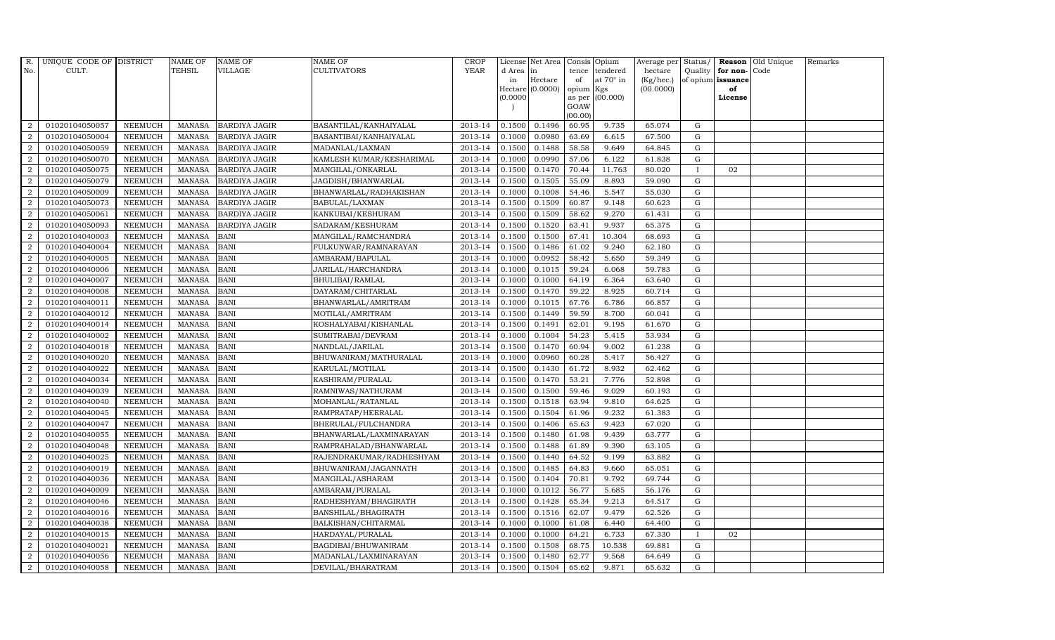| R. No. | UNIQUE CODE OF CULT. | DISTRICT | NAME OF TEHSIL | NAME OF VILLAGE | NAME OF CULTIVATORS | CROP YEAR | License d Area in Hectare (0.0000) | Net Area in Hectare (0.0000) | Consis tence of opium as per GOAW (00.00) | Opium tendered at 70° in Kgs (00.000) | Average per hectare (Kg/hec.) (00.0000) | Status/ Quality of opium | Reason for non-issuance of License | Old Unique Code | Remarks |
|---|---|---|---|---|---|---|---|---|---|---|---|---|---|---|---|
| 2 | 01020104050057 | NEEMUCH | MANASA | BARDIYA JAGIR | BASANTILAL/KANHAIYALAL | 2013-14 | 0.1500 | 0.1496 | 60.95 | 9.735 | 65.074 | G | | | |
| 2 | 01020104050004 | NEEMUCH | MANASA | BARDIYA JAGIR | BASANTIBAI/KANHAIYALAL | 2013-14 | 0.1000 | 0.0980 | 63.69 | 6.615 | 67.500 | G | | | |
| 2 | 01020104050059 | NEEMUCH | MANASA | BARDIYA JAGIR | MADANLAL/LAXMAN | 2013-14 | 0.1500 | 0.1488 | 58.58 | 9.649 | 64.845 | G | | | |
| 2 | 01020104050070 | NEEMUCH | MANASA | BARDIYA JAGIR | KAMLESH KUMAR/KESHARIMAL | 2013-14 | 0.1000 | 0.0990 | 57.06 | 6.122 | 61.838 | G | | | |
| 2 | 01020104050075 | NEEMUCH | MANASA | BARDIYA JAGIR | MANGILAL/ONKARLAL | 2013-14 | 0.1500 | 0.1470 | 70.44 | 11.763 | 80.020 | I | 02 | | |
| 2 | 01020104050079 | NEEMUCH | MANASA | BARDIYA JAGIR | JAGDISH/BHANWARLAL | 2013-14 | 0.1500 | 0.1505 | 55.09 | 8.893 | 59.090 | G | | | |
| 2 | 01020104050009 | NEEMUCH | MANASA | BARDIYA JAGIR | BHANWARLAL/RADHAKISHAN | 2013-14 | 0.1000 | 0.1008 | 54.46 | 5.547 | 55.030 | G | | | |
| 2 | 01020104050073 | NEEMUCH | MANASA | BARDIYA JAGIR | BABULAL/LAXMAN | 2013-14 | 0.1500 | 0.1509 | 60.87 | 9.148 | 60.623 | G | | | |
| 2 | 01020104050061 | NEEMUCH | MANASA | BARDIYA JAGIR | KANKUBAI/KESHURAM | 2013-14 | 0.1500 | 0.1509 | 58.62 | 9.270 | 61.431 | G | | | |
| 2 | 01020104050093 | NEEMUCH | MANASA | BARDIYA JAGIR | SADARAM/KESHURAM | 2013-14 | 0.1500 | 0.1520 | 63.41 | 9.937 | 65.375 | G | | | |
| 2 | 01020104040003 | NEEMUCH | MANASA | BANI | MANGILAL/RAMCHANDRA | 2013-14 | 0.1500 | 0.1500 | 67.41 | 10.304 | 68.693 | G | | | |
| 2 | 01020104040004 | NEEMUCH | MANASA | BANI | FULKUNWAR/RAMNARAYAN | 2013-14 | 0.1500 | 0.1486 | 61.02 | 9.240 | 62.180 | G | | | |
| 2 | 01020104040005 | NEEMUCH | MANASA | BANI | AMBARAM/BAPULAL | 2013-14 | 0.1000 | 0.0952 | 58.42 | 5.650 | 59.349 | G | | | |
| 2 | 01020104040006 | NEEMUCH | MANASA | BANI | JARILAL/HARCHANDRA | 2013-14 | 0.1000 | 0.1015 | 59.24 | 6.068 | 59.783 | G | | | |
| 2 | 01020104040007 | NEEMUCH | MANASA | BANI | BHULIBAI/RAMLAL | 2013-14 | 0.1000 | 0.1000 | 64.19 | 6.364 | 63.640 | G | | | |
| 2 | 01020104040008 | NEEMUCH | MANASA | BANI | DAYARAM/CHITARLAL | 2013-14 | 0.1500 | 0.1470 | 59.22 | 8.925 | 60.714 | G | | | |
| 2 | 01020104040011 | NEEMUCH | MANASA | BANI | BHANWARLAL/AMRITRAM | 2013-14 | 0.1000 | 0.1015 | 67.76 | 6.786 | 66.857 | G | | | |
| 2 | 01020104040012 | NEEMUCH | MANASA | BANI | MOTILAL/AMRITRAM | 2013-14 | 0.1500 | 0.1449 | 59.59 | 8.700 | 60.041 | G | | | |
| 2 | 01020104040014 | NEEMUCH | MANASA | BANI | KOSHALYABAI/KISHANLAL | 2013-14 | 0.1500 | 0.1491 | 62.01 | 9.195 | 61.670 | G | | | |
| 2 | 01020104040002 | NEEMUCH | MANASA | BANI | SUMITRABAI/DEVRAM | 2013-14 | 0.1000 | 0.1004 | 54.23 | 5.415 | 53.934 | G | | | |
| 2 | 01020104040018 | NEEMUCH | MANASA | BANI | NANDLAL/JARILAL | 2013-14 | 0.1500 | 0.1470 | 60.94 | 9.002 | 61.238 | G | | | |
| 2 | 01020104040020 | NEEMUCH | MANASA | BANI | BHUWANIRAM/MATHURALAL | 2013-14 | 0.1000 | 0.0960 | 60.28 | 5.417 | 56.427 | G | | | |
| 2 | 01020104040022 | NEEMUCH | MANASA | BANI | KARULAL/MOTILAL | 2013-14 | 0.1500 | 0.1430 | 61.72 | 8.932 | 62.462 | G | | | |
| 2 | 01020104040034 | NEEMUCH | MANASA | BANI | KASHIRAM/PURALAL | 2013-14 | 0.1500 | 0.1470 | 53.21 | 7.776 | 52.898 | G | | | |
| 2 | 01020104040039 | NEEMUCH | MANASA | BANI | RAMNIWAS/NATHURAM | 2013-14 | 0.1500 | 0.1500 | 59.46 | 9.029 | 60.193 | G | | | |
| 2 | 01020104040040 | NEEMUCH | MANASA | BANI | MOHANLAL/RATANLAL | 2013-14 | 0.1500 | 0.1518 | 63.94 | 9.810 | 64.625 | G | | | |
| 2 | 01020104040045 | NEEMUCH | MANASA | BANI | RAMPRATAP/HEERALAL | 2013-14 | 0.1500 | 0.1504 | 61.96 | 9.232 | 61.383 | G | | | |
| 2 | 01020104040047 | NEEMUCH | MANASA | BANI | BHERULAL/FULCHANDRA | 2013-14 | 0.1500 | 0.1406 | 65.63 | 9.423 | 67.020 | G | | | |
| 2 | 01020104040055 | NEEMUCH | MANASA | BANI | BHANWARLAL/LAXMINARAYAN | 2013-14 | 0.1500 | 0.1480 | 61.98 | 9.439 | 63.777 | G | | | |
| 2 | 01020104040048 | NEEMUCH | MANASA | BANI | RAMPRAHALAD/BHANWARLAL | 2013-14 | 0.1500 | 0.1488 | 61.89 | 9.390 | 63.105 | G | | | |
| 2 | 01020104040025 | NEEMUCH | MANASA | BANI | RAJENDRAKUMAR/RADHESHYAM | 2013-14 | 0.1500 | 0.1440 | 64.52 | 9.199 | 63.882 | G | | | |
| 2 | 01020104040019 | NEEMUCH | MANASA | BANI | BHUWANIRAM/JAGANNATH | 2013-14 | 0.1500 | 0.1485 | 64.83 | 9.660 | 65.051 | G | | | |
| 2 | 01020104040036 | NEEMUCH | MANASA | BANI | MANGILAL/ASHARAM | 2013-14 | 0.1500 | 0.1404 | 70.81 | 9.792 | 69.744 | G | | | |
| 2 | 01020104040009 | NEEMUCH | MANASA | BANI | AMBARAM/PURALAL | 2013-14 | 0.1000 | 0.1012 | 56.77 | 5.685 | 56.176 | G | | | |
| 2 | 01020104040046 | NEEMUCH | MANASA | BANI | RADHESHYAM/BHAGIRATH | 2013-14 | 0.1500 | 0.1428 | 65.34 | 9.213 | 64.517 | G | | | |
| 2 | 01020104040016 | NEEMUCH | MANASA | BANI | BANSHILAL/BHAGIRATH | 2013-14 | 0.1500 | 0.1516 | 62.07 | 9.479 | 62.526 | G | | | |
| 2 | 01020104040038 | NEEMUCH | MANASA | BANI | BALKISHAN/CHITARMAL | 2013-14 | 0.1000 | 0.1000 | 61.08 | 6.440 | 64.400 | G | | | |
| 2 | 01020104040015 | NEEMUCH | MANASA | BANI | HARDAYAL/PURALAL | 2013-14 | 0.1000 | 0.1000 | 64.21 | 6.733 | 67.330 | I | 02 | | |
| 2 | 01020104040021 | NEEMUCH | MANASA | BANI | BAGDIBAI/BHUWANIRAM | 2013-14 | 0.1500 | 0.1508 | 68.75 | 10.538 | 69.881 | G | | | |
| 2 | 01020104040056 | NEEMUCH | MANASA | BANI | MADANLAL/LAXMINARAYAN | 2013-14 | 0.1500 | 0.1480 | 62.77 | 9.568 | 64.649 | G | | | |
| 2 | 01020104040058 | NEEMUCH | MANASA | BANI | DEVILAL/BHARATRAM | 2013-14 | 0.1500 | 0.1504 | 65.62 | 9.871 | 65.632 | G | | | |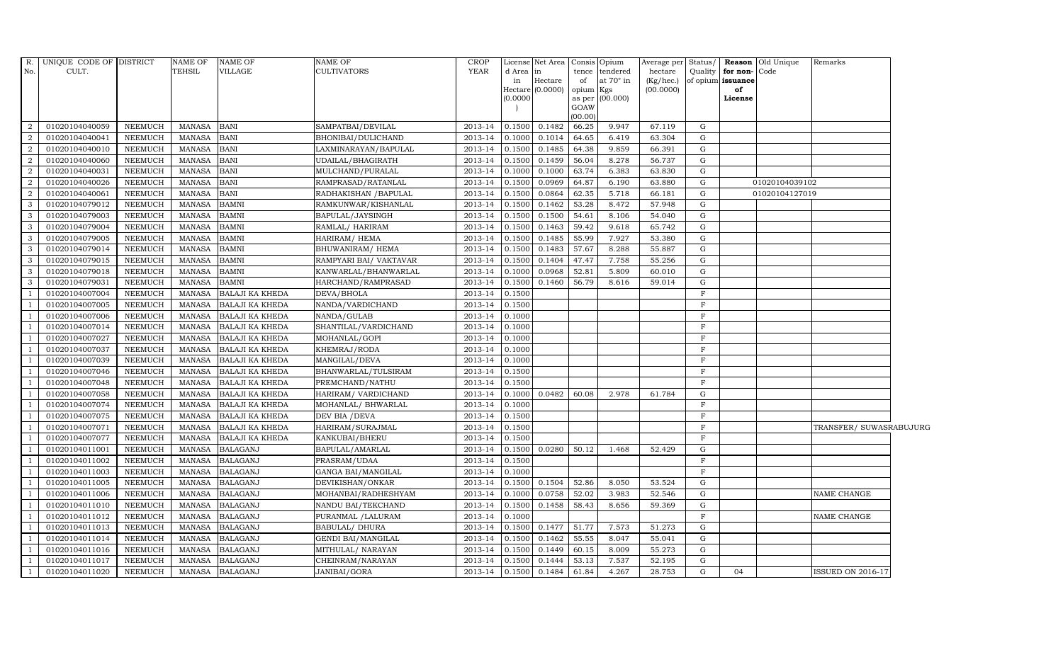| R. No. | UNIQUE CODE OF CULT. | DISTRICT | NAME OF TEHSIL | NAME OF VILLAGE | NAME OF CULTIVATORS | CROP YEAR | License d Area in Hectare (0.0000) | Net Area in Hectare (0.0000) | Consis tence of opium as per GOAW (00.00) | Opium tendered at 70° in Kgs (00.000) | Average per hectare (Kg/hec.) (00.0000) | Status/ Quality of opium | Reason for non-issuance of License | Old Unique Code | Remarks |
|---|---|---|---|---|---|---|---|---|---|---|---|---|---|---|---|
| 2 | 01020104040059 | NEEMUCH | MANASA | BANI | SAMPATBAI/DEVILAL | 2013-14 | 0.1500 | 0.1482 | 66.25 | 9.947 | 67.119 | G | | | |
| 2 | 01020104040041 | NEEMUCH | MANASA | BANI | BHONIBAI/DULICHAND | 2013-14 | 0.1000 | 0.1014 | 64.65 | 6.419 | 63.304 | G | | | |
| 2 | 01020104040010 | NEEMUCH | MANASA | BANI | LAXMINARAYAN/BAPULAL | 2013-14 | 0.1500 | 0.1485 | 64.38 | 9.859 | 66.391 | G | | | |
| 2 | 01020104040060 | NEEMUCH | MANASA | BANI | UDAILAL/BHAGIRATH | 2013-14 | 0.1500 | 0.1459 | 56.04 | 8.278 | 56.737 | G | | | |
| 2 | 01020104040031 | NEEMUCH | MANASA | BANI | MULCHAND/PURALAL | 2013-14 | 0.1000 | 0.1000 | 63.74 | 6.383 | 63.830 | G | | | |
| 2 | 01020104040026 | NEEMUCH | MANASA | BANI | RAMPRASAD/RATANLAL | 2013-14 | 0.1500 | 0.0969 | 64.87 | 6.190 | 63.880 | G | | 01020104039102 | |
| 2 | 01020104040061 | NEEMUCH | MANASA | BANI | RADHAKISHAN /BAPULAL | 2013-14 | 0.1500 | 0.0864 | 62.35 | 5.718 | 66.181 | G | | 01020104127019 | |
| 3 | 01020104079012 | NEEMUCH | MANASA | BAMNI | RAMKUNWAR/KISHANLAL | 2013-14 | 0.1500 | 0.1462 | 53.28 | 8.472 | 57.948 | G | | | |
| 3 | 01020104079003 | NEEMUCH | MANASA | BAMNI | BAPULAL/JAYSINGH | 2013-14 | 0.1500 | 0.1500 | 54.61 | 8.106 | 54.040 | G | | | |
| 3 | 01020104079004 | NEEMUCH | MANASA | BAMNI | RAMLAL/ HARIRAM | 2013-14 | 0.1500 | 0.1463 | 59.42 | 9.618 | 65.742 | G | | | |
| 3 | 01020104079005 | NEEMUCH | MANASA | BAMNI | HARIRAM/ HEMA | 2013-14 | 0.1500 | 0.1485 | 55.99 | 7.927 | 53.380 | G | | | |
| 3 | 01020104079014 | NEEMUCH | MANASA | BAMNI | BHUWANIRAM/ HEMA | 2013-14 | 0.1500 | 0.1483 | 57.67 | 8.288 | 55.887 | G | | | |
| 3 | 01020104079015 | NEEMUCH | MANASA | BAMNI | RAMPYARI BAI/ VAKTAVAR | 2013-14 | 0.1500 | 0.1404 | 47.47 | 7.758 | 55.256 | G | | | |
| 3 | 01020104079018 | NEEMUCH | MANASA | BAMNI | KANWARLAL/BHANWARLAL | 2013-14 | 0.1000 | 0.0968 | 52.81 | 5.809 | 60.010 | G | | | |
| 3 | 01020104079031 | NEEMUCH | MANASA | BAMNI | HARCHAND/RAMPRASAD | 2013-14 | 0.1500 | 0.1460 | 56.79 | 8.616 | 59.014 | G | | | |
| 1 | 01020104007004 | NEEMUCH | MANASA | BALAJI KA KHEDA | DEVA/BHOLA | 2013-14 | 0.1500 | | | | | F | | | |
| 1 | 01020104007005 | NEEMUCH | MANASA | BALAJI KA KHEDA | NANDA/VARDICHAND | 2013-14 | 0.1500 | | | | | F | | | |
| 1 | 01020104007006 | NEEMUCH | MANASA | BALAJI KA KHEDA | NANDA/GULAB | 2013-14 | 0.1000 | | | | | F | | | |
| 1 | 01020104007014 | NEEMUCH | MANASA | BALAJI KA KHEDA | SHANTILAL/VARDICHAND | 2013-14 | 0.1000 | | | | | F | | | |
| 1 | 01020104007027 | NEEMUCH | MANASA | BALAJI KA KHEDA | MOHANLAL/GOPI | 2013-14 | 0.1000 | | | | | F | | | |
| 1 | 01020104007037 | NEEMUCH | MANASA | BALAJI KA KHEDA | KHEMRAJ/RODA | 2013-14 | 0.1000 | | | | | F | | | |
| 1 | 01020104007039 | NEEMUCH | MANASA | BALAJI KA KHEDA | MANGILAL/DEVA | 2013-14 | 0.1000 | | | | | F | | | |
| 1 | 01020104007046 | NEEMUCH | MANASA | BALAJI KA KHEDA | BHANWARLAL/TULSIRAM | 2013-14 | 0.1500 | | | | | F | | | |
| 1 | 01020104007048 | NEEMUCH | MANASA | BALAJI KA KHEDA | PREMCHAND/NATHU | 2013-14 | 0.1500 | | | | | F | | | |
| 1 | 01020104007058 | NEEMUCH | MANASA | BALAJI KA KHEDA | HARIRAM/ VARDICHAND | 2013-14 | 0.1000 | 0.0482 | 60.08 | 2.978 | 61.784 | G | | | |
| 1 | 01020104007074 | NEEMUCH | MANASA | BALAJI KA KHEDA | MOHANLAL/ BHWARLAL | 2013-14 | 0.1000 | | | | | F | | | |
| 1 | 01020104007075 | NEEMUCH | MANASA | BALAJI KA KHEDA | DEV BIA /DEVA | 2013-14 | 0.1500 | | | | | F | | | |
| 1 | 01020104007071 | NEEMUCH | MANASA | BALAJI KA KHEDA | HARIRAM/SURAJMAL | 2013-14 | 0.1500 | | | | | F | | | TRANSFER/ SUWASRABUJURG |
| 1 | 01020104007077 | NEEMUCH | MANASA | BALAJI KA KHEDA | KANKUBAI/BHERU | 2013-14 | 0.1500 | | | | | F | | | |
| 1 | 01020104011001 | NEEMUCH | MANASA | BALAGANJ | BAPULAL/AMARLAL | 2013-14 | 0.1500 | 0.0280 | 50.12 | 1.468 | 52.429 | G | | | |
| 1 | 01020104011002 | NEEMUCH | MANASA | BALAGANJ | PRASRAM/UDAA | 2013-14 | 0.1500 | | | | | F | | | |
| 1 | 01020104011003 | NEEMUCH | MANASA | BALAGANJ | GANGA BAI/MANGILAL | 2013-14 | 0.1000 | | | | | F | | | |
| 1 | 01020104011005 | NEEMUCH | MANASA | BALAGANJ | DEVIKISHAN/ONKAR | 2013-14 | 0.1500 | 0.1504 | 52.86 | 8.050 | 53.524 | G | | | |
| 1 | 01020104011006 | NEEMUCH | MANASA | BALAGANJ | MOHANBAI/RADHESHYAM | 2013-14 | 0.1000 | 0.0758 | 52.02 | 3.983 | 52.546 | G | | | NAME CHANGE |
| 1 | 01020104011010 | NEEMUCH | MANASA | BALAGANJ | NANDU BAI/TEKCHAND | 2013-14 | 0.1500 | 0.1458 | 58.43 | 8.656 | 59.369 | G | | | |
| 1 | 01020104011012 | NEEMUCH | MANASA | BALAGANJ | PURANMAL /LALURAM | 2013-14 | 0.1000 | | | | | F | | | NAME CHANGE |
| 1 | 01020104011013 | NEEMUCH | MANASA | BALAGANJ | BABULAL/ DHURA | 2013-14 | 0.1500 | 0.1477 | 51.77 | 7.573 | 51.273 | G | | | |
| 1 | 01020104011014 | NEEMUCH | MANASA | BALAGANJ | GENDI BAI/MANGILAL | 2013-14 | 0.1500 | 0.1462 | 55.55 | 8.047 | 55.041 | G | | | |
| 1 | 01020104011016 | NEEMUCH | MANASA | BALAGANJ | MITHULAL/ NARAYAN | 2013-14 | 0.1500 | 0.1449 | 60.15 | 8.009 | 55.273 | G | | | |
| 1 | 01020104011017 | NEEMUCH | MANASA | BALAGANJ | CHEINRAM/NARAYAN | 2013-14 | 0.1500 | 0.1444 | 53.13 | 7.537 | 52.195 | G | | | |
| 1 | 01020104011020 | NEEMUCH | MANASA | BALAGANJ | JANIBAI/GORA | 2013-14 | 0.1500 | 0.1484 | 61.84 | 4.267 | 28.753 | G | 04 | | ISSUED ON 2016-17 |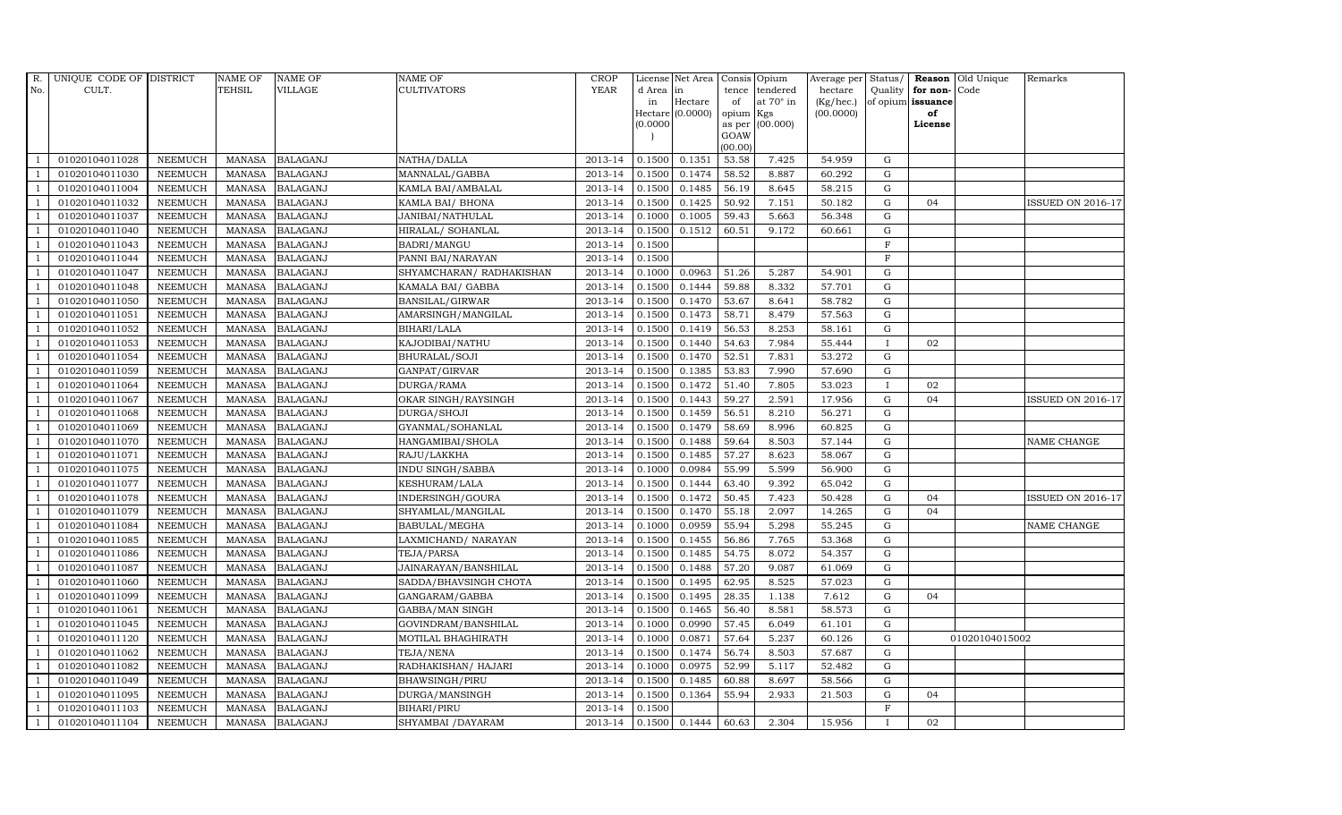| R. No. | UNIQUE CODE OF CULT. | DISTRICT | NAME OF TEHSIL | NAME OF VILLAGE | NAME OF CULTIVATORS | CROP YEAR | License d Area in Hectare (0.0000) | Net Area in Hectare (0.0000) | Consis tence of opium as per GOAW (00.00) | Opium tendered at 70° in Kgs (00.000) | Average per hectare (Kg/hec.) (00.0000) | Status/ Quality of opium | Reason for non- issuance of License | Old Unique Code | Remarks |
|---|---|---|---|---|---|---|---|---|---|---|---|---|---|---|---|
| 1 | 01020104011028 | NEEMUCH | MANASA | BALAGANJ | NATHA/DALLA | 2013-14 | 0.1500 | 0.1351 | 53.58 | 7.425 | 54.959 | G | | | |
| 1 | 01020104011030 | NEEMUCH | MANASA | BALAGANJ | MANNALAL/GABBA | 2013-14 | 0.1500 | 0.1474 | 58.52 | 8.887 | 60.292 | G | | | |
| 1 | 01020104011004 | NEEMUCH | MANASA | BALAGANJ | KAMLA BAI/AMBALAL | 2013-14 | 0.1500 | 0.1485 | 56.19 | 8.645 | 58.215 | G | | | |
| 1 | 01020104011032 | NEEMUCH | MANASA | BALAGANJ | KAMLA BAI/ BHONA | 2013-14 | 0.1500 | 0.1425 | 50.92 | 7.151 | 50.182 | G | 04 | | ISSUED ON 2016-17 |
| 1 | 01020104011037 | NEEMUCH | MANASA | BALAGANJ | JANIBAI/NATHULAL | 2013-14 | 0.1000 | 0.1005 | 59.43 | 5.663 | 56.348 | G | | | |
| 1 | 01020104011040 | NEEMUCH | MANASA | BALAGANJ | HIRALAL/ SOHANLAL | 2013-14 | 0.1500 | 0.1512 | 60.51 | 9.172 | 60.661 | G | | | |
| 1 | 01020104011043 | NEEMUCH | MANASA | BALAGANJ | BADRI/MANGU | 2013-14 | 0.1500 | | | | | F | | | |
| 1 | 01020104011044 | NEEMUCH | MANASA | BALAGANJ | PANNI BAI/NARAYAN | 2013-14 | 0.1500 | | | | | F | | | |
| 1 | 01020104011047 | NEEMUCH | MANASA | BALAGANJ | SHYAMCHARAN/ RADHAKISHAN | 2013-14 | 0.1000 | 0.0963 | 51.26 | 5.287 | 54.901 | G | | | |
| 1 | 01020104011048 | NEEMUCH | MANASA | BALAGANJ | KAMALA BAI/ GABBA | 2013-14 | 0.1500 | 0.1444 | 59.88 | 8.332 | 57.701 | G | | | |
| 1 | 01020104011050 | NEEMUCH | MANASA | BALAGANJ | BANSILAL/GIRWAR | 2013-14 | 0.1500 | 0.1470 | 53.67 | 8.641 | 58.782 | G | | | |
| 1 | 01020104011051 | NEEMUCH | MANASA | BALAGANJ | AMARSINGH/MANGILAL | 2013-14 | 0.1500 | 0.1473 | 58.71 | 8.479 | 57.563 | G | | | |
| 1 | 01020104011052 | NEEMUCH | MANASA | BALAGANJ | BIHARI/LALA | 2013-14 | 0.1500 | 0.1419 | 56.53 | 8.253 | 58.161 | G | | | |
| 1 | 01020104011053 | NEEMUCH | MANASA | BALAGANJ | KAJODIBAI/NATHU | 2013-14 | 0.1500 | 0.1440 | 54.63 | 7.984 | 55.444 | I | 02 | | |
| 1 | 01020104011054 | NEEMUCH | MANASA | BALAGANJ | BHURALAL/SOJI | 2013-14 | 0.1500 | 0.1470 | 52.51 | 7.831 | 53.272 | G | | | |
| 1 | 01020104011059 | NEEMUCH | MANASA | BALAGANJ | GANPAT/GIRVAR | 2013-14 | 0.1500 | 0.1385 | 53.83 | 7.990 | 57.690 | G | | | |
| 1 | 01020104011064 | NEEMUCH | MANASA | BALAGANJ | DURGA/RAMA | 2013-14 | 0.1500 | 0.1472 | 51.40 | 7.805 | 53.023 | I | 02 | | |
| 1 | 01020104011067 | NEEMUCH | MANASA | BALAGANJ | OKAR SINGH/RAYSINGH | 2013-14 | 0.1500 | 0.1443 | 59.27 | 2.591 | 17.956 | G | 04 | | ISSUED ON 2016-17 |
| 1 | 01020104011068 | NEEMUCH | MANASA | BALAGANJ | DURGA/SHOJI | 2013-14 | 0.1500 | 0.1459 | 56.51 | 8.210 | 56.271 | G | | | |
| 1 | 01020104011069 | NEEMUCH | MANASA | BALAGANJ | GYANMAL/SOHANLAL | 2013-14 | 0.1500 | 0.1479 | 58.69 | 8.996 | 60.825 | G | | | |
| 1 | 01020104011070 | NEEMUCH | MANASA | BALAGANJ | HANGAMIBAI/SHOLA | 2013-14 | 0.1500 | 0.1488 | 59.64 | 8.503 | 57.144 | G | | | NAME CHANGE |
| 1 | 01020104011071 | NEEMUCH | MANASA | BALAGANJ | RAJU/LAKKHA | 2013-14 | 0.1500 | 0.1485 | 57.27 | 8.623 | 58.067 | G | | | |
| 1 | 01020104011075 | NEEMUCH | MANASA | BALAGANJ | INDU SINGH/SABBA | 2013-14 | 0.1000 | 0.0984 | 55.99 | 5.599 | 56.900 | G | | | |
| 1 | 01020104011077 | NEEMUCH | MANASA | BALAGANJ | KESHURAM/LALA | 2013-14 | 0.1500 | 0.1444 | 63.40 | 9.392 | 65.042 | G | | | |
| 1 | 01020104011078 | NEEMUCH | MANASA | BALAGANJ | INDERSINGH/GOURA | 2013-14 | 0.1500 | 0.1472 | 50.45 | 7.423 | 50.428 | G | 04 | | ISSUED ON 2016-17 |
| 1 | 01020104011079 | NEEMUCH | MANASA | BALAGANJ | SHYAMLAL/MANGILAL | 2013-14 | 0.1500 | 0.1470 | 55.18 | 2.097 | 14.265 | G | 04 | | |
| 1 | 01020104011084 | NEEMUCH | MANASA | BALAGANJ | BABULAL/MEGHA | 2013-14 | 0.1000 | 0.0959 | 55.94 | 5.298 | 55.245 | G | | | NAME CHANGE |
| 1 | 01020104011085 | NEEMUCH | MANASA | BALAGANJ | LAXMICHAND/ NARAYAN | 2013-14 | 0.1500 | 0.1455 | 56.86 | 7.765 | 53.368 | G | | | |
| 1 | 01020104011086 | NEEMUCH | MANASA | BALAGANJ | TEJA/PARSA | 2013-14 | 0.1500 | 0.1485 | 54.75 | 8.072 | 54.357 | G | | | |
| 1 | 01020104011087 | NEEMUCH | MANASA | BALAGANJ | JAINARAYAN/BANSHILAL | 2013-14 | 0.1500 | 0.1488 | 57.20 | 9.087 | 61.069 | G | | | |
| 1 | 01020104011060 | NEEMUCH | MANASA | BALAGANJ | SADDA/BHAVSINGH CHOTA | 2013-14 | 0.1500 | 0.1495 | 62.95 | 8.525 | 57.023 | G | | | |
| 1 | 01020104011099 | NEEMUCH | MANASA | BALAGANJ | GANGARAM/GABBA | 2013-14 | 0.1500 | 0.1495 | 28.35 | 1.138 | 7.612 | G | 04 | | |
| 1 | 01020104011061 | NEEMUCH | MANASA | BALAGANJ | GABBA/MAN SINGH | 2013-14 | 0.1500 | 0.1465 | 56.40 | 8.581 | 58.573 | G | | | |
| 1 | 01020104011045 | NEEMUCH | MANASA | BALAGANJ | GOVINDRAM/BANSHILAL | 2013-14 | 0.1000 | 0.0990 | 57.45 | 6.049 | 61.101 | G | | | |
| 1 | 01020104011120 | NEEMUCH | MANASA | BALAGANJ | MOTILAL BHAGHIRATH | 2013-14 | 0.1000 | 0.0871 | 57.64 | 5.237 | 60.126 | G | | 01020104015002 | |
| 1 | 01020104011062 | NEEMUCH | MANASA | BALAGANJ | TEJA/NENA | 2013-14 | 0.1500 | 0.1474 | 56.74 | 8.503 | 57.687 | G | | | |
| 1 | 01020104011082 | NEEMUCH | MANASA | BALAGANJ | RADHAKISHAN/ HAJARI | 2013-14 | 0.1000 | 0.0975 | 52.99 | 5.117 | 52.482 | G | | | |
| 1 | 01020104011049 | NEEMUCH | MANASA | BALAGANJ | BHAWSINGH/PIRU | 2013-14 | 0.1500 | 0.1485 | 60.88 | 8.697 | 58.566 | G | | | |
| 1 | 01020104011095 | NEEMUCH | MANASA | BALAGANJ | DURGA/MANSINGH | 2013-14 | 0.1500 | 0.1364 | 55.94 | 2.933 | 21.503 | G | 04 | | |
| 1 | 01020104011103 | NEEMUCH | MANASA | BALAGANJ | BIHARI/PIRU | 2013-14 | 0.1500 | | | | | F | | | |
| 1 | 01020104011104 | NEEMUCH | MANASA | BALAGANJ | SHYAMBAI /DAYARAM | 2013-14 | 0.1500 | 0.1444 | 60.63 | 2.304 | 15.956 | I | 02 | | |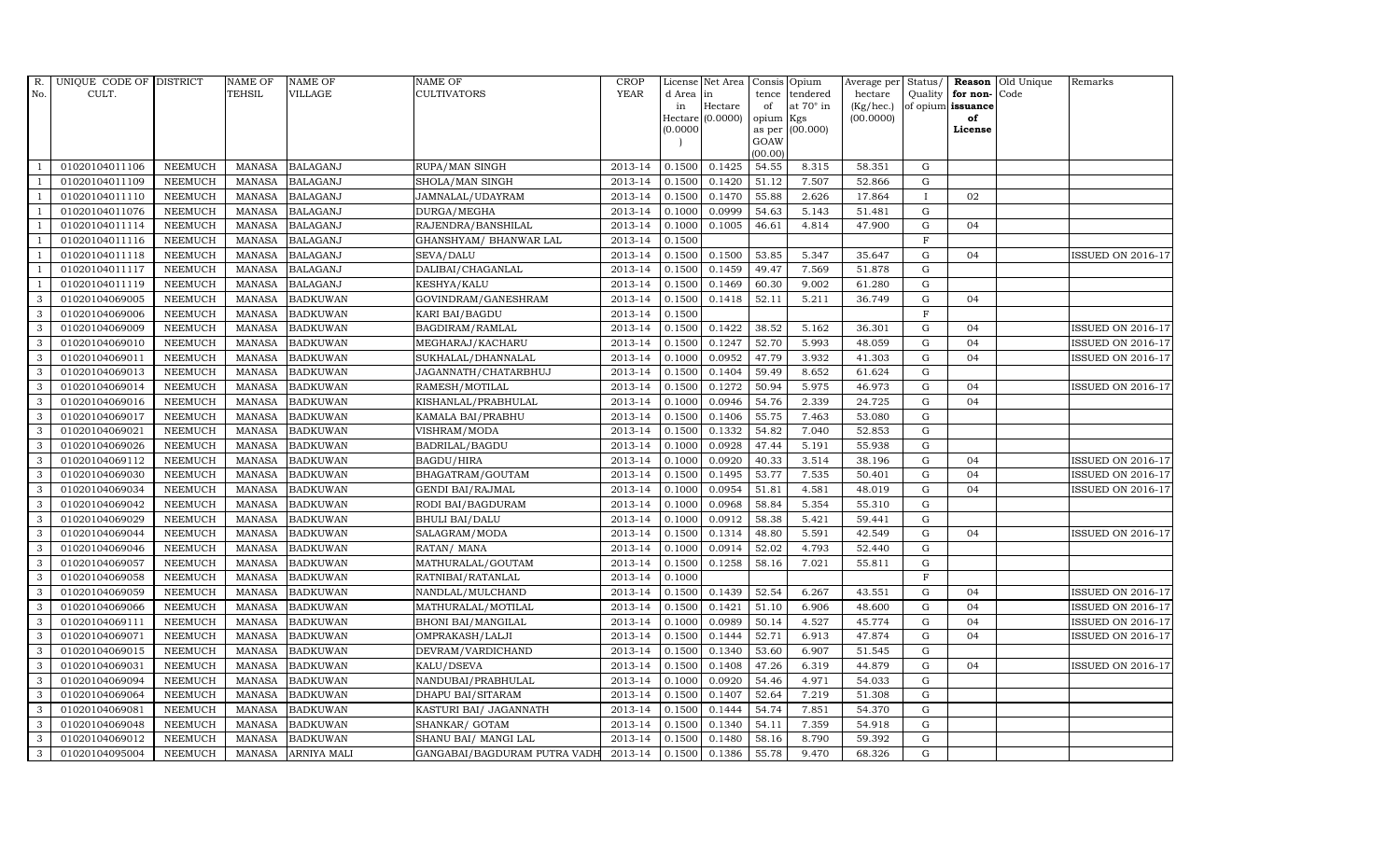| R. No. | UNIQUE CODE OF CULT. | DISTRICT | NAME OF TEHSIL | NAME OF VILLAGE | NAME OF CULTIVATORS | CROP YEAR | License d Area in Hectare (0.0000) | Net Area in Hectare (0.0000) | Consis tence of opium as per GOAW (00.00) | Opium tendered at 70° in Kgs (00.000) | Average per hectare (Kg/hec.) (00.0000) | Status/ Quality of opium | Reason for non-issuance of License | Old Unique Code | Remarks |
|---|---|---|---|---|---|---|---|---|---|---|---|---|---|---|---|
| 1 | 01020104011106 | NEEMUCH | MANASA | BALAGANJ | RUPA/MAN SINGH | 2013-14 | 0.1500 | 0.1425 | 54.55 | 8.315 | 58.351 | G | | | |
| 1 | 01020104011109 | NEEMUCH | MANASA | BALAGANJ | SHOLA/MAN SINGH | 2013-14 | 0.1500 | 0.1420 | 51.12 | 7.507 | 52.866 | G | | | |
| 1 | 01020104011110 | NEEMUCH | MANASA | BALAGANJ | JAMNALAL/UDAYRAM | 2013-14 | 0.1500 | 0.1470 | 55.88 | 2.626 | 17.864 | I | 02 | | |
| 1 | 01020104011076 | NEEMUCH | MANASA | BALAGANJ | DURGA/MEGHA | 2013-14 | 0.1000 | 0.0999 | 54.63 | 5.143 | 51.481 | G | | | |
| 1 | 01020104011114 | NEEMUCH | MANASA | BALAGANJ | RAJENDRA/BANSHILAL | 2013-14 | 0.1000 | 0.1005 | 46.61 | 4.814 | 47.900 | G | 04 | | |
| 1 | 01020104011116 | NEEMUCH | MANASA | BALAGANJ | GHANSHYAM/ BHANWAR LAL | 2013-14 | 0.1500 | | | | | F | | | |
| 1 | 01020104011118 | NEEMUCH | MANASA | BALAGANJ | SEVA/DALU | 2013-14 | 0.1500 | 0.1500 | 53.85 | 5.347 | 35.647 | G | 04 | | ISSUED ON 2016-17 |
| 1 | 01020104011117 | NEEMUCH | MANASA | BALAGANJ | DALIBAI/CHAGANLAL | 2013-14 | 0.1500 | 0.1459 | 49.47 | 7.569 | 51.878 | G | | | |
| 1 | 01020104011119 | NEEMUCH | MANASA | BALAGANJ | KESHYA/KALU | 2013-14 | 0.1500 | 0.1469 | 60.30 | 9.002 | 61.280 | G | | | |
| 3 | 01020104069005 | NEEMUCH | MANASA | BADKUWAN | GOVINDRAM/GANESHRAM | 2013-14 | 0.1500 | 0.1418 | 52.11 | 5.211 | 36.749 | G | 04 | | |
| 3 | 01020104069006 | NEEMUCH | MANASA | BADKUWAN | KARI BAI/BAGDU | 2013-14 | 0.1500 | | | | | F | | | |
| 3 | 01020104069009 | NEEMUCH | MANASA | BADKUWAN | BAGDIRAM/RAMLAL | 2013-14 | 0.1500 | 0.1422 | 38.52 | 5.162 | 36.301 | G | 04 | | ISSUED ON 2016-17 |
| 3 | 01020104069010 | NEEMUCH | MANASA | BADKUWAN | MEGHARAJ/KACHARU | 2013-14 | 0.1500 | 0.1247 | 52.70 | 5.993 | 48.059 | G | 04 | | ISSUED ON 2016-17 |
| 3 | 01020104069011 | NEEMUCH | MANASA | BADKUWAN | SUKHALAL/DHANNALAL | 2013-14 | 0.1000 | 0.0952 | 47.79 | 3.932 | 41.303 | G | 04 | | ISSUED ON 2016-17 |
| 3 | 01020104069013 | NEEMUCH | MANASA | BADKUWAN | JAGANNATH/CHATARBHUJ | 2013-14 | 0.1500 | 0.1404 | 59.49 | 8.652 | 61.624 | G | | | |
| 3 | 01020104069014 | NEEMUCH | MANASA | BADKUWAN | RAMESH/MOTILAL | 2013-14 | 0.1500 | 0.1272 | 50.94 | 5.975 | 46.973 | G | 04 | | ISSUED ON 2016-17 |
| 3 | 01020104069016 | NEEMUCH | MANASA | BADKUWAN | KISHANLAL/PRABHULAL | 2013-14 | 0.1000 | 0.0946 | 54.76 | 2.339 | 24.725 | G | 04 | | |
| 3 | 01020104069017 | NEEMUCH | MANASA | BADKUWAN | KAMALA BAI/PRABHU | 2013-14 | 0.1500 | 0.1406 | 55.75 | 7.463 | 53.080 | G | | | |
| 3 | 01020104069021 | NEEMUCH | MANASA | BADKUWAN | VISHRAM/MODA | 2013-14 | 0.1500 | 0.1332 | 54.82 | 7.040 | 52.853 | G | | | |
| 3 | 01020104069026 | NEEMUCH | MANASA | BADKUWAN | BADRILAL/BAGDU | 2013-14 | 0.1000 | 0.0928 | 47.44 | 5.191 | 55.938 | G | | | |
| 3 | 01020104069112 | NEEMUCH | MANASA | BADKUWAN | BAGDU/HIRA | 2013-14 | 0.1000 | 0.0920 | 40.33 | 3.514 | 38.196 | G | 04 | | ISSUED ON 2016-17 |
| 3 | 01020104069030 | NEEMUCH | MANASA | BADKUWAN | BHAGATRAM/GOUTAM | 2013-14 | 0.1500 | 0.1495 | 53.77 | 7.535 | 50.401 | G | 04 | | ISSUED ON 2016-17 |
| 3 | 01020104069034 | NEEMUCH | MANASA | BADKUWAN | GENDI BAI/RAJMAL | 2013-14 | 0.1000 | 0.0954 | 51.81 | 4.581 | 48.019 | G | 04 | | ISSUED ON 2016-17 |
| 3 | 01020104069042 | NEEMUCH | MANASA | BADKUWAN | RODI BAI/BAGDURAM | 2013-14 | 0.1000 | 0.0968 | 58.84 | 5.354 | 55.310 | G | | | |
| 3 | 01020104069029 | NEEMUCH | MANASA | BADKUWAN | BHULI BAI/DALU | 2013-14 | 0.1000 | 0.0912 | 58.38 | 5.421 | 59.441 | G | | | |
| 3 | 01020104069044 | NEEMUCH | MANASA | BADKUWAN | SALAGRAM/MODA | 2013-14 | 0.1500 | 0.1314 | 48.80 | 5.591 | 42.549 | G | 04 | | ISSUED ON 2016-17 |
| 3 | 01020104069046 | NEEMUCH | MANASA | BADKUWAN | RATAN/ MANA | 2013-14 | 0.1000 | 0.0914 | 52.02 | 4.793 | 52.440 | G | | | |
| 3 | 01020104069057 | NEEMUCH | MANASA | BADKUWAN | MATHURALAL/GOUTAM | 2013-14 | 0.1500 | 0.1258 | 58.16 | 7.021 | 55.811 | G | | | |
| 3 | 01020104069058 | NEEMUCH | MANASA | BADKUWAN | RATNIBAI/RATANLAL | 2013-14 | 0.1000 | | | | | F | | | |
| 3 | 01020104069059 | NEEMUCH | MANASA | BADKUWAN | NANDLAL/MULCHAND | 2013-14 | 0.1500 | 0.1439 | 52.54 | 6.267 | 43.551 | G | 04 | | ISSUED ON 2016-17 |
| 3 | 01020104069066 | NEEMUCH | MANASA | BADKUWAN | MATHURALAL/MOTILAL | 2013-14 | 0.1500 | 0.1421 | 51.10 | 6.906 | 48.600 | G | 04 | | ISSUED ON 2016-17 |
| 3 | 01020104069111 | NEEMUCH | MANASA | BADKUWAN | BHONI BAI/MANGILAL | 2013-14 | 0.1000 | 0.0989 | 50.14 | 4.527 | 45.774 | G | 04 | | ISSUED ON 2016-17 |
| 3 | 01020104069071 | NEEMUCH | MANASA | BADKUWAN | OMPRAKASH/LALJI | 2013-14 | 0.1500 | 0.1444 | 52.71 | 6.913 | 47.874 | G | 04 | | ISSUED ON 2016-17 |
| 3 | 01020104069015 | NEEMUCH | MANASA | BADKUWAN | DEVRAM/VARDICHAND | 2013-14 | 0.1500 | 0.1340 | 53.60 | 6.907 | 51.545 | G | | | |
| 3 | 01020104069031 | NEEMUCH | MANASA | BADKUWAN | KALU/DSEVA | 2013-14 | 0.1500 | 0.1408 | 47.26 | 6.319 | 44.879 | G | 04 | | ISSUED ON 2016-17 |
| 3 | 01020104069094 | NEEMUCH | MANASA | BADKUWAN | NANDUBAI/PRABHULAL | 2013-14 | 0.1000 | 0.0920 | 54.46 | 4.971 | 54.033 | G | | | |
| 3 | 01020104069064 | NEEMUCH | MANASA | BADKUWAN | DHAPU BAI/SITARAM | 2013-14 | 0.1500 | 0.1407 | 52.64 | 7.219 | 51.308 | G | | | |
| 3 | 01020104069081 | NEEMUCH | MANASA | BADKUWAN | KASTURI BAI/ JAGANNATH | 2013-14 | 0.1500 | 0.1444 | 54.74 | 7.851 | 54.370 | G | | | |
| 3 | 01020104069048 | NEEMUCH | MANASA | BADKUWAN | SHANKAR/ GOTAM | 2013-14 | 0.1500 | 0.1340 | 54.11 | 7.359 | 54.918 | G | | | |
| 3 | 01020104069012 | NEEMUCH | MANASA | BADKUWAN | SHANU BAI/ MANGI LAL | 2013-14 | 0.1500 | 0.1480 | 58.16 | 8.790 | 59.392 | G | | | |
| 3 | 01020104095004 | NEEMUCH | MANASA | ARNIYA MALI | GANGABAI/BAGDURAM PUTRA VADH | 2013-14 | 0.1500 | 0.1386 | 55.78 | 9.470 | 68.326 | G | | | |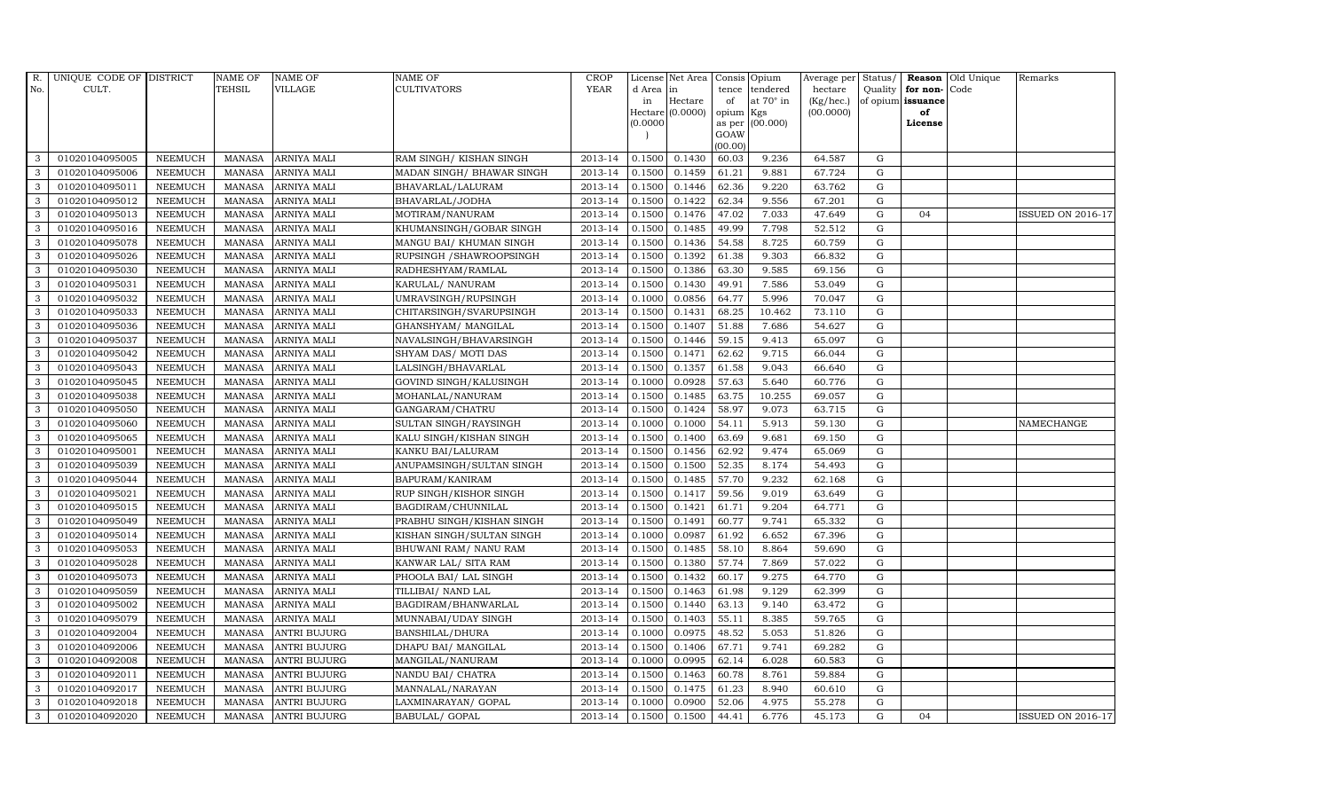| R. No. | UNIQUE CODE OF CULT. | DISTRICT | NAME OF TEHSIL | NAME OF VILLAGE | NAME OF CULTIVATORS | CROP YEAR | License d Area in Hectare (0.0000) | Net Area in Hectare (0.0000) | Consis tence of opium as per GOAW (00.00) | Opium tendered at 70° in Kgs (00.000) | Average per hectare (Kg/hec.) (00.0000) | Status/ Quality of opium | Reason for non-issuance of License | Old Unique Code | Remarks |
|---|---|---|---|---|---|---|---|---|---|---|---|---|---|---|---|
| 3 | 01020104095005 | NEEMUCH | MANASA | ARNIYA MALI | RAM SINGH/ KISHAN SINGH | 2013-14 | 0.1500 | 0.1430 | 60.03 | 9.236 | 64.587 | G | | | |
| 3 | 01020104095006 | NEEMUCH | MANASA | ARNIYA MALI | MADAN SINGH/ BHAWAR SINGH | 2013-14 | 0.1500 | 0.1459 | 61.21 | 9.881 | 67.724 | G | | | |
| 3 | 01020104095011 | NEEMUCH | MANASA | ARNIYA MALI | BHAVARLAL/LALURAM | 2013-14 | 0.1500 | 0.1446 | 62.36 | 9.220 | 63.762 | G | | | |
| 3 | 01020104095012 | NEEMUCH | MANASA | ARNIYA MALI | BHAVARLAL/JODHA | 2013-14 | 0.1500 | 0.1422 | 62.34 | 9.556 | 67.201 | G | | | |
| 3 | 01020104095013 | NEEMUCH | MANASA | ARNIYA MALI | MOTIRAM/NANURAM | 2013-14 | 0.1500 | 0.1476 | 47.02 | 7.033 | 47.649 | G | 04 | | ISSUED ON 2016-17 |
| 3 | 01020104095016 | NEEMUCH | MANASA | ARNIYA MALI | KHUMANSINGH/GOBAR SINGH | 2013-14 | 0.1500 | 0.1485 | 49.99 | 7.798 | 52.512 | G | | | |
| 3 | 01020104095078 | NEEMUCH | MANASA | ARNIYA MALI | MANGU BAI/ KHUMAN SINGH | 2013-14 | 0.1500 | 0.1436 | 54.58 | 8.725 | 60.759 | G | | | |
| 3 | 01020104095026 | NEEMUCH | MANASA | ARNIYA MALI | RUPSINGH /SHAWROOPSINGH | 2013-14 | 0.1500 | 0.1392 | 61.38 | 9.303 | 66.832 | G | | | |
| 3 | 01020104095030 | NEEMUCH | MANASA | ARNIYA MALI | RADHESHYAM/RAMLAL | 2013-14 | 0.1500 | 0.1386 | 63.30 | 9.585 | 69.156 | G | | | |
| 3 | 01020104095031 | NEEMUCH | MANASA | ARNIYA MALI | KARULAL/ NANURAM | 2013-14 | 0.1500 | 0.1430 | 49.91 | 7.586 | 53.049 | G | | | |
| 3 | 01020104095032 | NEEMUCH | MANASA | ARNIYA MALI | UMRAVSINGH/RUPSINGH | 2013-14 | 0.1000 | 0.0856 | 64.77 | 5.996 | 70.047 | G | | | |
| 3 | 01020104095033 | NEEMUCH | MANASA | ARNIYA MALI | CHITARSINGH/SVARUPSINGH | 2013-14 | 0.1500 | 0.1431 | 68.25 | 10.462 | 73.110 | G | | | |
| 3 | 01020104095036 | NEEMUCH | MANASA | ARNIYA MALI | GHANSHYAM/ MANGILAL | 2013-14 | 0.1500 | 0.1407 | 51.88 | 7.686 | 54.627 | G | | | |
| 3 | 01020104095037 | NEEMUCH | MANASA | ARNIYA MALI | NAVALSINGH/BHAVARSINGH | 2013-14 | 0.1500 | 0.1446 | 59.15 | 9.413 | 65.097 | G | | | |
| 3 | 01020104095042 | NEEMUCH | MANASA | ARNIYA MALI | SHYAM DAS/ MOTI DAS | 2013-14 | 0.1500 | 0.1471 | 62.62 | 9.715 | 66.044 | G | | | |
| 3 | 01020104095043 | NEEMUCH | MANASA | ARNIYA MALI | LALSINGH/BHAVARLAL | 2013-14 | 0.1500 | 0.1357 | 61.58 | 9.043 | 66.640 | G | | | |
| 3 | 01020104095045 | NEEMUCH | MANASA | ARNIYA MALI | GOVIND SINGH/KALUSINGH | 2013-14 | 0.1000 | 0.0928 | 57.63 | 5.640 | 60.776 | G | | | |
| 3 | 01020104095038 | NEEMUCH | MANASA | ARNIYA MALI | MOHANLAL/NANURAM | 2013-14 | 0.1500 | 0.1485 | 63.75 | 10.255 | 69.057 | G | | | |
| 3 | 01020104095050 | NEEMUCH | MANASA | ARNIYA MALI | GANGARAM/CHATRU | 2013-14 | 0.1500 | 0.1424 | 58.97 | 9.073 | 63.715 | G | | | |
| 3 | 01020104095060 | NEEMUCH | MANASA | ARNIYA MALI | SULTAN SINGH/RAYSINGH | 2013-14 | 0.1000 | 0.1000 | 54.11 | 5.913 | 59.130 | G | | | NAMECHANGE |
| 3 | 01020104095065 | NEEMUCH | MANASA | ARNIYA MALI | KALU SINGH/KISHAN SINGH | 2013-14 | 0.1500 | 0.1400 | 63.69 | 9.681 | 69.150 | G | | | |
| 3 | 01020104095001 | NEEMUCH | MANASA | ARNIYA MALI | KANKU BAI/LALURAM | 2013-14 | 0.1500 | 0.1456 | 62.92 | 9.474 | 65.069 | G | | | |
| 3 | 01020104095039 | NEEMUCH | MANASA | ARNIYA MALI | ANUPAMSINGH/SULTAN SINGH | 2013-14 | 0.1500 | 0.1500 | 52.35 | 8.174 | 54.493 | G | | | |
| 3 | 01020104095044 | NEEMUCH | MANASA | ARNIYA MALI | BAPURAM/KANIRAM | 2013-14 | 0.1500 | 0.1485 | 57.70 | 9.232 | 62.168 | G | | | |
| 3 | 01020104095021 | NEEMUCH | MANASA | ARNIYA MALI | RUP SINGH/KISHOR SINGH | 2013-14 | 0.1500 | 0.1417 | 59.56 | 9.019 | 63.649 | G | | | |
| 3 | 01020104095015 | NEEMUCH | MANASA | ARNIYA MALI | BAGDIRAM/CHUNNILAL | 2013-14 | 0.1500 | 0.1421 | 61.71 | 9.204 | 64.771 | G | | | |
| 3 | 01020104095049 | NEEMUCH | MANASA | ARNIYA MALI | PRABHU SINGH/KISHAN SINGH | 2013-14 | 0.1500 | 0.1491 | 60.77 | 9.741 | 65.332 | G | | | |
| 3 | 01020104095014 | NEEMUCH | MANASA | ARNIYA MALI | KISHAN SINGH/SULTAN SINGH | 2013-14 | 0.1000 | 0.0987 | 61.92 | 6.652 | 67.396 | G | | | |
| 3 | 01020104095053 | NEEMUCH | MANASA | ARNIYA MALI | BHUWANI RAM/ NANU RAM | 2013-14 | 0.1500 | 0.1485 | 58.10 | 8.864 | 59.690 | G | | | |
| 3 | 01020104095028 | NEEMUCH | MANASA | ARNIYA MALI | KANWAR LAL/ SITA RAM | 2013-14 | 0.1500 | 0.1380 | 57.74 | 7.869 | 57.022 | G | | | |
| 3 | 01020104095073 | NEEMUCH | MANASA | ARNIYA MALI | PHOOLA BAI/ LAL SINGH | 2013-14 | 0.1500 | 0.1432 | 60.17 | 9.275 | 64.770 | G | | | |
| 3 | 01020104095059 | NEEMUCH | MANASA | ARNIYA MALI | TILLIBAI/ NAND LAL | 2013-14 | 0.1500 | 0.1463 | 61.98 | 9.129 | 62.399 | G | | | |
| 3 | 01020104095002 | NEEMUCH | MANASA | ARNIYA MALI | BAGDIRAM/BHANWARLAL | 2013-14 | 0.1500 | 0.1440 | 63.13 | 9.140 | 63.472 | G | | | |
| 3 | 01020104095079 | NEEMUCH | MANASA | ARNIYA MALI | MUNNABAI/UDAY SINGH | 2013-14 | 0.1500 | 0.1403 | 55.11 | 8.385 | 59.765 | G | | | |
| 3 | 01020104092004 | NEEMUCH | MANASA | ANTRI BUJURG | BANSHILAL/DHURA | 2013-14 | 0.1000 | 0.0975 | 48.52 | 5.053 | 51.826 | G | | | |
| 3 | 01020104092006 | NEEMUCH | MANASA | ANTRI BUJURG | DHAPU BAI/ MANGILAL | 2013-14 | 0.1500 | 0.1406 | 67.71 | 9.741 | 69.282 | G | | | |
| 3 | 01020104092008 | NEEMUCH | MANASA | ANTRI BUJURG | MANGILAL/NANURAM | 2013-14 | 0.1000 | 0.0995 | 62.14 | 6.028 | 60.583 | G | | | |
| 3 | 01020104092011 | NEEMUCH | MANASA | ANTRI BUJURG | NANDU BAI/ CHATRA | 2013-14 | 0.1500 | 0.1463 | 60.78 | 8.761 | 59.884 | G | | | |
| 3 | 01020104092017 | NEEMUCH | MANASA | ANTRI BUJURG | MANNALAL/NARAYAN | 2013-14 | 0.1500 | 0.1475 | 61.23 | 8.940 | 60.610 | G | | | |
| 3 | 01020104092018 | NEEMUCH | MANASA | ANTRI BUJURG | LAXMINARAYAN/ GOPAL | 2013-14 | 0.1000 | 0.0900 | 52.06 | 4.975 | 55.278 | G | | | |
| 3 | 01020104092020 | NEEMUCH | MANASA | ANTRI BUJURG | BABULAL/ GOPAL | 2013-14 | 0.1500 | 0.1500 | 44.41 | 6.776 | 45.173 | G | 04 | | ISSUED ON 2016-17 |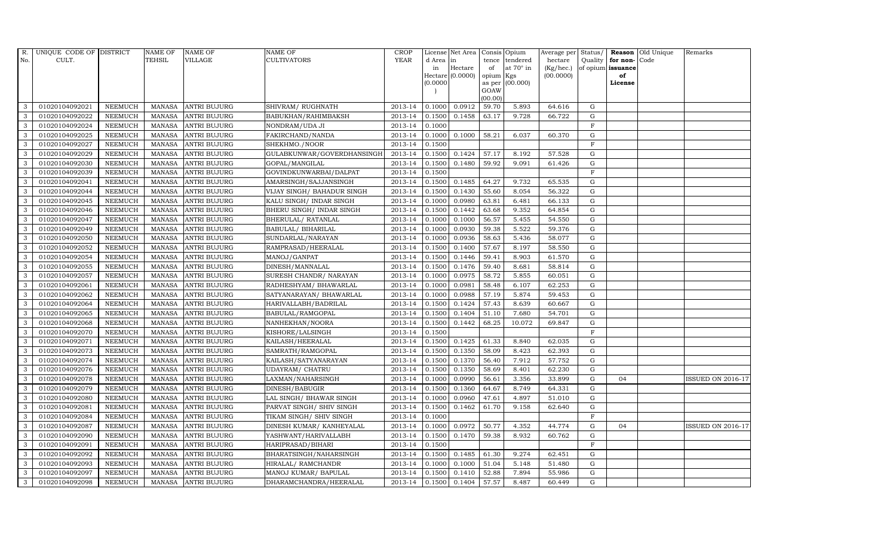| R. No. | UNIQUE CODE OF CULT. | DISTRICT | NAME OF TEHSIL | NAME OF VILLAGE | NAME OF CULTIVATORS | CROP YEAR | License d Area in Hectare (0.0000) | Net Area in Hectare (0.0000) | Consis tence of opium as per GOAW (00.00) | Opium tendered at 70° in Kgs (00.000) | Average per hectare (Kg/hec.) (00.0000) | Status/ Quality of opium | Reason for non-issuance of License | Old Unique Code | Remarks |
|---|---|---|---|---|---|---|---|---|---|---|---|---|---|---|---|
| 3 | 01020104092021 | NEEMUCH | MANASA | ANTRI BUJURG | SHIVRAM/ RUGHNATH | 2013-14 | 0.1000 | 0.0912 | 59.70 | 5.893 | 64.616 | G | | | |
| 3 | 01020104092022 | NEEMUCH | MANASA | ANTRI BUJURG | BABUKHAN/RAHIMBAKSH | 2013-14 | 0.1500 | 0.1458 | 63.17 | 9.728 | 66.722 | G | | | |
| 3 | 01020104092024 | NEEMUCH | MANASA | ANTRI BUJURG | NONDRAM/UDA JI | 2013-14 | 0.1000 | | | | | F | | | |
| 3 | 01020104092025 | NEEMUCH | MANASA | ANTRI BUJURG | FAKIRCHAND/NANDA | 2013-14 | 0.1000 | 0.1000 | 58.21 | 6.037 | 60.370 | G | | | |
| 3 | 01020104092027 | NEEMUCH | MANASA | ANTRI BUJURG | SHEKHMO./NOOR | 2013-14 | 0.1500 | | | | | F | | | |
| 3 | 01020104092029 | NEEMUCH | MANASA | ANTRI BUJURG | GULABKUNWAR/GOVERDHANSINGH | 2013-14 | 0.1500 | 0.1424 | 57.17 | 8.192 | 57.528 | G | | | |
| 3 | 01020104092030 | NEEMUCH | MANASA | ANTRI BUJURG | GOPAL/MANGILAL | 2013-14 | 0.1500 | 0.1480 | 59.92 | 9.091 | 61.426 | G | | | |
| 3 | 01020104092039 | NEEMUCH | MANASA | ANTRI BUJURG | GOVINDKUNWARBAI/DALPAT | 2013-14 | 0.1500 | | | | | F | | | |
| 3 | 01020104092041 | NEEMUCH | MANASA | ANTRI BUJURG | AMARSINGH/SAJJANSINGH | 2013-14 | 0.1500 | 0.1485 | 64.27 | 9.732 | 65.535 | G | | | |
| 3 | 01020104092044 | NEEMUCH | MANASA | ANTRI BUJURG | VIJAY SINGH/ BAHADUR SINGH | 2013-14 | 0.1500 | 0.1430 | 55.60 | 8.054 | 56.322 | G | | | |
| 3 | 01020104092045 | NEEMUCH | MANASA | ANTRI BUJURG | KALU SINGH/ INDAR SINGH | 2013-14 | 0.1000 | 0.0980 | 63.81 | 6.481 | 66.133 | G | | | |
| 3 | 01020104092046 | NEEMUCH | MANASA | ANTRI BUJURG | BHERU SINGH/ INDAR SINGH | 2013-14 | 0.1500 | 0.1442 | 63.68 | 9.352 | 64.854 | G | | | |
| 3 | 01020104092047 | NEEMUCH | MANASA | ANTRI BUJURG | BHERULAL/ RATANLAL | 2013-14 | 0.1000 | 0.1000 | 56.57 | 5.455 | 54.550 | G | | | |
| 3 | 01020104092049 | NEEMUCH | MANASA | ANTRI BUJURG | BABULAL/ BIHARILAL | 2013-14 | 0.1000 | 0.0930 | 59.38 | 5.522 | 59.376 | G | | | |
| 3 | 01020104092050 | NEEMUCH | MANASA | ANTRI BUJURG | SUNDARLAL/NARAYAN | 2013-14 | 0.1000 | 0.0936 | 58.63 | 5.436 | 58.077 | G | | | |
| 3 | 01020104092052 | NEEMUCH | MANASA | ANTRI BUJURG | RAMPRASAD/HEERALAL | 2013-14 | 0.1500 | 0.1400 | 57.67 | 8.197 | 58.550 | G | | | |
| 3 | 01020104092054 | NEEMUCH | MANASA | ANTRI BUJURG | MANOJ/GANPAT | 2013-14 | 0.1500 | 0.1446 | 59.41 | 8.903 | 61.570 | G | | | |
| 3 | 01020104092055 | NEEMUCH | MANASA | ANTRI BUJURG | DINESH/MANNALAL | 2013-14 | 0.1500 | 0.1476 | 59.40 | 8.681 | 58.814 | G | | | |
| 3 | 01020104092057 | NEEMUCH | MANASA | ANTRI BUJURG | SURESH CHANDR/ NARAYAN | 2013-14 | 0.1000 | 0.0975 | 58.72 | 5.855 | 60.051 | G | | | |
| 3 | 01020104092061 | NEEMUCH | MANASA | ANTRI BUJURG | RADHESHYAM/ BHAWARLAL | 2013-14 | 0.1000 | 0.0981 | 58.48 | 6.107 | 62.253 | G | | | |
| 3 | 01020104092062 | NEEMUCH | MANASA | ANTRI BUJURG | SATYANARAYAN/ BHAWARLAL | 2013-14 | 0.1000 | 0.0988 | 57.19 | 5.874 | 59.453 | G | | | |
| 3 | 01020104092064 | NEEMUCH | MANASA | ANTRI BUJURG | HARIVALLABH/BADRILAL | 2013-14 | 0.1500 | 0.1424 | 57.43 | 8.639 | 60.667 | G | | | |
| 3 | 01020104092065 | NEEMUCH | MANASA | ANTRI BUJURG | BABULAL/RAMGOPAL | 2013-14 | 0.1500 | 0.1404 | 51.10 | 7.680 | 54.701 | G | | | |
| 3 | 01020104092068 | NEEMUCH | MANASA | ANTRI BUJURG | NANHEKHAN/NOORA | 2013-14 | 0.1500 | 0.1442 | 68.25 | 10.072 | 69.847 | G | | | |
| 3 | 01020104092070 | NEEMUCH | MANASA | ANTRI BUJURG | KISHORE/LALSINGH | 2013-14 | 0.1500 | | | | | F | | | |
| 3 | 01020104092071 | NEEMUCH | MANASA | ANTRI BUJURG | KAILASH/HEERALAL | 2013-14 | 0.1500 | 0.1425 | 61.33 | 8.840 | 62.035 | G | | | |
| 3 | 01020104092073 | NEEMUCH | MANASA | ANTRI BUJURG | SAMRATH/RAMGOPAL | 2013-14 | 0.1500 | 0.1350 | 58.09 | 8.423 | 62.393 | G | | | |
| 3 | 01020104092074 | NEEMUCH | MANASA | ANTRI BUJURG | KAILASH/SATYANARAYAN | 2013-14 | 0.1500 | 0.1370 | 56.40 | 7.912 | 57.752 | G | | | |
| 3 | 01020104092076 | NEEMUCH | MANASA | ANTRI BUJURG | UDAYRAM/ CHATRU | 2013-14 | 0.1500 | 0.1350 | 58.69 | 8.401 | 62.230 | G | | | |
| 3 | 01020104092078 | NEEMUCH | MANASA | ANTRI BUJURG | LAXMAN/NAHARSINGH | 2013-14 | 0.1000 | 0.0990 | 56.61 | 3.356 | 33.899 | G | 04 | | ISSUED ON 2016-17 |
| 3 | 01020104092079 | NEEMUCH | MANASA | ANTRI BUJURG | DINESH/BABUGIR | 2013-14 | 0.1500 | 0.1360 | 64.67 | 8.749 | 64.331 | G | | | |
| 3 | 01020104092080 | NEEMUCH | MANASA | ANTRI BUJURG | LAL SINGH/ BHAWAR SINGH | 2013-14 | 0.1000 | 0.0960 | 47.61 | 4.897 | 51.010 | G | | | |
| 3 | 01020104092081 | NEEMUCH | MANASA | ANTRI BUJURG | PARVAT SINGH/ SHIV SINGH | 2013-14 | 0.1500 | 0.1462 | 61.70 | 9.158 | 62.640 | G | | | |
| 3 | 01020104092084 | NEEMUCH | MANASA | ANTRI BUJURG | TIKAM SINGH/ SHIV SINGH | 2013-14 | 0.1000 | | | | | F | | | |
| 3 | 01020104092087 | NEEMUCH | MANASA | ANTRI BUJURG | DINESH KUMAR/ KANHEYALAL | 2013-14 | 0.1000 | 0.0972 | 50.77 | 4.352 | 44.774 | G | 04 | | ISSUED ON 2016-17 |
| 3 | 01020104092090 | NEEMUCH | MANASA | ANTRI BUJURG | YASHWANT/HARIVALLABH | 2013-14 | 0.1500 | 0.1470 | 59.38 | 8.932 | 60.762 | G | | | |
| 3 | 01020104092091 | NEEMUCH | MANASA | ANTRI BUJURG | HARIPRASAD/BIHARI | 2013-14 | 0.1500 | | | | | F | | | |
| 3 | 01020104092092 | NEEMUCH | MANASA | ANTRI BUJURG | BHARATSINGH/NAHARSINGH | 2013-14 | 0.1500 | 0.1485 | 61.30 | 9.274 | 62.451 | G | | | |
| 3 | 01020104092093 | NEEMUCH | MANASA | ANTRI BUJURG | HIRALAL/ RAMCHANDR | 2013-14 | 0.1000 | 0.1000 | 51.04 | 5.148 | 51.480 | G | | | |
| 3 | 01020104092097 | NEEMUCH | MANASA | ANTRI BUJURG | MANOJ KUMAR/ BAPULAL | 2013-14 | 0.1500 | 0.1410 | 52.88 | 7.894 | 55.986 | G | | | |
| 3 | 01020104092098 | NEEMUCH | MANASA | ANTRI BUJURG | DHARAMCHANDRA/HEERALAL | 2013-14 | 0.1500 | 0.1404 | 57.57 | 8.487 | 60.449 | G | | | |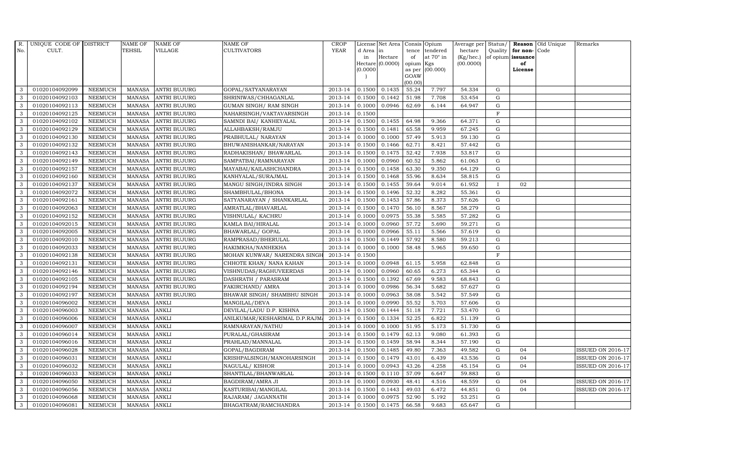| R. No. | UNIQUE CODE OF CULT. | DISTRICT | NAME OF TEHSIL | NAME OF VILLAGE | NAME OF CULTIVATORS | CROP YEAR | License d Area in Hectare (0.0000) | Net Area in Hectare (0.0000) | Consis tence of opium as per GOAW (00.00) | Opium tendered at 70° in Kgs (00.000) | Average per hectare (Kg/hec.) (00.0000) | Status/ Quality of opium | Reason for non-issuance of License | Old Unique Code | Remarks |
|---|---|---|---|---|---|---|---|---|---|---|---|---|---|---|---|
| 3 | 01020104092099 | NEEMUCH | MANASA | ANTRI BUJURG | GOPAL/SATYANARAYAN | 2013-14 | 0.1500 | 0.1435 | 55.24 | 7.797 | 54.334 | G | | | |
| 3 | 01020104092103 | NEEMUCH | MANASA | ANTRI BUJURG | SHRINIWAS/CHHAGANLAL | 2013-14 | 0.1500 | 0.1442 | 51.98 | 7.708 | 53.454 | G | | | |
| 3 | 01020104092113 | NEEMUCH | MANASA | ANTRI BUJURG | GUMAN SINGH/ RAM SINGH | 2013-14 | 0.1000 | 0.0946 | 62.69 | 6.144 | 64.947 | G | | | |
| 3 | 01020104092125 | NEEMUCH | MANASA | ANTRI BUJURG | NAHARSINGH/VAKTAVARSINGH | 2013-14 | 0.1500 | | | | | F | | | |
| 3 | 01020104092102 | NEEMUCH | MANASA | ANTRI BUJURG | SAMNDI BAI/ KANHEYALAL | 2013-14 | 0.1500 | 0.1455 | 64.98 | 9.366 | 64.371 | G | | | |
| 3 | 01020104092129 | NEEMUCH | MANASA | ANTRI BUJURG | ALLAHBAKSH/RAMJU | 2013-14 | 0.1500 | 0.1481 | 65.58 | 9.959 | 67.245 | G | | | |
| 3 | 01020104092130 | NEEMUCH | MANASA | ANTRI BUJURG | PRABHULAL/ NARAYAN | 2013-14 | 0.1000 | 0.1000 | 57.49 | 5.913 | 59.130 | G | | | |
| 3 | 01020104092132 | NEEMUCH | MANASA | ANTRI BUJURG | BHUWANISHANKAR/NARAYAN | 2013-14 | 0.1500 | 0.1466 | 62.71 | 8.421 | 57.442 | G | | | |
| 3 | 01020104092143 | NEEMUCH | MANASA | ANTRI BUJURG | RADHAKISHAN/ BHAWARLAL | 2013-14 | 0.1500 | 0.1475 | 52.42 | 7.938 | 53.817 | G | | | |
| 3 | 01020104092149 | NEEMUCH | MANASA | ANTRI BUJURG | SAMPATBAI/RAMNARAYAN | 2013-14 | 0.1000 | 0.0960 | 60.52 | 5.862 | 61.063 | G | | | |
| 3 | 01020104092157 | NEEMUCH | MANASA | ANTRI BUJURG | MAYABAI/KAILASHCHANDRA | 2013-14 | 0.1500 | 0.1458 | 63.30 | 9.350 | 64.129 | G | | | |
| 3 | 01020104092160 | NEEMUCH | MANASA | ANTRI BUJURG | KANHYALAL/SURAJMAL | 2013-14 | 0.1500 | 0.1468 | 55.96 | 8.634 | 58.815 | G | | | |
| 3 | 01020104092137 | NEEMUCH | MANASA | ANTRI BUJURG | MANGU SINGH/INDRA SINGH | 2013-14 | 0.1500 | 0.1455 | 59.64 | 9.014 | 61.952 | I | 02 | | |
| 3 | 01020104092072 | NEEMUCH | MANASA | ANTRI BUJURG | SHAMBHULAL/BHONA | 2013-14 | 0.1500 | 0.1496 | 52.32 | 8.282 | 55.361 | G | | | |
| 3 | 01020104092161 | NEEMUCH | MANASA | ANTRI BUJURG | SATYANARAYAN / SHANKARLAL | 2013-14 | 0.1500 | 0.1453 | 57.86 | 8.373 | 57.626 | G | | | |
| 3 | 01020104092063 | NEEMUCH | MANASA | ANTRI BUJURG | AMRATLAL/BHAVARLAL | 2013-14 | 0.1500 | 0.1470 | 56.10 | 8.567 | 58.279 | G | | | |
| 3 | 01020104092152 | NEEMUCH | MANASA | ANTRI BUJURG | VISHNULAL/ KACHRU | 2013-14 | 0.1000 | 0.0975 | 55.38 | 5.585 | 57.282 | G | | | |
| 3 | 01020104092015 | NEEMUCH | MANASA | ANTRI BUJURG | KAMLA BAI/HIRALAL | 2013-14 | 0.1000 | 0.0960 | 57.72 | 5.690 | 59.271 | G | | | |
| 3 | 01020104092005 | NEEMUCH | MANASA | ANTRI BUJURG | BHAWARLAL/ GOPAL | 2013-14 | 0.1000 | 0.0966 | 55.11 | 5.566 | 57.619 | G | | | |
| 3 | 01020104092010 | NEEMUCH | MANASA | ANTRI BUJURG | RAMPRASAD/BHERULAL | 2013-14 | 0.1500 | 0.1449 | 57.92 | 8.580 | 59.213 | G | | | |
| 3 | 01020104092033 | NEEMUCH | MANASA | ANTRI BUJURG | HAKIMKHA/NANHEKHA | 2013-14 | 0.1000 | 0.1000 | 58.48 | 5.965 | 59.650 | G | | | |
| 3 | 01020104092138 | NEEMUCH | MANASA | ANTRI BUJURG | MOHAN KUNWAR/ NARENDRA SINGH | 2013-14 | 0.1500 | | | | | F | | | |
| 3 | 01020104092131 | NEEMUCH | MANASA | ANTRI BUJURG | CHHOTE KHAN/ NANA KAHAN | 2013-14 | 0.1000 | 0.0948 | 61.15 | 5.958 | 62.848 | G | | | |
| 3 | 01020104092146 | NEEMUCH | MANASA | ANTRI BUJURG | VISHNUDAS/RAGHUVEERDAS | 2013-14 | 0.1000 | 0.0960 | 60.65 | 6.273 | 65.344 | G | | | |
| 3 | 01020104092105 | NEEMUCH | MANASA | ANTRI BUJURG | DASHRATH / PARASRAM | 2013-14 | 0.1500 | 0.1392 | 67.69 | 9.583 | 68.843 | G | | | |
| 3 | 01020104092194 | NEEMUCH | MANASA | ANTRI BUJURG | FAKIRCHAND/ AMRA | 2013-14 | 0.1000 | 0.0986 | 56.34 | 5.682 | 57.627 | G | | | |
| 3 | 01020104092197 | NEEMUCH | MANASA | ANTRI BUJURG | BHAWAR SINGH/ SHAMBHU SINGH | 2013-14 | 0.1000 | 0.0963 | 58.08 | 5.542 | 57.549 | G | | | |
| 3 | 01020104096002 | NEEMUCH | MANASA | ANKLI | MANGILAL/DEVA | 2013-14 | 0.1000 | 0.0990 | 55.52 | 5.703 | 57.606 | G | | | |
| 3 | 01020104096003 | NEEMUCH | MANASA | ANKLI | DEVILAL/LADU D.P. KISHNA | 2013-14 | 0.1500 | 0.1444 | 51.18 | 7.721 | 53.470 | G | | | |
| 3 | 01020104096006 | NEEMUCH | MANASA | ANKLI | ANILKUMAR/KESHARIMAL D.P.RAJMA | 2013-14 | 0.1500 | 0.1334 | 52.25 | 6.822 | 51.139 | G | | | |
| 3 | 01020104096007 | NEEMUCH | MANASA | ANKLI | RAMNARAYAN/NATHU | 2013-14 | 0.1000 | 0.1000 | 51.95 | 5.173 | 51.730 | G | | | |
| 3 | 01020104096014 | NEEMUCH | MANASA | ANKLI | PURALAL/GHASIRAM | 2013-14 | 0.1500 | 0.1479 | 62.13 | 9.080 | 61.393 | G | | | |
| 3 | 01020104096016 | NEEMUCH | MANASA | ANKLI | PRAHLAD/MANNALAL | 2013-14 | 0.1500 | 0.1459 | 58.94 | 8.344 | 57.190 | G | | | |
| 3 | 01020104096028 | NEEMUCH | MANASA | ANKLI | GOPAL/BAGDIRAM | 2013-14 | 0.1500 | 0.1485 | 49.80 | 7.363 | 49.582 | G | 04 | | ISSUED ON 2016-17 |
| 3 | 01020104096031 | NEEMUCH | MANASA | ANKLI | KRISHPALSINGH/MANOHARSINGH | 2013-14 | 0.1500 | 0.1479 | 43.01 | 6.439 | 43.536 | G | 04 | | ISSUED ON 2016-17 |
| 3 | 01020104096032 | NEEMUCH | MANASA | ANKLI | NAGULAL/ KISHOR | 2013-14 | 0.1000 | 0.0943 | 43.26 | 4.258 | 45.154 | G | 04 | | ISSUED ON 2016-17 |
| 3 | 01020104096033 | NEEMUCH | MANASA | ANKLI | SHANTILAL/BHANWARLAL | 2013-14 | 0.1500 | 0.1110 | 57.09 | 6.647 | 59.883 | G | | | |
| 3 | 01020104096050 | NEEMUCH | MANASA | ANKLI | BAGDIRAM/AMRA JI | 2013-14 | 0.1000 | 0.0930 | 48.41 | 4.516 | 48.559 | G | 04 | | ISSUED ON 2016-17 |
| 3 | 01020104096056 | NEEMUCH | MANASA | ANKLI | KASTURIBAI/MANGILAL | 2013-14 | 0.1500 | 0.1443 | 49.03 | 6.472 | 44.851 | G | 04 | | ISSUED ON 2016-17 |
| 3 | 01020104096068 | NEEMUCH | MANASA | ANKLI | RAJARAM/ JAGANNATH | 2013-14 | 0.1000 | 0.0975 | 52.90 | 5.192 | 53.251 | G | | | |
| 3 | 01020104096081 | NEEMUCH | MANASA | ANKLI | BHAGATRAM/RAMCHANDRA | 2013-14 | 0.1500 | 0.1475 | 66.58 | 9.683 | 65.647 | G | | | |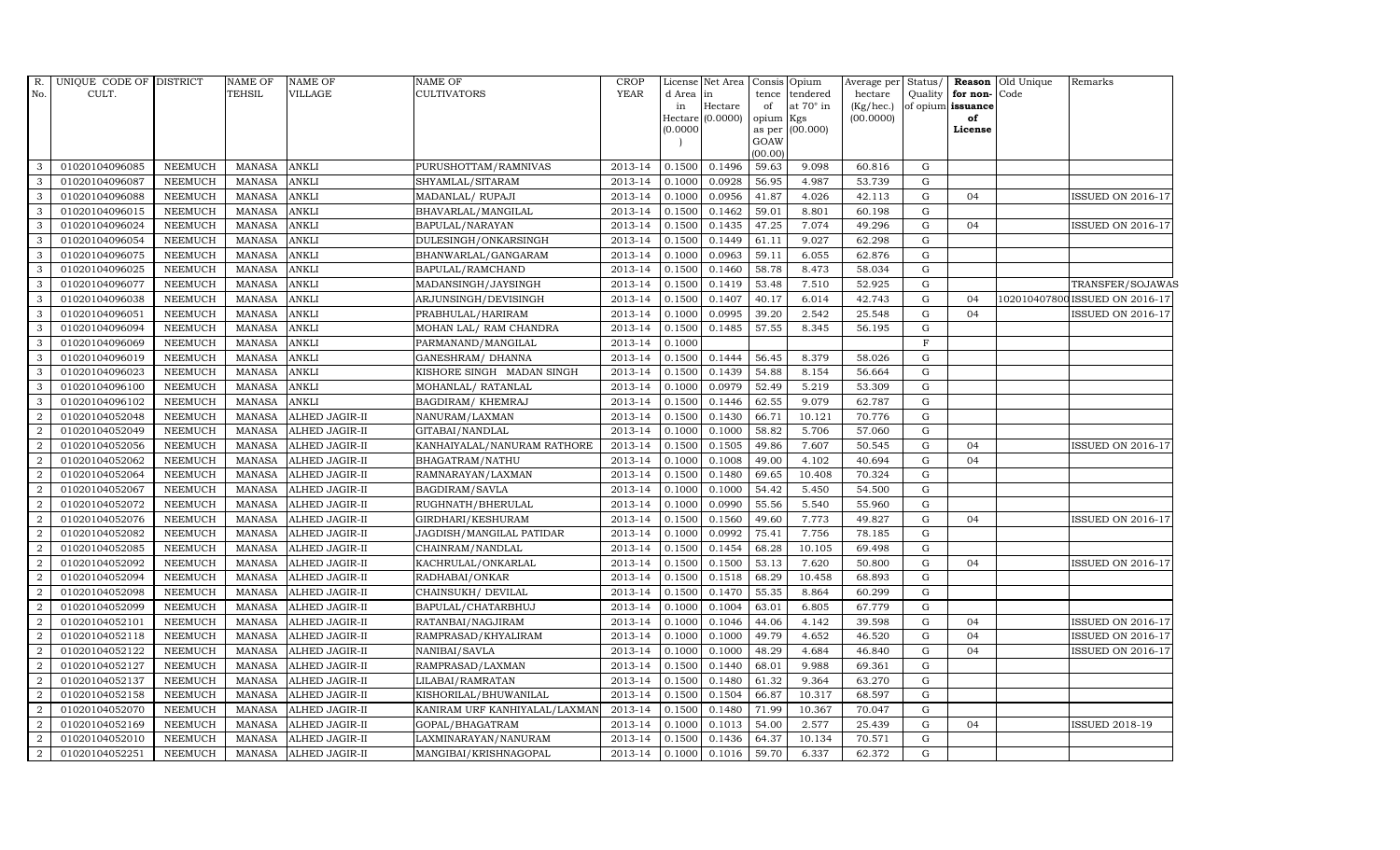| R. No. | UNIQUE CODE OF CULT. | DISTRICT | NAME OF TEHSIL | NAME OF VILLAGE | NAME OF CULTIVATORS | CROP YEAR | License d Area in Hectare (0.0000) | Net Area in Hectare (0.0000) | Consis tence of opium as per GOAW (00.00) | Opium tendered at 70° in Kgs (00.000) | Average per hectare (Kg/hec.) (00.0000) | Status/ Quality of opium | Reason for non- issuance of License | Old Unique Code | Remarks |
|---|---|---|---|---|---|---|---|---|---|---|---|---|---|---|---|
| 3 | 01020104096085 | NEEMUCH | MANASA | ANKLI | PURUSHOTTAM/RAMNIVAS | 2013-14 | 0.1500 | 0.1496 | 59.63 | 9.098 | 60.816 | G | | | |
| 3 | 01020104096087 | NEEMUCH | MANASA | ANKLI | SHYAMLAL/SITARAM | 2013-14 | 0.1000 | 0.0928 | 56.95 | 4.987 | 53.739 | G | | | |
| 3 | 01020104096088 | NEEMUCH | MANASA | ANKLI | MADANLAL/ RUPAJI | 2013-14 | 0.1000 | 0.0956 | 41.87 | 4.026 | 42.113 | G | 04 | | ISSUED ON 2016-17 |
| 3 | 01020104096015 | NEEMUCH | MANASA | ANKLI | BHAVARLAL/MANGILAL | 2013-14 | 0.1500 | 0.1462 | 59.01 | 8.801 | 60.198 | G | | | |
| 3 | 01020104096024 | NEEMUCH | MANASA | ANKLI | BAPULAL/NARAYAN | 2013-14 | 0.1500 | 0.1435 | 47.25 | 7.074 | 49.296 | G | 04 | | ISSUED ON 2016-17 |
| 3 | 01020104096054 | NEEMUCH | MANASA | ANKLI | DULESINGH/ONKARSINGH | 2013-14 | 0.1500 | 0.1449 | 61.11 | 9.027 | 62.298 | G | | | |
| 3 | 01020104096075 | NEEMUCH | MANASA | ANKLI | BHANWARLAL/GANGARAM | 2013-14 | 0.1000 | 0.0963 | 59.11 | 6.055 | 62.876 | G | | | |
| 3 | 01020104096025 | NEEMUCH | MANASA | ANKLI | BAPULAL/RAMCHAND | 2013-14 | 0.1500 | 0.1460 | 58.78 | 8.473 | 58.034 | G | | | |
| 3 | 01020104096077 | NEEMUCH | MANASA | ANKLI | MADANSINGH/JAYSINGH | 2013-14 | 0.1500 | 0.1419 | 53.48 | 7.510 | 52.925 | G | | | TRANSFER/SOJAWAS |
| 3 | 01020104096038 | NEEMUCH | MANASA | ANKLI | ARJUNSINGH/DEVISINGH | 2013-14 | 0.1500 | 0.1407 | 40.17 | 6.014 | 42.743 | G | 04 | 102010407800 | ISSUED ON 2016-17 |
| 3 | 01020104096051 | NEEMUCH | MANASA | ANKLI | PRABHULAL/HARIRAM | 2013-14 | 0.1000 | 0.0995 | 39.20 | 2.542 | 25.548 | G | 04 | | ISSUED ON 2016-17 |
| 3 | 01020104096094 | NEEMUCH | MANASA | ANKLI | MOHAN LAL/ RAM CHANDRA | 2013-14 | 0.1500 | 0.1485 | 57.55 | 8.345 | 56.195 | G | | | |
| 3 | 01020104096069 | NEEMUCH | MANASA | ANKLI | PARMANAND/MANGILAL | 2013-14 | 0.1000 | | | | | F | | | |
| 3 | 01020104096019 | NEEMUCH | MANASA | ANKLI | GANESHRAM/ DHANNA | 2013-14 | 0.1500 | 0.1444 | 56.45 | 8.379 | 58.026 | G | | | |
| 3 | 01020104096023 | NEEMUCH | MANASA | ANKLI | KISHORE SINGH MADAN SINGH | 2013-14 | 0.1500 | 0.1439 | 54.88 | 8.154 | 56.664 | G | | | |
| 3 | 01020104096100 | NEEMUCH | MANASA | ANKLI | MOHANLAL/ RATANLAL | 2013-14 | 0.1000 | 0.0979 | 52.49 | 5.219 | 53.309 | G | | | |
| 3 | 01020104096102 | NEEMUCH | MANASA | ANKLI | BAGDIRAM/ KHEMRAJ | 2013-14 | 0.1500 | 0.1446 | 62.55 | 9.079 | 62.787 | G | | | |
| 2 | 01020104052048 | NEEMUCH | MANASA | ALHED JAGIR-II | NANURAM/LAXMAN | 2013-14 | 0.1500 | 0.1430 | 66.71 | 10.121 | 70.776 | G | | | |
| 2 | 01020104052049 | NEEMUCH | MANASA | ALHED JAGIR-II | GITABAI/NANDLAL | 2013-14 | 0.1000 | 0.1000 | 58.82 | 5.706 | 57.060 | G | | | |
| 2 | 01020104052056 | NEEMUCH | MANASA | ALHED JAGIR-II | KANHAIYALAL/NANURAM RATHORE | 2013-14 | 0.1500 | 0.1505 | 49.86 | 7.607 | 50.545 | G | 04 | | ISSUED ON 2016-17 |
| 2 | 01020104052062 | NEEMUCH | MANASA | ALHED JAGIR-II | BHAGATRAM/NATHU | 2013-14 | 0.1000 | 0.1008 | 49.00 | 4.102 | 40.694 | G | 04 | | |
| 2 | 01020104052064 | NEEMUCH | MANASA | ALHED JAGIR-II | RAMNARAYAN/LAXMAN | 2013-14 | 0.1500 | 0.1480 | 69.65 | 10.408 | 70.324 | G | | | |
| 2 | 01020104052067 | NEEMUCH | MANASA | ALHED JAGIR-II | BAGDIRAM/SAVLA | 2013-14 | 0.1000 | 0.1000 | 54.42 | 5.450 | 54.500 | G | | | |
| 2 | 01020104052072 | NEEMUCH | MANASA | ALHED JAGIR-II | RUGHNATH/BHERULAL | 2013-14 | 0.1000 | 0.0990 | 55.56 | 5.540 | 55.960 | G | | | |
| 2 | 01020104052076 | NEEMUCH | MANASA | ALHED JAGIR-II | GIRDHARI/KESHURAM | 2013-14 | 0.1500 | 0.1560 | 49.60 | 7.773 | 49.827 | G | 04 | | ISSUED ON 2016-17 |
| 2 | 01020104052082 | NEEMUCH | MANASA | ALHED JAGIR-II | JAGDISH/MANGILAL PATIDAR | 2013-14 | 0.1000 | 0.0992 | 75.41 | 7.756 | 78.185 | G | | | |
| 2 | 01020104052085 | NEEMUCH | MANASA | ALHED JAGIR-II | CHAINRAM/NANDLAL | 2013-14 | 0.1500 | 0.1454 | 68.28 | 10.105 | 69.498 | G | | | |
| 2 | 01020104052092 | NEEMUCH | MANASA | ALHED JAGIR-II | KACHRULAL/ONKARLAL | 2013-14 | 0.1500 | 0.1500 | 53.13 | 7.620 | 50.800 | G | 04 | | ISSUED ON 2016-17 |
| 2 | 01020104052094 | NEEMUCH | MANASA | ALHED JAGIR-II | RADHABAI/ONKAR | 2013-14 | 0.1500 | 0.1518 | 68.29 | 10.458 | 68.893 | G | | | |
| 2 | 01020104052098 | NEEMUCH | MANASA | ALHED JAGIR-II | CHAINSUKH/ DEVILAL | 2013-14 | 0.1500 | 0.1470 | 55.35 | 8.864 | 60.299 | G | | | |
| 2 | 01020104052099 | NEEMUCH | MANASA | ALHED JAGIR-II | BAPULAL/CHATARBHUJ | 2013-14 | 0.1000 | 0.1004 | 63.01 | 6.805 | 67.779 | G | | | |
| 2 | 01020104052101 | NEEMUCH | MANASA | ALHED JAGIR-II | RATANBAI/NAGJIRAM | 2013-14 | 0.1000 | 0.1046 | 44.06 | 4.142 | 39.598 | G | 04 | | ISSUED ON 2016-17 |
| 2 | 01020104052118 | NEEMUCH | MANASA | ALHED JAGIR-II | RAMPRASAD/KHYALIRAM | 2013-14 | 0.1000 | 0.1000 | 49.79 | 4.652 | 46.520 | G | 04 | | ISSUED ON 2016-17 |
| 2 | 01020104052122 | NEEMUCH | MANASA | ALHED JAGIR-II | NANIBAI/SAVLA | 2013-14 | 0.1000 | 0.1000 | 48.29 | 4.684 | 46.840 | G | 04 | | ISSUED ON 2016-17 |
| 2 | 01020104052127 | NEEMUCH | MANASA | ALHED JAGIR-II | RAMPRASAD/LAXMAN | 2013-14 | 0.1500 | 0.1440 | 68.01 | 9.988 | 69.361 | G | | | |
| 2 | 01020104052137 | NEEMUCH | MANASA | ALHED JAGIR-II | LILABAI/RAMRATAN | 2013-14 | 0.1500 | 0.1480 | 61.32 | 9.364 | 63.270 | G | | | |
| 2 | 01020104052158 | NEEMUCH | MANASA | ALHED JAGIR-II | KISHORILAL/BHUWANILAL | 2013-14 | 0.1500 | 0.1504 | 66.87 | 10.317 | 68.597 | G | | | |
| 2 | 01020104052070 | NEEMUCH | MANASA | ALHED JAGIR-II | KANIRAM URF KANHIYALAL/LAXMAN | 2013-14 | 0.1500 | 0.1480 | 71.99 | 10.367 | 70.047 | G | | | |
| 2 | 01020104052169 | NEEMUCH | MANASA | ALHED JAGIR-II | GOPAL/BHAGATRAM | 2013-14 | 0.1000 | 0.1013 | 54.00 | 2.577 | 25.439 | G | 04 | | ISSUED 2018-19 |
| 2 | 01020104052010 | NEEMUCH | MANASA | ALHED JAGIR-II | LAXMINARAYAN/NANURAM | 2013-14 | 0.1500 | 0.1436 | 64.37 | 10.134 | 70.571 | G | | | |
| 2 | 01020104052251 | NEEMUCH | MANASA | ALHED JAGIR-II | MANGIBAI/KRISHNAGOPAL | 2013-14 | 0.1000 | 0.1016 | 59.70 | 6.337 | 62.372 | G | | | |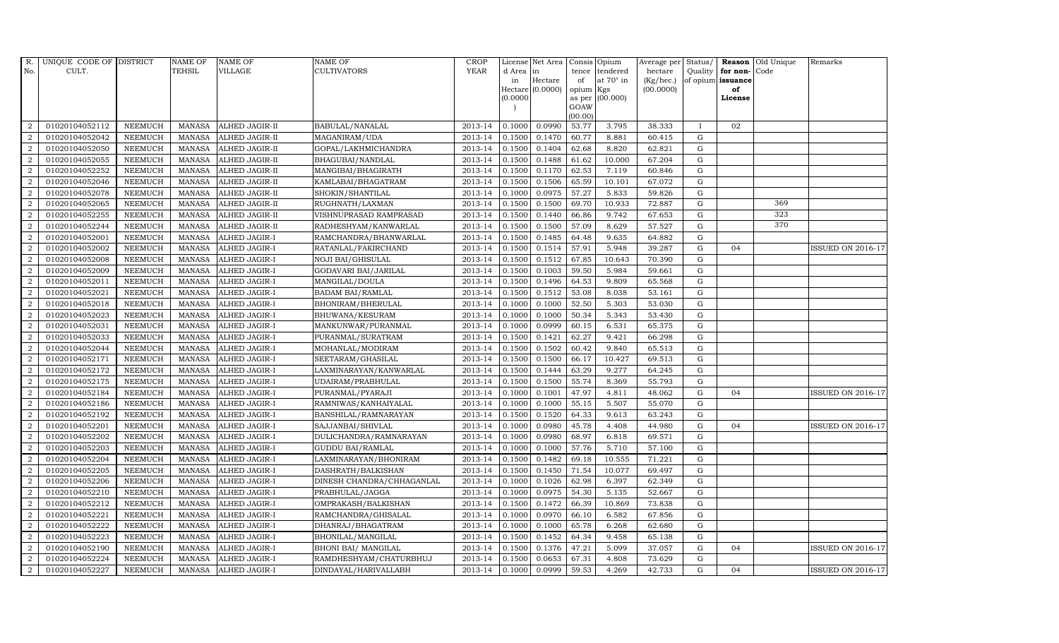| R. No. | UNIQUE CODE OF CULT. | DISTRICT | NAME OF TEHSIL | NAME OF VILLAGE | NAME OF CULTIVATORS | CROP YEAR | License d Area in Hectare (0.0000) | Net Area in Hectare (0.0000) | Consis tence of opium as per GOAW (00.00) | Opium tendered at 70° in Kgs (00.000) | Average per hectare (Kg/hec.) (00.0000) | Status/ Quality of opium | Reason for non-issuance of License | Old Unique Code | Remarks |
|---|---|---|---|---|---|---|---|---|---|---|---|---|---|---|---|
| 2 | 01020104052112 | NEEMUCH | MANASA | ALHED JAGIR-II | BABULAL/NANALAL | 2013-14 | 0.1000 | 0.0990 | 53.77 | 3.795 | 38.333 | I | 02 | | |
| 2 | 01020104052042 | NEEMUCH | MANASA | ALHED JAGIR-II | MAGANIRAM/UDA | 2013-14 | 0.1500 | 0.1470 | 60.77 | 8.881 | 60.415 | G | | | |
| 2 | 01020104052050 | NEEMUCH | MANASA | ALHED JAGIR-II | GOPAL/LAKHMICHANDRA | 2013-14 | 0.1500 | 0.1404 | 62.68 | 8.820 | 62.821 | G | | | |
| 2 | 01020104052055 | NEEMUCH | MANASA | ALHED JAGIR-II | BHAGUBAI/NANDLAL | 2013-14 | 0.1500 | 0.1488 | 61.62 | 10.000 | 67.204 | G | | | |
| 2 | 01020104052252 | NEEMUCH | MANASA | ALHED JAGIR-II | MANGIBAI/BHAGIRATH | 2013-14 | 0.1500 | 0.1170 | 62.53 | 7.119 | 60.846 | G | | | |
| 2 | 01020104052046 | NEEMUCH | MANASA | ALHED JAGIR-II | KAMLABAI/BHAGATRAM | 2013-14 | 0.1500 | 0.1506 | 65.59 | 10.101 | 67.072 | G | | | |
| 2 | 01020104052078 | NEEMUCH | MANASA | ALHED JAGIR-II | SHOKIN/SHANTILAL | 2013-14 | 0.1000 | 0.0975 | 57.27 | 5.833 | 59.826 | G | | | |
| 2 | 01020104052065 | NEEMUCH | MANASA | ALHED JAGIR-II | RUGHNATH/LAXMAN | 2013-14 | 0.1500 | 0.1500 | 69.70 | 10.933 | 72.887 | G | | 369 | |
| 2 | 01020104052255 | NEEMUCH | MANASA | ALHED JAGIR-II | VISHNUPRASAD RAMPRASAD | 2013-14 | 0.1500 | 0.1440 | 66.86 | 9.742 | 67.653 | G | | 323 | |
| 2 | 01020104052244 | NEEMUCH | MANASA | ALHED JAGIR-II | RADHESHYAM/KANWARLAL | 2013-14 | 0.1500 | 0.1500 | 57.09 | 8.629 | 57.527 | G | | 370 | |
| 2 | 01020104052001 | NEEMUCH | MANASA | ALHED JAGIR-I | RAMCHANDRA/BHANWARLAL | 2013-14 | 0.1500 | 0.1485 | 64.48 | 9.635 | 64.882 | G | | | |
| 2 | 01020104052002 | NEEMUCH | MANASA | ALHED JAGIR-I | RATANLAL/FAKIRCHAND | 2013-14 | 0.1500 | 0.1514 | 57.91 | 5.948 | 39.287 | G | 04 | | ISSUED ON 2016-17 |
| 2 | 01020104052008 | NEEMUCH | MANASA | ALHED JAGIR-I | NOJI BAI/GHISULAL | 2013-14 | 0.1500 | 0.1512 | 67.85 | 10.643 | 70.390 | G | | | |
| 2 | 01020104052009 | NEEMUCH | MANASA | ALHED JAGIR-I | GODAVARI BAI/JARILAL | 2013-14 | 0.1500 | 0.1003 | 59.50 | 5.984 | 59.661 | G | | | |
| 2 | 01020104052011 | NEEMUCH | MANASA | ALHED JAGIR-I | MANGILAL/DOULA | 2013-14 | 0.1500 | 0.1496 | 64.53 | 9.809 | 65.568 | G | | | |
| 2 | 01020104052021 | NEEMUCH | MANASA | ALHED JAGIR-I | BADAM BAI/RAMLAL | 2013-14 | 0.1500 | 0.1512 | 53.08 | 8.038 | 53.161 | G | | | |
| 2 | 01020104052018 | NEEMUCH | MANASA | ALHED JAGIR-I | BHONIRAM/BHERULAL | 2013-14 | 0.1000 | 0.1000 | 52.50 | 5.303 | 53.030 | G | | | |
| 2 | 01020104052023 | NEEMUCH | MANASA | ALHED JAGIR-I | BHUWANA/KESURAM | 2013-14 | 0.1000 | 0.1000 | 50.34 | 5.343 | 53.430 | G | | | |
| 2 | 01020104052031 | NEEMUCH | MANASA | ALHED JAGIR-I | MANKUNWAR/PURANMAL | 2013-14 | 0.1000 | 0.0999 | 60.15 | 6.531 | 65.375 | G | | | |
| 2 | 01020104052033 | NEEMUCH | MANASA | ALHED JAGIR-I | PURANMAL/SURATRAM | 2013-14 | 0.1500 | 0.1421 | 62.27 | 9.421 | 66.298 | G | | | |
| 2 | 01020104052044 | NEEMUCH | MANASA | ALHED JAGIR-I | MOHANLAL/MODIRAM | 2013-14 | 0.1500 | 0.1502 | 60.42 | 9.840 | 65.513 | G | | | |
| 2 | 01020104052171 | NEEMUCH | MANASA | ALHED JAGIR-I | SEETARAM/GHASILAL | 2013-14 | 0.1500 | 0.1500 | 66.17 | 10.427 | 69.513 | G | | | |
| 2 | 01020104052172 | NEEMUCH | MANASA | ALHED JAGIR-I | LAXMINARAYAN/KANWARLAL | 2013-14 | 0.1500 | 0.1444 | 63.29 | 9.277 | 64.245 | G | | | |
| 2 | 01020104052175 | NEEMUCH | MANASA | ALHED JAGIR-I | UDAIRAM/PRABHULAL | 2013-14 | 0.1500 | 0.1500 | 55.74 | 8.369 | 55.793 | G | | | |
| 2 | 01020104052184 | NEEMUCH | MANASA | ALHED JAGIR-I | PURANMAL/PYARAJI | 2013-14 | 0.1000 | 0.1001 | 47.97 | 4.811 | 48.062 | G | 04 | | ISSUED ON 2016-17 |
| 2 | 01020104052186 | NEEMUCH | MANASA | ALHED JAGIR-I | RAMNIWAS/KANHAIYALAL | 2013-14 | 0.1000 | 0.1000 | 55.15 | 5.507 | 55.070 | G | | | |
| 2 | 01020104052192 | NEEMUCH | MANASA | ALHED JAGIR-I | BANSHILAL/RAMNARAYAN | 2013-14 | 0.1500 | 0.1520 | 64.33 | 9.613 | 63.243 | G | | | |
| 2 | 01020104052201 | NEEMUCH | MANASA | ALHED JAGIR-I | SAJJANBAI/SHIVLAL | 2013-14 | 0.1000 | 0.0980 | 45.78 | 4.408 | 44.980 | G | 04 | | ISSUED ON 2016-17 |
| 2 | 01020104052202 | NEEMUCH | MANASA | ALHED JAGIR-I | DULICHANDRA/RAMNARAYAN | 2013-14 | 0.1000 | 0.0980 | 68.97 | 6.818 | 69.571 | G | | | |
| 2 | 01020104052203 | NEEMUCH | MANASA | ALHED JAGIR-I | GUDDU BAI/RAMLAL | 2013-14 | 0.1000 | 0.1000 | 57.76 | 5.710 | 57.100 | G | | | |
| 2 | 01020104052204 | NEEMUCH | MANASA | ALHED JAGIR-I | LAXMINARAYAN/BHONIRAM | 2013-14 | 0.1500 | 0.1482 | 69.18 | 10.555 | 71.221 | G | | | |
| 2 | 01020104052205 | NEEMUCH | MANASA | ALHED JAGIR-I | DASHRATH/BALKISHAN | 2013-14 | 0.1500 | 0.1450 | 71.54 | 10.077 | 69.497 | G | | | |
| 2 | 01020104052206 | NEEMUCH | MANASA | ALHED JAGIR-I | DINESH CHANDRA/CHHAGANLAL | 2013-14 | 0.1000 | 0.1026 | 62.98 | 6.397 | 62.349 | G | | | |
| 2 | 01020104052210 | NEEMUCH | MANASA | ALHED JAGIR-I | PRABHULAL/JAGGA | 2013-14 | 0.1000 | 0.0975 | 54.30 | 5.135 | 52.667 | G | | | |
| 2 | 01020104052212 | NEEMUCH | MANASA | ALHED JAGIR-I | OMPRAKASH/BALKISHAN | 2013-14 | 0.1500 | 0.1472 | 66.39 | 10.869 | 73.838 | G | | | |
| 2 | 01020104052221 | NEEMUCH | MANASA | ALHED JAGIR-I | RAMCHANDRA/GHISALAL | 2013-14 | 0.1000 | 0.0970 | 66.10 | 6.582 | 67.856 | G | | | |
| 2 | 01020104052222 | NEEMUCH | MANASA | ALHED JAGIR-I | DHANRAJ/BHAGATRAM | 2013-14 | 0.1000 | 0.1000 | 65.78 | 6.268 | 62.680 | G | | | |
| 2 | 01020104052223 | NEEMUCH | MANASA | ALHED JAGIR-I | BHONILAL/MANGILAL | 2013-14 | 0.1500 | 0.1452 | 64.34 | 9.458 | 65.138 | G | | | |
| 2 | 01020104052190 | NEEMUCH | MANASA | ALHED JAGIR-I | BHONI BAI/ MANGILAL | 2013-14 | 0.1500 | 0.1376 | 47.21 | 5.099 | 37.057 | G | 04 | | ISSUED ON 2016-17 |
| 2 | 01020104052224 | NEEMUCH | MANASA | ALHED JAGIR-I | RAMDHESHYAM/CHATURBHUJ | 2013-14 | 0.1500 | 0.0653 | 67.31 | 4.808 | 73.629 | G | | | |
| 2 | 01020104052227 | NEEMUCH | MANASA | ALHED JAGIR-I | DINDAYAL/HARIVALLABH | 2013-14 | 0.1000 | 0.0999 | 59.53 | 4.269 | 42.733 | G | 04 | | ISSUED ON 2016-17 |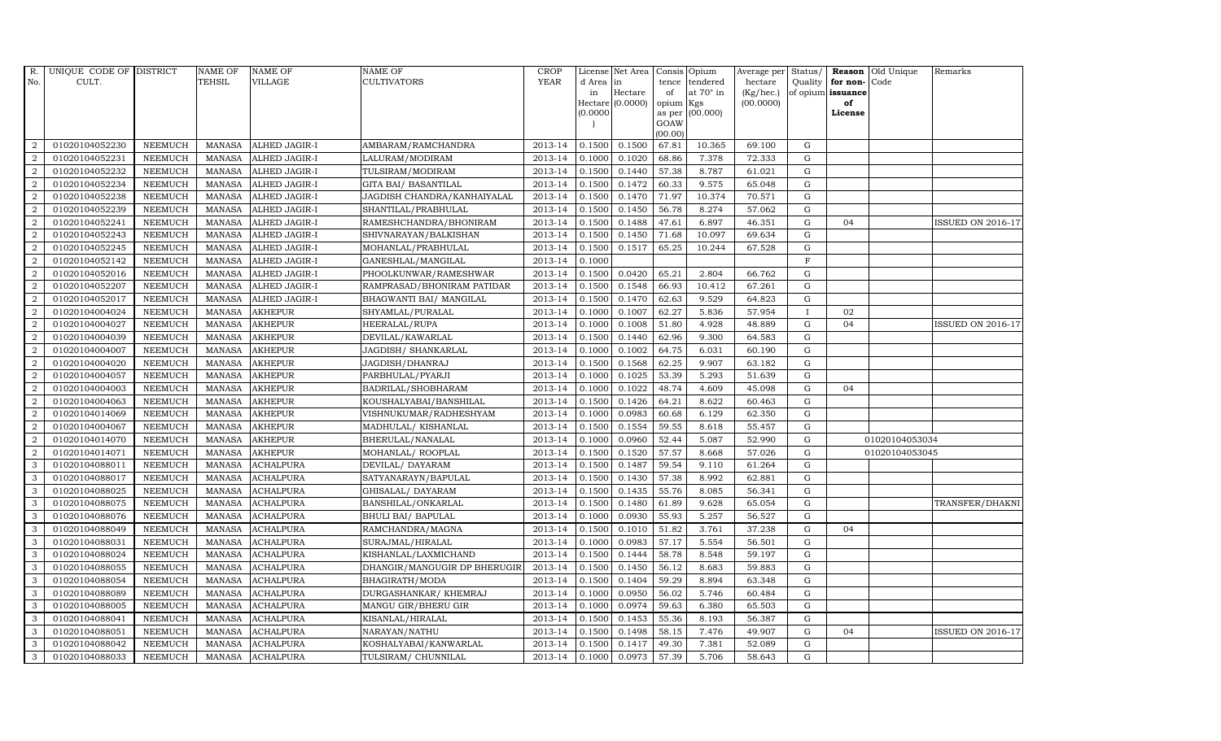| R. No. | UNIQUE CODE OF CULT. | DISTRICT | NAME OF TEHSIL | NAME OF VILLAGE | NAME OF CULTIVATORS | CROP YEAR | License d Area in Hectare (0.0000) | Net Area in Hectare (0.0000) | Consis tence of opium as per GOAW (00.00) | Opium tendered at 70° in Kgs (00.000) | Average per hectare (Kg/hec.) (00.0000) | Status/ Quality of opium | Reason for non-issuance of License | Old Unique Code | Remarks |
|---|---|---|---|---|---|---|---|---|---|---|---|---|---|---|---|
| 2 | 01020104052230 | NEEMUCH | MANASA | ALHED JAGIR-I | AMBARAM/RAMCHANDRA | 2013-14 | 0.1500 | 0.1500 | 67.81 | 10.365 | 69.100 | G | | | |
| 2 | 01020104052231 | NEEMUCH | MANASA | ALHED JAGIR-I | LALURAM/MODIRAM | 2013-14 | 0.1000 | 0.1020 | 68.86 | 7.378 | 72.333 | G | | | |
| 2 | 01020104052232 | NEEMUCH | MANASA | ALHED JAGIR-I | TULSIRAM/MODIRAM | 2013-14 | 0.1500 | 0.1440 | 57.38 | 8.787 | 61.021 | G | | | |
| 2 | 01020104052234 | NEEMUCH | MANASA | ALHED JAGIR-I | GITA BAI/ BASANTILAL | 2013-14 | 0.1500 | 0.1472 | 60.33 | 9.575 | 65.048 | G | | | |
| 2 | 01020104052238 | NEEMUCH | MANASA | ALHED JAGIR-I | JAGDISH CHANDRA/KANHAIYALAL | 2013-14 | 0.1500 | 0.1470 | 71.97 | 10.374 | 70.571 | G | | | |
| 2 | 01020104052239 | NEEMUCH | MANASA | ALHED JAGIR-I | SHANTILAL/PRABHULAL | 2013-14 | 0.1500 | 0.1450 | 56.78 | 8.274 | 57.062 | G | | | |
| 2 | 01020104052241 | NEEMUCH | MANASA | ALHED JAGIR-I | RAMESHCHANDRA/BHONIRAM | 2013-14 | 0.1500 | 0.1488 | 47.61 | 6.897 | 46.351 | G | 04 | | ISSUED ON 2016-17 |
| 2 | 01020104052243 | NEEMUCH | MANASA | ALHED JAGIR-I | SHIVNARAYAN/BALKISHAN | 2013-14 | 0.1500 | 0.1450 | 71.68 | 10.097 | 69.634 | G | | | |
| 2 | 01020104052245 | NEEMUCH | MANASA | ALHED JAGIR-I | MOHANLAL/PRABHULAL | 2013-14 | 0.1500 | 0.1517 | 65.25 | 10.244 | 67.528 | G | | | |
| 2 | 01020104052142 | NEEMUCH | MANASA | ALHED JAGIR-I | GANESHLAL/MANGILAL | 2013-14 | 0.1000 | | | | | F | | | |
| 2 | 01020104052016 | NEEMUCH | MANASA | ALHED JAGIR-I | PHOOLKUNWAR/RAMESHWAR | 2013-14 | 0.1500 | 0.0420 | 65.21 | 2.804 | 66.762 | G | | | |
| 2 | 01020104052207 | NEEMUCH | MANASA | ALHED JAGIR-I | RAMPRASAD/BHONIRAM PATIDAR | 2013-14 | 0.1500 | 0.1548 | 66.93 | 10.412 | 67.261 | G | | | |
| 2 | 01020104052017 | NEEMUCH | MANASA | ALHED JAGIR-I | BHAGWANTI BAI/ MANGILAL | 2013-14 | 0.1500 | 0.1470 | 62.63 | 9.529 | 64.823 | G | | | |
| 2 | 01020104004024 | NEEMUCH | MANASA | AKHEPUR | SHYAMLAL/PURALAL | 2013-14 | 0.1000 | 0.1007 | 62.27 | 5.836 | 57.954 | I | 02 | | |
| 2 | 01020104004027 | NEEMUCH | MANASA | AKHEPUR | HEERALAL/RUPA | 2013-14 | 0.1000 | 0.1008 | 51.80 | 4.928 | 48.889 | G | 04 | | ISSUED ON 2016-17 |
| 2 | 01020104004039 | NEEMUCH | MANASA | AKHEPUR | DEVILAL/KAWARLAL | 2013-14 | 0.1500 | 0.1440 | 62.96 | 9.300 | 64.583 | G | | | |
| 2 | 01020104004007 | NEEMUCH | MANASA | AKHEPUR | JAGDISH/ SHANKARLAL | 2013-14 | 0.1000 | 0.1002 | 64.75 | 6.031 | 60.190 | G | | | |
| 2 | 01020104004020 | NEEMUCH | MANASA | AKHEPUR | JAGDISH/DHANRAJ | 2013-14 | 0.1500 | 0.1568 | 62.25 | 9.907 | 63.182 | G | | | |
| 2 | 01020104004057 | NEEMUCH | MANASA | AKHEPUR | PARBHULAL/PYARJI | 2013-14 | 0.1000 | 0.1025 | 53.39 | 5.293 | 51.639 | G | | | |
| 2 | 01020104004003 | NEEMUCH | MANASA | AKHEPUR | BADRILAL/SHOBHARAM | 2013-14 | 0.1000 | 0.1022 | 48.74 | 4.609 | 45.098 | G | 04 | | |
| 2 | 01020104004063 | NEEMUCH | MANASA | AKHEPUR | KOUSHALYABAI/BANSHILAL | 2013-14 | 0.1500 | 0.1426 | 64.21 | 8.622 | 60.463 | G | | | |
| 2 | 01020104014069 | NEEMUCH | MANASA | AKHEPUR | VISHNUKUMAR/RADHESHYAM | 2013-14 | 0.1000 | 0.0983 | 60.68 | 6.129 | 62.350 | G | | | |
| 2 | 01020104004067 | NEEMUCH | MANASA | AKHEPUR | MADHULAL/ KISHANLAL | 2013-14 | 0.1500 | 0.1554 | 59.55 | 8.618 | 55.457 | G | | | |
| 2 | 01020104014070 | NEEMUCH | MANASA | AKHEPUR | BHERULAL/NANALAL | 2013-14 | 0.1000 | 0.0960 | 52.44 | 5.087 | 52.990 | G | | 01020104053034 | |
| 2 | 01020104014071 | NEEMUCH | MANASA | AKHEPUR | MOHANLAL/ ROOPLAL | 2013-14 | 0.1500 | 0.1520 | 57.57 | 8.668 | 57.026 | G | | 01020104053045 | |
| 3 | 01020104088011 | NEEMUCH | MANASA | ACHALPURA | DEVILAL/ DAYARAM | 2013-14 | 0.1500 | 0.1487 | 59.54 | 9.110 | 61.264 | G | | | |
| 3 | 01020104088017 | NEEMUCH | MANASA | ACHALPURA | SATYANARAYN/BAPULAL | 2013-14 | 0.1500 | 0.1430 | 57.38 | 8.992 | 62.881 | G | | | |
| 3 | 01020104088025 | NEEMUCH | MANASA | ACHALPURA | GHISALAL/ DAYARAM | 2013-14 | 0.1500 | 0.1435 | 55.76 | 8.085 | 56.341 | G | | | |
| 3 | 01020104088075 | NEEMUCH | MANASA | ACHALPURA | BANSHILAL/ONKARLAL | 2013-14 | 0.1500 | 0.1480 | 61.89 | 9.628 | 65.054 | G | | | TRANSFER/DHAKNI |
| 3 | 01020104088076 | NEEMUCH | MANASA | ACHALPURA | BHULI BAI/ BAPULAL | 2013-14 | 0.1000 | 0.0930 | 55.93 | 5.257 | 56.527 | G | | | |
| 3 | 01020104088049 | NEEMUCH | MANASA | ACHALPURA | RAMCHANDRA/MAGNA | 2013-14 | 0.1500 | 0.1010 | 51.82 | 3.761 | 37.238 | G | 04 | | |
| 3 | 01020104088031 | NEEMUCH | MANASA | ACHALPURA | SURAJMAL/HIRALAL | 2013-14 | 0.1000 | 0.0983 | 57.17 | 5.554 | 56.501 | G | | | |
| 3 | 01020104088024 | NEEMUCH | MANASA | ACHALPURA | KISHANLAL/LAXMICHAND | 2013-14 | 0.1500 | 0.1444 | 58.78 | 8.548 | 59.197 | G | | | |
| 3 | 01020104088055 | NEEMUCH | MANASA | ACHALPURA | DHANGIR/MANGUGIR DP BHERUGIR | 2013-14 | 0.1500 | 0.1450 | 56.12 | 8.683 | 59.883 | G | | | |
| 3 | 01020104088054 | NEEMUCH | MANASA | ACHALPURA | BHAGIRATH/MODA | 2013-14 | 0.1500 | 0.1404 | 59.29 | 8.894 | 63.348 | G | | | |
| 3 | 01020104088089 | NEEMUCH | MANASA | ACHALPURA | DURGASHANKAR/ KHEMRAJ | 2013-14 | 0.1000 | 0.0950 | 56.02 | 5.746 | 60.484 | G | | | |
| 3 | 01020104088005 | NEEMUCH | MANASA | ACHALPURA | MANGU GIR/BHERU GIR | 2013-14 | 0.1000 | 0.0974 | 59.63 | 6.380 | 65.503 | G | | | |
| 3 | 01020104088041 | NEEMUCH | MANASA | ACHALPURA | KISANLAL/HIRALAL | 2013-14 | 0.1500 | 0.1453 | 55.36 | 8.193 | 56.387 | G | | | |
| 3 | 01020104088051 | NEEMUCH | MANASA | ACHALPURA | NARAYAN/NATHU | 2013-14 | 0.1500 | 0.1498 | 58.15 | 7.476 | 49.907 | G | 04 | | ISSUED ON 2016-17 |
| 3 | 01020104088042 | NEEMUCH | MANASA | ACHALPURA | KOSHALYABAI/KANWARLAL | 2013-14 | 0.1500 | 0.1417 | 49.30 | 7.381 | 52.089 | G | | | |
| 3 | 01020104088033 | NEEMUCH | MANASA | ACHALPURA | TULSIRAM/ CHUNNILAL | 2013-14 | 0.1000 | 0.0973 | 57.39 | 5.706 | 58.643 | G | | | |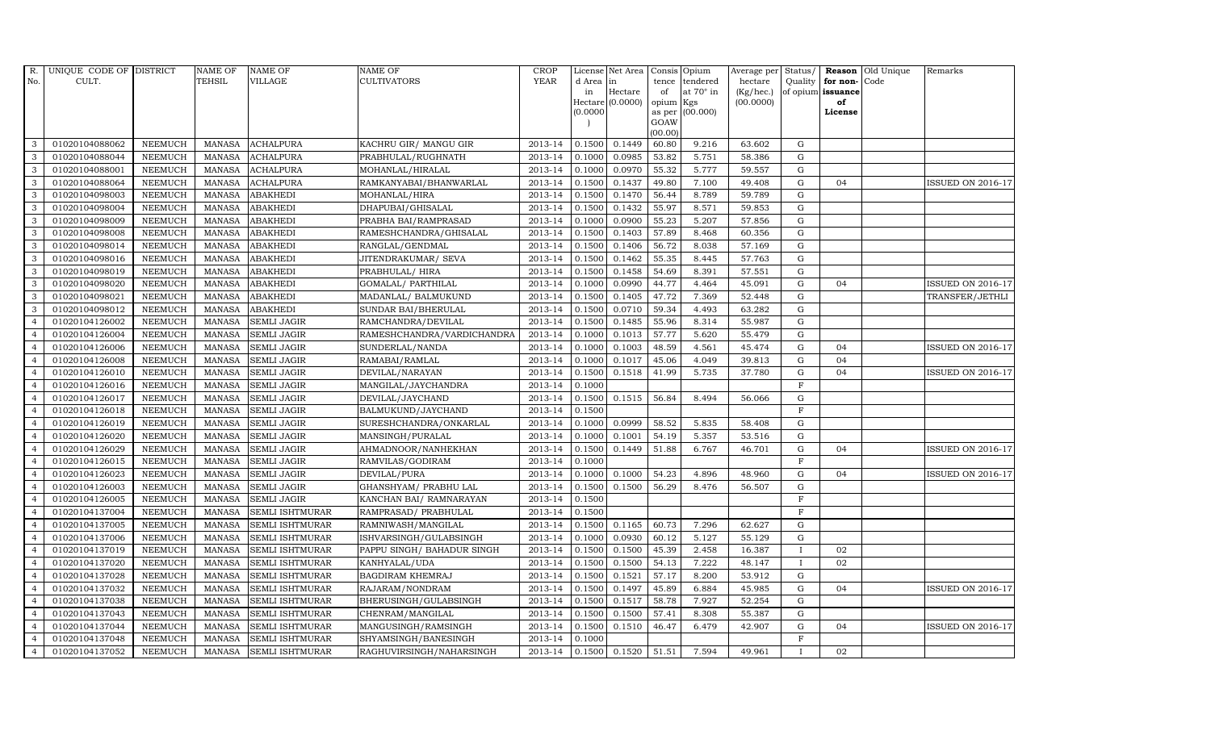| R. No. | UNIQUE CODE OF CULT. | DISTRICT | NAME OF TEHSIL | NAME OF VILLAGE | NAME OF CULTIVATORS | CROP YEAR | License d Area in Hectare (0.0000) | Net Area in Hectare (0.0000) | Consis tence of opium as per GOAW (00.00) | Opium tendered at 70° in Kgs (00.000) | Average per hectare (Kg/hec.) (00.0000) | Status/ Quality of opium | Reason for non-issuance of License | Old Unique Code | Remarks |
|---|---|---|---|---|---|---|---|---|---|---|---|---|---|---|---|
| 3 | 01020104088062 | NEEMUCH | MANASA | ACHALPURA | KACHRU GIR/ MANGU GIR | 2013-14 | 0.1500 | 0.1449 | 60.80 | 9.216 | 63.602 | G | | | |
| 3 | 01020104088044 | NEEMUCH | MANASA | ACHALPURA | PRABHULAL/RUGHNATH | 2013-14 | 0.1000 | 0.0985 | 53.82 | 5.751 | 58.386 | G | | | |
| 3 | 01020104088001 | NEEMUCH | MANASA | ACHALPURA | MOHANLAL/HIRALAL | 2013-14 | 0.1000 | 0.0970 | 55.32 | 5.777 | 59.557 | G | | | |
| 3 | 01020104088064 | NEEMUCH | MANASA | ACHALPURA | RAMKANYABAI/BHANWARLAL | 2013-14 | 0.1500 | 0.1437 | 49.80 | 7.100 | 49.408 | G | 04 | | ISSUED ON 2016-17 |
| 3 | 01020104098003 | NEEMUCH | MANASA | ABAKHEDI | MOHANLAL/HIRA | 2013-14 | 0.1500 | 0.1470 | 56.44 | 8.789 | 59.789 | G | | | |
| 3 | 01020104098004 | NEEMUCH | MANASA | ABAKHEDI | DHAPUBAI/GHISALAL | 2013-14 | 0.1500 | 0.1432 | 55.97 | 8.571 | 59.853 | G | | | |
| 3 | 01020104098009 | NEEMUCH | MANASA | ABAKHEDI | PRABHA BAI/RAMPRASAD | 2013-14 | 0.1000 | 0.0900 | 55.23 | 5.207 | 57.856 | G | | | |
| 3 | 01020104098008 | NEEMUCH | MANASA | ABAKHEDI | RAMESHCHANDRA/GHISALAL | 2013-14 | 0.1500 | 0.1403 | 57.89 | 8.468 | 60.356 | G | | | |
| 3 | 01020104098014 | NEEMUCH | MANASA | ABAKHEDI | RANGLAL/GENDMAL | 2013-14 | 0.1500 | 0.1406 | 56.72 | 8.038 | 57.169 | G | | | |
| 3 | 01020104098016 | NEEMUCH | MANASA | ABAKHEDI | JITENDRAKUMAR/ SEVA | 2013-14 | 0.1500 | 0.1462 | 55.35 | 8.445 | 57.763 | G | | | |
| 3 | 01020104098019 | NEEMUCH | MANASA | ABAKHEDI | PRABHULAL/ HIRA | 2013-14 | 0.1500 | 0.1458 | 54.69 | 8.391 | 57.551 | G | | | |
| 3 | 01020104098020 | NEEMUCH | MANASA | ABAKHEDI | GOMALAL/ PARTHILAL | 2013-14 | 0.1000 | 0.0990 | 44.77 | 4.464 | 45.091 | G | 04 | | ISSUED ON 2016-17 |
| 3 | 01020104098021 | NEEMUCH | MANASA | ABAKHEDI | MADANLAL/ BALMUKUND | 2013-14 | 0.1500 | 0.1405 | 47.72 | 7.369 | 52.448 | G | | | TRANSFER/JETHLI |
| 3 | 01020104098012 | NEEMUCH | MANASA | ABAKHEDI | SUNDAR BAI/BHERULAL | 2013-14 | 0.1500 | 0.0710 | 59.34 | 4.493 | 63.282 | G | | | |
| 4 | 01020104126002 | NEEMUCH | MANASA | SEMLI JAGIR | RAMCHANDRA/DEVILAL | 2013-14 | 0.1500 | 0.1485 | 55.96 | 8.314 | 55.987 | G | | | |
| 4 | 01020104126004 | NEEMUCH | MANASA | SEMLI JAGIR | RAMESHCHANDRA/VARDICHANDRA | 2013-14 | 0.1000 | 0.1013 | 57.77 | 5.620 | 55.479 | G | | | |
| 4 | 01020104126006 | NEEMUCH | MANASA | SEMLI JAGIR | SUNDERLAL/NANDA | 2013-14 | 0.1000 | 0.1003 | 48.59 | 4.561 | 45.474 | G | 04 | | ISSUED ON 2016-17 |
| 4 | 01020104126008 | NEEMUCH | MANASA | SEMLI JAGIR | RAMABAI/RAMLAL | 2013-14 | 0.1000 | 0.1017 | 45.06 | 4.049 | 39.813 | G | 04 | | |
| 4 | 01020104126010 | NEEMUCH | MANASA | SEMLI JAGIR | DEVILAL/NARAYAN | 2013-14 | 0.1500 | 0.1518 | 41.99 | 5.735 | 37.780 | G | 04 | | ISSUED ON 2016-17 |
| 4 | 01020104126016 | NEEMUCH | MANASA | SEMLI JAGIR | MANGILAL/JAYCHANDRA | 2013-14 | 0.1000 | | | | | F | | | |
| 4 | 01020104126017 | NEEMUCH | MANASA | SEMLI JAGIR | DEVILAL/JAYCHAND | 2013-14 | 0.1500 | 0.1515 | 56.84 | 8.494 | 56.066 | G | | | |
| 4 | 01020104126018 | NEEMUCH | MANASA | SEMLI JAGIR | BALMUKUND/JAYCHAND | 2013-14 | 0.1500 | | | | | F | | | |
| 4 | 01020104126019 | NEEMUCH | MANASA | SEMLI JAGIR | SURESHCHANDRA/ONKARLAL | 2013-14 | 0.1000 | 0.0999 | 58.52 | 5.835 | 58.408 | G | | | |
| 4 | 01020104126020 | NEEMUCH | MANASA | SEMLI JAGIR | MANSINGH/PURALAL | 2013-14 | 0.1000 | 0.1001 | 54.19 | 5.357 | 53.516 | G | | | |
| 4 | 01020104126029 | NEEMUCH | MANASA | SEMLI JAGIR | AHMADNOOR/NANHEKHAN | 2013-14 | 0.1500 | 0.1449 | 51.88 | 6.767 | 46.701 | G | 04 | | ISSUED ON 2016-17 |
| 4 | 01020104126015 | NEEMUCH | MANASA | SEMLI JAGIR | RAMVILAS/GODIRAM | 2013-14 | 0.1000 | | | | | F | | | |
| 4 | 01020104126023 | NEEMUCH | MANASA | SEMLI JAGIR | DEVILAL/PURA | 2013-14 | 0.1000 | 0.1000 | 54.23 | 4.896 | 48.960 | G | 04 | | ISSUED ON 2016-17 |
| 4 | 01020104126003 | NEEMUCH | MANASA | SEMLI JAGIR | GHANSHYAM/ PRABHU LAL | 2013-14 | 0.1500 | 0.1500 | 56.29 | 8.476 | 56.507 | G | | | |
| 4 | 01020104126005 | NEEMUCH | MANASA | SEMLI JAGIR | KANCHAN BAI/ RAMNARAYAN | 2013-14 | 0.1500 | | | | | F | | | |
| 4 | 01020104137004 | NEEMUCH | MANASA | SEMLI ISHTMURAR | RAMPRASAD/ PRABHULAL | 2013-14 | 0.1500 | | | | | F | | | |
| 4 | 01020104137005 | NEEMUCH | MANASA | SEMLI ISHTMURAR | RAMNIWASH/MANGILAL | 2013-14 | 0.1500 | 0.1165 | 60.73 | 7.296 | 62.627 | G | | | |
| 4 | 01020104137006 | NEEMUCH | MANASA | SEMLI ISHTMURAR | ISHVARSINGH/GULABSINGH | 2013-14 | 0.1000 | 0.0930 | 60.12 | 5.127 | 55.129 | G | | | |
| 4 | 01020104137019 | NEEMUCH | MANASA | SEMLI ISHTMURAR | PAPPU SINGH/ BAHADUR SINGH | 2013-14 | 0.1500 | 0.1500 | 45.39 | 2.458 | 16.387 | I | 02 | | |
| 4 | 01020104137020 | NEEMUCH | MANASA | SEMLI ISHTMURAR | KANHYALAL/UDA | 2013-14 | 0.1500 | 0.1500 | 54.13 | 7.222 | 48.147 | I | 02 | | |
| 4 | 01020104137028 | NEEMUCH | MANASA | SEMLI ISHTMURAR | BAGDIRAM KHEMRAJ | 2013-14 | 0.1500 | 0.1521 | 57.17 | 8.200 | 53.912 | G | | | |
| 4 | 01020104137032 | NEEMUCH | MANASA | SEMLI ISHTMURAR | RAJARAM/NONDRAM | 2013-14 | 0.1500 | 0.1497 | 45.89 | 6.884 | 45.985 | G | 04 | | ISSUED ON 2016-17 |
| 4 | 01020104137038 | NEEMUCH | MANASA | SEMLI ISHTMURAR | BHERUSINGH/GULABSINGH | 2013-14 | 0.1500 | 0.1517 | 58.78 | 7.927 | 52.254 | G | | | |
| 4 | 01020104137043 | NEEMUCH | MANASA | SEMLI ISHTMURAR | CHENRAM/MANGILAL | 2013-14 | 0.1500 | 0.1500 | 57.41 | 8.308 | 55.387 | G | | | |
| 4 | 01020104137044 | NEEMUCH | MANASA | SEMLI ISHTMURAR | MANGUSINGH/RAMSINGH | 2013-14 | 0.1500 | 0.1510 | 46.47 | 6.479 | 42.907 | G | 04 | | ISSUED ON 2016-17 |
| 4 | 01020104137048 | NEEMUCH | MANASA | SEMLI ISHTMURAR | SHYAMSINGH/BANESINGH | 2013-14 | 0.1000 | | | | | F | | | |
| 4 | 01020104137052 | NEEMUCH | MANASA | SEMLI ISHTMURAR | RAGHUVIRSINGH/NAHARSINGH | 2013-14 | 0.1500 | 0.1520 | 51.51 | 7.594 | 49.961 | I | 02 | | |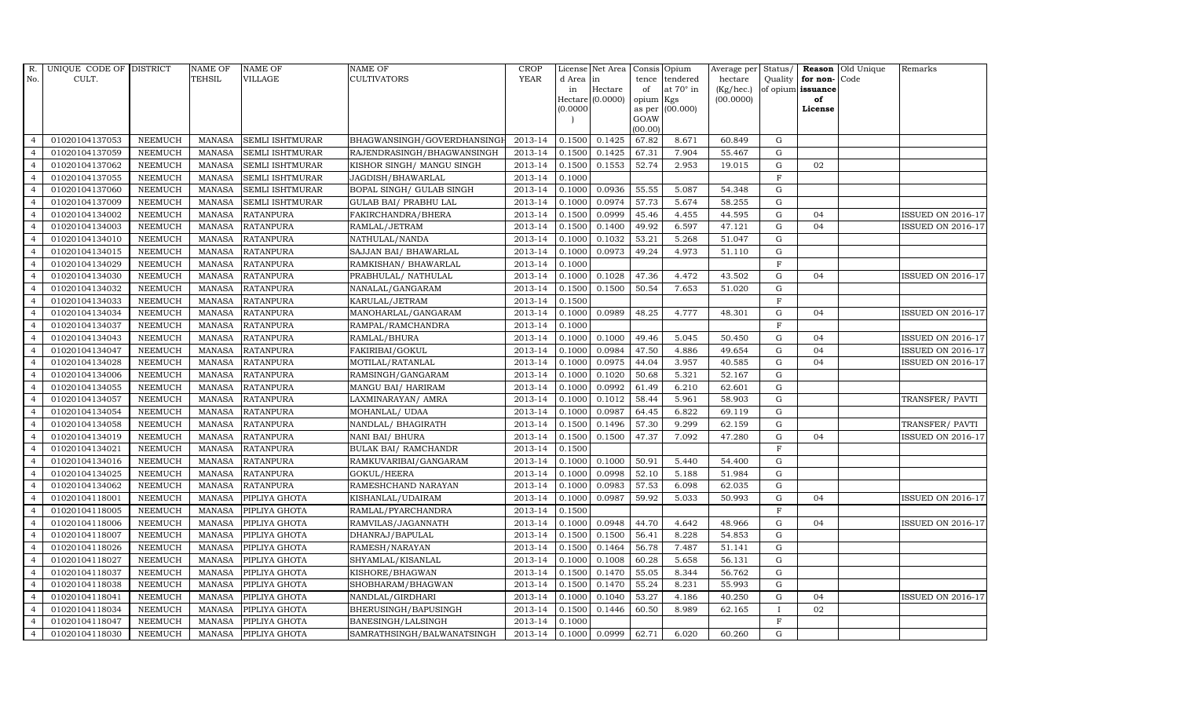| R. No. | UNIQUE CODE OF CULT. | DISTRICT | NAME OF TEHSIL | NAME OF VILLAGE | NAME OF CULTIVATORS | CROP YEAR | License d Area in Hectare (0.0000) | Net Area in Hectare (0.0000) | Consis tence of opium as per GOAW (00.00) | Opium tendered at 70° in Kgs (00.000) | Average per hectare (Kg/hec.) (00.0000) | Status/ Quality of opium | Reason for non-issuance of License | Old Unique Code | Remarks |
|---|---|---|---|---|---|---|---|---|---|---|---|---|---|---|---|
| 4 | 01020104137053 | NEEMUCH | MANASA | SEMLI ISHTMURAR | BHAGWANSINGH/GOVERDHANSINGH | 2013-14 | 0.1500 | 0.1425 | 67.82 | 8.671 | 60.849 | G | | | |
| 4 | 01020104137059 | NEEMUCH | MANASA | SEMLI ISHTMURAR | RAJENDRASINGH/BHAGWANSINGH | 2013-14 | 0.1500 | 0.1425 | 67.31 | 7.904 | 55.467 | G | | | |
| 4 | 01020104137062 | NEEMUCH | MANASA | SEMLI ISHTMURAR | KISHOR SINGH/ MANGU SINGH | 2013-14 | 0.1500 | 0.1553 | 52.74 | 2.953 | 19.015 | G | 02 | | |
| 4 | 01020104137055 | NEEMUCH | MANASA | SEMLI ISHTMURAR | JAGDISH/BHAWARLAL | 2013-14 | 0.1000 | | | | | F | | | |
| 4 | 01020104137060 | NEEMUCH | MANASA | SEMLI ISHTMURAR | BOPAL SINGH/ GULAB SINGH | 2013-14 | 0.1000 | 0.0936 | 55.55 | 5.087 | 54.348 | G | | | |
| 4 | 01020104137009 | NEEMUCH | MANASA | SEMLI ISHTMURAR | GULAB BAI/ PRABHU LAL | 2013-14 | 0.1000 | 0.0974 | 57.73 | 5.674 | 58.255 | G | | | |
| 4 | 01020104134002 | NEEMUCH | MANASA | RATANPURA | FAKIRCHANDRA/BHERA | 2013-14 | 0.1500 | 0.0999 | 45.46 | 4.455 | 44.595 | G | 04 | | ISSUED ON 2016-17 |
| 4 | 01020104134003 | NEEMUCH | MANASA | RATANPURA | RAMLAL/JETRAM | 2013-14 | 0.1500 | 0.1400 | 49.92 | 6.597 | 47.121 | G | 04 | | ISSUED ON 2016-17 |
| 4 | 01020104134010 | NEEMUCH | MANASA | RATANPURA | NATHULAL/NANDA | 2013-14 | 0.1000 | 0.1032 | 53.21 | 5.268 | 51.047 | G | | | |
| 4 | 01020104134015 | NEEMUCH | MANASA | RATANPURA | SAJJAN BAI/ BHAWARLAL | 2013-14 | 0.1000 | 0.0973 | 49.24 | 4.973 | 51.110 | G | | | |
| 4 | 01020104134029 | NEEMUCH | MANASA | RATANPURA | RAMKISHAN/ BHAWARLAL | 2013-14 | 0.1000 | | | | | F | | | |
| 4 | 01020104134030 | NEEMUCH | MANASA | RATANPURA | PRABHULAL/ NATHULAL | 2013-14 | 0.1000 | 0.1028 | 47.36 | 4.472 | 43.502 | G | 04 | | ISSUED ON 2016-17 |
| 4 | 01020104134032 | NEEMUCH | MANASA | RATANPURA | NANALAL/GANGARAM | 2013-14 | 0.1500 | 0.1500 | 50.54 | 7.653 | 51.020 | G | | | |
| 4 | 01020104134033 | NEEMUCH | MANASA | RATANPURA | KARULAL/JETRAM | 2013-14 | 0.1500 | | | | | F | | | |
| 4 | 01020104134034 | NEEMUCH | MANASA | RATANPURA | MANOHARLAL/GANGARAM | 2013-14 | 0.1000 | 0.0989 | 48.25 | 4.777 | 48.301 | G | 04 | | ISSUED ON 2016-17 |
| 4 | 01020104134037 | NEEMUCH | MANASA | RATANPURA | RAMPAL/RAMCHANDRA | 2013-14 | 0.1000 | | | | | F | | | |
| 4 | 01020104134043 | NEEMUCH | MANASA | RATANPURA | RAMLAL/BHURA | 2013-14 | 0.1000 | 0.1000 | 49.46 | 5.045 | 50.450 | G | 04 | | ISSUED ON 2016-17 |
| 4 | 01020104134047 | NEEMUCH | MANASA | RATANPURA | FAKIRIBAI/GOKUL | 2013-14 | 0.1000 | 0.0984 | 47.50 | 4.886 | 49.654 | G | 04 | | ISSUED ON 2016-17 |
| 4 | 01020104134028 | NEEMUCH | MANASA | RATANPURA | MOTILAL/RATANLAL | 2013-14 | 0.1000 | 0.0975 | 44.04 | 3.957 | 40.585 | G | 04 | | ISSUED ON 2016-17 |
| 4 | 01020104134006 | NEEMUCH | MANASA | RATANPURA | RAMSINGH/GANGARAM | 2013-14 | 0.1000 | 0.1020 | 50.68 | 5.321 | 52.167 | G | | | |
| 4 | 01020104134055 | NEEMUCH | MANASA | RATANPURA | MANGU BAI/ HARIRAM | 2013-14 | 0.1000 | 0.0992 | 61.49 | 6.210 | 62.601 | G | | | |
| 4 | 01020104134057 | NEEMUCH | MANASA | RATANPURA | LAXMINARAYAN/ AMRA | 2013-14 | 0.1000 | 0.1012 | 58.44 | 5.961 | 58.903 | G | | | TRANSFER/ PAVTI |
| 4 | 01020104134054 | NEEMUCH | MANASA | RATANPURA | MOHANLAL/ UDAA | 2013-14 | 0.1000 | 0.0987 | 64.45 | 6.822 | 69.119 | G | | | |
| 4 | 01020104134058 | NEEMUCH | MANASA | RATANPURA | NANDLAL/ BHAGIRATH | 2013-14 | 0.1500 | 0.1496 | 57.30 | 9.299 | 62.159 | G | | | TRANSFER/ PAVTI |
| 4 | 01020104134019 | NEEMUCH | MANASA | RATANPURA | NANI BAI/ BHURA | 2013-14 | 0.1500 | 0.1500 | 47.37 | 7.092 | 47.280 | G | 04 | | ISSUED ON 2016-17 |
| 4 | 01020104134021 | NEEMUCH | MANASA | RATANPURA | BULAK BAI/ RAMCHANDR | 2013-14 | 0.1500 | | | | | F | | | |
| 4 | 01020104134016 | NEEMUCH | MANASA | RATANPURA | RAMKUVARIBAI/GANGARAM | 2013-14 | 0.1000 | 0.1000 | 50.91 | 5.440 | 54.400 | G | | | |
| 4 | 01020104134025 | NEEMUCH | MANASA | RATANPURA | GOKUL/HEERA | 2013-14 | 0.1000 | 0.0998 | 52.10 | 5.188 | 51.984 | G | | | |
| 4 | 01020104134062 | NEEMUCH | MANASA | RATANPURA | RAMESHCHAND NARAYAN | 2013-14 | 0.1000 | 0.0983 | 57.53 | 6.098 | 62.035 | G | | | |
| 4 | 01020104118001 | NEEMUCH | MANASA | PIPLIYA GHOTA | KISHANLAL/UDAIRAM | 2013-14 | 0.1000 | 0.0987 | 59.92 | 5.033 | 50.993 | G | 04 | | ISSUED ON 2016-17 |
| 4 | 01020104118005 | NEEMUCH | MANASA | PIPLIYA GHOTA | RAMLAL/PYARCHANDRA | 2013-14 | 0.1500 | | | | | F | | | |
| 4 | 01020104118006 | NEEMUCH | MANASA | PIPLIYA GHOTA | RAMVILAS/JAGANNATH | 2013-14 | 0.1000 | 0.0948 | 44.70 | 4.642 | 48.966 | G | 04 | | ISSUED ON 2016-17 |
| 4 | 01020104118007 | NEEMUCH | MANASA | PIPLIYA GHOTA | DHANRAJ/BAPULAL | 2013-14 | 0.1500 | 0.1500 | 56.41 | 8.228 | 54.853 | G | | | |
| 4 | 01020104118026 | NEEMUCH | MANASA | PIPLIYA GHOTA | RAMESH/NARAYAN | 2013-14 | 0.1500 | 0.1464 | 56.78 | 7.487 | 51.141 | G | | | |
| 4 | 01020104118027 | NEEMUCH | MANASA | PIPLIYA GHOTA | SHYAMLAL/KISANLAL | 2013-14 | 0.1000 | 0.1008 | 60.28 | 5.658 | 56.131 | G | | | |
| 4 | 01020104118037 | NEEMUCH | MANASA | PIPLIYA GHOTA | KISHORE/BHAGWAN | 2013-14 | 0.1500 | 0.1470 | 55.05 | 8.344 | 56.762 | G | | | |
| 4 | 01020104118038 | NEEMUCH | MANASA | PIPLIYA GHOTA | SHOBHARAM/BHAGWAN | 2013-14 | 0.1500 | 0.1470 | 55.24 | 8.231 | 55.993 | G | | | |
| 4 | 01020104118041 | NEEMUCH | MANASA | PIPLIYA GHOTA | NANDLAL/GIRDHARI | 2013-14 | 0.1000 | 0.1040 | 53.27 | 4.186 | 40.250 | G | 04 | | ISSUED ON 2016-17 |
| 4 | 01020104118034 | NEEMUCH | MANASA | PIPLIYA GHOTA | BHERUSINGH/BAPUSINGH | 2013-14 | 0.1500 | 0.1446 | 60.50 | 8.989 | 62.165 | I | 02 | | |
| 4 | 01020104118047 | NEEMUCH | MANASA | PIPLIYA GHOTA | BANESINGH/LALSINGH | 2013-14 | 0.1000 | | | | | F | | | |
| 4 | 01020104118030 | NEEMUCH | MANASA | PIPLIYA GHOTA | SAMRATHSINGH/BALWANATSINGH | 2013-14 | 0.1000 | 0.0999 | 62.71 | 6.020 | 60.260 | G | | | |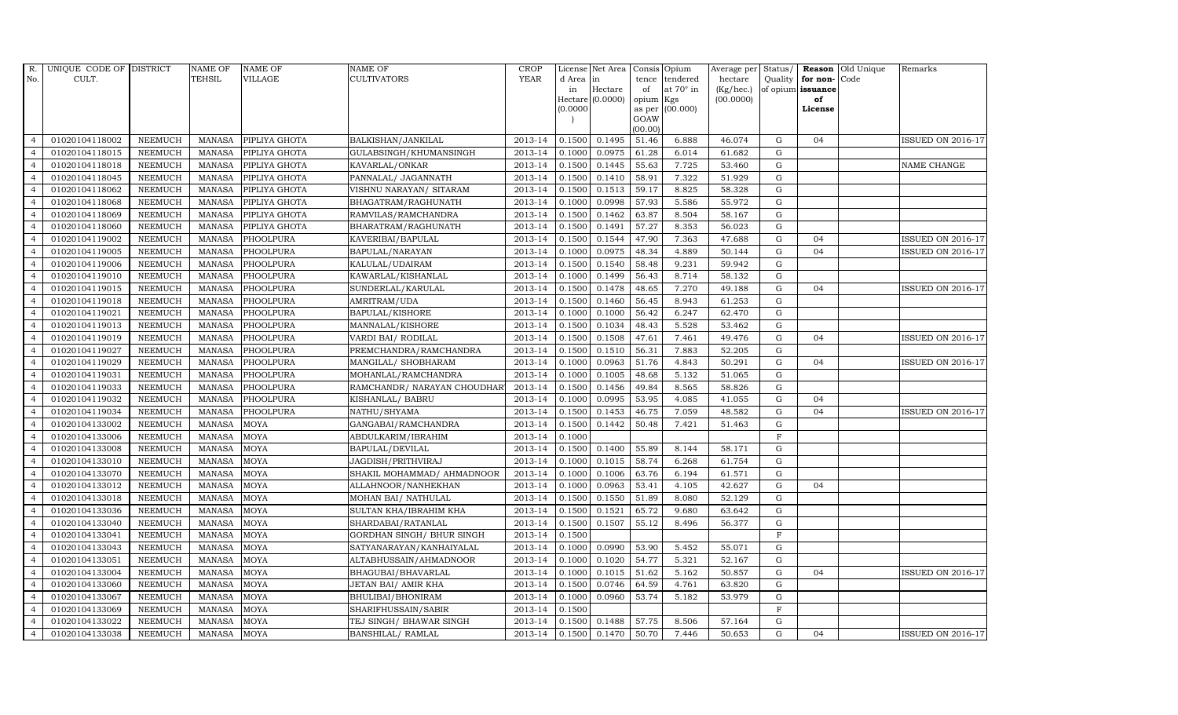| R. No. | UNIQUE CODE OF CULT. | DISTRICT | NAME OF TEHSIL | NAME OF VILLAGE | NAME OF CULTIVATORS | CROP YEAR | License d Area in Hectare (0.0000) | Net Area in Hectare (0.0000) | Consis tence of opium as per GOAW (00.00) | Opium tendered at 70° in Kgs (00.000) | Average per hectare (Kg/hec.) (00.0000) | Status/ Quality of opium | Reason for non-issuance of License | Old Unique Code | Remarks |
|---|---|---|---|---|---|---|---|---|---|---|---|---|---|---|---|
| 4 | 01020104118002 | NEEMUCH | MANASA | PIPLIYA GHOTA | BALKISHAN/JANKILAL | 2013-14 | 0.1500 | 0.1495 | 51.46 | 6.888 | 46.074 | G | 04 | | ISSUED ON 2016-17 |
| 4 | 01020104118015 | NEEMUCH | MANASA | PIPLIYA GHOTA | GULABSINGH/KHUMANSINGH | 2013-14 | 0.1000 | 0.0975 | 61.28 | 6.014 | 61.682 | G | | | |
| 4 | 01020104118018 | NEEMUCH | MANASA | PIPLIYA GHOTA | KAVARLAL/ONKAR | 2013-14 | 0.1500 | 0.1445 | 55.63 | 7.725 | 53.460 | G | | | NAME CHANGE |
| 4 | 01020104118045 | NEEMUCH | MANASA | PIPLIYA GHOTA | PANNALAL/ JAGANNATH | 2013-14 | 0.1500 | 0.1410 | 58.91 | 7.322 | 51.929 | G | | | |
| 4 | 01020104118062 | NEEMUCH | MANASA | PIPLIYA GHOTA | VISHNU NARAYAN/ SITARAM | 2013-14 | 0.1500 | 0.1513 | 59.17 | 8.825 | 58.328 | G | | | |
| 4 | 01020104118068 | NEEMUCH | MANASA | PIPLIYA GHOTA | BHAGATRAM/RAGHUNATH | 2013-14 | 0.1000 | 0.0998 | 57.93 | 5.586 | 55.972 | G | | | |
| 4 | 01020104118069 | NEEMUCH | MANASA | PIPLIYA GHOTA | RAMVILAS/RAMCHANDRA | 2013-14 | 0.1500 | 0.1462 | 63.87 | 8.504 | 58.167 | G | | | |
| 4 | 01020104118060 | NEEMUCH | MANASA | PIPLIYA GHOTA | BHARATRAM/RAGHUNATH | 2013-14 | 0.1500 | 0.1491 | 57.27 | 8.353 | 56.023 | G | | | |
| 4 | 01020104119002 | NEEMUCH | MANASA | PHOOLPURA | KAVERIBAI/BAPULAL | 2013-14 | 0.1500 | 0.1544 | 47.90 | 7.363 | 47.688 | G | 04 | | ISSUED ON 2016-17 |
| 4 | 01020104119005 | NEEMUCH | MANASA | PHOOLPURA | BAPULAL/NARAYAN | 2013-14 | 0.1000 | 0.0975 | 48.34 | 4.889 | 50.144 | G | 04 | | ISSUED ON 2016-17 |
| 4 | 01020104119006 | NEEMUCH | MANASA | PHOOLPURA | KALULAL/UDAIRAM | 2013-14 | 0.1500 | 0.1540 | 58.48 | 9.231 | 59.942 | G | | | |
| 4 | 01020104119010 | NEEMUCH | MANASA | PHOOLPURA | KAWARLAL/KISHANLAL | 2013-14 | 0.1000 | 0.1499 | 56.43 | 8.714 | 58.132 | G | | | |
| 4 | 01020104119015 | NEEMUCH | MANASA | PHOOLPURA | SUNDERLAL/KARULAL | 2013-14 | 0.1500 | 0.1478 | 48.65 | 7.270 | 49.188 | G | 04 | | ISSUED ON 2016-17 |
| 4 | 01020104119018 | NEEMUCH | MANASA | PHOOLPURA | AMRITRAM/UDA | 2013-14 | 0.1500 | 0.1460 | 56.45 | 8.943 | 61.253 | G | | | |
| 4 | 01020104119021 | NEEMUCH | MANASA | PHOOLPURA | BAPULAL/KISHORE | 2013-14 | 0.1000 | 0.1000 | 56.42 | 6.247 | 62.470 | G | | | |
| 4 | 01020104119013 | NEEMUCH | MANASA | PHOOLPURA | MANNALAL/KISHORE | 2013-14 | 0.1500 | 0.1034 | 48.43 | 5.528 | 53.462 | G | | | |
| 4 | 01020104119019 | NEEMUCH | MANASA | PHOOLPURA | VARDI BAI/ RODILAL | 2013-14 | 0.1500 | 0.1508 | 47.61 | 7.461 | 49.476 | G | 04 | | ISSUED ON 2016-17 |
| 4 | 01020104119027 | NEEMUCH | MANASA | PHOOLPURA | PREMCHANDRA/RAMCHANDRA | 2013-14 | 0.1500 | 0.1510 | 56.31 | 7.883 | 52.205 | G | | | |
| 4 | 01020104119029 | NEEMUCH | MANASA | PHOOLPURA | MANGILAL/ SHOBHARAM | 2013-14 | 0.1000 | 0.0963 | 51.76 | 4.843 | 50.291 | G | 04 | | ISSUED ON 2016-17 |
| 4 | 01020104119031 | NEEMUCH | MANASA | PHOOLPURA | MOHANLAL/RAMCHANDRA | 2013-14 | 0.1000 | 0.1005 | 48.68 | 5.132 | 51.065 | G | | | |
| 4 | 01020104119033 | NEEMUCH | MANASA | PHOOLPURA | RAMCHANDR/ NARAYAN CHOUDHARY | 2013-14 | 0.1500 | 0.1456 | 49.84 | 8.565 | 58.826 | G | | | |
| 4 | 01020104119032 | NEEMUCH | MANASA | PHOOLPURA | KISHANLAL/ BABRU | 2013-14 | 0.1000 | 0.0995 | 53.95 | 4.085 | 41.055 | G | 04 | | |
| 4 | 01020104119034 | NEEMUCH | MANASA | PHOOLPURA | NATHU/SHYAMA | 2013-14 | 0.1500 | 0.1453 | 46.75 | 7.059 | 48.582 | G | 04 | | ISSUED ON 2016-17 |
| 4 | 01020104133002 | NEEMUCH | MANASA | MOYA | GANGABAI/RAMCHANDRA | 2013-14 | 0.1500 | 0.1442 | 50.48 | 7.421 | 51.463 | G | | | |
| 4 | 01020104133006 | NEEMUCH | MANASA | MOYA | ABDULKARIM/IBRAHIM | 2013-14 | 0.1000 | | | | | F | | | |
| 4 | 01020104133008 | NEEMUCH | MANASA | MOYA | BAPULAL/DEVILAL | 2013-14 | 0.1500 | 0.1400 | 55.89 | 8.144 | 58.171 | G | | | |
| 4 | 01020104133010 | NEEMUCH | MANASA | MOYA | JAGDISH/PRITHVIRAJ | 2013-14 | 0.1000 | 0.1015 | 58.74 | 6.268 | 61.754 | G | | | |
| 4 | 01020104133070 | NEEMUCH | MANASA | MOYA | SHAKIL MOHAMMAD/ AHMADNOOR | 2013-14 | 0.1000 | 0.1006 | 63.76 | 6.194 | 61.571 | G | | | |
| 4 | 01020104133012 | NEEMUCH | MANASA | MOYA | ALLAHNOOR/NANHEKHAN | 2013-14 | 0.1000 | 0.0963 | 53.41 | 4.105 | 42.627 | G | 04 | | |
| 4 | 01020104133018 | NEEMUCH | MANASA | MOYA | MOHAN BAI/ NATHULAL | 2013-14 | 0.1500 | 0.1550 | 51.89 | 8.080 | 52.129 | G | | | |
| 4 | 01020104133036 | NEEMUCH | MANASA | MOYA | SULTAN KHA/IBRAHIM KHA | 2013-14 | 0.1500 | 0.1521 | 65.72 | 9.680 | 63.642 | G | | | |
| 4 | 01020104133040 | NEEMUCH | MANASA | MOYA | SHARDABAI/RATANLAL | 2013-14 | 0.1500 | 0.1507 | 55.12 | 8.496 | 56.377 | G | | | |
| 4 | 01020104133041 | NEEMUCH | MANASA | MOYA | GORDHAN SINGH/ BHUR SINGH | 2013-14 | 0.1500 | | | | | F | | | |
| 4 | 01020104133043 | NEEMUCH | MANASA | MOYA | SATYANARAYAN/KANHAIYALAL | 2013-14 | 0.1000 | 0.0990 | 53.90 | 5.452 | 55.071 | G | | | |
| 4 | 01020104133051 | NEEMUCH | MANASA | MOYA | ALTABHUSSAIN/AHMADNOOR | 2013-14 | 0.1000 | 0.1020 | 54.77 | 5.321 | 52.167 | G | | | |
| 4 | 01020104133004 | NEEMUCH | MANASA | MOYA | BHAGUBAI/BHAVARLAL | 2013-14 | 0.1000 | 0.1015 | 51.62 | 5.162 | 50.857 | G | 04 | | ISSUED ON 2016-17 |
| 4 | 01020104133060 | NEEMUCH | MANASA | MOYA | JETAN BAI/ AMIR KHA | 2013-14 | 0.1500 | 0.0746 | 64.59 | 4.761 | 63.820 | G | | | |
| 4 | 01020104133067 | NEEMUCH | MANASA | MOYA | BHULIBAI/BHONIRAM | 2013-14 | 0.1000 | 0.0960 | 53.74 | 5.182 | 53.979 | G | | | |
| 4 | 01020104133069 | NEEMUCH | MANASA | MOYA | SHARIFHUSSAIN/SABIR | 2013-14 | 0.1500 | | | | | F | | | |
| 4 | 01020104133022 | NEEMUCH | MANASA | MOYA | TEJ SINGH/ BHAWAR SINGH | 2013-14 | 0.1500 | 0.1488 | 57.75 | 8.506 | 57.164 | G | | | |
| 4 | 01020104133038 | NEEMUCH | MANASA | MOYA | BANSHILAL/ RAMLAL | 2013-14 | 0.1500 | 0.1470 | 50.70 | 7.446 | 50.653 | G | 04 | | ISSUED ON 2016-17 |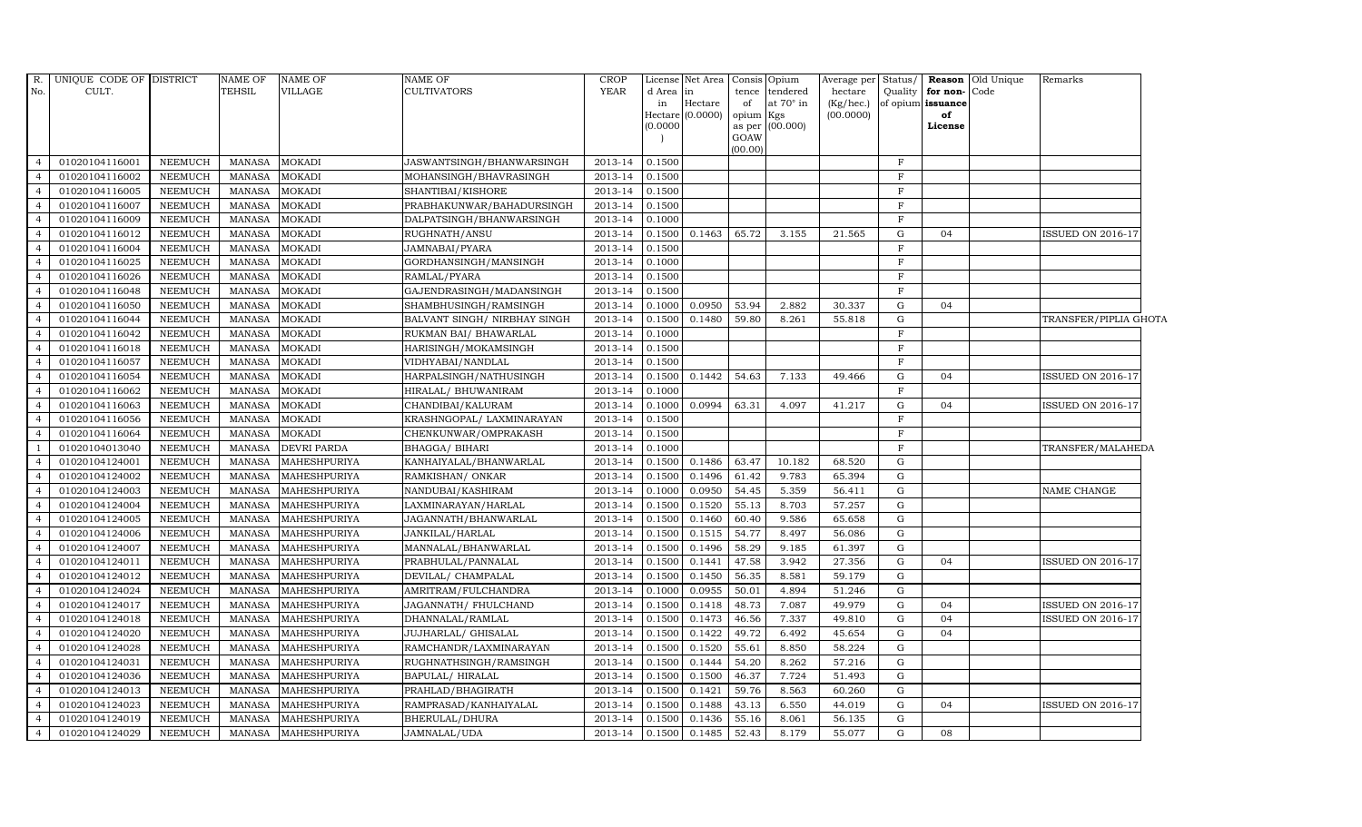| R. No. | UNIQUE CODE OF CULT. | DISTRICT | NAME OF TEHSIL | NAME OF VILLAGE | NAME OF CULTIVATORS | CROP YEAR | License d Area in Hectare (0.0000) | Net Area in Hectare (0.0000) | Consis tence of opium as per GOAW (00.00) | Opium tendered at 70° in Kgs (00.000) | Average per hectare (Kg/hec.) (00.0000) | Status/ Quality of opium | Reason for non-issuance of License | Old Unique Code | Remarks |
|---|---|---|---|---|---|---|---|---|---|---|---|---|---|---|---|
| 4 | 01020104116001 | NEEMUCH | MANASA | MOKADI | JASWANTSINGH/BHANWARSINGH | 2013-14 | 0.1500 | | | | | F | | | |
| 4 | 01020104116002 | NEEMUCH | MANASA | MOKADI | MOHANSINGH/BHAVRASINGH | 2013-14 | 0.1500 | | | | | F | | | |
| 4 | 01020104116005 | NEEMUCH | MANASA | MOKADI | SHANTIBAI/KISHORE | 2013-14 | 0.1500 | | | | | F | | | |
| 4 | 01020104116007 | NEEMUCH | MANASA | MOKADI | PRABHAKUNWAR/BAHADURSINGH | 2013-14 | 0.1500 | | | | | F | | | |
| 4 | 01020104116009 | NEEMUCH | MANASA | MOKADI | DALPATSINGH/BHANWARSINGH | 2013-14 | 0.1000 | | | | | F | | | |
| 4 | 01020104116012 | NEEMUCH | MANASA | MOKADI | RUGHNATH/ANSU | 2013-14 | 0.1500 | 0.1463 | 65.72 | 3.155 | 21.565 | G | 04 | | ISSUED ON 2016-17 |
| 4 | 01020104116004 | NEEMUCH | MANASA | MOKADI | JAMNABAI/PYARA | 2013-14 | 0.1500 | | | | | F | | | |
| 4 | 01020104116025 | NEEMUCH | MANASA | MOKADI | GORDHANSINGH/MANSINGH | 2013-14 | 0.1000 | | | | | F | | | |
| 4 | 01020104116026 | NEEMUCH | MANASA | MOKADI | RAMLAL/PYARA | 2013-14 | 0.1500 | | | | | F | | | |
| 4 | 01020104116048 | NEEMUCH | MANASA | MOKADI | GAJENDRASINGH/MADANSINGH | 2013-14 | 0.1500 | | | | | F | | | |
| 4 | 01020104116050 | NEEMUCH | MANASA | MOKADI | SHAMBHUSINGH/RAMSINGH | 2013-14 | 0.1000 | 0.0950 | 53.94 | 2.882 | 30.337 | G | 04 | | |
| 4 | 01020104116044 | NEEMUCH | MANASA | MOKADI | BALVANT SINGH/ NIRBHAY SINGH | 2013-14 | 0.1500 | 0.1480 | 59.80 | 8.261 | 55.818 | G | | | TRANSFER/PIPLIA GHOTA |
| 4 | 01020104116042 | NEEMUCH | MANASA | MOKADI | RUKMAN BAI/ BHAWARLAL | 2013-14 | 0.1000 | | | | | F | | | |
| 4 | 01020104116018 | NEEMUCH | MANASA | MOKADI | HARISINGH/MOKAMSINGH | 2013-14 | 0.1500 | | | | | F | | | |
| 4 | 01020104116057 | NEEMUCH | MANASA | MOKADI | VIDHYABAI/NANDLAL | 2013-14 | 0.1500 | | | | | F | | | |
| 4 | 01020104116054 | NEEMUCH | MANASA | MOKADI | HARPALSINGH/NATHUSINGH | 2013-14 | 0.1500 | 0.1442 | 54.63 | 7.133 | 49.466 | G | 04 | | ISSUED ON 2016-17 |
| 4 | 01020104116062 | NEEMUCH | MANASA | MOKADI | HIRALAL/ BHUWANIRAM | 2013-14 | 0.1000 | | | | | F | | | |
| 4 | 01020104116063 | NEEMUCH | MANASA | MOKADI | CHANDIBAI/KALURAM | 2013-14 | 0.1000 | 0.0994 | 63.31 | 4.097 | 41.217 | G | 04 | | ISSUED ON 2016-17 |
| 4 | 01020104116056 | NEEMUCH | MANASA | MOKADI | KRASHNGOPAL/ LAXMINARAYAN | 2013-14 | 0.1500 | | | | | F | | | |
| 4 | 01020104116064 | NEEMUCH | MANASA | MOKADI | CHENKUNWAR/OMPRAKASH | 2013-14 | 0.1500 | | | | | F | | | |
| 1 | 01020104013040 | NEEMUCH | MANASA | DEVRI PARDA | BHAGGA/ BIHARI | 2013-14 | 0.1000 | | | | | F | | | TRANSFER/MALAHEDA |
| 4 | 01020104124001 | NEEMUCH | MANASA | MAHESHPURIYA | KANHAIYALAL/BHANWARLAL | 2013-14 | 0.1500 | 0.1486 | 63.47 | 10.182 | 68.520 | G | | | |
| 4 | 01020104124002 | NEEMUCH | MANASA | MAHESHPURIYA | RAMKISHAN/ ONKAR | 2013-14 | 0.1500 | 0.1496 | 61.42 | 9.783 | 65.394 | G | | | |
| 4 | 01020104124003 | NEEMUCH | MANASA | MAHESHPURIYA | NANDUBAI/KASHIRAM | 2013-14 | 0.1000 | 0.0950 | 54.45 | 5.359 | 56.411 | G | | | NAME CHANGE |
| 4 | 01020104124004 | NEEMUCH | MANASA | MAHESHPURIYA | LAXMINARAYAN/HARLAL | 2013-14 | 0.1500 | 0.1520 | 55.13 | 8.703 | 57.257 | G | | | |
| 4 | 01020104124005 | NEEMUCH | MANASA | MAHESHPURIYA | JAGANNATH/BHANWARLAL | 2013-14 | 0.1500 | 0.1460 | 60.40 | 9.586 | 65.658 | G | | | |
| 4 | 01020104124006 | NEEMUCH | MANASA | MAHESHPURIYA | JANKILAL/HARLAL | 2013-14 | 0.1500 | 0.1515 | 54.77 | 8.497 | 56.086 | G | | | |
| 4 | 01020104124007 | NEEMUCH | MANASA | MAHESHPURIYA | MANNALAL/BHANWARLAL | 2013-14 | 0.1500 | 0.1496 | 58.29 | 9.185 | 61.397 | G | | | |
| 4 | 01020104124011 | NEEMUCH | MANASA | MAHESHPURIYA | PRABHULAL/PANNALAL | 2013-14 | 0.1500 | 0.1441 | 47.58 | 3.942 | 27.356 | G | 04 | | ISSUED ON 2016-17 |
| 4 | 01020104124012 | NEEMUCH | MANASA | MAHESHPURIYA | DEVILAL/ CHAMPALAL | 2013-14 | 0.1500 | 0.1450 | 56.35 | 8.581 | 59.179 | G | | | |
| 4 | 01020104124024 | NEEMUCH | MANASA | MAHESHPURIYA | AMRITRAM/FULCHANDRA | 2013-14 | 0.1000 | 0.0955 | 50.01 | 4.894 | 51.246 | G | | | |
| 4 | 01020104124017 | NEEMUCH | MANASA | MAHESHPURIYA | JAGANNATH/ FHULCHAND | 2013-14 | 0.1500 | 0.1418 | 48.73 | 7.087 | 49.979 | G | 04 | | ISSUED ON 2016-17 |
| 4 | 01020104124018 | NEEMUCH | MANASA | MAHESHPURIYA | DHANNALAL/RAMLAL | 2013-14 | 0.1500 | 0.1473 | 46.56 | 7.337 | 49.810 | G | 04 | | ISSUED ON 2016-17 |
| 4 | 01020104124020 | NEEMUCH | MANASA | MAHESHPURIYA | JUJHARLAL/ GHISALAL | 2013-14 | 0.1500 | 0.1422 | 49.72 | 6.492 | 45.654 | G | 04 | | |
| 4 | 01020104124028 | NEEMUCH | MANASA | MAHESHPURIYA | RAMCHANDR/LAXMINARAYAN | 2013-14 | 0.1500 | 0.1520 | 55.61 | 8.850 | 58.224 | G | | | |
| 4 | 01020104124031 | NEEMUCH | MANASA | MAHESHPURIYA | RUGHNATHSINGH/RAMSINGH | 2013-14 | 0.1500 | 0.1444 | 54.20 | 8.262 | 57.216 | G | | | |
| 4 | 01020104124036 | NEEMUCH | MANASA | MAHESHPURIYA | BAPULAL/ HIRALAL | 2013-14 | 0.1500 | 0.1500 | 46.37 | 7.724 | 51.493 | G | | | |
| 4 | 01020104124013 | NEEMUCH | MANASA | MAHESHPURIYA | PRAHLAD/BHAGIRATH | 2013-14 | 0.1500 | 0.1421 | 59.76 | 8.563 | 60.260 | G | | | |
| 4 | 01020104124023 | NEEMUCH | MANASA | MAHESHPURIYA | RAMPRASAD/KANHAIYALAL | 2013-14 | 0.1500 | 0.1488 | 43.13 | 6.550 | 44.019 | G | 04 | | ISSUED ON 2016-17 |
| 4 | 01020104124019 | NEEMUCH | MANASA | MAHESHPURIYA | BHERULAL/DHURA | 2013-14 | 0.1500 | 0.1436 | 55.16 | 8.061 | 56.135 | G | | | |
| 4 | 01020104124029 | NEEMUCH | MANASA | MAHESHPURIYA | JAMNALAL/UDA | 2013-14 | 0.1500 | 0.1485 | 52.43 | 8.179 | 55.077 | G | 08 | | |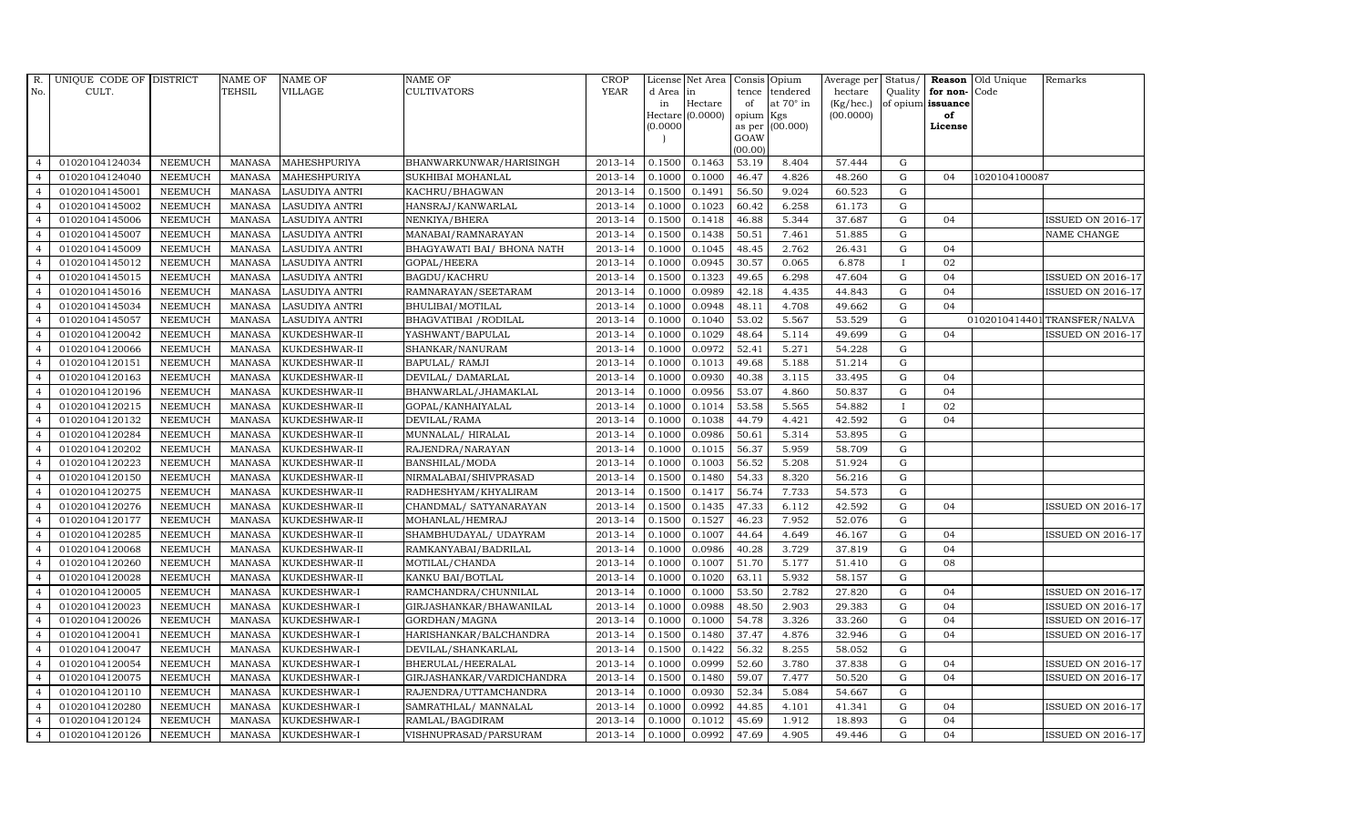| R. No. | UNIQUE CODE OF CULT. | DISTRICT | NAME OF TEHSIL | NAME OF VILLAGE | NAME OF CULTIVATORS | CROP YEAR | License d Area in Hectare (0.0000) | Net Area in Hectare (0.0000) | Consis tence of opium as per GOAW (00.00) | Opium tendered at 70° in Kgs (00.000) | Average per hectare (Kg/hec.) (00.0000) | Status/ Quality of opium | Reason for non-issuance of License | Old Unique Code | Remarks |
|---|---|---|---|---|---|---|---|---|---|---|---|---|---|---|---|
| 4 | 01020104124034 | NEEMUCH | MANASA | MAHESHPURIYA | BHANWARKUNWAR/HARISINGH | 2013-14 | 0.1500 | 0.1463 | 53.19 | 8.404 | 57.444 | G | | | |
| 4 | 01020104124040 | NEEMUCH | MANASA | MAHESHPURIYA | SUKHIBAI MOHANLAL | 2013-14 | 0.1000 | 0.1000 | 46.47 | 4.826 | 48.260 | G | 04 | 1020104100087 | |
| 4 | 01020104145001 | NEEMUCH | MANASA | LASUDIYA ANTRI | KACHRU/BHAGWAN | 2013-14 | 0.1500 | 0.1491 | 56.50 | 9.024 | 60.523 | G | | | |
| 4 | 01020104145002 | NEEMUCH | MANASA | LASUDIYA ANTRI | HANSRAJ/KANWARLAL | 2013-14 | 0.1000 | 0.1023 | 60.42 | 6.258 | 61.173 | G | | | |
| 4 | 01020104145006 | NEEMUCH | MANASA | LASUDIYA ANTRI | NENKIYA/BHERA | 2013-14 | 0.1500 | 0.1418 | 46.88 | 5.344 | 37.687 | G | 04 | | ISSUED ON 2016-17 |
| 4 | 01020104145007 | NEEMUCH | MANASA | LASUDIYA ANTRI | MANABAI/RAMNARAYAN | 2013-14 | 0.1500 | 0.1438 | 50.51 | 7.461 | 51.885 | G | | | NAME CHANGE |
| 4 | 01020104145009 | NEEMUCH | MANASA | LASUDIYA ANTRI | BHAGYAWATI BAI/ BHONA NATH | 2013-14 | 0.1000 | 0.1045 | 48.45 | 2.762 | 26.431 | G | 04 | | |
| 4 | 01020104145012 | NEEMUCH | MANASA | LASUDIYA ANTRI | GOPAL/HEERA | 2013-14 | 0.1000 | 0.0945 | 30.57 | 0.065 | 6.878 | I | 02 | | |
| 4 | 01020104145015 | NEEMUCH | MANASA | LASUDIYA ANTRI | BAGDU/KACHRU | 2013-14 | 0.1500 | 0.1323 | 49.65 | 6.298 | 47.604 | G | 04 | | ISSUED ON 2016-17 |
| 4 | 01020104145016 | NEEMUCH | MANASA | LASUDIYA ANTRI | RAMNARAYAN/SEETARAM | 2013-14 | 0.1000 | 0.0989 | 42.18 | 4.435 | 44.843 | G | 04 | | ISSUED ON 2016-17 |
| 4 | 01020104145034 | NEEMUCH | MANASA | LASUDIYA ANTRI | BHULIBAI/MOTILAL | 2013-14 | 0.1000 | 0.0948 | 48.11 | 4.708 | 49.662 | G | 04 | | |
| 4 | 01020104145057 | NEEMUCH | MANASA | LASUDIYA ANTRI | BHAGVATIBAI /RODILAL | 2013-14 | 0.1000 | 0.1040 | 53.02 | 5.567 | 53.529 | G | | 0102010414401 | TRANSFER/NALVA |
| 4 | 01020104120042 | NEEMUCH | MANASA | KUKDESHWAR-II | YASHWANT/BAPULAL | 2013-14 | 0.1000 | 0.1029 | 48.64 | 5.114 | 49.699 | G | 04 | | ISSUED ON 2016-17 |
| 4 | 01020104120066 | NEEMUCH | MANASA | KUKDESHWAR-II | SHANKAR/NANURAM | 2013-14 | 0.1000 | 0.0972 | 52.41 | 5.271 | 54.228 | G | | | |
| 4 | 01020104120151 | NEEMUCH | MANASA | KUKDESHWAR-II | BAPULAL/ RAMJI | 2013-14 | 0.1000 | 0.1013 | 49.68 | 5.188 | 51.214 | G | | | |
| 4 | 01020104120163 | NEEMUCH | MANASA | KUKDESHWAR-II | DEVILAL/ DAMARLAL | 2013-14 | 0.1000 | 0.0930 | 40.38 | 3.115 | 33.495 | G | 04 | | |
| 4 | 01020104120196 | NEEMUCH | MANASA | KUKDESHWAR-II | BHANWARLAL/JHAMAKLAL | 2013-14 | 0.1000 | 0.0956 | 53.07 | 4.860 | 50.837 | G | 04 | | |
| 4 | 01020104120215 | NEEMUCH | MANASA | KUKDESHWAR-II | GOPAL/KANHAIYALAL | 2013-14 | 0.1000 | 0.1014 | 53.58 | 5.565 | 54.882 | I | 02 | | |
| 4 | 01020104120132 | NEEMUCH | MANASA | KUKDESHWAR-II | DEVILAL/RAMA | 2013-14 | 0.1000 | 0.1038 | 44.79 | 4.421 | 42.592 | G | 04 | | |
| 4 | 01020104120284 | NEEMUCH | MANASA | KUKDESHWAR-II | MUNNALAL/ HIRALAL | 2013-14 | 0.1000 | 0.0986 | 50.61 | 5.314 | 53.895 | G | | | |
| 4 | 01020104120202 | NEEMUCH | MANASA | KUKDESHWAR-II | RAJENDRA/NARAYAN | 2013-14 | 0.1000 | 0.1015 | 56.37 | 5.959 | 58.709 | G | | | |
| 4 | 01020104120223 | NEEMUCH | MANASA | KUKDESHWAR-II | BANSHILAL/MODA | 2013-14 | 0.1000 | 0.1003 | 56.52 | 5.208 | 51.924 | G | | | |
| 4 | 01020104120150 | NEEMUCH | MANASA | KUKDESHWAR-II | NIRMALABAI/SHIVPRASAD | 2013-14 | 0.1500 | 0.1480 | 54.33 | 8.320 | 56.216 | G | | | |
| 4 | 01020104120275 | NEEMUCH | MANASA | KUKDESHWAR-II | RADHESHYAM/KHYALIRAM | 2013-14 | 0.1500 | 0.1417 | 56.74 | 7.733 | 54.573 | G | | | |
| 4 | 01020104120276 | NEEMUCH | MANASA | KUKDESHWAR-II | CHANDMAL/ SATYANARAYAN | 2013-14 | 0.1500 | 0.1435 | 47.33 | 6.112 | 42.592 | G | 04 | | ISSUED ON 2016-17 |
| 4 | 01020104120177 | NEEMUCH | MANASA | KUKDESHWAR-II | MOHANLAL/HEMRAJ | 2013-14 | 0.1500 | 0.1527 | 46.23 | 7.952 | 52.076 | G | | | |
| 4 | 01020104120285 | NEEMUCH | MANASA | KUKDESHWAR-II | SHAMBHUDAYAL/ UDAYRAM | 2013-14 | 0.1000 | 0.1007 | 44.64 | 4.649 | 46.167 | G | 04 | | ISSUED ON 2016-17 |
| 4 | 01020104120068 | NEEMUCH | MANASA | KUKDESHWAR-II | RAMKANYABAI/BADRILAL | 2013-14 | 0.1000 | 0.0986 | 40.28 | 3.729 | 37.819 | G | 04 | | |
| 4 | 01020104120260 | NEEMUCH | MANASA | KUKDESHWAR-II | MOTILAL/CHANDA | 2013-14 | 0.1000 | 0.1007 | 51.70 | 5.177 | 51.410 | G | 08 | | |
| 4 | 01020104120028 | NEEMUCH | MANASA | KUKDESHWAR-II | KANKU BAI/BOTLAL | 2013-14 | 0.1000 | 0.1020 | 63.11 | 5.932 | 58.157 | G | | | |
| 4 | 01020104120005 | NEEMUCH | MANASA | KUKDESHWAR-I | RAMCHANDRA/CHUNNILAL | 2013-14 | 0.1000 | 0.1000 | 53.50 | 2.782 | 27.820 | G | 04 | | ISSUED ON 2016-17 |
| 4 | 01020104120023 | NEEMUCH | MANASA | KUKDESHWAR-I | GIRJASHANKAR/BHAWANILAL | 2013-14 | 0.1000 | 0.0988 | 48.50 | 2.903 | 29.383 | G | 04 | | ISSUED ON 2016-17 |
| 4 | 01020104120026 | NEEMUCH | MANASA | KUKDESHWAR-I | GORDHAN/MAGNA | 2013-14 | 0.1000 | 0.1000 | 54.78 | 3.326 | 33.260 | G | 04 | | ISSUED ON 2016-17 |
| 4 | 01020104120041 | NEEMUCH | MANASA | KUKDESHWAR-I | HARISHANKAR/BALCHANDRA | 2013-14 | 0.1500 | 0.1480 | 37.47 | 4.876 | 32.946 | G | 04 | | ISSUED ON 2016-17 |
| 4 | 01020104120047 | NEEMUCH | MANASA | KUKDESHWAR-I | DEVILAL/SHANKARLAL | 2013-14 | 0.1500 | 0.1422 | 56.32 | 8.255 | 58.052 | G | | | |
| 4 | 01020104120054 | NEEMUCH | MANASA | KUKDESHWAR-I | BHERULAL/HEERALAL | 2013-14 | 0.1000 | 0.0999 | 52.60 | 3.780 | 37.838 | G | 04 | | ISSUED ON 2016-17 |
| 4 | 01020104120075 | NEEMUCH | MANASA | KUKDESHWAR-I | GIRJASHANKAR/VARDICHANDRA | 2013-14 | 0.1500 | 0.1480 | 59.07 | 7.477 | 50.520 | G | 04 | | ISSUED ON 2016-17 |
| 4 | 01020104120110 | NEEMUCH | MANASA | KUKDESHWAR-I | RAJENDRA/UTTAMCHANDRA | 2013-14 | 0.1000 | 0.0930 | 52.34 | 5.084 | 54.667 | G | | | |
| 4 | 01020104120280 | NEEMUCH | MANASA | KUKDESHWAR-I | SAMRATHLAL/ MANNALAL | 2013-14 | 0.1000 | 0.0992 | 44.85 | 4.101 | 41.341 | G | 04 | | ISSUED ON 2016-17 |
| 4 | 01020104120124 | NEEMUCH | MANASA | KUKDESHWAR-I | RAMLAL/BAGDIRAM | 2013-14 | 0.1000 | 0.1012 | 45.69 | 1.912 | 18.893 | G | 04 | | |
| 4 | 01020104120126 | NEEMUCH | MANASA | KUKDESHWAR-I | VISHNUPRASAD/PARSURAM | 2013-14 | 0.1000 | 0.0992 | 47.69 | 4.905 | 49.446 | G | 04 | | ISSUED ON 2016-17 |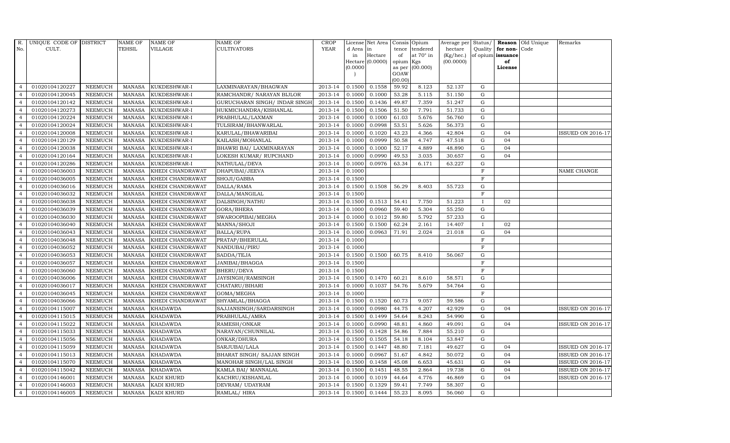| R. No. | UNIQUE CODE OF CULT. | DISTRICT | NAME OF TEHSIL | NAME OF VILLAGE | NAME OF CULTIVATORS | CROP YEAR | License d Area in Hectare (0.0000) | Net Area in Hectare (0.0000) | Consis tence of opium as per GOAW (00.00) | Opium tendered at 70° in Kgs (00.000) | Average per hectare (Kg/hec.) (00.0000) | Status/ Quality of opium | Reason for non-issuance of License | Old Unique Code | Remarks |
|---|---|---|---|---|---|---|---|---|---|---|---|---|---|---|---|
| 4 | 01020104120227 | NEEMUCH | MANASA | KUKDESHWAR-I | LAXMINARAYAN/BHAGWAN | 2013-14 | 0.1500 | 0.1558 | 59.92 | 8.123 | 52.137 | G | | | |
| 4 | 01020104120045 | NEEMUCH | MANASA | KUKDESHWAR-I | RAMCHANDR/ NARAYAN BIJLOR | 2013-14 | 0.1000 | 0.1000 | 53.28 | 5.115 | 51.150 | G | | | |
| 4 | 01020104120142 | NEEMUCH | MANASA | KUKDESHWAR-I | GURUCHARAN SINGH/ INDAR SINGH | 2013-14 | 0.1500 | 0.1436 | 49.87 | 7.359 | 51.247 | G | | | |
| 4 | 01020104120273 | NEEMUCH | MANASA | KUKDESHWAR-I | HUKMICHANDRA/KISHANLAL | 2013-14 | 0.1500 | 0.1506 | 51.50 | 7.791 | 51.733 | G | | | |
| 4 | 01020104120224 | NEEMUCH | MANASA | KUKDESHWAR-I | PRABHULAL/LAXMAN | 2013-14 | 0.1000 | 0.1000 | 61.03 | 5.676 | 56.760 | G | | | |
| 4 | 01020104120024 | NEEMUCH | MANASA | KUKDESHWAR-I | TULSIRAM/BHANWARLAL | 2013-14 | 0.1000 | 0.0998 | 53.51 | 5.626 | 56.373 | G | | | |
| 4 | 01020104120008 | NEEMUCH | MANASA | KUKDESHWAR-I | KARULAL/BHAWARIBAI | 2013-14 | 0.1000 | 0.1020 | 43.23 | 4.366 | 42.804 | G | 04 | | ISSUED ON 2016-17 |
| 4 | 01020104120129 | NEEMUCH | MANASA | KUKDESHWAR-I | KAILASH/MOHANLAL | 2013-14 | 0.1000 | 0.0999 | 50.58 | 4.747 | 47.518 | G | 04 | | |
| 4 | 01020104120038 | NEEMUCH | MANASA | KUKDESHWAR-I | BHAWRI BAI/ LAXMINARAYAN | 2013-14 | 0.1000 | 0.1000 | 52.17 | 4.889 | 48.890 | G | 04 | | |
| 4 | 01020104120164 | NEEMUCH | MANASA | KUKDESHWAR-I | LOKESH KUMAR/ RUPCHAND | 2013-14 | 0.1000 | 0.0990 | 49.53 | 3.035 | 30.657 | G | 04 | | |
| 4 | 01020104120286 | NEEMUCH | MANASA | KUKDESHWAR-I | NATHULAL/DEVA | 2013-14 | 0.1000 | 0.0976 | 63.34 | 6.171 | 63.227 | G | | | |
| 4 | 01020104036003 | NEEMUCH | MANASA | KHEDI CHANDRAWAT | DHAPUBAI/JEEVA | 2013-14 | 0.1000 | | | | | F | | | NAME CHANGE |
| 4 | 01020104036005 | NEEMUCH | MANASA | KHEDI CHANDRAWAT | SHOJI/GABBA | 2013-14 | 0.1500 | | | | | F | | | |
| 4 | 01020104036016 | NEEMUCH | MANASA | KHEDI CHANDRAWAT | DALLA/RAMA | 2013-14 | 0.1500 | 0.1508 | 56.29 | 8.403 | 55.723 | G | | | |
| 4 | 01020104036032 | NEEMUCH | MANASA | KHEDI CHANDRAWAT | DALLA/MANGILAL | 2013-14 | 0.1500 | | | | | F | | | |
| 4 | 01020104036038 | NEEMUCH | MANASA | KHEDI CHANDRAWAT | DALSINGH/NATHU | 2013-14 | 0.1500 | 0.1513 | 54.41 | 7.750 | 51.223 | I | 02 | | |
| 4 | 01020104036039 | NEEMUCH | MANASA | KHEDI CHANDRAWAT | GORA/BHERA | 2013-14 | 0.1000 | 0.0960 | 59.40 | 5.304 | 55.250 | G | | | |
| 4 | 01020104036030 | NEEMUCH | MANASA | KHEDI CHANDRAWAT | SWAROOPIBAI/MEGHA | 2013-14 | 0.1000 | 0.1012 | 59.80 | 5.792 | 57.233 | G | | | |
| 4 | 01020104036040 | NEEMUCH | MANASA | KHEDI CHANDRAWAT | MANNA/SHOJI | 2013-14 | 0.1500 | 0.1500 | 62.24 | 2.161 | 14.407 | I | 02 | | |
| 4 | 01020104036043 | NEEMUCH | MANASA | KHEDI CHANDRAWAT | BALLA/RUPA | 2013-14 | 0.1000 | 0.0963 | 71.91 | 2.024 | 21.018 | G | 04 | | |
| 4 | 01020104036048 | NEEMUCH | MANASA | KHEDI CHANDRAWAT | PRATAP/BHERULAL | 2013-14 | 0.1000 | | | | | F | | | |
| 4 | 01020104036052 | NEEMUCH | MANASA | KHEDI CHANDRAWAT | NANDUBAI/PIRU | 2013-14 | 0.1000 | | | | | F | | | |
| 4 | 01020104036053 | NEEMUCH | MANASA | KHEDI CHANDRAWAT | SADDA/TEJA | 2013-14 | 0.1500 | 0.1500 | 60.75 | 8.410 | 56.067 | G | | | |
| 4 | 01020104036057 | NEEMUCH | MANASA | KHEDI CHANDRAWAT | JANIBAI/BHAGGA | 2013-14 | 0.1500 | | | | | F | | | |
| 4 | 01020104036060 | NEEMUCH | MANASA | KHEDI CHANDRAWAT | BHERU/DEVA | 2013-14 | 0.1500 | | | | | F | | | |
| 4 | 01020104036006 | NEEMUCH | MANASA | KHEDI CHANDRAWAT | JAYSINGH/RAMSINGH | 2013-14 | 0.1500 | 0.1470 | 60.21 | 8.610 | 58.571 | G | | | |
| 4 | 01020104036017 | NEEMUCH | MANASA | KHEDI CHANDRAWAT | CHATARU/BIHARI | 2013-14 | 0.1000 | 0.1037 | 54.76 | 5.679 | 54.764 | G | | | |
| 4 | 01020104036045 | NEEMUCH | MANASA | KHEDI CHANDRAWAT | GOMA/MEGHA | 2013-14 | 0.1000 | | | | | F | | | |
| 4 | 01020104036066 | NEEMUCH | MANASA | KHEDI CHANDRAWAT | SHYAMLAL/BHAGGA | 2013-14 | 0.1500 | 0.1520 | 60.73 | 9.057 | 59.586 | G | | | |
| 4 | 01020104115007 | NEEMUCH | MANASA | KHADAWDA | SAJJANSINGH/SARDARSINGH | 2013-14 | 0.1000 | 0.0980 | 44.75 | 4.207 | 42.929 | G | 04 | | ISSUED ON 2016-17 |
| 4 | 01020104115015 | NEEMUCH | MANASA | KHADAWDA | PRABHULAL/AMRA | 2013-14 | 0.1500 | 0.1499 | 54.64 | 8.243 | 54.990 | G | | | |
| 4 | 01020104115022 | NEEMUCH | MANASA | KHADAWDA | RAMESH/ONKAR | 2013-14 | 0.1000 | 0.0990 | 48.81 | 4.860 | 49.091 | G | 04 | | ISSUED ON 2016-17 |
| 4 | 01020104115033 | NEEMUCH | MANASA | KHADAWDA | NARAYAN/CHUNNILAL | 2013-14 | 0.1500 | 0.1428 | 54.86 | 7.884 | 55.210 | G | | | |
| 4 | 01020104115056 | NEEMUCH | MANASA | KHADAWDA | ONKAR/DHURA | 2013-14 | 0.1500 | 0.1505 | 54.18 | 8.104 | 53.847 | G | | | |
| 4 | 01020104115059 | NEEMUCH | MANASA | KHADAWDA | SARJUBAI/LALA | 2013-14 | 0.1500 | 0.1447 | 48.80 | 7.181 | 49.627 | G | 04 | | ISSUED ON 2016-17 |
| 4 | 01020104115013 | NEEMUCH | MANASA | KHADAWDA | BHARAT SINGH/ SAJJAN SINGH | 2013-14 | 0.1000 | 0.0967 | 51.67 | 4.842 | 50.072 | G | 04 | | ISSUED ON 2016-17 |
| 4 | 01020104115070 | NEEMUCH | MANASA | KHADAWDA | MANOHAR SINGH/LAL SINGH | 2013-14 | 0.1500 | 0.1458 | 45.08 | 6.653 | 45.631 | G | 04 | | ISSUED ON 2016-17 |
| 4 | 01020104115042 | NEEMUCH | MANASA | KHADAWDA | KAMLA BAI/ MANNALAL | 2013-14 | 0.1500 | 0.1451 | 48.55 | 2.864 | 19.738 | G | 04 | | ISSUED ON 2016-17 |
| 4 | 01020104146001 | NEEMUCH | MANASA | KADI KHURD | KACHRU/KISHANLAL | 2013-14 | 0.1000 | 0.1019 | 44.64 | 4.776 | 46.869 | G | 04 | | ISSUED ON 2016-17 |
| 4 | 01020104146003 | NEEMUCH | MANASA | KADI KHURD | DEVRAM/ UDAYRAM | 2013-14 | 0.1500 | 0.1329 | 59.41 | 7.749 | 58.307 | G | | | |
| 4 | 01020104146005 | NEEMUCH | MANASA | KADI KHURD | RAMLAL/ HIRA | 2013-14 | 0.1500 | 0.1444 | 55.23 | 8.095 | 56.060 | G | | | |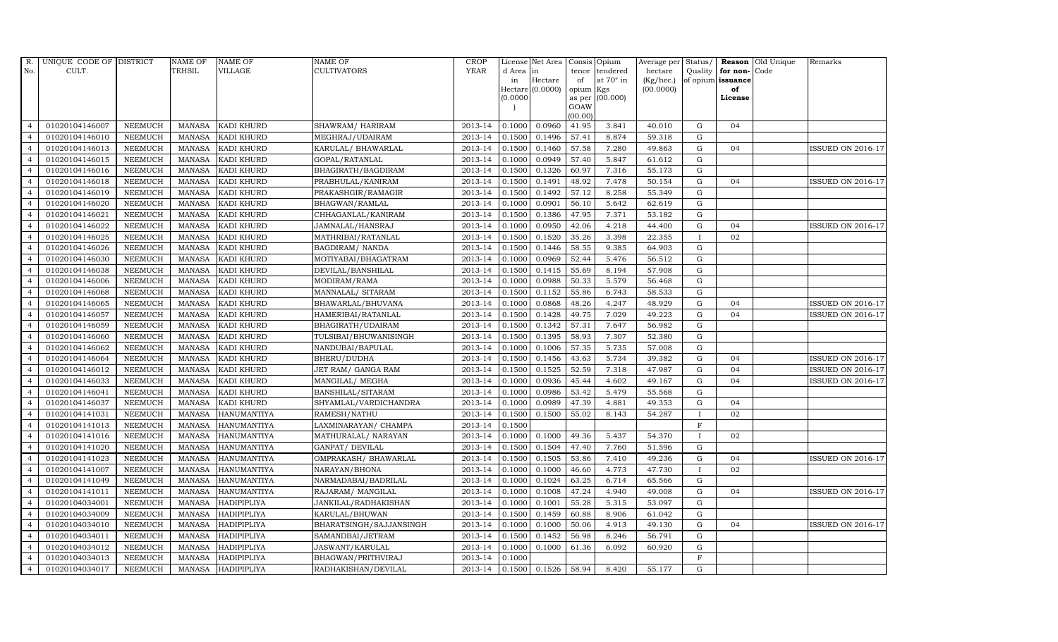| R. No. | UNIQUE CODE OF CULT. | DISTRICT | NAME OF TEHSIL | NAME OF VILLAGE | NAME OF CULTIVATORS | CROP YEAR | License d Area in Hectare (0.0000) | Net Area in Hectare (0.0000) | Consis tence of opium as per GOAW (00.00) | Opium tendered at 70° in Kgs (00.000) | Average per hectare (Kg/hec.) (00.0000) | Status/ Quality of opium | Reason for non-issuance of License | Old Unique Code | Remarks |
|---|---|---|---|---|---|---|---|---|---|---|---|---|---|---|---|
| 4 | 01020104146007 | NEEMUCH | MANASA | KADI KHURD | SHAWRAM/ HARIRAM | 2013-14 | 0.1000 | 0.0960 | 41.95 | 3.841 | 40.010 | G | 04 | | |
| 4 | 01020104146010 | NEEMUCH | MANASA | KADI KHURD | MEGHRAJ/UDAIRAM | 2013-14 | 0.1500 | 0.1496 | 57.41 | 8.874 | 59.318 | G | | | |
| 4 | 01020104146013 | NEEMUCH | MANASA | KADI KHURD | KARULAL/ BHAWARLAL | 2013-14 | 0.1500 | 0.1460 | 57.58 | 7.280 | 49.863 | G | 04 | | ISSUED ON 2016-17 |
| 4 | 01020104146015 | NEEMUCH | MANASA | KADI KHURD | GOPAL/RATANLAL | 2013-14 | 0.1000 | 0.0949 | 57.40 | 5.847 | 61.612 | G | | | |
| 4 | 01020104146016 | NEEMUCH | MANASA | KADI KHURD | BHAGIRATH/BAGDIRAM | 2013-14 | 0.1500 | 0.1326 | 60.97 | 7.316 | 55.173 | G | | | |
| 4 | 01020104146018 | NEEMUCH | MANASA | KADI KHURD | PRABHULAL/KANIRAM | 2013-14 | 0.1500 | 0.1491 | 48.92 | 7.478 | 50.154 | G | 04 | | ISSUED ON 2016-17 |
| 4 | 01020104146019 | NEEMUCH | MANASA | KADI KHURD | PRAKASHGIR/RAMAGIR | 2013-14 | 0.1500 | 0.1492 | 57.12 | 8.258 | 55.349 | G | | | |
| 4 | 01020104146020 | NEEMUCH | MANASA | KADI KHURD | BHAGWAN/RAMLAL | 2013-14 | 0.1000 | 0.0901 | 56.10 | 5.642 | 62.619 | G | | | |
| 4 | 01020104146021 | NEEMUCH | MANASA | KADI KHURD | CHHAGANLAL/KANIRAM | 2013-14 | 0.1500 | 0.1386 | 47.95 | 7.371 | 53.182 | G | | | |
| 4 | 01020104146022 | NEEMUCH | MANASA | KADI KHURD | JAMNALAL/HANSRAJ | 2013-14 | 0.1000 | 0.0950 | 42.06 | 4.218 | 44.400 | G | 04 | | ISSUED ON 2016-17 |
| 4 | 01020104146025 | NEEMUCH | MANASA | KADI KHURD | MATHRIBAI/RATANLAL | 2013-14 | 0.1500 | 0.1520 | 35.26 | 3.398 | 22.355 | I | 02 | | |
| 4 | 01020104146026 | NEEMUCH | MANASA | KADI KHURD | BAGDIRAM/ NANDA | 2013-14 | 0.1500 | 0.1446 | 58.55 | 9.385 | 64.903 | G | | | |
| 4 | 01020104146030 | NEEMUCH | MANASA | KADI KHURD | MOTIYABAI/BHAGATRAM | 2013-14 | 0.1000 | 0.0969 | 52.44 | 5.476 | 56.512 | G | | | |
| 4 | 01020104146038 | NEEMUCH | MANASA | KADI KHURD | DEVILAL/BANSHILAL | 2013-14 | 0.1500 | 0.1415 | 55.69 | 8.194 | 57.908 | G | | | |
| 4 | 01020104146006 | NEEMUCH | MANASA | KADI KHURD | MODIRAM/RAMA | 2013-14 | 0.1000 | 0.0988 | 50.33 | 5.579 | 56.468 | G | | | |
| 4 | 01020104146068 | NEEMUCH | MANASA | KADI KHURD | MANNALAL/ SITARAM | 2013-14 | 0.1500 | 0.1152 | 55.86 | 6.743 | 58.533 | G | | | |
| 4 | 01020104146065 | NEEMUCH | MANASA | KADI KHURD | BHAWARLAL/BHUVANA | 2013-14 | 0.1000 | 0.0868 | 48.26 | 4.247 | 48.929 | G | 04 | | ISSUED ON 2016-17 |
| 4 | 01020104146057 | NEEMUCH | MANASA | KADI KHURD | HAMERIBAI/RATANLAL | 2013-14 | 0.1500 | 0.1428 | 49.75 | 7.029 | 49.223 | G | 04 | | ISSUED ON 2016-17 |
| 4 | 01020104146059 | NEEMUCH | MANASA | KADI KHURD | BHAGIRATH/UDAIRAM | 2013-14 | 0.1500 | 0.1342 | 57.31 | 7.647 | 56.982 | G | | | |
| 4 | 01020104146060 | NEEMUCH | MANASA | KADI KHURD | TULSIBAI/BHUWANISINGH | 2013-14 | 0.1500 | 0.1395 | 58.93 | 7.307 | 52.380 | G | | | |
| 4 | 01020104146062 | NEEMUCH | MANASA | KADI KHURD | NANDUBAI/BAPULAL | 2013-14 | 0.1000 | 0.1006 | 57.35 | 5.735 | 57.008 | G | | | |
| 4 | 01020104146064 | NEEMUCH | MANASA | KADI KHURD | BHERU/DUDHA | 2013-14 | 0.1500 | 0.1456 | 43.63 | 5.734 | 39.382 | G | 04 | | ISSUED ON 2016-17 |
| 4 | 01020104146012 | NEEMUCH | MANASA | KADI KHURD | JET RAM/ GANGA RAM | 2013-14 | 0.1500 | 0.1525 | 52.59 | 7.318 | 47.987 | G | 04 | | ISSUED ON 2016-17 |
| 4 | 01020104146033 | NEEMUCH | MANASA | KADI KHURD | MANGILAL/ MEGHA | 2013-14 | 0.1000 | 0.0936 | 45.44 | 4.602 | 49.167 | G | 04 | | ISSUED ON 2016-17 |
| 4 | 01020104146041 | NEEMUCH | MANASA | KADI KHURD | BANSHILAL/SITARAM | 2013-14 | 0.1000 | 0.0986 | 53.42 | 5.479 | 55.568 | G | | | |
| 4 | 01020104146037 | NEEMUCH | MANASA | KADI KHURD | SHYAMLAL/VARDICHANDRA | 2013-14 | 0.1000 | 0.0989 | 47.39 | 4.881 | 49.353 | G | 04 | | |
| 4 | 01020104141031 | NEEMUCH | MANASA | HANUMANTIYA | RAMESH/NATHU | 2013-14 | 0.1500 | 0.1500 | 55.02 | 8.143 | 54.287 | I | 02 | | |
| 4 | 01020104141013 | NEEMUCH | MANASA | HANUMANTIYA | LAXMINARAYAN/ CHAMPA | 2013-14 | 0.1500 | | | | | F | | | |
| 4 | 01020104141016 | NEEMUCH | MANASA | HANUMANTIYA | MATHURALAL/ NARAYAN | 2013-14 | 0.1000 | 0.1000 | 49.36 | 5.437 | 54.370 | I | 02 | | |
| 4 | 01020104141020 | NEEMUCH | MANASA | HANUMANTIYA | GANPAT/ DEVILAL | 2013-14 | 0.1500 | 0.1504 | 47.40 | 7.760 | 51.596 | G | | | |
| 4 | 01020104141023 | NEEMUCH | MANASA | HANUMANTIYA | OMPRAKASH/ BHAWARLAL | 2013-14 | 0.1500 | 0.1505 | 53.86 | 7.410 | 49.236 | G | 04 | | ISSUED ON 2016-17 |
| 4 | 01020104141007 | NEEMUCH | MANASA | HANUMANTIYA | NARAYAN/BHONA | 2013-14 | 0.1000 | 0.1000 | 46.60 | 4.773 | 47.730 | I | 02 | | |
| 4 | 01020104141049 | NEEMUCH | MANASA | HANUMANTIYA | NARMADABAI/BADRILAL | 2013-14 | 0.1000 | 0.1024 | 63.25 | 6.714 | 65.566 | G | | | |
| 4 | 01020104141011 | NEEMUCH | MANASA | HANUMANTIYA | RAJARAM/ MANGILAL | 2013-14 | 0.1000 | 0.1008 | 47.24 | 4.940 | 49.008 | G | 04 | | ISSUED ON 2016-17 |
| 4 | 01020104034001 | NEEMUCH | MANASA | HADIPIPLIYA | JANKILAL/RADHAKISHAN | 2013-14 | 0.1000 | 0.1001 | 55.28 | 5.315 | 53.097 | G | | | |
| 4 | 01020104034009 | NEEMUCH | MANASA | HADIPIPLIYA | KARULAL/BHUWAN | 2013-14 | 0.1500 | 0.1459 | 60.88 | 8.906 | 61.042 | G | | | |
| 4 | 01020104034010 | NEEMUCH | MANASA | HADIPIPLIYA | BHARATSINGH/SAJJANSINGH | 2013-14 | 0.1000 | 0.1000 | 50.06 | 4.913 | 49.130 | G | 04 | | ISSUED ON 2016-17 |
| 4 | 01020104034011 | NEEMUCH | MANASA | HADIPIPLIYA | SAMANDBAI/JETRAM | 2013-14 | 0.1500 | 0.1452 | 56.98 | 8.246 | 56.791 | G | | | |
| 4 | 01020104034012 | NEEMUCH | MANASA | HADIPIPLIYA | JASWANT/KARULAL | 2013-14 | 0.1000 | 0.1000 | 61.36 | 6.092 | 60.920 | G | | | |
| 4 | 01020104034013 | NEEMUCH | MANASA | HADIPIPLIYA | BHAGWAN/PRITHVIRAJ | 2013-14 | 0.1000 | | | | | F | | | |
| 4 | 01020104034017 | NEEMUCH | MANASA | HADIPIPLIYA | RADHAKISHAN/DEVILAL | 2013-14 | 0.1500 | 0.1526 | 58.94 | 8.420 | 55.177 | G | | | |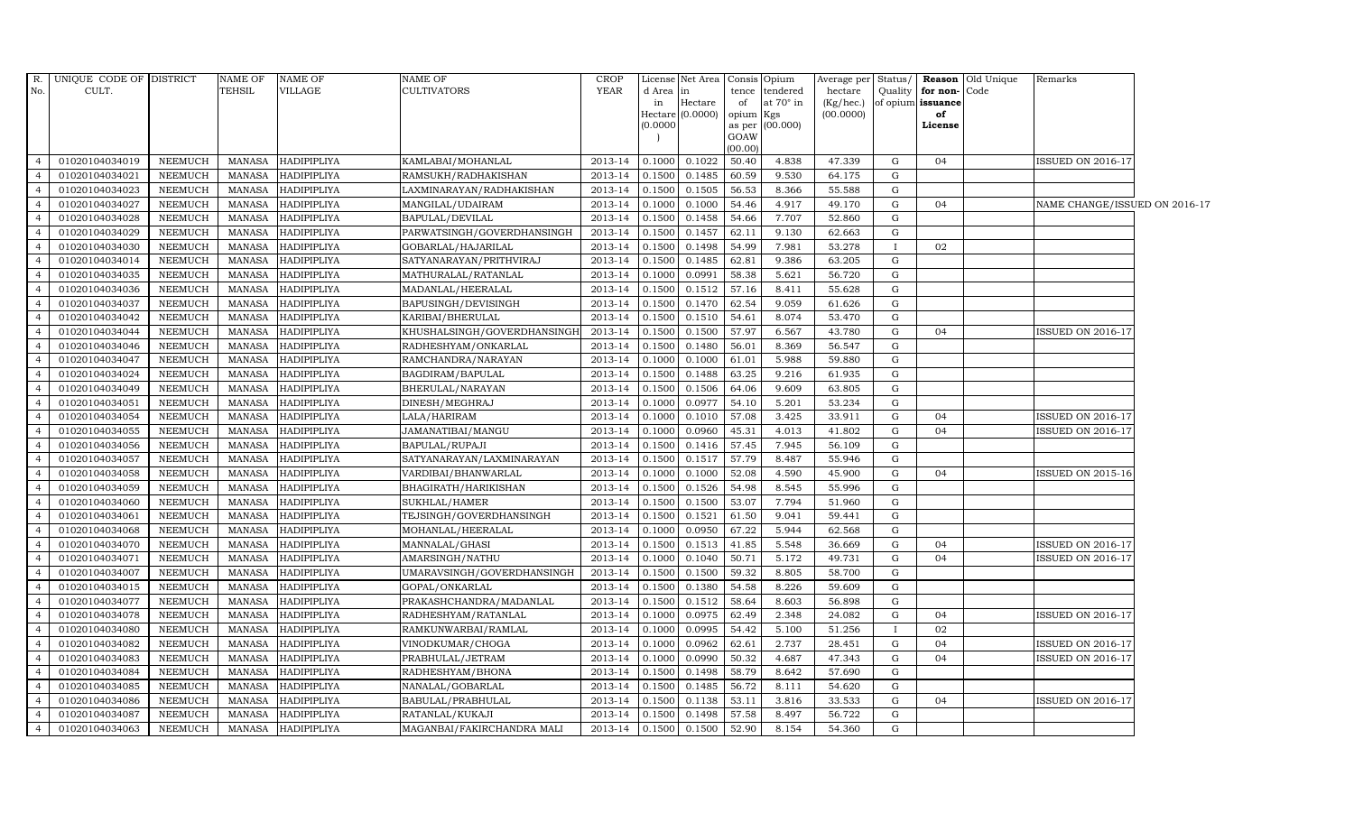| R. No. | UNIQUE CODE OF CULT. | DISTRICT | NAME OF TEHSIL | NAME OF VILLAGE | NAME OF CULTIVATORS | CROP YEAR | License d Area in Hectare (0.0000) | Net Area in Hectare (0.0000) | Consis tence of opium as per GOAW (00.00) | Opium tendered at 70° in Kgs (00.000) | Average per hectare (Kg/hec.) (00.0000) | Status/ Quality of opium | Reason for non-issuance of License | Old Unique Code | Remarks |
|---|---|---|---|---|---|---|---|---|---|---|---|---|---|---|---|
| 4 | 01020104034019 | NEEMUCH | MANASA | HADIPIPLIYA | KAMLABAI/MOHANLAL | 2013-14 | 0.1000 | 0.1022 | 50.40 | 4.838 | 47.339 | G | 04 | | ISSUED ON 2016-17 |
| 4 | 01020104034021 | NEEMUCH | MANASA | HADIPIPLIYA | RAMSUKH/RADHAKISHAN | 2013-14 | 0.1500 | 0.1485 | 60.59 | 9.530 | 64.175 | G | | | |
| 4 | 01020104034023 | NEEMUCH | MANASA | HADIPIPLIYA | LAXMINARAYAN/RADHAKISHAN | 2013-14 | 0.1500 | 0.1505 | 56.53 | 8.366 | 55.588 | G | | | |
| 4 | 01020104034027 | NEEMUCH | MANASA | HADIPIPLIYA | MANGILAL/UDAIRAM | 2013-14 | 0.1000 | 0.1000 | 54.46 | 4.917 | 49.170 | G | 04 | | NAME CHANGE/ISSUED ON 2016-17 |
| 4 | 01020104034028 | NEEMUCH | MANASA | HADIPIPLIYA | BAPULAL/DEVILAL | 2013-14 | 0.1500 | 0.1458 | 54.66 | 7.707 | 52.860 | G | | | |
| 4 | 01020104034029 | NEEMUCH | MANASA | HADIPIPLIYA | PARWATSINGH/GOVERDHANSINGH | 2013-14 | 0.1500 | 0.1457 | 62.11 | 9.130 | 62.663 | G | | | |
| 4 | 01020104034030 | NEEMUCH | MANASA | HADIPIPLIYA | GOBARLAL/HAJARILAL | 2013-14 | 0.1500 | 0.1498 | 54.99 | 7.981 | 53.278 | I | 02 | | |
| 4 | 01020104034014 | NEEMUCH | MANASA | HADIPIPLIYA | SATYANARAYAN/PRITHVIRAJ | 2013-14 | 0.1500 | 0.1485 | 62.81 | 9.386 | 63.205 | G | | | |
| 4 | 01020104034035 | NEEMUCH | MANASA | HADIPIPLIYA | MATHURALAL/RATANLAL | 2013-14 | 0.1000 | 0.0991 | 58.38 | 5.621 | 56.720 | G | | | |
| 4 | 01020104034036 | NEEMUCH | MANASA | HADIPIPLIYA | MADANLAL/HEERALAL | 2013-14 | 0.1500 | 0.1512 | 57.16 | 8.411 | 55.628 | G | | | |
| 4 | 01020104034037 | NEEMUCH | MANASA | HADIPIPLIYA | BAPUSINGH/DEVISINGH | 2013-14 | 0.1500 | 0.1470 | 62.54 | 9.059 | 61.626 | G | | | |
| 4 | 01020104034042 | NEEMUCH | MANASA | HADIPIPLIYA | KARIBAI/BHERULAL | 2013-14 | 0.1500 | 0.1510 | 54.61 | 8.074 | 53.470 | G | | | |
| 4 | 01020104034044 | NEEMUCH | MANASA | HADIPIPLIYA | KHUSHALSINGH/GOVERDHANSINGH | 2013-14 | 0.1500 | 0.1500 | 57.97 | 6.567 | 43.780 | G | 04 | | ISSUED ON 2016-17 |
| 4 | 01020104034046 | NEEMUCH | MANASA | HADIPIPLIYA | RADHESHYAM/ONKARLAL | 2013-14 | 0.1500 | 0.1480 | 56.01 | 8.369 | 56.547 | G | | | |
| 4 | 01020104034047 | NEEMUCH | MANASA | HADIPIPLIYA | RAMCHANDRA/NARAYAN | 2013-14 | 0.1000 | 0.1000 | 61.01 | 5.988 | 59.880 | G | | | |
| 4 | 01020104034024 | NEEMUCH | MANASA | HADIPIPLIYA | BAGDIRAM/BAPULAL | 2013-14 | 0.1500 | 0.1488 | 63.25 | 9.216 | 61.935 | G | | | |
| 4 | 01020104034049 | NEEMUCH | MANASA | HADIPIPLIYA | BHERULAL/NARAYAN | 2013-14 | 0.1500 | 0.1506 | 64.06 | 9.609 | 63.805 | G | | | |
| 4 | 01020104034051 | NEEMUCH | MANASA | HADIPIPLIYA | DINESH/MEGHRAJ | 2013-14 | 0.1000 | 0.0977 | 54.10 | 5.201 | 53.234 | G | | | |
| 4 | 01020104034054 | NEEMUCH | MANASA | HADIPIPLIYA | LALA/HARIRAM | 2013-14 | 0.1000 | 0.1010 | 57.08 | 3.425 | 33.911 | G | 04 | | ISSUED ON 2016-17 |
| 4 | 01020104034055 | NEEMUCH | MANASA | HADIPIPLIYA | JAMANATIBAI/MANGU | 2013-14 | 0.1000 | 0.0960 | 45.31 | 4.013 | 41.802 | G | 04 | | ISSUED ON 2016-17 |
| 4 | 01020104034056 | NEEMUCH | MANASA | HADIPIPLIYA | BAPULAL/RUPAJI | 2013-14 | 0.1500 | 0.1416 | 57.45 | 7.945 | 56.109 | G | | | |
| 4 | 01020104034057 | NEEMUCH | MANASA | HADIPIPLIYA | SATYANARAYAN/LAXMINARAYAN | 2013-14 | 0.1500 | 0.1517 | 57.79 | 8.487 | 55.946 | G | | | |
| 4 | 01020104034058 | NEEMUCH | MANASA | HADIPIPLIYA | VARDIBAI/BHANWARLAL | 2013-14 | 0.1000 | 0.1000 | 52.08 | 4.590 | 45.900 | G | 04 | | ISSUED ON 2015-16 |
| 4 | 01020104034059 | NEEMUCH | MANASA | HADIPIPLIYA | BHAGIRATH/HARIKISHAN | 2013-14 | 0.1500 | 0.1526 | 54.98 | 8.545 | 55.996 | G | | | |
| 4 | 01020104034060 | NEEMUCH | MANASA | HADIPIPLIYA | SUKHLAL/HAMER | 2013-14 | 0.1500 | 0.1500 | 53.07 | 7.794 | 51.960 | G | | | |
| 4 | 01020104034061 | NEEMUCH | MANASA | HADIPIPLIYA | TEJSINGH/GOVERDHANSINGH | 2013-14 | 0.1500 | 0.1521 | 61.50 | 9.041 | 59.441 | G | | | |
| 4 | 01020104034068 | NEEMUCH | MANASA | HADIPIPLIYA | MOHANLAL/HEERALAL | 2013-14 | 0.1000 | 0.0950 | 67.22 | 5.944 | 62.568 | G | | | |
| 4 | 01020104034070 | NEEMUCH | MANASA | HADIPIPLIYA | MANNALAL/GHASI | 2013-14 | 0.1500 | 0.1513 | 41.85 | 5.548 | 36.669 | G | 04 | | ISSUED ON 2016-17 |
| 4 | 01020104034071 | NEEMUCH | MANASA | HADIPIPLIYA | AMARSINGH/NATHU | 2013-14 | 0.1000 | 0.1040 | 50.71 | 5.172 | 49.731 | G | 04 | | ISSUED ON 2016-17 |
| 4 | 01020104034007 | NEEMUCH | MANASA | HADIPIPLIYA | UMARAVSINGH/GOVERDHANSINGH | 2013-14 | 0.1500 | 0.1500 | 59.32 | 8.805 | 58.700 | G | | | |
| 4 | 01020104034015 | NEEMUCH | MANASA | HADIPIPLIYA | GOPAL/ONKARLAL | 2013-14 | 0.1500 | 0.1380 | 54.58 | 8.226 | 59.609 | G | | | |
| 4 | 01020104034077 | NEEMUCH | MANASA | HADIPIPLIYA | PRAKASHCHANDRA/MADANLAL | 2013-14 | 0.1500 | 0.1512 | 58.64 | 8.603 | 56.898 | G | | | |
| 4 | 01020104034078 | NEEMUCH | MANASA | HADIPIPLIYA | RADHESHYAM/RATANLAL | 2013-14 | 0.1000 | 0.0975 | 62.49 | 2.348 | 24.082 | G | 04 | | ISSUED ON 2016-17 |
| 4 | 01020104034080 | NEEMUCH | MANASA | HADIPIPLIYA | RAMKUNWARBAI/RAMLAL | 2013-14 | 0.1000 | 0.0995 | 54.42 | 5.100 | 51.256 | I | 02 | | |
| 4 | 01020104034082 | NEEMUCH | MANASA | HADIPIPLIYA | VINODKUMAR/CHOGA | 2013-14 | 0.1000 | 0.0962 | 62.61 | 2.737 | 28.451 | G | 04 | | ISSUED ON 2016-17 |
| 4 | 01020104034083 | NEEMUCH | MANASA | HADIPIPLIYA | PRABHULAL/JETRAM | 2013-14 | 0.1000 | 0.0990 | 50.32 | 4.687 | 47.343 | G | 04 | | ISSUED ON 2016-17 |
| 4 | 01020104034084 | NEEMUCH | MANASA | HADIPIPLIYA | RADHESHYAM/BHONA | 2013-14 | 0.1500 | 0.1498 | 58.79 | 8.642 | 57.690 | G | | | |
| 4 | 01020104034085 | NEEMUCH | MANASA | HADIPIPLIYA | NANALAL/GOBARLAL | 2013-14 | 0.1500 | 0.1485 | 56.72 | 8.111 | 54.620 | G | | | |
| 4 | 01020104034086 | NEEMUCH | MANASA | HADIPIPLIYA | BABULAL/PRABHULAL | 2013-14 | 0.1500 | 0.1138 | 53.11 | 3.816 | 33.533 | G | 04 | | ISSUED ON 2016-17 |
| 4 | 01020104034087 | NEEMUCH | MANASA | HADIPIPLIYA | RATANLAL/KUKAJI | 2013-14 | 0.1500 | 0.1498 | 57.58 | 8.497 | 56.722 | G | | | |
| 4 | 01020104034063 | NEEMUCH | MANASA | HADIPIPLIYA | MAGANBAI/FAKIRCHANDRA MALI | 2013-14 | 0.1500 | 0.1500 | 52.90 | 8.154 | 54.360 | G | | | |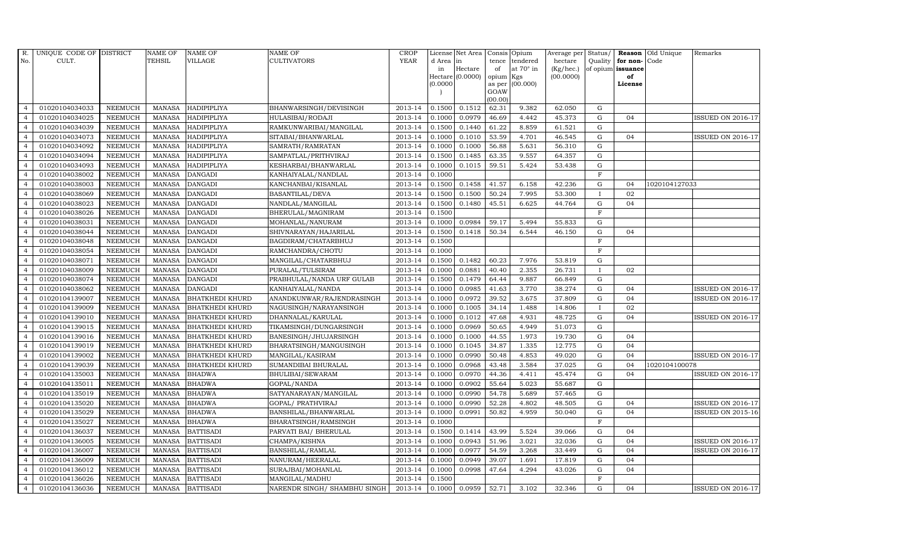| R. No. | UNIQUE CODE OF CULT. | DISTRICT | NAME OF TEHSIL | NAME OF VILLAGE | NAME OF CULTIVATORS | CROP YEAR | License d Area in Hectare (0.0000) | Net Area in Hectare (0.0000) | Consis tence of opium as per GOAW (00.00) | Opium tendered at 70° in Kgs (00.000) | Average per hectare (Kg/hec.) (00.0000) | Status/ Quality of opium | Reason for non-issuance of License | Old Unique Code | Remarks |
|---|---|---|---|---|---|---|---|---|---|---|---|---|---|---|---|
| 4 | 01020104034033 | NEEMUCH | MANASA | HADIPIPLIYA | BHANWARSINGH/DEVISINGH | 2013-14 | 0.1500 | 0.1512 | 62.31 | 9.382 | 62.050 | G | | | |
| 4 | 01020104034025 | NEEMUCH | MANASA | HADIPIPLIYA | HULASIBAI/RODAJI | 2013-14 | 0.1000 | 0.0979 | 46.69 | 4.442 | 45.373 | G | 04 | | ISSUED ON 2016-17 |
| 4 | 01020104034039 | NEEMUCH | MANASA | HADIPIPLIYA | RAMKUNWARIBAI/MANGILAL | 2013-14 | 0.1500 | 0.1440 | 61.22 | 8.859 | 61.521 | G | | | |
| 4 | 01020104034073 | NEEMUCH | MANASA | HADIPIPLIYA | SITABAI/BHANWARLAL | 2013-14 | 0.1000 | 0.1010 | 53.59 | 4.701 | 46.545 | G | 04 | | ISSUED ON 2016-17 |
| 4 | 01020104034092 | NEEMUCH | MANASA | HADIPIPLIYA | SAMRATH/RAMRATAN | 2013-14 | 0.1000 | 0.1000 | 56.88 | 5.631 | 56.310 | G | | | |
| 4 | 01020104034094 | NEEMUCH | MANASA | HADIPIPLIYA | SAMPATLAL/PRITHVIRAJ | 2013-14 | 0.1500 | 0.1485 | 63.35 | 9.557 | 64.357 | G | | | |
| 4 | 01020104034093 | NEEMUCH | MANASA | HADIPIPLIYA | KESHARBAI/BHANWARLAL | 2013-14 | 0.1000 | 0.1015 | 59.51 | 5.424 | 53.438 | G | | | |
| 4 | 01020104038002 | NEEMUCH | MANASA | DANGADI | KANHAIYALAL/NANDLAL | 2013-14 | 0.1000 | | | | | F | | | |
| 4 | 01020104038003 | NEEMUCH | MANASA | DANGADI | KANCHANBAI/KISANLAL | 2013-14 | 0.1500 | 0.1458 | 41.57 | 6.158 | 42.236 | G | 04 | 1020104127033 | |
| 4 | 01020104038069 | NEEMUCH | MANASA | DANGADI | BASANTILAL/DEVA | 2013-14 | 0.1500 | 0.1500 | 50.24 | 7.995 | 53.300 | I | 02 | | |
| 4 | 01020104038023 | NEEMUCH | MANASA | DANGADI | NANDLAL/MANGILAL | 2013-14 | 0.1500 | 0.1480 | 45.51 | 6.625 | 44.764 | G | 04 | | |
| 4 | 01020104038026 | NEEMUCH | MANASA | DANGADI | BHERULAL/MAGNIRAM | 2013-14 | 0.1500 | | | | | F | | | |
| 4 | 01020104038031 | NEEMUCH | MANASA | DANGADI | MOHANLAL/NANURAM | 2013-14 | 0.1000 | 0.0984 | 59.17 | 5.494 | 55.833 | G | | | |
| 4 | 01020104038044 | NEEMUCH | MANASA | DANGADI | SHIVNARAYAN/HAJARILAL | 2013-14 | 0.1500 | 0.1418 | 50.34 | 6.544 | 46.150 | G | 04 | | |
| 4 | 01020104038048 | NEEMUCH | MANASA | DANGADI | BAGDIRAM/CHATARBHUJ | 2013-14 | 0.1500 | | | | | F | | | |
| 4 | 01020104038054 | NEEMUCH | MANASA | DANGADI | RAMCHANDRA/CHOTU | 2013-14 | 0.1000 | | | | | F | | | |
| 4 | 01020104038071 | NEEMUCH | MANASA | DANGADI | MANGILAL/CHATARBHUJ | 2013-14 | 0.1500 | 0.1482 | 60.23 | 7.976 | 53.819 | G | | | |
| 4 | 01020104038009 | NEEMUCH | MANASA | DANGADI | PURALAL/TULSIRAM | 2013-14 | 0.1000 | 0.0881 | 40.40 | 2.355 | 26.731 | I | 02 | | |
| 4 | 01020104038074 | NEEMUCH | MANASA | DANGADI | PRABHULAL/NANDA URF GULAB | 2013-14 | 0.1500 | 0.1479 | 64.44 | 9.887 | 66.849 | G | | | |
| 4 | 01020104038062 | NEEMUCH | MANASA | DANGADI | KANHAIYALAL/NANDA | 2013-14 | 0.1000 | 0.0985 | 41.63 | 3.770 | 38.274 | G | 04 | | ISSUED ON 2016-17 |
| 4 | 01020104139007 | NEEMUCH | MANASA | BHATKHEDI KHURD | ANANDKUNWAR/RAJENDRASINGH | 2013-14 | 0.1000 | 0.0972 | 39.52 | 3.675 | 37.809 | G | 04 | | ISSUED ON 2016-17 |
| 4 | 01020104139009 | NEEMUCH | MANASA | BHATKHEDI KHURD | NAGUSINGH/NARAYANSINGH | 2013-14 | 0.1000 | 0.1005 | 34.14 | 1.488 | 14.806 | I | 02 | | |
| 4 | 01020104139010 | NEEMUCH | MANASA | BHATKHEDI KHURD | DHANNALAL/KARULAL | 2013-14 | 0.1000 | 0.1012 | 47.68 | 4.931 | 48.725 | G | 04 | | ISSUED ON 2016-17 |
| 4 | 01020104139015 | NEEMUCH | MANASA | BHATKHEDI KHURD | TIKAMSINGH/DUNGARSINGH | 2013-14 | 0.1000 | 0.0969 | 50.65 | 4.949 | 51.073 | G | | | |
| 4 | 01020104139016 | NEEMUCH | MANASA | BHATKHEDI KHURD | BANESINGH/JHUJARSINGH | 2013-14 | 0.1000 | 0.1000 | 44.55 | 1.973 | 19.730 | G | 04 | | |
| 4 | 01020104139019 | NEEMUCH | MANASA | BHATKHEDI KHURD | BHARATSINGH/MANGUSINGH | 2013-14 | 0.1000 | 0.1045 | 34.87 | 1.335 | 12.775 | G | 04 | | |
| 4 | 01020104139002 | NEEMUCH | MANASA | BHATKHEDI KHURD | MANGILAL/KASIRAM | 2013-14 | 0.1000 | 0.0990 | 50.48 | 4.853 | 49.020 | G | 04 | | ISSUED ON 2016-17 |
| 4 | 01020104139039 | NEEMUCH | MANASA | BHATKHEDI KHURD | SUMANDIBAI BHURALAL | 2013-14 | 0.1000 | 0.0968 | 43.48 | 3.584 | 37.025 | G | 04 | 1020104100078 | |
| 4 | 01020104135003 | NEEMUCH | MANASA | BHADWA | BHULIBAI/SEWARAM | 2013-14 | 0.1000 | 0.0970 | 44.36 | 4.411 | 45.474 | G | 04 | | ISSUED ON 2016-17 |
| 4 | 01020104135011 | NEEMUCH | MANASA | BHADWA | GOPAL/NANDA | 2013-14 | 0.1000 | 0.0902 | 55.64 | 5.023 | 55.687 | G | | | |
| 4 | 01020104135019 | NEEMUCH | MANASA | BHADWA | SATYANARAYAN/MANGILAL | 2013-14 | 0.1000 | 0.0990 | 54.78 | 5.689 | 57.465 | G | | | |
| 4 | 01020104135020 | NEEMUCH | MANASA | BHADWA | GOPAL/ PRATHVIRAJ | 2013-14 | 0.1000 | 0.0990 | 52.28 | 4.802 | 48.505 | G | 04 | | ISSUED ON 2016-17 |
| 4 | 01020104135029 | NEEMUCH | MANASA | BHADWA | BANSHILAL/BHANWARLAL | 2013-14 | 0.1000 | 0.0991 | 50.82 | 4.959 | 50.040 | G | 04 | | ISSUED ON 2015-16 |
| 4 | 01020104135027 | NEEMUCH | MANASA | BHADWA | BHARATSINGH/RAMSINGH | 2013-14 | 0.1000 | | | | | F | | | |
| 4 | 01020104136037 | NEEMUCH | MANASA | BATTISADI | PARVATI BAI/ BHERULAL | 2013-14 | 0.1500 | 0.1414 | 43.99 | 5.524 | 39.066 | G | 04 | | |
| 4 | 01020104136005 | NEEMUCH | MANASA | BATTISADI | CHAMPA/KISHNA | 2013-14 | 0.1000 | 0.0943 | 51.96 | 3.021 | 32.036 | G | 04 | | ISSUED ON 2016-17 |
| 4 | 01020104136007 | NEEMUCH | MANASA | BATTISADI | BANSHILAL/RAMLAL | 2013-14 | 0.1000 | 0.0977 | 54.59 | 3.268 | 33.449 | G | 04 | | ISSUED ON 2016-17 |
| 4 | 01020104136009 | NEEMUCH | MANASA | BATTISADI | NANURAM/HEERALAL | 2013-14 | 0.1000 | 0.0949 | 39.07 | 1.691 | 17.819 | G | 04 | | |
| 4 | 01020104136012 | NEEMUCH | MANASA | BATTISADI | SURAJBAI/MOHANLAL | 2013-14 | 0.1000 | 0.0998 | 47.64 | 4.294 | 43.026 | G | 04 | | |
| 4 | 01020104136026 | NEEMUCH | MANASA | BATTISADI | MANGILAL/MADHU | 2013-14 | 0.1500 | | | | | F | | | |
| 4 | 01020104136036 | NEEMUCH | MANASA | BATTISADI | NARENDR SINGH/ SHAMBHU SINGH | 2013-14 | 0.1000 | 0.0959 | 52.71 | 3.102 | 32.346 | G | 04 | | ISSUED ON 2016-17 |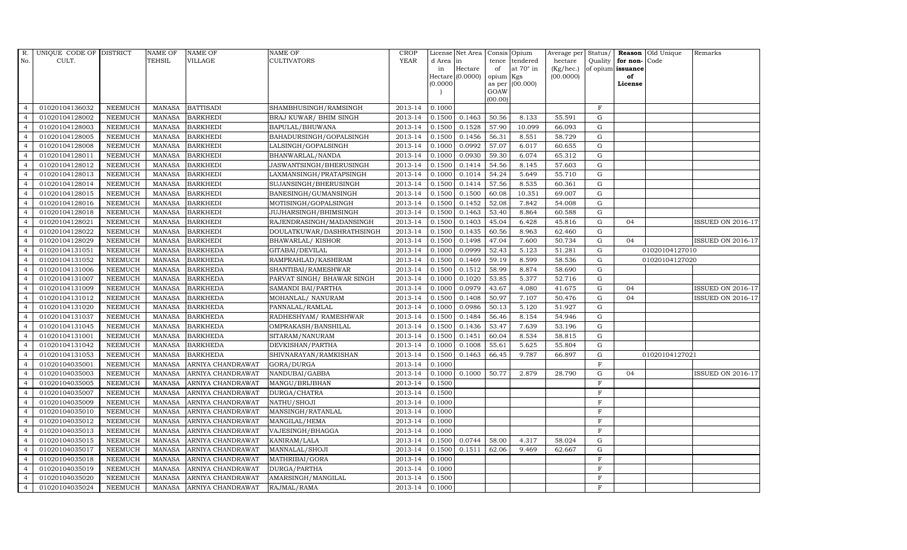| R. No. | UNIQUE CODE OF CULT. | DISTRICT | NAME OF TEHSIL | NAME OF VILLAGE | NAME OF CULTIVATORS | CROP YEAR | License d Area in Hectare (0.0000) | Net Area in Hectare (0.0000) | Consis tence of opium as per GOAW (00.00) | Opium tendered at 70° in Kgs (00.000) | Average per hectare (Kg/hec.) (00.0000) | Status/ Quality of opium | Reason for non-issuance of License | Old Unique Code | Remarks |
|---|---|---|---|---|---|---|---|---|---|---|---|---|---|---|---|
| 4 | 01020104136032 | NEEMUCH | MANASA | BATTISADI | SHAMBHUSINGH/RAMSINGH | 2013-14 | 0.1000 | | | | | F | | | |
| 4 | 01020104128002 | NEEMUCH | MANASA | BARKHEDI | BRAJ KUWAR/ BHIM SINGH | 2013-14 | 0.1500 | 0.1463 | 50.56 | 8.133 | 55.591 | G | | | |
| 4 | 01020104128003 | NEEMUCH | MANASA | BARKHEDI | BAPULAL/BHUWANA | 2013-14 | 0.1500 | 0.1528 | 57.90 | 10.099 | 66.093 | G | | | |
| 4 | 01020104128005 | NEEMUCH | MANASA | BARKHEDI | BAHADURSINGH/GOPALSINGH | 2013-14 | 0.1500 | 0.1456 | 56.31 | 8.551 | 58.729 | G | | | |
| 4 | 01020104128008 | NEEMUCH | MANASA | BARKHEDI | LALSINGH/GOPALSINGH | 2013-14 | 0.1000 | 0.0992 | 57.07 | 6.017 | 60.655 | G | | | |
| 4 | 01020104128011 | NEEMUCH | MANASA | BARKHEDI | BHANWARLAL/NANDA | 2013-14 | 0.1000 | 0.0930 | 59.30 | 6.074 | 65.312 | G | | | |
| 4 | 01020104128012 | NEEMUCH | MANASA | BARKHEDI | JASWANTSINGH/BHERUSINGH | 2013-14 | 0.1500 | 0.1414 | 54.56 | 8.145 | 57.603 | G | | | |
| 4 | 01020104128013 | NEEMUCH | MANASA | BARKHEDI | LAXMANSINGH/PRATAPSINGH | 2013-14 | 0.1000 | 0.1014 | 54.24 | 5.649 | 55.710 | G | | | |
| 4 | 01020104128014 | NEEMUCH | MANASA | BARKHEDI | SUJANSINGH/BHERUSINGH | 2013-14 | 0.1500 | 0.1414 | 57.56 | 8.535 | 60.361 | G | | | |
| 4 | 01020104128015 | NEEMUCH | MANASA | BARKHEDI | BANESINGH/GUMANSINGH | 2013-14 | 0.1500 | 0.1500 | 60.08 | 10.351 | 69.007 | G | | | |
| 4 | 01020104128016 | NEEMUCH | MANASA | BARKHEDI | MOTISINGH/GOPALSINGH | 2013-14 | 0.1500 | 0.1452 | 52.08 | 7.842 | 54.008 | G | | | |
| 4 | 01020104128018 | NEEMUCH | MANASA | BARKHEDI | JUJHARSINGH/BHIMSINGH | 2013-14 | 0.1500 | 0.1463 | 53.40 | 8.864 | 60.588 | G | | | |
| 4 | 01020104128021 | NEEMUCH | MANASA | BARKHEDI | RAJENDRASINGH/MADANSINGH | 2013-14 | 0.1500 | 0.1403 | 45.04 | 6.428 | 45.816 | G | 04 | | ISSUED ON 2016-17 |
| 4 | 01020104128022 | NEEMUCH | MANASA | BARKHEDI | DOULATKUWAR/DASHRATHSINGH | 2013-14 | 0.1500 | 0.1435 | 60.56 | 8.963 | 62.460 | G | | | |
| 4 | 01020104128029 | NEEMUCH | MANASA | BARKHEDI | BHAWARLAL/ KISHOR | 2013-14 | 0.1500 | 0.1498 | 47.04 | 7.600 | 50.734 | G | 04 | | ISSUED ON 2016-17 |
| 4 | 01020104131051 | NEEMUCH | MANASA | BARKHEDA | GITABAI/DEVILAL | 2013-14 | 0.1000 | 0.0999 | 52.43 | 5.123 | 51.281 | G | | 01020104127010 | |
| 4 | 01020104131052 | NEEMUCH | MANASA | BARKHEDA | RAMPRAHLAD/KASHIRAM | 2013-14 | 0.1500 | 0.1469 | 59.19 | 8.599 | 58.536 | G | | 01020104127020 | |
| 4 | 01020104131006 | NEEMUCH | MANASA | BARKHEDA | SHANTIBAI/RAMESHWAR | 2013-14 | 0.1500 | 0.1512 | 58.99 | 8.874 | 58.690 | G | | | |
| 4 | 01020104131007 | NEEMUCH | MANASA | BARKHEDA | PARVAT SINGH/ BHAWAR SINGH | 2013-14 | 0.1000 | 0.1020 | 53.85 | 5.377 | 52.716 | G | | | |
| 4 | 01020104131009 | NEEMUCH | MANASA | BARKHEDA | SAMANDI BAI/PARTHA | 2013-14 | 0.1000 | 0.0979 | 43.67 | 4.080 | 41.675 | G | 04 | | ISSUED ON 2016-17 |
| 4 | 01020104131012 | NEEMUCH | MANASA | BARKHEDA | MOHANLAL/ NANURAM | 2013-14 | 0.1500 | 0.1408 | 50.97 | 7.107 | 50.476 | G | 04 | | ISSUED ON 2016-17 |
| 4 | 01020104131020 | NEEMUCH | MANASA | BARKHEDA | PANNALAL/RAMLAL | 2013-14 | 0.1000 | 0.0986 | 50.13 | 5.120 | 51.927 | G | | | |
| 4 | 01020104131037 | NEEMUCH | MANASA | BARKHEDA | RADHESHYAM/ RAMESHWAR | 2013-14 | 0.1500 | 0.1484 | 56.46 | 8.154 | 54.946 | G | | | |
| 4 | 01020104131045 | NEEMUCH | MANASA | BARKHEDA | OMPRAKASH/BANSHILAL | 2013-14 | 0.1500 | 0.1436 | 53.47 | 7.639 | 53.196 | G | | | |
| 4 | 01020104131001 | NEEMUCH | MANASA | BARKHEDA | SITARAM/NANURAM | 2013-14 | 0.1500 | 0.1451 | 60.04 | 8.534 | 58.815 | G | | | |
| 4 | 01020104131042 | NEEMUCH | MANASA | BARKHEDA | DEVKISHAN/PARTHA | 2013-14 | 0.1000 | 0.1008 | 55.61 | 5.625 | 55.804 | G | | | |
| 4 | 01020104131053 | NEEMUCH | MANASA | BARKHEDA | SHIVNARAYAN/RAMKISHAN | 2013-14 | 0.1500 | 0.1463 | 66.45 | 9.787 | 66.897 | G | | 01020104127021 | |
| 4 | 01020104035001 | NEEMUCH | MANASA | ARNIYA CHANDRAWAT | GORA/DURGA | 2013-14 | 0.1000 | | | | | F | | | |
| 4 | 01020104035003 | NEEMUCH | MANASA | ARNIYA CHANDRAWAT | NANDUBAI/GABBA | 2013-14 | 0.1000 | 0.1000 | 50.77 | 2.879 | 28.790 | G | 04 | | ISSUED ON 2016-17 |
| 4 | 01020104035005 | NEEMUCH | MANASA | ARNIYA CHANDRAWAT | MANGU/BRIJBHAN | 2013-14 | 0.1500 | | | | | F | | | |
| 4 | 01020104035007 | NEEMUCH | MANASA | ARNIYA CHANDRAWAT | DURGA/CHATRA | 2013-14 | 0.1500 | | | | | F | | | |
| 4 | 01020104035009 | NEEMUCH | MANASA | ARNIYA CHANDRAWAT | NATHU/SHOJI | 2013-14 | 0.1000 | | | | | F | | | |
| 4 | 01020104035010 | NEEMUCH | MANASA | ARNIYA CHANDRAWAT | MANSINGH/RATANLAL | 2013-14 | 0.1000 | | | | | F | | | |
| 4 | 01020104035012 | NEEMUCH | MANASA | ARNIYA CHANDRAWAT | MANGILAL/HEMA | 2013-14 | 0.1000 | | | | | F | | | |
| 4 | 01020104035013 | NEEMUCH | MANASA | ARNIYA CHANDRAWAT | VAJESINGH/BHAGGA | 2013-14 | 0.1000 | | | | | F | | | |
| 4 | 01020104035015 | NEEMUCH | MANASA | ARNIYA CHANDRAWAT | KANIRAM/LALA | 2013-14 | 0.1500 | 0.0744 | 58.00 | 4.317 | 58.024 | G | | | |
| 4 | 01020104035017 | NEEMUCH | MANASA | ARNIYA CHANDRAWAT | MANNALAL/SHOJI | 2013-14 | 0.1500 | 0.1511 | 62.06 | 9.469 | 62.667 | G | | | |
| 4 | 01020104035018 | NEEMUCH | MANASA | ARNIYA CHANDRAWAT | MATHRIBAI/GORA | 2013-14 | 0.1000 | | | | | F | | | |
| 4 | 01020104035019 | NEEMUCH | MANASA | ARNIYA CHANDRAWAT | DURGA/PARTHA | 2013-14 | 0.1000 | | | | | F | | | |
| 4 | 01020104035020 | NEEMUCH | MANASA | ARNIYA CHANDRAWAT | AMARSINGH/MANGILAL | 2013-14 | 0.1500 | | | | | F | | | |
| 4 | 01020104035024 | NEEMUCH | MANASA | ARNIYA CHANDRAWAT | RAJMAL/RAMA | 2013-14 | 0.1000 | | | | | F | | | |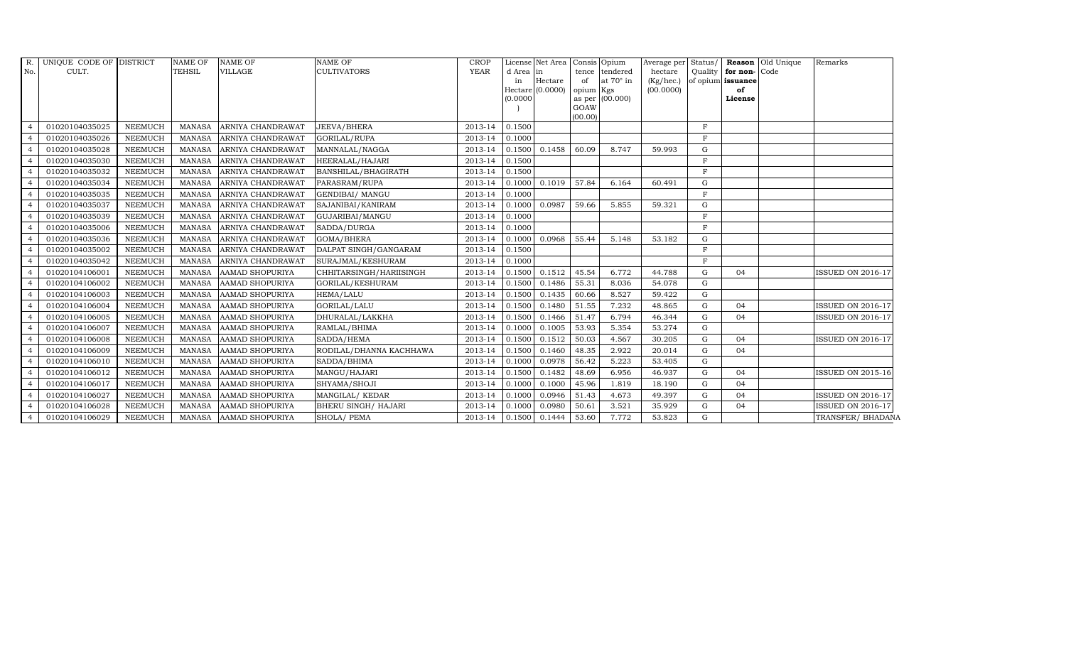| R. No. | UNIQUE CODE OF CULT. | DISTRICT | NAME OF TEHSIL | NAME OF VILLAGE | NAME OF CULTIVATORS | CROP YEAR | License d Area in Hectare (0.0000) | Net Area in Hectare (0.0000) | Consis tence of opium as per GOAW (00.00) | Opium tendered at 70° in Kgs (00.000) | Average per hectare (Kg/hec.) (00.0000) | Status/ Quality of opium | Reason for non-issuance of License | Old Unique Code | Remarks |
|---|---|---|---|---|---|---|---|---|---|---|---|---|---|---|---|
| 4 | 01020104035025 | NEEMUCH | MANASA | ARNIYA CHANDRAWAT | JEEVA/BHERA | 2013-14 | 0.1500 | | | | | F | | | |
| 4 | 01020104035026 | NEEMUCH | MANASA | ARNIYA CHANDRAWAT | GORILAL/RUPA | 2013-14 | 0.1000 | | | | | F | | | |
| 4 | 01020104035028 | NEEMUCH | MANASA | ARNIYA CHANDRAWAT | MANNALAL/NAGGA | 2013-14 | 0.1500 | 0.1458 | 60.09 | 8.747 | 59.993 | G | | | |
| 4 | 01020104035030 | NEEMUCH | MANASA | ARNIYA CHANDRAWAT | HEERALAL/HAJARI | 2013-14 | 0.1500 | | | | | F | | | |
| 4 | 01020104035032 | NEEMUCH | MANASA | ARNIYA CHANDRAWAT | BANSHILAL/BHAGIRATH | 2013-14 | 0.1500 | | | | | F | | | |
| 4 | 01020104035034 | NEEMUCH | MANASA | ARNIYA CHANDRAWAT | PARASRAM/RUPA | 2013-14 | 0.1000 | 0.1019 | 57.84 | 6.164 | 60.491 | G | | | |
| 4 | 01020104035035 | NEEMUCH | MANASA | ARNIYA CHANDRAWAT | GENDIBAI/ MANGU | 2013-14 | 0.1000 | | | | | F | | | |
| 4 | 01020104035037 | NEEMUCH | MANASA | ARNIYA CHANDRAWAT | SAJANIBAI/KANIRAM | 2013-14 | 0.1000 | 0.0987 | 59.66 | 5.855 | 59.321 | G | | | |
| 4 | 01020104035039 | NEEMUCH | MANASA | ARNIYA CHANDRAWAT | GUJARIBAI/MANGU | 2013-14 | 0.1000 | | | | | F | | | |
| 4 | 01020104035006 | NEEMUCH | MANASA | ARNIYA CHANDRAWAT | SADDA/DURGA | 2013-14 | 0.1000 | | | | | F | | | |
| 4 | 01020104035036 | NEEMUCH | MANASA | ARNIYA CHANDRAWAT | GOMA/BHERA | 2013-14 | 0.1000 | 0.0968 | 55.44 | 5.148 | 53.182 | G | | | |
| 4 | 01020104035002 | NEEMUCH | MANASA | ARNIYA CHANDRAWAT | DALPAT SINGH/GANGARAM | 2013-14 | 0.1500 | | | | | F | | | |
| 4 | 01020104035042 | NEEMUCH | MANASA | ARNIYA CHANDRAWAT | SURAJMAL/KESHURAM | 2013-14 | 0.1000 | | | | | F | | | |
| 4 | 01020104106001 | NEEMUCH | MANASA | AAMAD SHOPURIYA | CHHITARSINGH/HARIISINGH | 2013-14 | 0.1500 | 0.1512 | 45.54 | 6.772 | 44.788 | G | 04 | | ISSUED ON 2016-17 |
| 4 | 01020104106002 | NEEMUCH | MANASA | AAMAD SHOPURIYA | GORILAL/KESHURAM | 2013-14 | 0.1500 | 0.1486 | 55.31 | 8.036 | 54.078 | G | | | |
| 4 | 01020104106003 | NEEMUCH | MANASA | AAMAD SHOPURIYA | HEMA/LALU | 2013-14 | 0.1500 | 0.1435 | 60.66 | 8.527 | 59.422 | G | | | |
| 4 | 01020104106004 | NEEMUCH | MANASA | AAMAD SHOPURIYA | GORILAL/LALU | 2013-14 | 0.1500 | 0.1480 | 51.55 | 7.232 | 48.865 | G | 04 | | ISSUED ON 2016-17 |
| 4 | 01020104106005 | NEEMUCH | MANASA | AAMAD SHOPURIYA | DHURALAL/LAKKHA | 2013-14 | 0.1500 | 0.1466 | 51.47 | 6.794 | 46.344 | G | 04 | | ISSUED ON 2016-17 |
| 4 | 01020104106007 | NEEMUCH | MANASA | AAMAD SHOPURIYA | RAMLAL/BHIMA | 2013-14 | 0.1000 | 0.1005 | 53.93 | 5.354 | 53.274 | G | | | |
| 4 | 01020104106008 | NEEMUCH | MANASA | AAMAD SHOPURIYA | SADDA/HEMA | 2013-14 | 0.1500 | 0.1512 | 50.03 | 4.567 | 30.205 | G | 04 | | ISSUED ON 2016-17 |
| 4 | 01020104106009 | NEEMUCH | MANASA | AAMAD SHOPURIYA | RODILAL/DHANNA KACHHAWA | 2013-14 | 0.1500 | 0.1460 | 48.35 | 2.922 | 20.014 | G | 04 | | |
| 4 | 01020104106010 | NEEMUCH | MANASA | AAMAD SHOPURIYA | SADDA/BHIMA | 2013-14 | 0.1000 | 0.0978 | 56.42 | 5.223 | 53.405 | G | | | |
| 4 | 01020104106012 | NEEMUCH | MANASA | AAMAD SHOPURIYA | MANGU/HAJARI | 2013-14 | 0.1500 | 0.1482 | 48.69 | 6.956 | 46.937 | G | 04 | | ISSUED ON 2015-16 |
| 4 | 01020104106017 | NEEMUCH | MANASA | AAMAD SHOPURIYA | SHYAMA/SHOJI | 2013-14 | 0.1000 | 0.1000 | 45.96 | 1.819 | 18.190 | G | 04 | | |
| 4 | 01020104106027 | NEEMUCH | MANASA | AAMAD SHOPURIYA | MANGILAL/ KEDAR | 2013-14 | 0.1000 | 0.0946 | 51.43 | 4.673 | 49.397 | G | 04 | | ISSUED ON 2016-17 |
| 4 | 01020104106028 | NEEMUCH | MANASA | AAMAD SHOPURIYA | BHERU SINGH/ HAJARI | 2013-14 | 0.1000 | 0.0980 | 50.61 | 3.521 | 35.929 | G | 04 | | ISSUED ON 2016-17 |
| 4 | 01020104106029 | NEEMUCH | MANASA | AAMAD SHOPURIYA | SHOLA/ PEMA | 2013-14 | 0.1500 | 0.1444 | 53.60 | 7.772 | 53.823 | G | | | TRANSFER/ BHADANA |